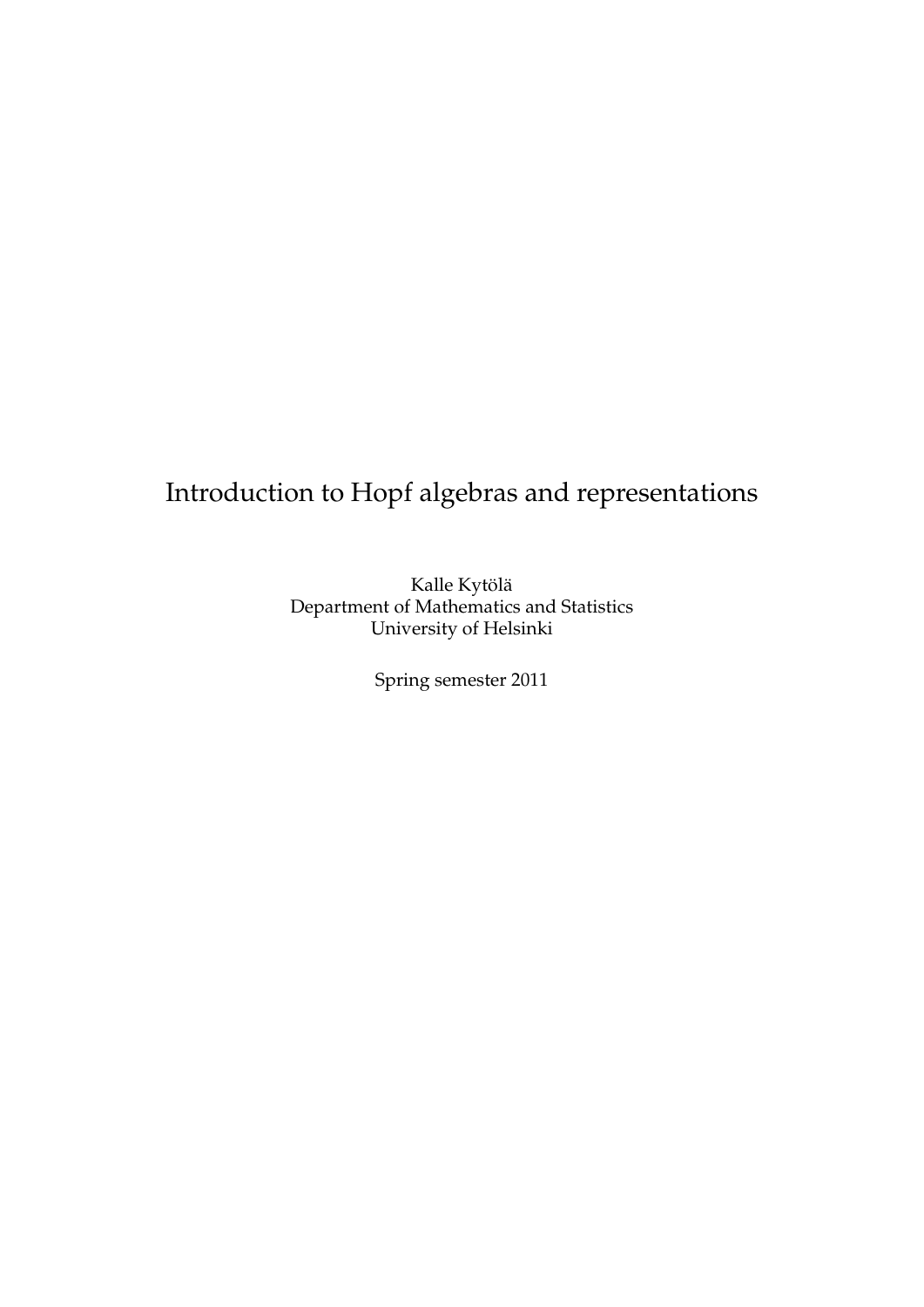# Introduction to Hopf algebras and representations

Kalle Kytölä
Department of Mathematics and Statistics
University of Helsinki

Spring semester 2011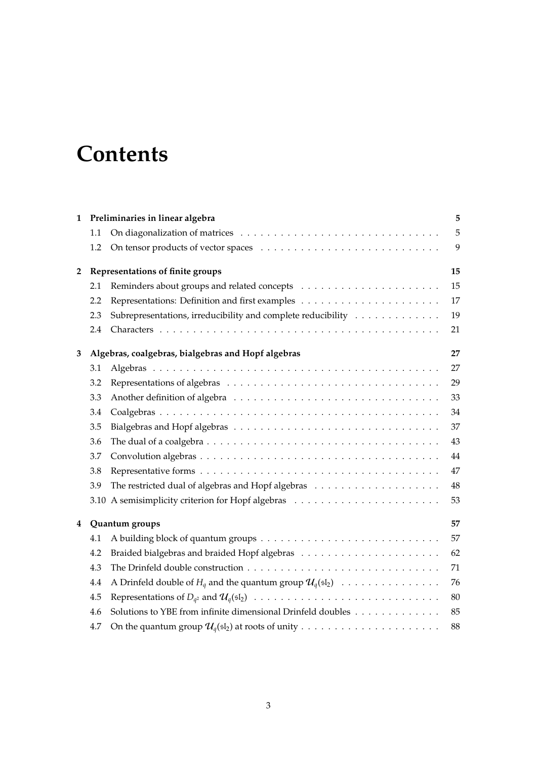# Contents

**1 Preliminaries in linear algebra** — 5
- 1.1 On diagonalization of matrices — 5
- 1.2 On tensor products of vector spaces — 9

**2 Representations of finite groups** — 15
- 2.1 Reminders about groups and related concepts — 15
- 2.2 Representations: Definition and first examples — 17
- 2.3 Subrepresentations, irreducibility and complete reducibility — 19
- 2.4 Characters — 21

**3 Algebras, coalgebras, bialgebras and Hopf algebras** — 27
- 3.1 Algebras — 27
- 3.2 Representations of algebras — 29
- 3.3 Another definition of algebra — 33
- 3.4 Coalgebras — 34
- 3.5 Bialgebras and Hopf algebras — 37
- 3.6 The dual of a coalgebra — 43
- 3.7 Convolution algebras — 44
- 3.8 Representative forms — 47
- 3.9 The restricted dual of algebras and Hopf algebras — 48
- 3.10 A semisimplicity criterion for Hopf algebras — 53

**4 Quantum groups** — 57
- 4.1 A building block of quantum groups — 57
- 4.2 Braided bialgebras and braided Hopf algebras — 62
- 4.3 The Drinfeld double construction — 71
- 4.4 A Drinfeld double of $H_q$ and the quantum group $\mathcal{U}_q(\mathfrak{sl}_2)$ — 76
- 4.5 Representations of $D_{q^2}$ and $\mathcal{U}_q(\mathfrak{sl}_2)$ — 80
- 4.6 Solutions to YBE from infinite dimensional Drinfeld doubles — 85
- 4.7 On the quantum group $\mathcal{U}_q(\mathfrak{sl}_2)$ at roots of unity — 88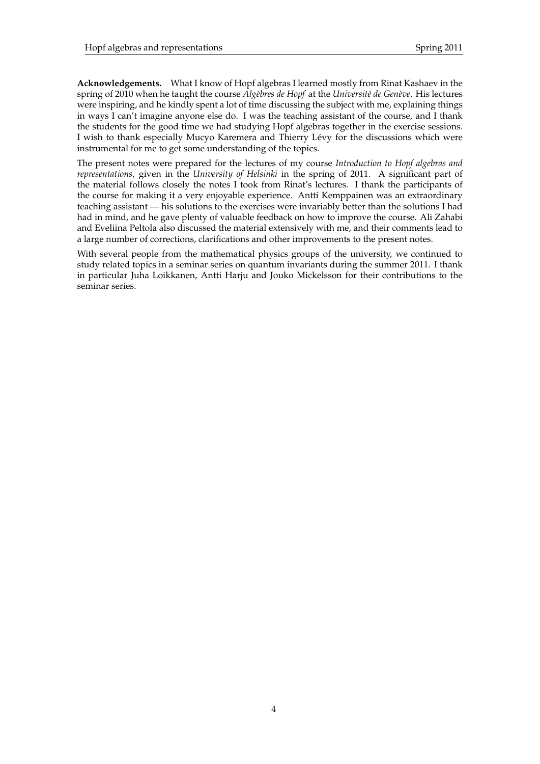**Acknowledgements.** What I know of Hopf algebras I learned mostly from Rinat Kashaev in the spring of 2010 when he taught the course *Algèbres de Hopf* at the *Université de Genève*. His lectures were inspiring, and he kindly spent a lot of time discussing the subject with me, explaining things in ways I can't imagine anyone else do. I was the teaching assistant of the course, and I thank the students for the good time we had studying Hopf algebras together in the exercise sessions. I wish to thank especially Mucyo Karemera and Thierry Lévy for the discussions which were instrumental for me to get some understanding of the topics.

The present notes were prepared for the lectures of my course *Introduction to Hopf algebras and representations*, given in the *University of Helsinki* in the spring of 2011. A significant part of the material follows closely the notes I took from Rinat's lectures. I thank the participants of the course for making it a very enjoyable experience. Antti Kemppainen was an extraordinary teaching assistant — his solutions to the exercises were invariably better than the solutions I had had in mind, and he gave plenty of valuable feedback on how to improve the course. Ali Zahabi and Eveliina Peltola also discussed the material extensively with me, and their comments lead to a large number of corrections, clarifications and other improvements to the present notes.

With several people from the mathematical physics groups of the university, we continued to study related topics in a seminar series on quantum invariants during the summer 2011. I thank in particular Juha Loikkanen, Antti Harju and Jouko Mickelsson for their contributions to the seminar series.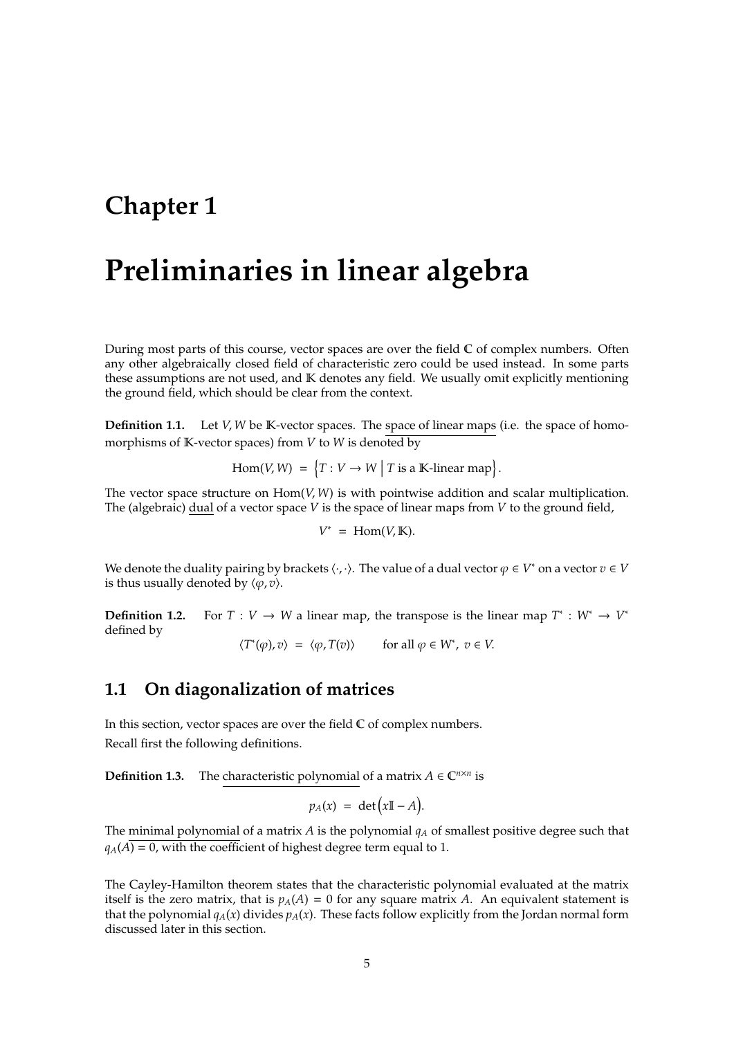// Chapter 1

# Preliminaries in linear algebra

During most parts of this course, vector spaces are over the field $\mathbb{C}$ of complex numbers. Often any other algebraically closed field of characteristic zero could be used instead. In some parts these assumptions are not used, and $\mathbb{K}$ denotes any field. We usually omit explicitly mentioning the ground field, which should be clear from the context.

**Definition 1.1.** Let $V, W$ be $\mathbb{K}$-vector spaces. The space of linear maps (i.e. the space of homomorphisms of $\mathbb{K}$-vector spaces) from $V$ to $W$ is denoted by

$$\mathrm{Hom}(V, W) = \left\{ T : V \to W \;\middle|\; T \text{ is a } \mathbb{K}\text{-linear map} \right\}.$$

The vector space structure on $\mathrm{Hom}(V, W)$ is with pointwise addition and scalar multiplication. The (algebraic) dual of a vector space $V$ is the space of linear maps from $V$ to the ground field,

$$V^* = \mathrm{Hom}(V, \mathbb{K}).$$

We denote the duality pairing by brackets $\langle \cdot, \cdot \rangle$. The value of a dual vector $\varphi \in V^*$ on a vector $v \in V$ is thus usually denoted by $\langle \varphi, v \rangle$.

**Definition 1.2.** For $T : V \to W$ a linear map, the transpose is the linear map $T^* : W^* \to V^*$ defined by

$$\langle T^*(\varphi), v \rangle = \langle \varphi, T(v) \rangle \qquad \text{for all } \varphi \in W^*, \ v \in V.$$

## 1.1 On diagonalization of matrices

In this section, vector spaces are over the field $\mathbb{C}$ of complex numbers.

Recall first the following definitions.

**Definition 1.3.** The characteristic polynomial of a matrix $A \in \mathbb{C}^{n \times n}$ is

$$p_A(x) = \det\left(x\mathbb{I} - A\right).$$

The minimal polynomial of a matrix $A$ is the polynomial $q_A$ of smallest positive degree such that $q_A(A) = 0$, with the coefficient of highest degree term equal to 1.

The Cayley-Hamilton theorem states that the characteristic polynomial evaluated at the matrix itself is the zero matrix, that is $p_A(A) = 0$ for any square matrix $A$. An equivalent statement is that the polynomial $q_A(x)$ divides $p_A(x)$. These facts follow explicitly from the Jordan normal form discussed later in this section.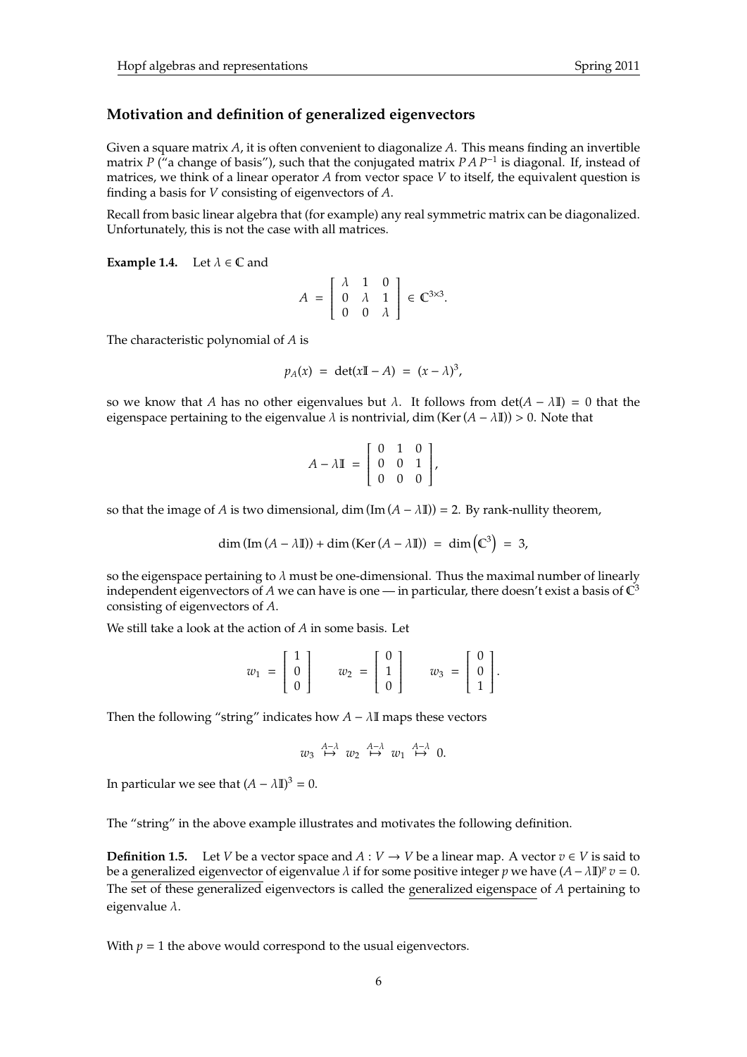## Motivation and definition of generalized eigenvectors

Given a square matrix $A$, it is often convenient to diagonalize $A$. This means finding an invertible matrix $P$ ("a change of basis"), such that the conjugated matrix $P A P^{-1}$ is diagonal. If, instead of matrices, we think of a linear operator $A$ from vector space $V$ to itself, the equivalent question is finding a basis for $V$ consisting of eigenvectors of $A$.

Recall from basic linear algebra that (for example) any real symmetric matrix can be diagonalized. Unfortunately, this is not the case with all matrices.

**Example 1.4.** Let $\lambda \in \mathbb{C}$ and

$$A = \begin{bmatrix} \lambda & 1 & 0 \\ 0 & \lambda & 1 \\ 0 & 0 & \lambda \end{bmatrix} \in \mathbb{C}^{3\times 3}.$$

The characteristic polynomial of $A$ is

$$p_A(x) = \det(x\mathbb{I} - A) = (x - \lambda)^3,$$

so we know that $A$ has no other eigenvalues but $\lambda$. It follows from $\det(A - \lambda\mathbb{I}) = 0$ that the eigenspace pertaining to the eigenvalue $\lambda$ is nontrivial, $\dim(\mathrm{Ker}(A - \lambda\mathbb{I})) > 0$. Note that

$$A - \lambda\mathbb{I} = \begin{bmatrix} 0 & 1 & 0 \\ 0 & 0 & 1 \\ 0 & 0 & 0 \end{bmatrix},$$

so that the image of $A$ is two dimensional, $\dim(\mathrm{Im}(A - \lambda\mathbb{I})) = 2$. By rank-nullity theorem,

$$\dim(\mathrm{Im}(A - \lambda\mathbb{I})) + \dim(\mathrm{Ker}(A - \lambda\mathbb{I})) = \dim\left(\mathbb{C}^3\right) = 3,$$

so the eigenspace pertaining to $\lambda$ must be one-dimensional. Thus the maximal number of linearly independent eigenvectors of $A$ we can have is one — in particular, there doesn't exist a basis of $\mathbb{C}^3$ consisting of eigenvectors of $A$.

We still take a look at the action of $A$ in some basis. Let

$$w_1 = \begin{bmatrix} 1 \\ 0 \\ 0 \end{bmatrix} \qquad w_2 = \begin{bmatrix} 0 \\ 1 \\ 0 \end{bmatrix} \qquad w_3 = \begin{bmatrix} 0 \\ 0 \\ 1 \end{bmatrix}.$$

Then the following "string" indicates how $A - \lambda\mathbb{I}$ maps these vectors

$$w_3 \overset{A-\lambda}{\mapsto} w_2 \overset{A-\lambda}{\mapsto} w_1 \overset{A-\lambda}{\mapsto} 0.$$

In particular we see that $(A - \lambda\mathbb{I})^3 = 0$.

The "string" in the above example illustrates and motivates the following definition.

**Definition 1.5.** Let $V$ be a vector space and $A : V \to V$ be a linear map. A vector $v \in V$ is said to be a generalized eigenvector of eigenvalue $\lambda$ if for some positive integer $p$ we have $(A - \lambda\mathbb{I})^p\, v = 0$. The set of these generalized eigenvectors is called the generalized eigenspace of $A$ pertaining to eigenvalue $\lambda$.

With $p = 1$ the above would correspond to the usual eigenvectors.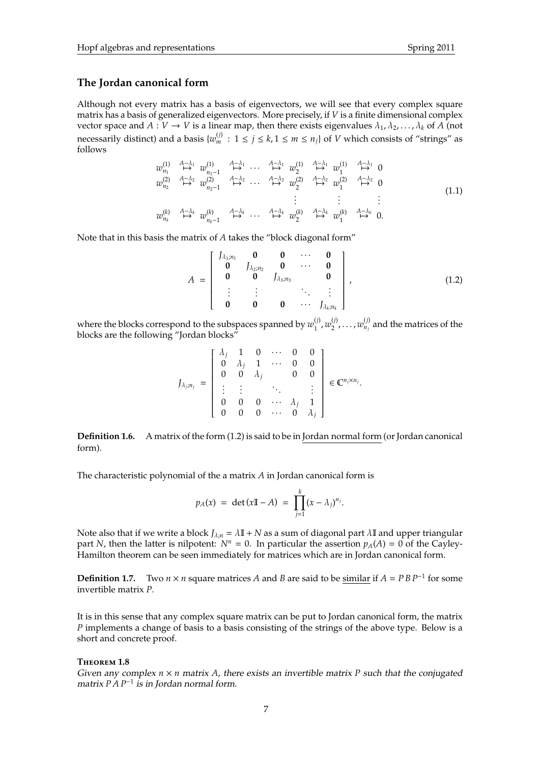## The Jordan canonical form

Although not every matrix has a basis of eigenvectors, we will see that every complex square matrix has a basis of generalized eigenvectors. More precisely, if $V$ is a finite dimensional complex vector space and $A : V \to V$ is a linear map, then there exists eigenvalues $\lambda_1, \lambda_2, \ldots, \lambda_k$ of $A$ (not necessarily distinct) and a basis $\{w_m^{(j)} \, : \, 1 \leq j \leq k, 1 \leq m \leq n_j\}$ of $V$ which consists of "strings" as follows

$$
\begin{array}{ccccccccccc}
w_{n_1}^{(1)} & \overset{A-\lambda_1}{\mapsto} & w_{n_1-1}^{(1)} & \overset{A-\lambda_1}{\mapsto} & \cdots & \overset{A-\lambda_1}{\mapsto} & w_2^{(1)} & \overset{A-\lambda_1}{\mapsto} & w_1^{(1)} & \overset{A-\lambda_1}{\mapsto} & 0 \\
w_{n_2}^{(2)} & \overset{A-\lambda_2}{\mapsto} & w_{n_2-1}^{(2)} & \overset{A-\lambda_2}{\mapsto} & \cdots & \overset{A-\lambda_2}{\mapsto} & w_2^{(2)} & \overset{A-\lambda_2}{\mapsto} & w_1^{(2)} & \overset{A-\lambda_2}{\mapsto} & 0 \\
 & & & & & & \vdots & & \vdots & & \vdots \\
w_{n_k}^{(k)} & \overset{A-\lambda_k}{\mapsto} & w_{n_k-1}^{(k)} & \overset{A-\lambda_k}{\mapsto} & \cdots & \overset{A-\lambda_k}{\mapsto} & w_2^{(k)} & \overset{A-\lambda_k}{\mapsto} & w_1^{(k)} & \overset{A-\lambda_k}{\mapsto} & 0.
\end{array}
\tag{1.1}
$$

Note that in this basis the matrix of $A$ takes the "block diagonal form"

$$
A \; = \; \begin{bmatrix} J_{\lambda_1;n_1} & \mathbf{0} & \mathbf{0} & \cdots & \mathbf{0} \\ \mathbf{0} & J_{\lambda_2;n_2} & \mathbf{0} & \cdots & \mathbf{0} \\ \mathbf{0} & \mathbf{0} & J_{\lambda_3;n_3} & & \mathbf{0} \\ \vdots & \vdots & & \ddots & \vdots \\ \mathbf{0} & \mathbf{0} & \mathbf{0} & \cdots & J_{\lambda_k;n_k} \end{bmatrix}, \tag{1.2}
$$

where the blocks correspond to the subspaces spanned by $w_1^{(j)}, w_2^{(j)}, \ldots, w_{n_j}^{(j)}$ and the matrices of the blocks are the following "Jordan blocks"

$$
J_{\lambda_j;n_j} \; = \; \begin{bmatrix} \lambda_j & 1 & 0 & \cdots & 0 & 0 \\ 0 & \lambda_j & 1 & \cdots & 0 & 0 \\ 0 & 0 & \lambda_j & & 0 & 0 \\ \vdots & \vdots & & \ddots & & \vdots \\ 0 & 0 & 0 & \cdots & \lambda_j & 1 \\ 0 & 0 & 0 & \cdots & 0 & \lambda_j \end{bmatrix} \in \mathbb{C}^{n_j \times n_j}.
$$

**Definition 1.6.** A matrix of the form (1.2) is said to be in Jordan normal form (or Jordan canonical form).

The characteristic polynomial of the a matrix $A$ in Jordan canonical form is

$$
p_A(x) \; = \; \det(x\mathbb{I} - A) \; = \; \prod_{j=1}^{k} (x - \lambda_j)^{n_j}.
$$

Note also that if we write a block $J_{\lambda;n} = \lambda\mathbb{I} + N$ as a sum of diagonal part $\lambda\mathbb{I}$ and upper triangular part $N$, then the latter is nilpotent: $N^n = 0$. In particular the assertion $p_A(A) = 0$ of the Cayley-Hamilton theorem can be seen immediately for matrices which are in Jordan canonical form.

**Definition 1.7.** Two $n \times n$ square matrices $A$ and $B$ are said to be similar if $A = P\,B\,P^{-1}$ for some invertible matrix $P$.

It is in this sense that any complex square matrix can be put to Jordan canonical form, the matrix $P$ implements a change of basis to a basis consisting of the strings of the above type. Below is a short and concrete proof.

**Theorem 1.8**

*Given any complex $n \times n$ matrix $A$, there exists an invertible matrix $P$ such that the conjugated matrix $P\,A\,P^{-1}$ is in Jordan normal form.*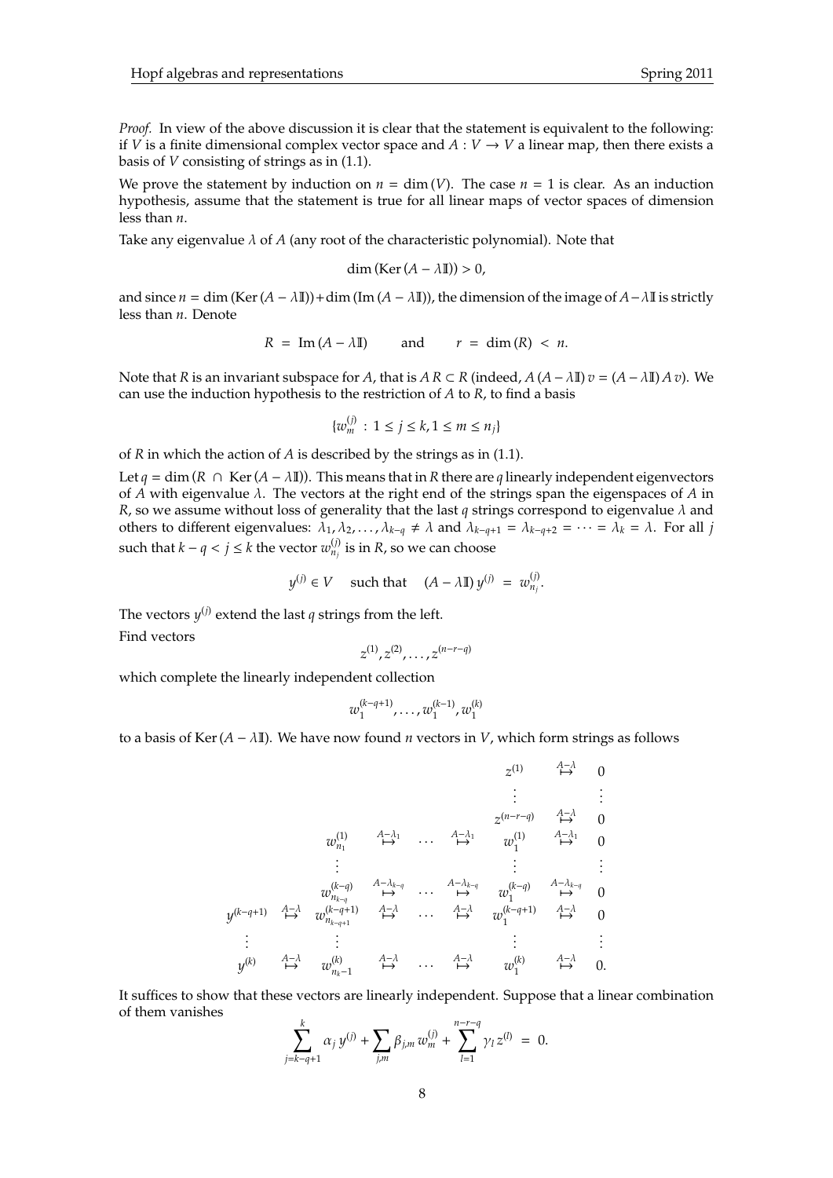*Proof.* In view of the above discussion it is clear that the statement is equivalent to the following: if $V$ is a finite dimensional complex vector space and $A : V \to V$ a linear map, then there exists a basis of $V$ consisting of strings as in (1.1).

We prove the statement by induction on $n = \dim(V)$. The case $n = 1$ is clear. As an induction hypothesis, assume that the statement is true for all linear maps of vector spaces of dimension less than $n$.

Take any eigenvalue $\lambda$ of $A$ (any root of the characteristic polynomial). Note that

$$\dim(\mathrm{Ker}(A - \lambda \mathbb{I})) > 0,$$

and since $n = \dim(\mathrm{Ker}(A - \lambda\mathbb{I})) + \dim(\mathrm{Im}(A - \lambda\mathbb{I}))$, the dimension of the image of $A - \lambda\mathbb{I}$ is strictly less than $n$. Denote

$$R = \mathrm{Im}(A - \lambda\mathbb{I}) \qquad \text{and} \qquad r = \dim(R) < n.$$

Note that $R$ is an invariant subspace for $A$, that is $A\,R \subset R$ (indeed, $A\,(A - \lambda\mathbb{I})\,v = (A - \lambda\mathbb{I})\,A\,v$). We can use the induction hypothesis to the restriction of $A$ to $R$, to find a basis

$$\{w_m^{(j)} \,:\, 1 \le j \le k, 1 \le m \le n_j\}$$

of $R$ in which the action of $A$ is described by the strings as in (1.1).

Let $q = \dim(R \cap \mathrm{Ker}(A - \lambda\mathbb{I}))$. This means that in $R$ there are $q$ linearly independent eigenvectors of $A$ with eigenvalue $\lambda$. The vectors at the right end of the strings span the eigenspaces of $A$ in $R$, so we assume without loss of generality that the last $q$ strings correspond to eigenvalue $\lambda$ and others to different eigenvalues: $\lambda_1, \lambda_2, \ldots, \lambda_{k-q} \neq \lambda$ and $\lambda_{k-q+1} = \lambda_{k-q+2} = \cdots = \lambda_k = \lambda$. For all $j$ such that $k - q < j \le k$ the vector $w_{n_j}^{(j)}$ is in $R$, so we can choose

$$y^{(j)} \in V \quad \text{such that} \quad (A - \lambda\mathbb{I})\,y^{(j)} = w_{n_j}^{(j)}.$$

The vectors $y^{(j)}$ extend the last $q$ strings from the left.

Find vectors

$$z^{(1)}, z^{(2)}, \ldots, z^{(n-r-q)}$$

which complete the linearly independent collection

$$w_1^{(k-q+1)}, \ldots, w_1^{(k-1)}, w_1^{(k)}$$

to a basis of $\mathrm{Ker}(A - \lambda\mathbb{I})$. We have now found $n$ vectors in $V$, which form strings as follows

$$
\begin{array}{ccccccccc}
 & & & & & & z^{(1)} & \overset{A-\lambda}{\mapsto} & 0 \\
 & & & & & & \vdots & & \vdots \\
 & & & & & & z^{(n-r-q)} & \overset{A-\lambda}{\mapsto} & 0 \\
 & & w_{n_1}^{(1)} & \overset{A-\lambda_1}{\mapsto} & \cdots & \overset{A-\lambda_1}{\mapsto} & w_1^{(1)} & \overset{A-\lambda_1}{\mapsto} & 0 \\
 & & \vdots & & & & \vdots & & \vdots \\
 & & w_{n_{k-q}}^{(k-q)} & \overset{A-\lambda_{k-q}}{\mapsto} & \cdots & \overset{A-\lambda_{k-q}}{\mapsto} & w_1^{(k-q)} & \overset{A-\lambda_{k-q}}{\mapsto} & 0 \\
y^{(k-q+1)} & \overset{A-\lambda}{\mapsto} & w_{n_{k-q+1}}^{(k-q+1)} & \overset{A-\lambda}{\mapsto} & \cdots & \overset{A-\lambda}{\mapsto} & w_1^{(k-q+1)} & \overset{A-\lambda}{\mapsto} & 0 \\
\vdots & & \vdots & & & & \vdots & & \vdots \\
y^{(k)} & \overset{A-\lambda}{\mapsto} & w_{n_k-1}^{(k)} & \overset{A-\lambda}{\mapsto} & \cdots & \overset{A-\lambda}{\mapsto} & w_1^{(k)} & \overset{A-\lambda}{\mapsto} & 0.
\end{array}
$$

It suffices to show that these vectors are linearly independent. Suppose that a linear combination of them vanishes

$$\sum_{j=k-q+1}^{k} \alpha_j\, y^{(j)} + \sum_{j,m} \beta_{j,m}\, w_m^{(j)} + \sum_{l=1}^{n-r-q} \gamma_l\, z^{(l)} = 0.$$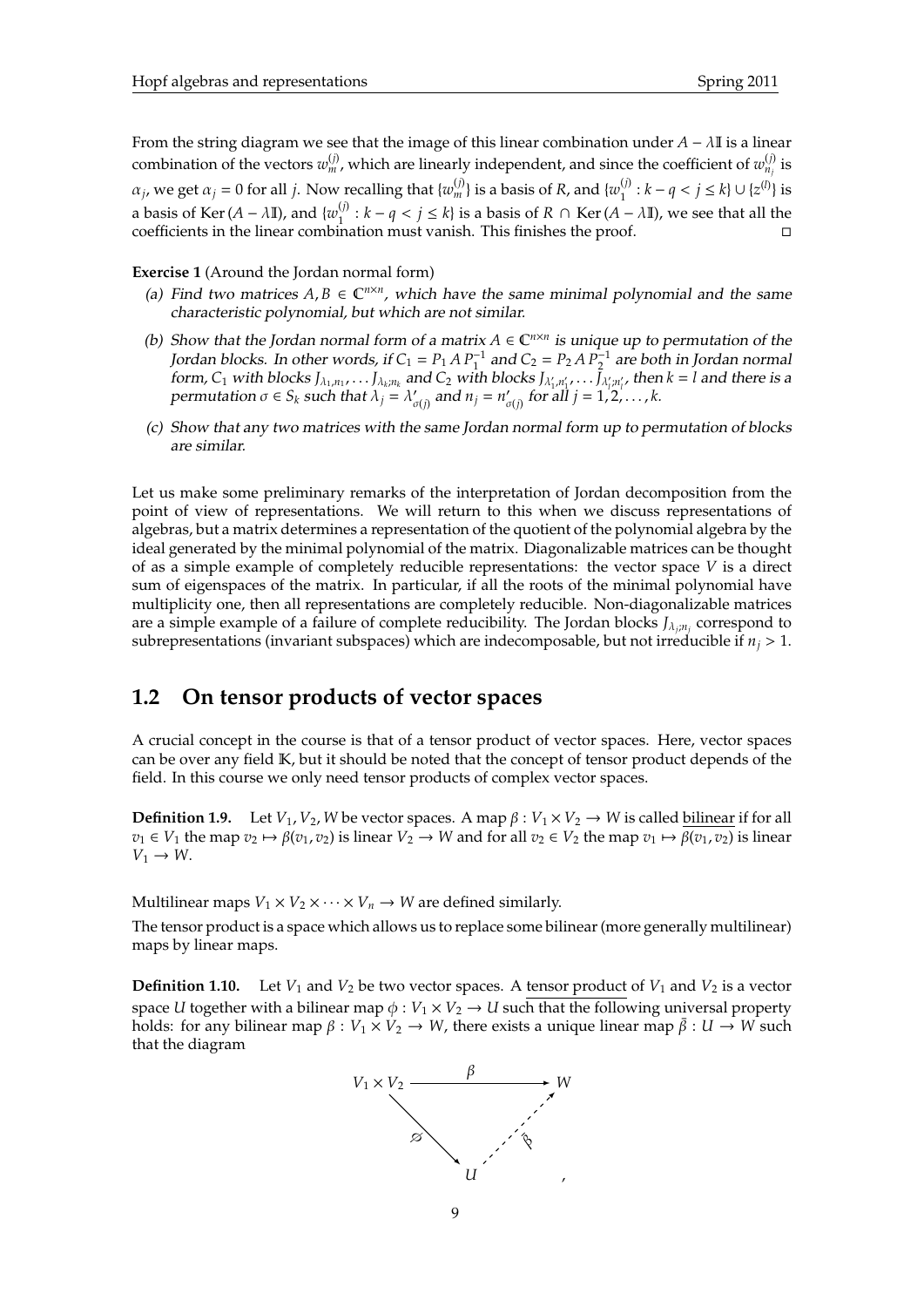From the string diagram we see that the image of this linear combination under $A - \lambda \mathbb{I}$ is a linear combination of the vectors $w_m^{(j)}$, which are linearly independent, and since the coefficient of $w_{n_j}^{(j)}$ is $\alpha_j$, we get $\alpha_j = 0$ for all $j$. Now recalling that $\{w_m^{(j)}\}$ is a basis of $R$, and $\{w_1^{(j)} : k - q < j \leq k\} \cup \{z^{(l)}\}$ is a basis of $\mathrm{Ker}\,(A - \lambda \mathbb{I})$, and $\{w_1^{(j)} : k - q < j \leq k\}$ is a basis of $R \cap \mathrm{Ker}\,(A - \lambda \mathbb{I})$, we see that all the coefficients in the linear combination must vanish. This finishes the proof. □

**Exercise 1** (Around the Jordan normal form)

*(a) Find two matrices $A, B \in \mathbb{C}^{n \times n}$, which have the same minimal polynomial and the same characteristic polynomial, but which are not similar.*

*(b) Show that the Jordan normal form of a matrix $A \in \mathbb{C}^{n \times n}$ is unique up to permutation of the Jordan blocks. In other words, if $C_1 = P_1 A P_1^{-1}$ and $C_2 = P_2 A P_2^{-1}$ are both in Jordan normal form, $C_1$ with blocks $J_{\lambda_1, n_1}, \ldots J_{\lambda_k; n_k}$ and $C_2$ with blocks $J_{\lambda'_1, n'_1}, \ldots J_{\lambda'_l; n'_l}$, then $k = l$ and there is a permutation $\sigma \in S_k$ such that $\lambda_j = \lambda'_{\sigma(j)}$ and $n_j = n'_{\sigma(j)}$ for all $j = 1, 2, \ldots, k$.*

*(c) Show that any two matrices with the same Jordan normal form up to permutation of blocks are similar.*

Let us make some preliminary remarks of the interpretation of Jordan decomposition from the point of view of representations. We will return to this when we discuss representations of algebras, but a matrix determines a representation of the quotient of the polynomial algebra by the ideal generated by the minimal polynomial of the matrix. Diagonalizable matrices can be thought of as a simple example of completely reducible representations: the vector space $V$ is a direct sum of eigenspaces of the matrix. In particular, if all the roots of the minimal polynomial have multiplicity one, then all representations are completely reducible. Non-diagonalizable matrices are a simple example of a failure of complete reducibility. The Jordan blocks $J_{\lambda_j; n_j}$ correspond to subrepresentations (invariant subspaces) which are indecomposable, but not irreducible if $n_j > 1$.

## 1.2 On tensor products of vector spaces

A crucial concept in the course is that of a tensor product of vector spaces. Here, vector spaces can be over any field $\mathbb{K}$, but it should be noted that the concept of tensor product depends of the field. In this course we only need tensor products of complex vector spaces.

**Definition 1.9.** Let $V_1, V_2, W$ be vector spaces. A map $\beta : V_1 \times V_2 \to W$ is called bilinear if for all $v_1 \in V_1$ the map $v_2 \mapsto \beta(v_1, v_2)$ is linear $V_2 \to W$ and for all $v_2 \in V_2$ the map $v_1 \mapsto \beta(v_1, v_2)$ is linear $V_1 \to W$.

Multilinear maps $V_1 \times V_2 \times \cdots \times V_n \to W$ are defined similarly.

The tensor product is a space which allows us to replace some bilinear (more generally multilinear) maps by linear maps.

**Definition 1.10.** Let $V_1$ and $V_2$ be two vector spaces. A tensor product of $V_1$ and $V_2$ is a vector space $U$ together with a bilinear map $\phi : V_1 \times V_2 \to U$ such that the following universal property holds: for any bilinear map $\beta : V_1 \times V_2 \to W$, there exists a unique linear map $\bar{\beta} : U \to W$ such that the diagram

$$\begin{array}{ccc} V_1 \times V_2 & \xrightarrow{\beta} & W \\ & {\scriptstyle \phi} \searrow & \nearrow {\scriptstyle \bar{\beta}} \\ & U & \end{array},$$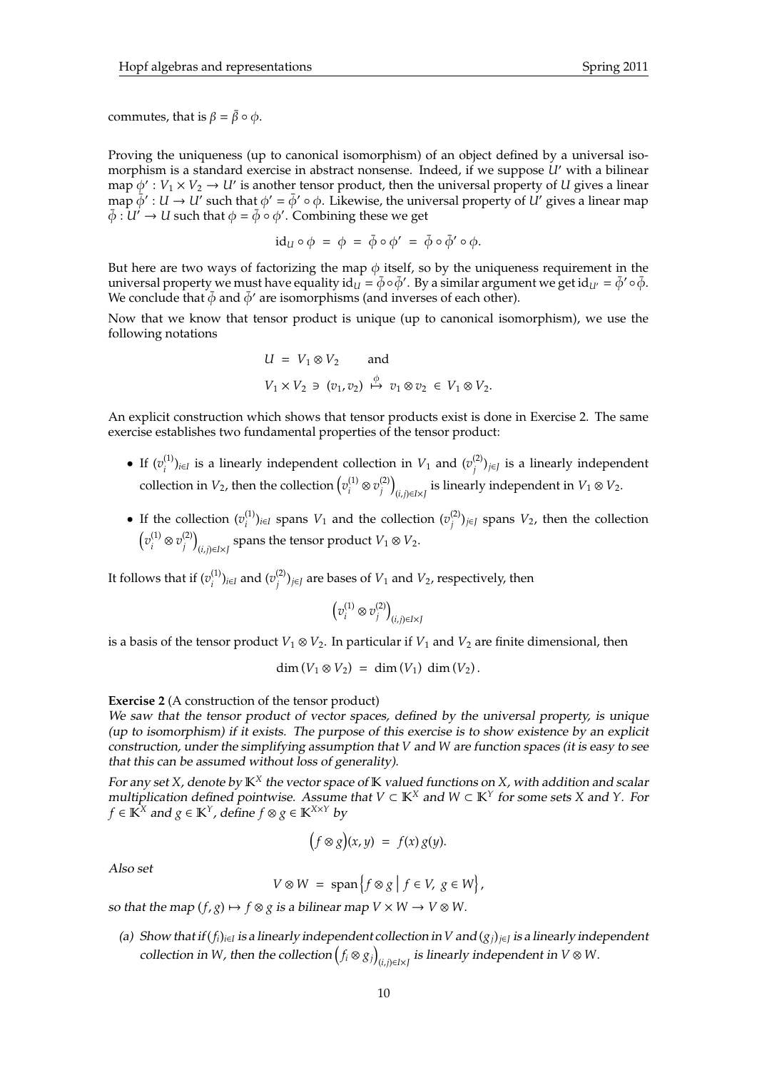commutes, that is $\beta = \bar{\beta} \circ \phi$.

Proving the uniqueness (up to canonical isomorphism) of an object defined by a universal isomorphism is a standard exercise in abstract nonsense. Indeed, if we suppose $U'$ with a bilinear map $\phi' : V_1 \times V_2 \to U'$ is another tensor product, then the universal property of $U$ gives a linear map $\bar{\phi}' : U \to U'$ such that $\phi' = \bar{\phi}' \circ \phi$. Likewise, the universal property of $U'$ gives a linear map $\bar{\phi} : U' \to U$ such that $\phi = \bar{\phi} \circ \phi'$. Combining these we get

$$\mathrm{id}_U \circ \phi \;=\; \phi \;=\; \bar{\phi} \circ \phi' \;=\; \bar{\phi} \circ \bar{\phi}' \circ \phi.$$

But here are two ways of factorizing the map $\phi$ itself, so by the uniqueness requirement in the universal property we must have equality $\mathrm{id}_U = \bar{\phi} \circ \bar{\phi}'$. By a similar argument we get $\mathrm{id}_{U'} = \bar{\phi}' \circ \bar{\phi}$. We conclude that $\bar{\phi}$ and $\bar{\phi}'$ are isomorphisms (and inverses of each other).

Now that we know that tensor product is unique (up to canonical isomorphism), we use the following notations

$$U \;=\; V_1 \otimes V_2 \qquad \text{and}$$

$$V_1 \times V_2 \;\ni\; (v_1, v_2) \;\overset{\phi}{\mapsto}\; v_1 \otimes v_2 \;\in\; V_1 \otimes V_2.$$

An explicit construction which shows that tensor products exist is done in Exercise 2. The same exercise establishes two fundamental properties of the tensor product:

- If $(v_i^{(1)})_{i \in I}$ is a linearly independent collection in $V_1$ and $(v_j^{(2)})_{j \in J}$ is a linearly independent collection in $V_2$, then the collection $\left(v_i^{(1)} \otimes v_j^{(2)}\right)_{(i,j) \in I \times J}$ is linearly independent in $V_1 \otimes V_2$.
- If the collection $(v_i^{(1)})_{i \in I}$ spans $V_1$ and the collection $(v_j^{(2)})_{j \in J}$ spans $V_2$, then the collection $\left(v_i^{(1)} \otimes v_j^{(2)}\right)_{(i,j) \in I \times J}$ spans the tensor product $V_1 \otimes V_2$.

It follows that if $(v_i^{(1)})_{i \in I}$ and $(v_j^{(2)})_{j \in J}$ are bases of $V_1$ and $V_2$, respectively, then

$$\left(v_i^{(1)} \otimes v_j^{(2)}\right)_{(i,j) \in I \times J}$$

is a basis of the tensor product $V_1 \otimes V_2$. In particular if $V_1$ and $V_2$ are finite dimensional, then

$$\dim (V_1 \otimes V_2) \;=\; \dim (V_1) \, \dim (V_2).$$

**Exercise 2** (A construction of the tensor product)
*We saw that the tensor product of vector spaces, defined by the universal property, is unique (up to isomorphism) if it exists. The purpose of this exercise is to show existence by an explicit construction, under the simplifying assumption that $V$ and $W$ are function spaces (it is easy to see that this can be assumed without loss of generality).*

*For any set $X$, denote by $\mathbb{K}^X$ the vector space of $\mathbb{K}$ valued functions on $X$, with addition and scalar multiplication defined pointwise. Assume that $V \subset \mathbb{K}^X$ and $W \subset \mathbb{K}^Y$ for some sets $X$ and $Y$. For $f \in \mathbb{K}^X$ and $g \in \mathbb{K}^Y$, define $f \otimes g \in \mathbb{K}^{X \times Y}$ by*

$$\big(f \otimes g\big)(x, y) \;=\; f(x)\, g(y).$$

*Also set*

$$V \otimes W \;=\; \mathrm{span}\Big\{ f \otimes g \;\Big|\; f \in V,\; g \in W \Big\},$$

*so that the map $(f, g) \mapsto f \otimes g$ is a bilinear map $V \times W \to V \otimes W$.*

*(a) Show that if $(f_i)_{i \in I}$ is a linearly independent collection in $V$ and $(g_j)_{j \in J}$ is a linearly independent collection in $W$, then the collection $\left(f_i \otimes g_j\right)_{(i,j) \in I \times J}$ is linearly independent in $V \otimes W$.*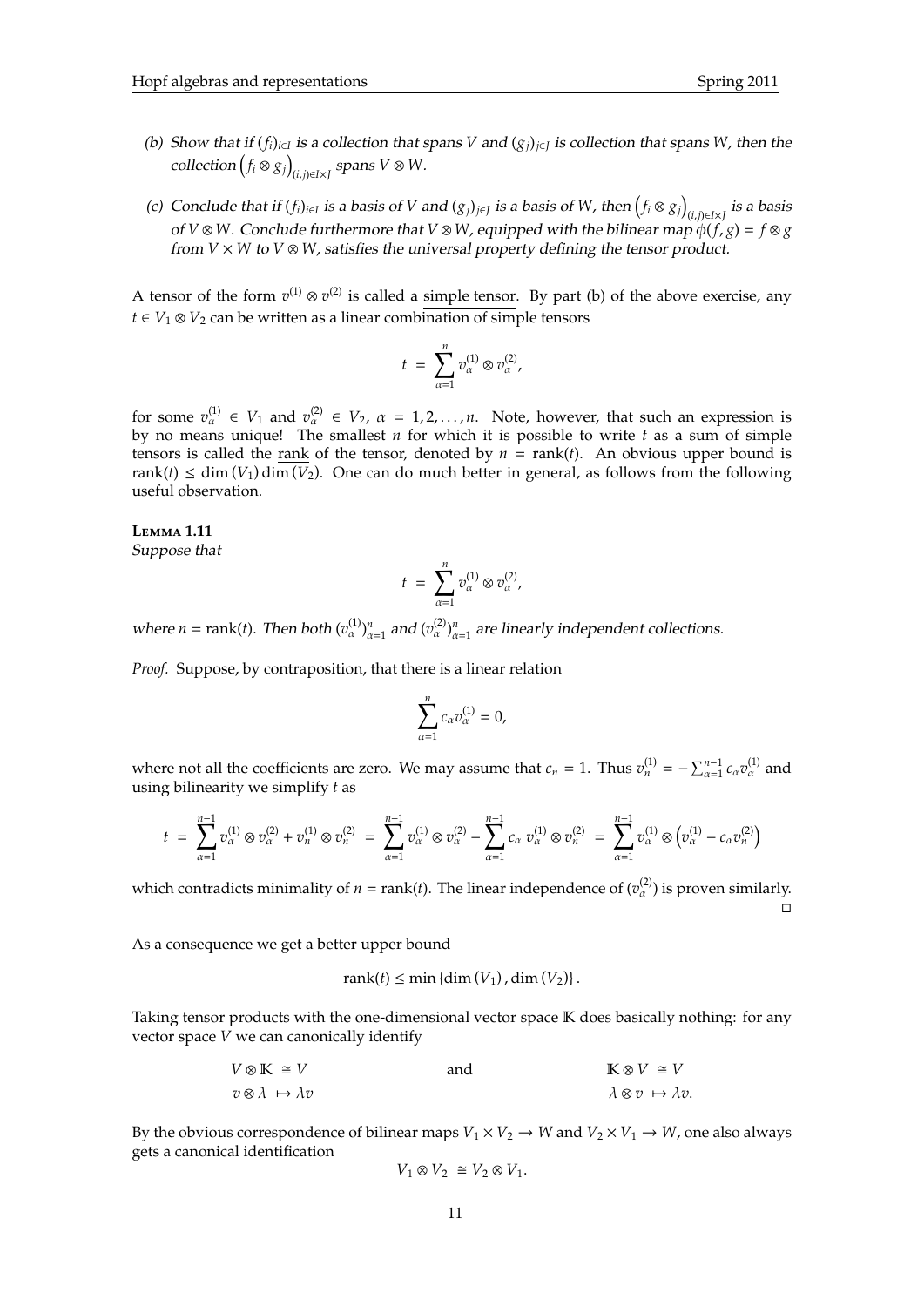(b) *Show that if $(f_i)_{i\in I}$ is a collection that spans $V$ and $(g_j)_{j\in J}$ is collection that spans $W$, then the collection $\left(f_i \otimes g_j\right)_{(i,j)\in I\times J}$ spans $V \otimes W$.*

(c) *Conclude that if $(f_i)_{i\in I}$ is a basis of $V$ and $(g_j)_{j\in J}$ is a basis of $W$, then $\left(f_i \otimes g_j\right)_{(i,j)\in I\times J}$ is a basis of $V \otimes W$. Conclude furthermore that $V \otimes W$, equipped with the bilinear map $\phi(f, g) = f \otimes g$ from $V \times W$ to $V \otimes W$, satisfies the universal property defining the tensor product.*

A tensor of the form $v^{(1)} \otimes v^{(2)}$ is called a simple tensor. By part (b) of the above exercise, any $t \in V_1 \otimes V_2$ can be written as a linear combination of simple tensors

$$t \;=\; \sum_{\alpha=1}^{n} v_\alpha^{(1)} \otimes v_\alpha^{(2)},$$

for some $v_\alpha^{(1)} \in V_1$ and $v_\alpha^{(2)} \in V_2$, $\alpha = 1, 2, \ldots, n$. Note, however, that such an expression is by no means unique! The smallest $n$ for which it is possible to write $t$ as a sum of simple tensors is called the rank of the tensor, denoted by $n = \operatorname{rank}(t)$. An obvious upper bound is $\operatorname{rank}(t) \leq \dim(V_1)\dim(V_2)$. One can do much better in general, as follows from the following useful observation.

**Lemma 1.11**
*Suppose that*

$$t \;=\; \sum_{\alpha=1}^{n} v_\alpha^{(1)} \otimes v_\alpha^{(2)},$$

*where $n = \operatorname{rank}(t)$. Then both $(v_\alpha^{(1)})_{\alpha=1}^n$ and $(v_\alpha^{(2)})_{\alpha=1}^n$ are linearly independent collections.*

*Proof.* Suppose, by contraposition, that there is a linear relation

$$\sum_{\alpha=1}^{n} c_\alpha v_\alpha^{(1)} = 0,$$

where not all the coefficients are zero. We may assume that $c_n = 1$. Thus $v_n^{(1)} = -\sum_{\alpha=1}^{n-1} c_\alpha v_\alpha^{(1)}$ and using bilinearity we simplify $t$ as

$$t \;=\; \sum_{\alpha=1}^{n-1} v_\alpha^{(1)} \otimes v_\alpha^{(2)} + v_n^{(1)} \otimes v_n^{(2)} \;=\; \sum_{\alpha=1}^{n-1} v_\alpha^{(1)} \otimes v_\alpha^{(2)} - \sum_{\alpha=1}^{n-1} c_\alpha\, v_\alpha^{(1)} \otimes v_n^{(2)} \;=\; \sum_{\alpha=1}^{n-1} v_\alpha^{(1)} \otimes \left(v_\alpha^{(1)} - c_\alpha v_n^{(2)}\right)$$

which contradicts minimality of $n = \operatorname{rank}(t)$. The linear independence of $(v_\alpha^{(2)})$ is proven similarly. $\square$

As a consequence we get a better upper bound

$$\operatorname{rank}(t) \leq \min\{\dim(V_1), \dim(V_2)\}.$$

Taking tensor products with the one-dimensional vector space $\mathbb{K}$ does basically nothing: for any vector space $V$ we can canonically identify

$$V \otimes \mathbb{K} \cong V \qquad \text{and} \qquad \mathbb{K} \otimes V \cong V$$
$$v \otimes \lambda \mapsto \lambda v \qquad\qquad\qquad \lambda \otimes v \mapsto \lambda v.$$

By the obvious correspondence of bilinear maps $V_1 \times V_2 \to W$ and $V_2 \times V_1 \to W$, one also always gets a canonical identification

$$V_1 \otimes V_2 \;\cong\; V_2 \otimes V_1.$$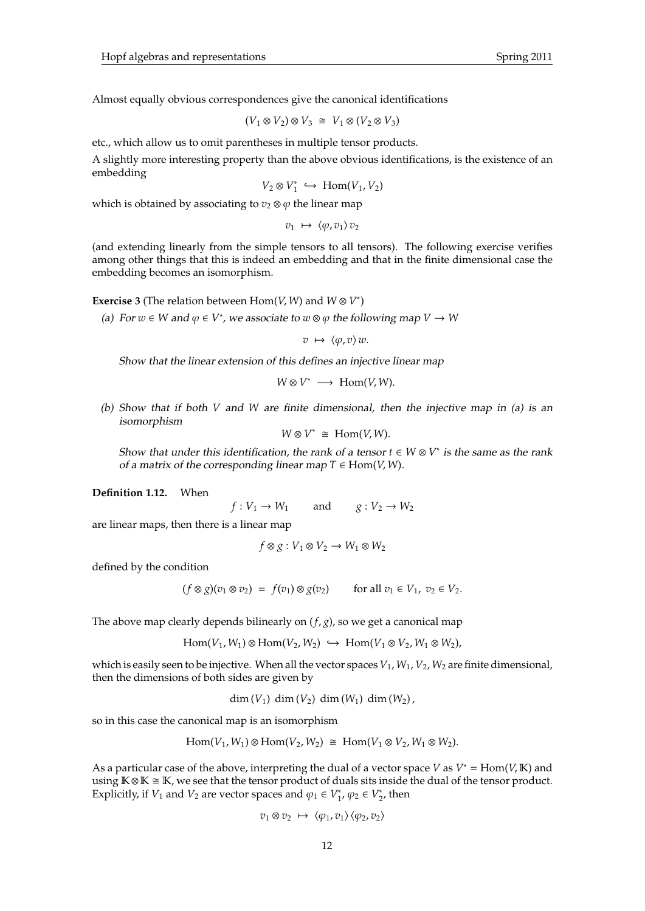Almost equally obvious correspondences give the canonical identifications

$$(V_1 \otimes V_2) \otimes V_3 \;\cong\; V_1 \otimes (V_2 \otimes V_3)$$

etc., which allow us to omit parentheses in multiple tensor products.

A slightly more interesting property than the above obvious identifications, is the existence of an embedding

$$V_2 \otimes V_1^* \;\hookrightarrow\; \mathrm{Hom}(V_1, V_2)$$

which is obtained by associating to $v_2 \otimes \varphi$ the linear map

$$v_1 \;\mapsto\; \langle \varphi, v_1 \rangle \, v_2$$

(and extending linearly from the simple tensors to all tensors). The following exercise verifies among other things that this is indeed an embedding and that in the finite dimensional case the embedding becomes an isomorphism.

**Exercise 3** (The relation between $\mathrm{Hom}(V, W)$ and $W \otimes V^*$)

*(a) For $w \in W$ and $\varphi \in V^*$, we associate to $w \otimes \varphi$ the following map $V \to W$*

$$v \;\mapsto\; \langle \varphi, v \rangle \, w.$$

*Show that the linear extension of this defines an injective linear map*

$$W \otimes V^* \;\longrightarrow\; \mathrm{Hom}(V, W).$$

*(b) Show that if both $V$ and $W$ are finite dimensional, then the injective map in (a) is an isomorphism*

$$W \otimes V^* \;\cong\; \mathrm{Hom}(V, W).$$

*Show that under this identification, the rank of a tensor $t \in W \otimes V^*$ is the same as the rank of a matrix of the corresponding linear map $T \in \mathrm{Hom}(V, W)$.*

**Definition 1.12.** When

$$f : V_1 \to W_1 \qquad \text{and} \qquad g : V_2 \to W_2$$

are linear maps, then there is a linear map

$$f \otimes g : V_1 \otimes V_2 \to W_1 \otimes W_2$$

defined by the condition

$$(f \otimes g)(v_1 \otimes v_2) \;=\; f(v_1) \otimes g(v_2) \qquad \text{for all } v_1 \in V_1,\; v_2 \in V_2.$$

The above map clearly depends bilinearly on $(f, g)$, so we get a canonical map

$$\mathrm{Hom}(V_1, W_1) \otimes \mathrm{Hom}(V_2, W_2) \;\hookrightarrow\; \mathrm{Hom}(V_1 \otimes V_2, W_1 \otimes W_2),$$

which is easily seen to be injective. When all the vector spaces $V_1, W_1, V_2, W_2$ are finite dimensional, then the dimensions of both sides are given by

$$\dim(V_1)\;\dim(V_2)\;\dim(W_1)\;\dim(W_2),$$

so in this case the canonical map is an isomorphism

$$\mathrm{Hom}(V_1, W_1) \otimes \mathrm{Hom}(V_2, W_2) \;\cong\; \mathrm{Hom}(V_1 \otimes V_2, W_1 \otimes W_2).$$

As a particular case of the above, interpreting the dual of a vector space $V$ as $V^* = \mathrm{Hom}(V, \mathbb{K})$ and using $\mathbb{K} \otimes \mathbb{K} \cong \mathbb{K}$, we see that the tensor product of duals sits inside the dual of the tensor product. Explicitly, if $V_1$ and $V_2$ are vector spaces and $\varphi_1 \in V_1^*$, $\varphi_2 \in V_2^*$, then

$$v_1 \otimes v_2 \;\mapsto\; \langle \varphi_1, v_1 \rangle \, \langle \varphi_2, v_2 \rangle$$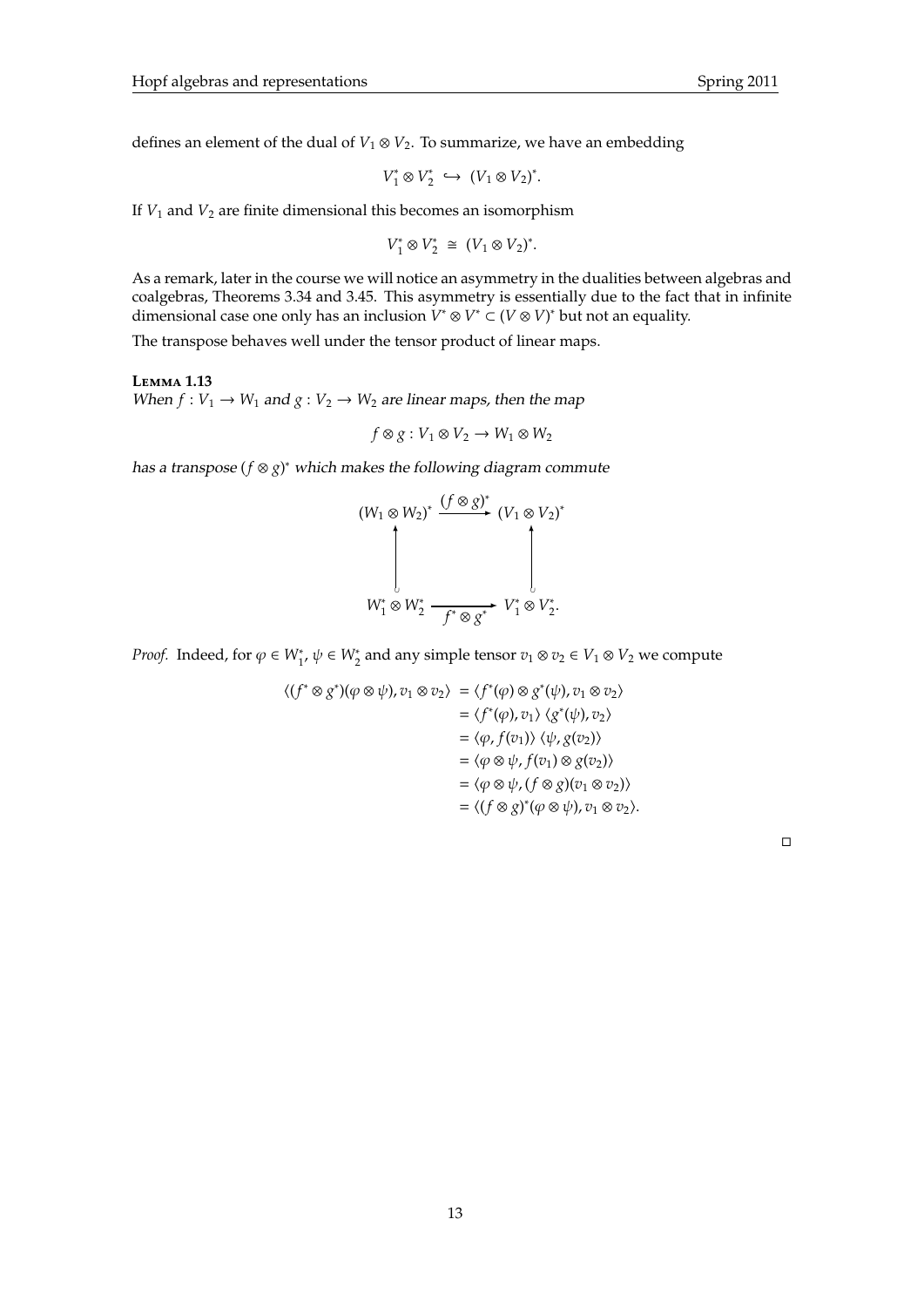defines an element of the dual of $V_1 \otimes V_2$. To summarize, we have an embedding

$$V_1^* \otimes V_2^* \hookrightarrow (V_1 \otimes V_2)^*.$$

If $V_1$ and $V_2$ are finite dimensional this becomes an isomorphism

$$V_1^* \otimes V_2^* \cong (V_1 \otimes V_2)^*.$$

As a remark, later in the course we will notice an asymmetry in the dualities between algebras and coalgebras, Theorems 3.34 and 3.45. This asymmetry is essentially due to the fact that in infinite dimensional case one only has an inclusion $V^* \otimes V^* \subset (V \otimes V)^*$ but not an equality.

The transpose behaves well under the tensor product of linear maps.

**Lemma 1.13**
*When $f : V_1 \to W_1$ and $g : V_2 \to W_2$ are linear maps, then the map*

$$f \otimes g : V_1 \otimes V_2 \to W_1 \otimes W_2$$

*has a transpose $(f \otimes g)^*$ which makes the following diagram commute*

$$\begin{array}{ccc} (W_1 \otimes W_2)^* & \xrightarrow{(f \otimes g)^*} & (V_1 \otimes V_2)^* \\ \uparrow & & \uparrow \\ W_1^* \otimes W_2^* & \xrightarrow[f^* \otimes g^*]{} & V_1^* \otimes V_2^*. \end{array}$$

*Proof.* Indeed, for $\varphi \in W_1^*$, $\psi \in W_2^*$ and any simple tensor $v_1 \otimes v_2 \in V_1 \otimes V_2$ we compute

$$\begin{aligned} \langle (f^* \otimes g^*)(\varphi \otimes \psi), v_1 \otimes v_2 \rangle &= \langle f^*(\varphi) \otimes g^*(\psi), v_1 \otimes v_2 \rangle \\ &= \langle f^*(\varphi), v_1 \rangle \, \langle g^*(\psi), v_2 \rangle \\ &= \langle \varphi, f(v_1) \rangle \, \langle \psi, g(v_2) \rangle \\ &= \langle \varphi \otimes \psi, f(v_1) \otimes g(v_2) \rangle \\ &= \langle \varphi \otimes \psi, (f \otimes g)(v_1 \otimes v_2) \rangle \\ &= \langle (f \otimes g)^*(\varphi \otimes \psi), v_1 \otimes v_2 \rangle. \end{aligned}$$

□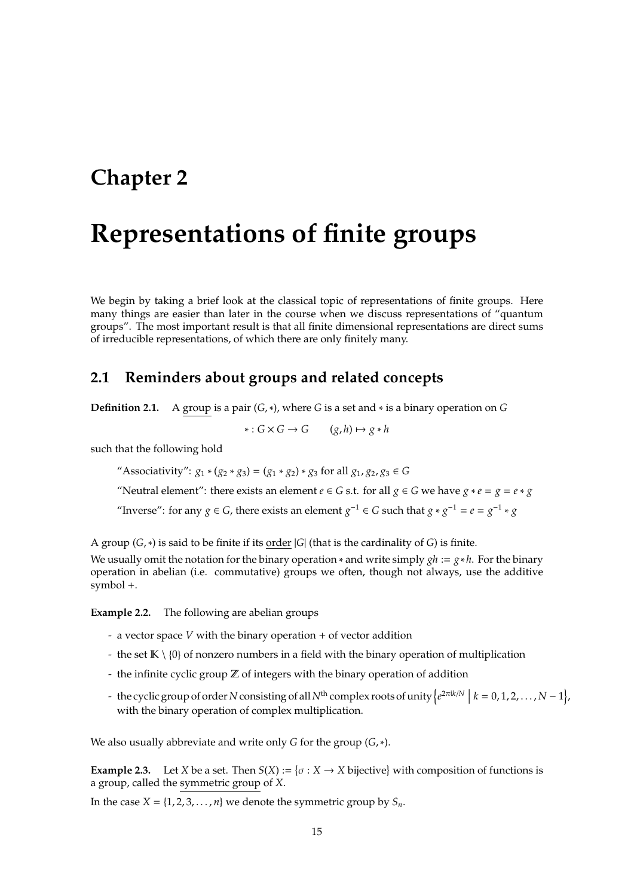# Chapter 2

# Representations of finite groups

We begin by taking a brief look at the classical topic of representations of finite groups. Here many things are easier than later in the course when we discuss representations of "quantum groups". The most important result is that all finite dimensional representations are direct sums of irreducible representations, of which there are only finitely many.

## 2.1 Reminders about groups and related concepts

**Definition 2.1.** A group is a pair $(G, *)$, where $G$ is a set and $*$ is a binary operation on $G$

$$* : G \times G \to G \qquad (g, h) \mapsto g * h$$

such that the following hold

> "Associativity": $g_1 * (g_2 * g_3) = (g_1 * g_2) * g_3$ for all $g_1, g_2, g_3 \in G$
>
> "Neutral element": there exists an element $e \in G$ s.t. for all $g \in G$ we have $g * e = g = e * g$
>
> "Inverse": for any $g \in G$, there exists an element $g^{-1} \in G$ such that $g * g^{-1} = e = g^{-1} * g$

A group $(G, *)$ is said to be finite if its order $|G|$ (that is the cardinality of $G$) is finite.

We usually omit the notation for the binary operation $*$ and write simply $gh := g * h$. For the binary operation in abelian (i.e. commutative) groups we often, though not always, use the additive symbol $+$.

**Example 2.2.** The following are abelian groups

- a vector space $V$ with the binary operation $+$ of vector addition
- the set $\mathbb{K} \setminus \{0\}$ of nonzero numbers in a field with the binary operation of multiplication
- the infinite cyclic group $\mathbb{Z}$ of integers with the binary operation of addition
- the cyclic group of order $N$ consisting of all $N^{\text{th}}$ complex roots of unity $\left\{ e^{2\pi i k/N} \;\middle|\; k = 0, 1, 2, \ldots, N-1 \right\}$, with the binary operation of complex multiplication.

We also usually abbreviate and write only $G$ for the group $(G, *)$.

**Example 2.3.** Let $X$ be a set. Then $S(X) := \{\sigma : X \to X \text{ bijective}\}$ with composition of functions is a group, called the symmetric group of $X$.

In the case $X = \{1, 2, 3, \ldots, n\}$ we denote the symmetric group by $S_n$.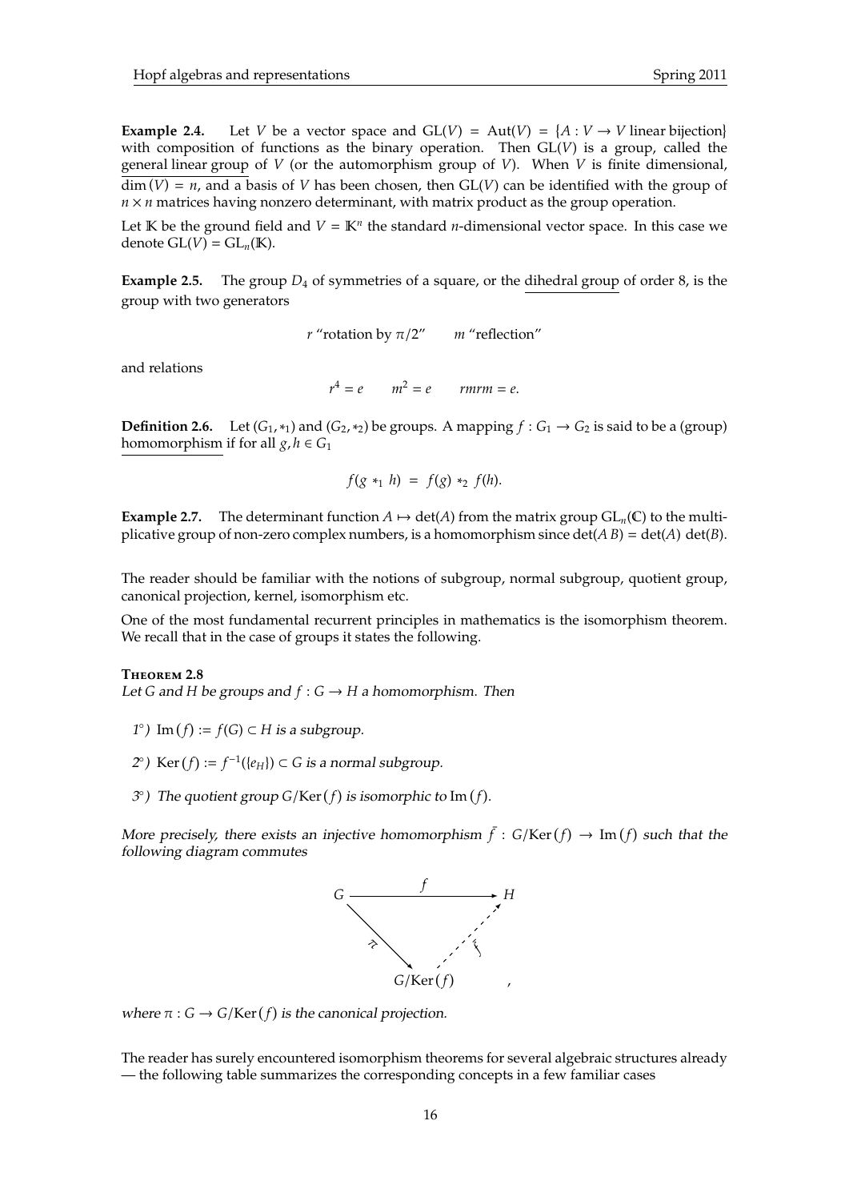**Example 2.4.** Let $V$ be a vector space and $\mathrm{GL}(V) = \mathrm{Aut}(V) = \{A : V \to V \text{ linear bijection}\}$ with composition of functions as the binary operation. Then $\mathrm{GL}(V)$ is a group, called the general linear group of $V$ (or the automorphism group of $V$). When $V$ is finite dimensional, $\dim(V) = n$, and a basis of $V$ has been chosen, then $\mathrm{GL}(V)$ can be identified with the group of $n \times n$ matrices having nonzero determinant, with matrix product as the group operation.

Let $\mathbb{K}$ be the ground field and $V = \mathbb{K}^n$ the standard $n$-dimensional vector space. In this case we denote $\mathrm{GL}(V) = \mathrm{GL}_n(\mathbb{K})$.

**Example 2.5.** The group $D_4$ of symmetries of a square, or the dihedral group of order 8, is the group with two generators

$$r \text{ "rotation by } \pi/2\text{"} \qquad m \text{ "reflection"}$$

and relations

$$r^4 = e \qquad m^2 = e \qquad rmrm = e.$$

**Definition 2.6.** Let $(G_1, *_1)$ and $(G_2, *_2)$ be groups. A mapping $f : G_1 \to G_2$ is said to be a (group) homomorphism if for all $g, h \in G_1$

$$f(g *_1 h) \;=\; f(g) *_2 f(h).$$

**Example 2.7.** The determinant function $A \mapsto \det(A)$ from the matrix group $\mathrm{GL}_n(\mathbb{C})$ to the multiplicative group of non-zero complex numbers, is a homomorphism since $\det(A\,B) = \det(A)\,\det(B)$.

The reader should be familiar with the notions of subgroup, normal subgroup, quotient group, canonical projection, kernel, isomorphism etc.

One of the most fundamental recurrent principles in mathematics is the isomorphism theorem. We recall that in the case of groups it states the following.

**Theorem 2.8**

*Let $G$ and $H$ be groups and $f : G \to H$ a homomorphism. Then*

*1°) $\mathrm{Im}(f) := f(G) \subset H$ is a subgroup.*

*2°) $\mathrm{Ker}(f) := f^{-1}(\{e_H\}) \subset G$ is a normal subgroup.*

*3°) The quotient group $G/\mathrm{Ker}(f)$ is isomorphic to $\mathrm{Im}(f)$.*

*More precisely, there exists an injective homomorphism $\bar{f} : G/\mathrm{Ker}(f) \to \mathrm{Im}(f)$ such that the following diagram commutes*

$$\begin{array}{ccc} G & \xrightarrow{\quad f \quad} & H \\ & {\scriptstyle \pi} \searrow \quad \nearrow {\scriptstyle \bar{f}} & \\ & G/\mathrm{Ker}(f) & \end{array},$$

*where $\pi : G \to G/\mathrm{Ker}(f)$ is the canonical projection.*

The reader has surely encountered isomorphism theorems for several algebraic structures already — the following table summarizes the corresponding concepts in a few familiar cases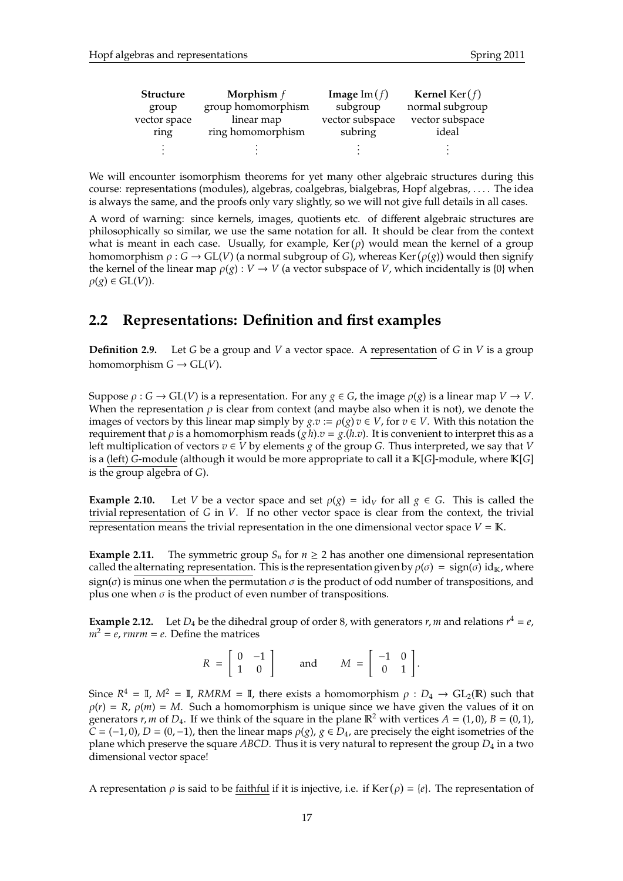| **Structure** | **Morphism** $f$ | **Image** $\mathrm{Im}(f)$ | **Kernel** $\mathrm{Ker}(f)$ |
|---|---|---|---|
| group | group homomorphism | subgroup | normal subgroup |
| vector space | linear map | vector subspace | vector subspace |
| ring | ring homomorphism | subring | ideal |
| $\vdots$ | $\vdots$ | $\vdots$ | $\vdots$ |

We will encounter isomorphism theorems for yet many other algebraic structures during this course: representations (modules), algebras, coalgebras, bialgebras, Hopf algebras, .... The idea is always the same, and the proofs only vary slightly, so we will not give full details in all cases.

A word of warning: since kernels, images, quotients etc. of different algebraic structures are philosophically so similar, we use the same notation for all. It should be clear from the context what is meant in each case. Usually, for example, $\mathrm{Ker}(\rho)$ would mean the kernel of a group homomorphism $\rho : G \to \mathrm{GL}(V)$ (a normal subgroup of $G$), whereas $\mathrm{Ker}(\rho(g))$ would then signify the kernel of the linear map $\rho(g) : V \to V$ (a vector subspace of $V$, which incidentally is $\{0\}$ when $\rho(g) \in \mathrm{GL}(V)$).

## 2.2 Representations: Definition and first examples

**Definition 2.9.** Let $G$ be a group and $V$ a vector space. A representation of $G$ in $V$ is a group homomorphism $G \to \mathrm{GL}(V)$.

Suppose $\rho : G \to \mathrm{GL}(V)$ is a representation. For any $g \in G$, the image $\rho(g)$ is a linear map $V \to V$. When the representation $\rho$ is clear from context (and maybe also when it is not), we denote the images of vectors by this linear map simply by $g.v := \rho(g)\, v \in V$, for $v \in V$. With this notation the requirement that $\rho$ is a homomorphism reads $(g\,h).v = g.(h.v)$. It is convenient to interpret this as a left multiplication of vectors $v \in V$ by elements $g$ of the group $G$. Thus interpreted, we say that $V$ is a (left) $G$-module (although it would be more appropriate to call it a $\mathbb{K}[G]$-module, where $\mathbb{K}[G]$ is the group algebra of $G$).

**Example 2.10.** Let $V$ be a vector space and set $\rho(g) = \mathrm{id}_V$ for all $g \in G$. This is called the trivial representation of $G$ in $V$. If no other vector space is clear from the context, the trivial representation means the trivial representation in the one dimensional vector space $V = \mathbb{K}$.

**Example 2.11.** The symmetric group $S_n$ for $n \geq 2$ has another one dimensional representation called the alternating representation. This is the representation given by $\rho(\sigma) = \mathrm{sign}(\sigma)\, \mathrm{id}_{\mathbb{K}}$, where $\mathrm{sign}(\sigma)$ is minus one when the permutation $\sigma$ is the product of odd number of transpositions, and plus one when $\sigma$ is the product of even number of transpositions.

**Example 2.12.** Let $D_4$ be the dihedral group of order 8, with generators $r, m$ and relations $r^4 = e$, $m^2 = e$, $rmrm = e$. Define the matrices

$$R = \begin{bmatrix} 0 & -1 \\ 1 & 0 \end{bmatrix} \qquad \text{and} \qquad M = \begin{bmatrix} -1 & 0 \\ 0 & 1 \end{bmatrix}.$$

Since $R^4 = \mathbb{I}$, $M^2 = \mathbb{I}$, $RMRM = \mathbb{I}$, there exists a homomorphism $\rho : D_4 \to \mathrm{GL}_2(\mathbb{R})$ such that $\rho(r) = R$, $\rho(m) = M$. Such a homomorphism is unique since we have given the values of it on generators $r, m$ of $D_4$. If we think of the square in the plane $\mathbb{R}^2$ with vertices $A = (1, 0)$, $B = (0, 1)$, $C = (-1, 0)$, $D = (0, -1)$, then the linear maps $\rho(g)$, $g \in D_4$, are precisely the eight isometries of the plane which preserve the square $ABCD$. Thus it is very natural to represent the group $D_4$ in a two dimensional vector space!

A representation $\rho$ is said to be faithful if it is injective, i.e. if $\mathrm{Ker}(\rho) = \{e\}$. The representation of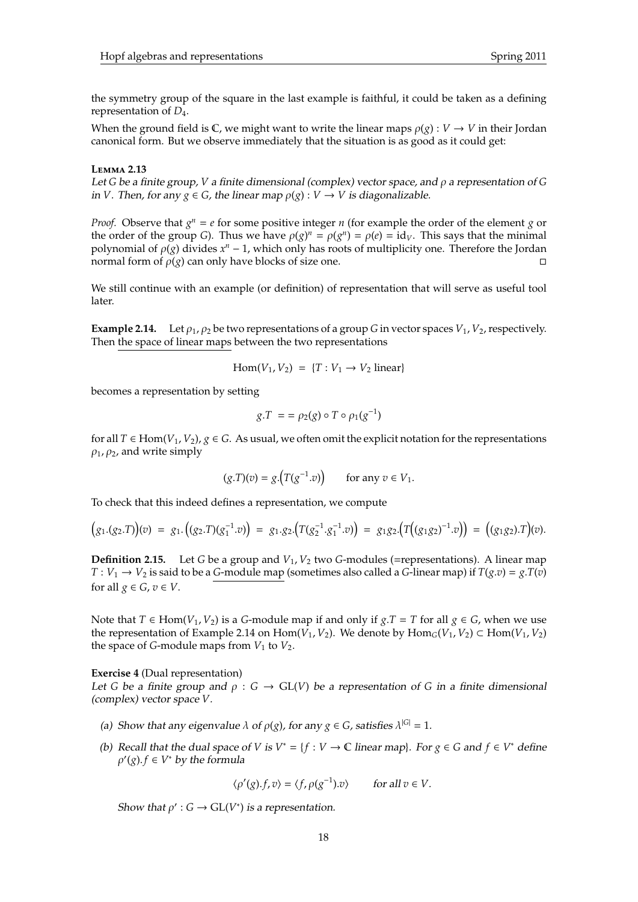the symmetry group of the square in the last example is faithful, it could be taken as a defining representation of $D_4$.

When the ground field is $\mathbb{C}$, we might want to write the linear maps $\rho(g) : V \to V$ in their Jordan canonical form. But we observe immediately that the situation is as good as it could get:

**Lemma 2.13**

*Let $G$ be a finite group, $V$ a finite dimensional (complex) vector space, and $\rho$ a representation of $G$ in $V$. Then, for any $g \in G$, the linear map $\rho(g) : V \to V$ is diagonalizable.*

*Proof.* Observe that $g^n = e$ for some positive integer $n$ (for example the order of the element $g$ or the order of the group $G$). Thus we have $\rho(g)^n = \rho(g^n) = \rho(e) = \mathrm{id}_V$. This says that the minimal polynomial of $\rho(g)$ divides $x^n - 1$, which only has roots of multiplicity one. Therefore the Jordan normal form of $\rho(g)$ can only have blocks of size one. □

We still continue with an example (or definition) of representation that will serve as useful tool later.

**Example 2.14.** Let $\rho_1, \rho_2$ be two representations of a group $G$ in vector spaces $V_1, V_2$, respectively. Then the space of linear maps between the two representations

$$\mathrm{Hom}(V_1, V_2) \;=\; \{T : V_1 \to V_2 \text{ linear}\}$$

becomes a representation by setting

$$g.T \;= = \rho_2(g) \circ T \circ \rho_1(g^{-1})$$

for all $T \in \mathrm{Hom}(V_1, V_2)$, $g \in G$. As usual, we often omit the explicit notation for the representations $\rho_1, \rho_2$, and write simply

$$(g.T)(v) = g.\big(T(g^{-1}.v)\big) \qquad \text{for any } v \in V_1.$$

To check that this indeed defines a representation, we compute

$$\big(g_1.(g_2.T)\big)(v) \;=\; g_1.\big((g_2.T)(g_1^{-1}.v)\big) \;=\; g_1.g_2.\big(T(g_2^{-1}.g_1^{-1}.v)\big) \;=\; g_1g_2.\Big(T\big((g_1g_2)^{-1}.v\big)\Big) \;=\; \big((g_1g_2).T\big)(v).$$

**Definition 2.15.** Let $G$ be a group and $V_1, V_2$ two $G$-modules (=representations). A linear map $T : V_1 \to V_2$ is said to be a $G$-module map (sometimes also called a $G$-linear map) if $T(g.v) = g.T(v)$ for all $g \in G$, $v \in V$.

Note that $T \in \mathrm{Hom}(V_1, V_2)$ is a $G$-module map if and only if $g.T = T$ for all $g \in G$, when we use the representation of Example 2.14 on $\mathrm{Hom}(V_1, V_2)$. We denote by $\mathrm{Hom}_G(V_1, V_2) \subset \mathrm{Hom}(V_1, V_2)$ the space of $G$-module maps from $V_1$ to $V_2$.

**Exercise 4** (Dual representation)

*Let $G$ be a finite group and $\rho : G \to \mathrm{GL}(V)$ be a representation of $G$ in a finite dimensional (complex) vector space $V$.*

(a) *Show that any eigenvalue $\lambda$ of $\rho(g)$, for any $g \in G$, satisfies $\lambda^{|G|} = 1$.*

(b) *Recall that the dual space of $V$ is $V^* = \{f : V \to \mathbb{C}$ linear map$\}$. For $g \in G$ and $f \in V^*$ define $\rho'(g).f \in V^*$ by the formula*

$$\langle \rho'(g).f, v\rangle = \langle f, \rho(g^{-1}).v\rangle \qquad \text{for all } v \in V.$$

*Show that $\rho' : G \to \mathrm{GL}(V^*)$ is a representation.*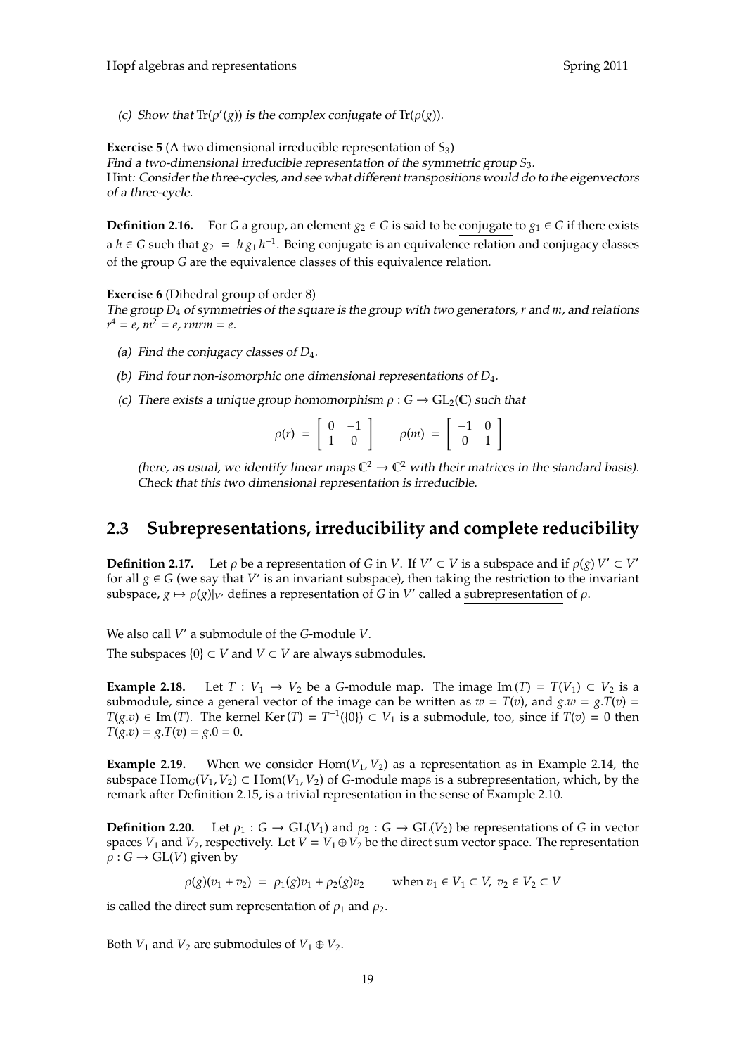(c) *Show that* $\mathrm{Tr}(\rho'(g))$ *is the complex conjugate of* $\mathrm{Tr}(\rho(g))$.

**Exercise 5** (A two dimensional irreducible representation of $S_3$)
*Find a two-dimensional irreducible representation of the symmetric group* $S_3$.
Hint*: Consider the three-cycles, and see what different transpositions would do to the eigenvectors of a three-cycle.*

**Definition 2.16.** For $G$ a group, an element $g_2 \in G$ is said to be conjugate to $g_1 \in G$ if there exists a $h \in G$ such that $g_2 = h\, g_1\, h^{-1}$. Being conjugate is an equivalence relation and conjugacy classes of the group $G$ are the equivalence classes of this equivalence relation.

**Exercise 6** (Dihedral group of order 8)
*The group* $D_4$ *of symmetries of the square is the group with two generators,* $r$ *and* $m$*, and relations* $r^4 = e$*,* $m^2 = e$*,* $rmrm = e$*.*

(a) *Find the conjugacy classes of* $D_4$*.*

(b) *Find four non-isomorphic one dimensional representations of* $D_4$*.*

(c) *There exists a unique group homomorphism* $\rho : G \to \mathrm{GL}_2(\mathbb{C})$ *such that*

$$\rho(r) = \begin{bmatrix} 0 & -1 \\ 1 & 0 \end{bmatrix} \qquad \rho(m) = \begin{bmatrix} -1 & 0 \\ 0 & 1 \end{bmatrix}$$

*(here, as usual, we identify linear maps* $\mathbb{C}^2 \to \mathbb{C}^2$ *with their matrices in the standard basis). Check that this two dimensional representation is irreducible.*

## 2.3 Subrepresentations, irreducibility and complete reducibility

**Definition 2.17.** Let $\rho$ be a representation of $G$ in $V$. If $V' \subset V$ is a subspace and if $\rho(g)\, V' \subset V'$ for all $g \in G$ (we say that $V'$ is an invariant subspace), then taking the restriction to the invariant subspace, $g \mapsto \rho(g)|_{V'}$ defines a representation of $G$ in $V'$ called a subrepresentation of $\rho$.

We also call $V'$ a submodule of the $G$-module $V$.

The subspaces $\{0\} \subset V$ and $V \subset V$ are always submodules.

**Example 2.18.** Let $T : V_1 \to V_2$ be a $G$-module map. The image $\mathrm{Im}\,(T) = T(V_1) \subset V_2$ is a submodule, since a general vector of the image can be written as $w = T(v)$, and $g.w = g.T(v) = T(g.v) \in \mathrm{Im}\,(T)$. The kernel $\mathrm{Ker}\,(T) = T^{-1}(\{0\}) \subset V_1$ is a submodule, too, since if $T(v) = 0$ then $T(g.v) = g.T(v) = g.0 = 0$.

**Example 2.19.** When we consider $\mathrm{Hom}(V_1, V_2)$ as a representation as in Example 2.14, the subspace $\mathrm{Hom}_G(V_1, V_2) \subset \mathrm{Hom}(V_1, V_2)$ of $G$-module maps is a subrepresentation, which, by the remark after Definition 2.15, is a trivial representation in the sense of Example 2.10.

**Definition 2.20.** Let $\rho_1 : G \to \mathrm{GL}(V_1)$ and $\rho_2 : G \to \mathrm{GL}(V_2)$ be representations of $G$ in vector spaces $V_1$ and $V_2$, respectively. Let $V = V_1 \oplus V_2$ be the direct sum vector space. The representation $\rho : G \to \mathrm{GL}(V)$ given by

$$\rho(g)(v_1 + v_2) = \rho_1(g)v_1 + \rho_2(g)v_2 \qquad \text{when } v_1 \in V_1 \subset V,\ v_2 \in V_2 \subset V$$

is called the direct sum representation of $\rho_1$ and $\rho_2$.

Both $V_1$ and $V_2$ are submodules of $V_1 \oplus V_2$.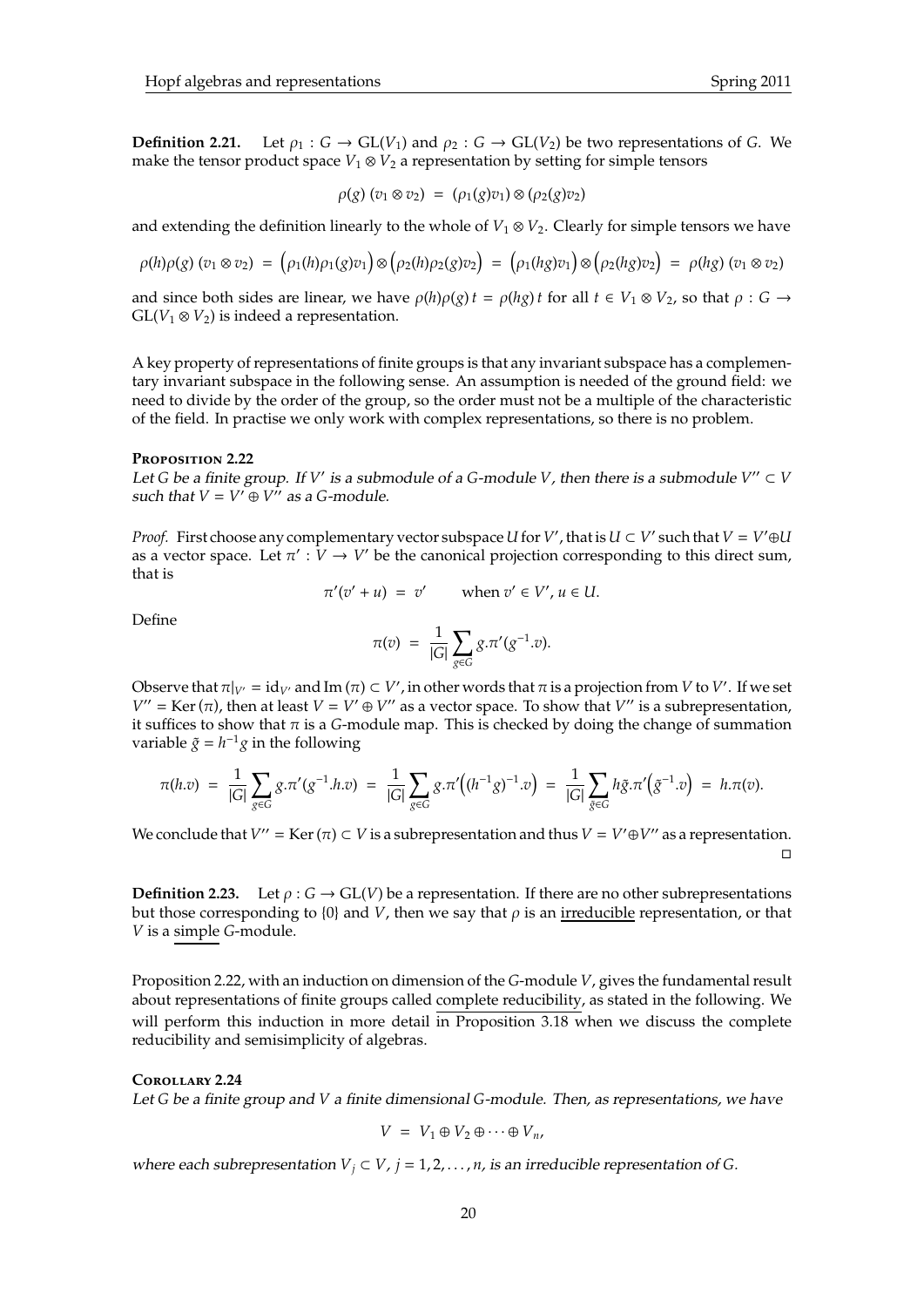**Definition 2.21.** Let $\rho_1 : G \to \mathrm{GL}(V_1)$ and $\rho_2 : G \to \mathrm{GL}(V_2)$ be two representations of $G$. We make the tensor product space $V_1 \otimes V_2$ a representation by setting for simple tensors

$$\rho(g)\,(v_1 \otimes v_2) \;=\; (\rho_1(g)v_1) \otimes (\rho_2(g)v_2)$$

and extending the definition linearly to the whole of $V_1 \otimes V_2$. Clearly for simple tensors we have

$$\rho(h)\rho(g)\,(v_1 \otimes v_2) \;=\; \Big(\rho_1(h)\rho_1(g)v_1\Big) \otimes \Big(\rho_2(h)\rho_2(g)v_2\Big) \;=\; \Big(\rho_1(hg)v_1\Big) \otimes \Big(\rho_2(hg)v_2\Big) \;=\; \rho(hg)\,(v_1 \otimes v_2)$$

and since both sides are linear, we have $\rho(h)\rho(g)\,t = \rho(hg)\,t$ for all $t \in V_1 \otimes V_2$, so that $\rho : G \to \mathrm{GL}(V_1 \otimes V_2)$ is indeed a representation.

A key property of representations of finite groups is that any invariant subspace has a complementary invariant subspace in the following sense. An assumption is needed of the ground field: we need to divide by the order of the group, so the order must not be a multiple of the characteristic of the field. In practise we only work with complex representations, so there is no problem.

**Proposition 2.22**

*Let $G$ be a finite group. If $V'$ is a submodule of a $G$-module $V$, then there is a submodule $V'' \subset V$ such that $V = V' \oplus V''$ as a $G$-module.*

*Proof.* First choose any complementary vector subspace $U$ for $V'$, that is $U \subset V'$ such that $V = V' \oplus U$ as a vector space. Let $\pi' : V \to V'$ be the canonical projection corresponding to this direct sum, that is

$$\pi'(v' + u) \;=\; v' \qquad \text{when } v' \in V',\, u \in U.$$

Define

$$\pi(v) \;=\; \frac{1}{|G|} \sum_{g \in G} g.\pi'(g^{-1}.v).$$

Observe that $\pi|_{V'} = \mathrm{id}_{V'}$ and $\mathrm{Im}\,(\pi) \subset V'$, in other words that $\pi$ is a projection from $V$ to $V'$. If we set $V'' = \mathrm{Ker}\,(\pi)$, then at least $V = V' \oplus V''$ as a vector space. To show that $V''$ is a subrepresentation, it suffices to show that $\pi$ is a $G$-module map. This is checked by doing the change of summation variable $\tilde{g} = h^{-1}g$ in the following

$$\pi(h.v) \;=\; \frac{1}{|G|} \sum_{g \in G} g.\pi'(g^{-1}.h.v) \;=\; \frac{1}{|G|} \sum_{g \in G} g.\pi'\Big((h^{-1}g)^{-1}.v\Big) \;=\; \frac{1}{|G|} \sum_{\tilde{g} \in G} h\tilde{g}.\pi'\Big(\tilde{g}^{-1}.v\Big) \;=\; h.\pi(v).$$

We conclude that $V'' = \mathrm{Ker}\,(\pi) \subset V$ is a subrepresentation and thus $V = V' \oplus V''$ as a representation. □

**Definition 2.23.** Let $\rho : G \to \mathrm{GL}(V)$ be a representation. If there are no other subrepresentations but those corresponding to $\{0\}$ and $V$, then we say that $\rho$ is an irreducible representation, or that $V$ is a simple $G$-module.

Proposition 2.22, with an induction on dimension of the $G$-module $V$, gives the fundamental result about representations of finite groups called complete reducibility, as stated in the following. We will perform this induction in more detail in Proposition 3.18 when we discuss the complete reducibility and semisimplicity of algebras.

**Corollary 2.24**

*Let $G$ be a finite group and $V$ a finite dimensional $G$-module. Then, as representations, we have*

$$V \;=\; V_1 \oplus V_2 \oplus \cdots \oplus V_n,$$

*where each subrepresentation $V_j \subset V$, $j = 1, 2, \ldots, n$, is an irreducible representation of $G$.*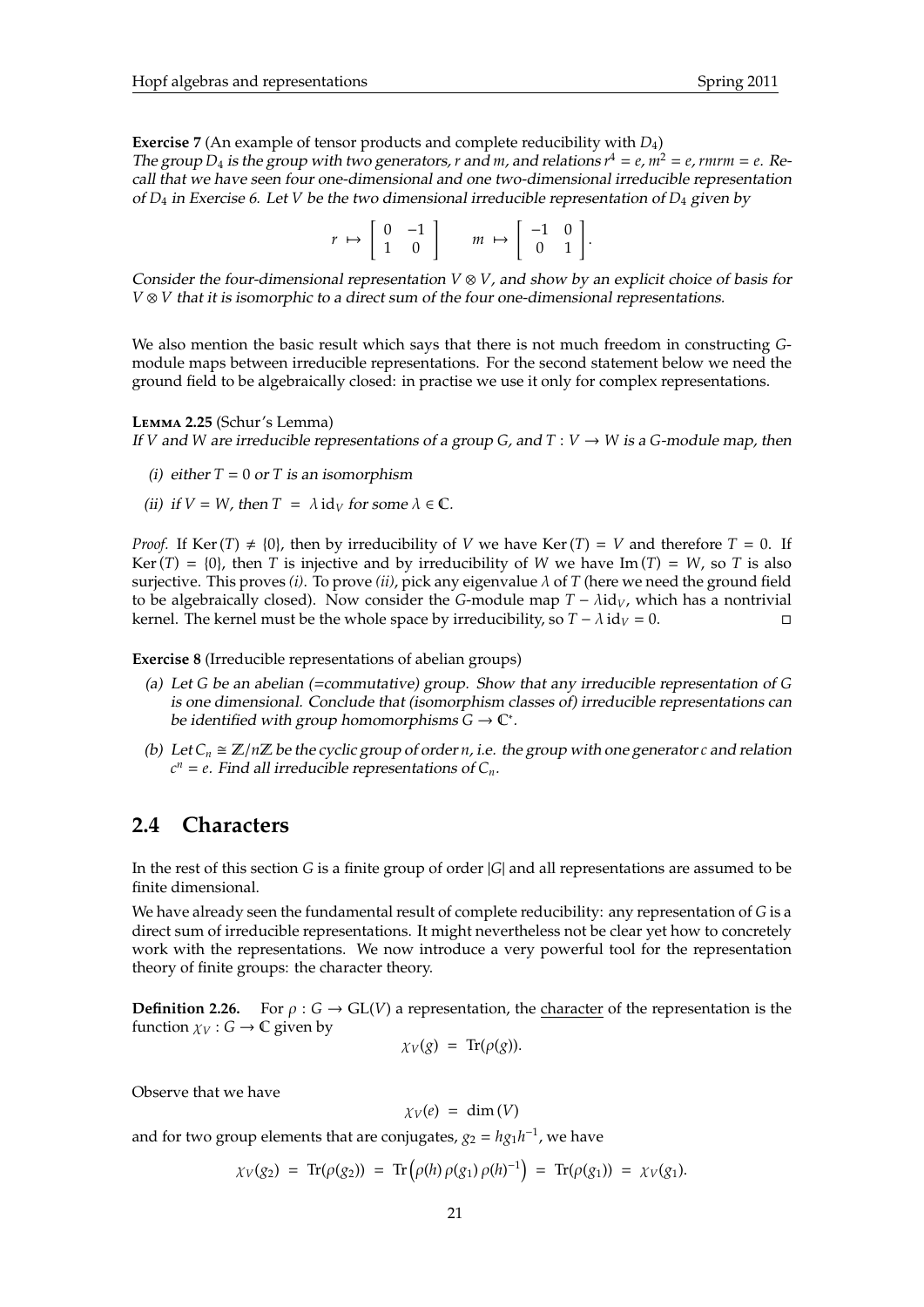**Exercise 7** (An example of tensor products and complete reducibility with $D_4$)
*The group $D_4$ is the group with two generators, $r$ and $m$, and relations $r^4 = e$, $m^2 = e$, $rmrm = e$. Recall that we have seen four one-dimensional and one two-dimensional irreducible representation of $D_4$ in Exercise 6. Let $V$ be the two dimensional irreducible representation of $D_4$ given by*

$$r \mapsto \begin{bmatrix} 0 & -1 \\ 1 & 0 \end{bmatrix} \qquad m \mapsto \begin{bmatrix} -1 & 0 \\ 0 & 1 \end{bmatrix}.$$

*Consider the four-dimensional representation $V \otimes V$, and show by an explicit choice of basis for $V \otimes V$ that it is isomorphic to a direct sum of the four one-dimensional representations.*

We also mention the basic result which says that there is not much freedom in constructing $G$-module maps between irreducible representations. For the second statement below we need the ground field to be algebraically closed: in practise we use it only for complex representations.

**Lemma 2.25** (Schur's Lemma)
*If $V$ and $W$ are irreducible representations of a group $G$, and $T : V \to W$ is a $G$-module map, then*

*(i) either $T = 0$ or $T$ is an isomorphism*

*(ii) if $V = W$, then $T = \lambda \, \mathrm{id}_V$ for some $\lambda \in \mathbb{C}$.*

*Proof.* If $\mathrm{Ker}\,(T) \neq \{0\}$, then by irreducibility of $V$ we have $\mathrm{Ker}\,(T) = V$ and therefore $T = 0$. If $\mathrm{Ker}\,(T) = \{0\}$, then $T$ is injective and by irreducibility of $W$ we have $\mathrm{Im}\,(T) = W$, so $T$ is also surjective. This proves *(i)*. To prove *(ii)*, pick any eigenvalue $\lambda$ of $T$ (here we need the ground field to be algebraically closed). Now consider the $G$-module map $T - \lambda \mathrm{id}_V$, which has a nontrivial kernel. The kernel must be the whole space by irreducibility, so $T - \lambda \, \mathrm{id}_V = 0$. □

**Exercise 8** (Irreducible representations of abelian groups)

*(a) Let $G$ be an abelian (=commutative) group. Show that any irreducible representation of $G$ is one dimensional. Conclude that (isomorphism classes of) irreducible representations can be identified with group homomorphisms $G \to \mathbb{C}^*$.*

*(b) Let $C_n \cong \mathbb{Z}/n\mathbb{Z}$ be the cyclic group of order $n$, i.e. the group with one generator $c$ and relation $c^n = e$. Find all irreducible representations of $C_n$.*

## 2.4 Characters

In the rest of this section $G$ is a finite group of order $|G|$ and all representations are assumed to be finite dimensional.

We have already seen the fundamental result of complete reducibility: any representation of $G$ is a direct sum of irreducible representations. It might nevertheless not be clear yet how to concretely work with the representations. We now introduce a very powerful tool for the representation theory of finite groups: the character theory.

**Definition 2.26.** For $\rho : G \to \mathrm{GL}(V)$ a representation, the character of the representation is the function $\chi_V : G \to \mathbb{C}$ given by

$$\chi_V(g) \;=\; \mathrm{Tr}(\rho(g)).$$

Observe that we have

$$\chi_V(e) \;=\; \dim(V)$$

and for two group elements that are conjugates, $g_2 = hg_1h^{-1}$, we have

$$\chi_V(g_2) \;=\; \mathrm{Tr}(\rho(g_2)) \;=\; \mathrm{Tr}\left(\rho(h)\,\rho(g_1)\,\rho(h)^{-1}\right) \;=\; \mathrm{Tr}(\rho(g_1)) \;=\; \chi_V(g_1).$$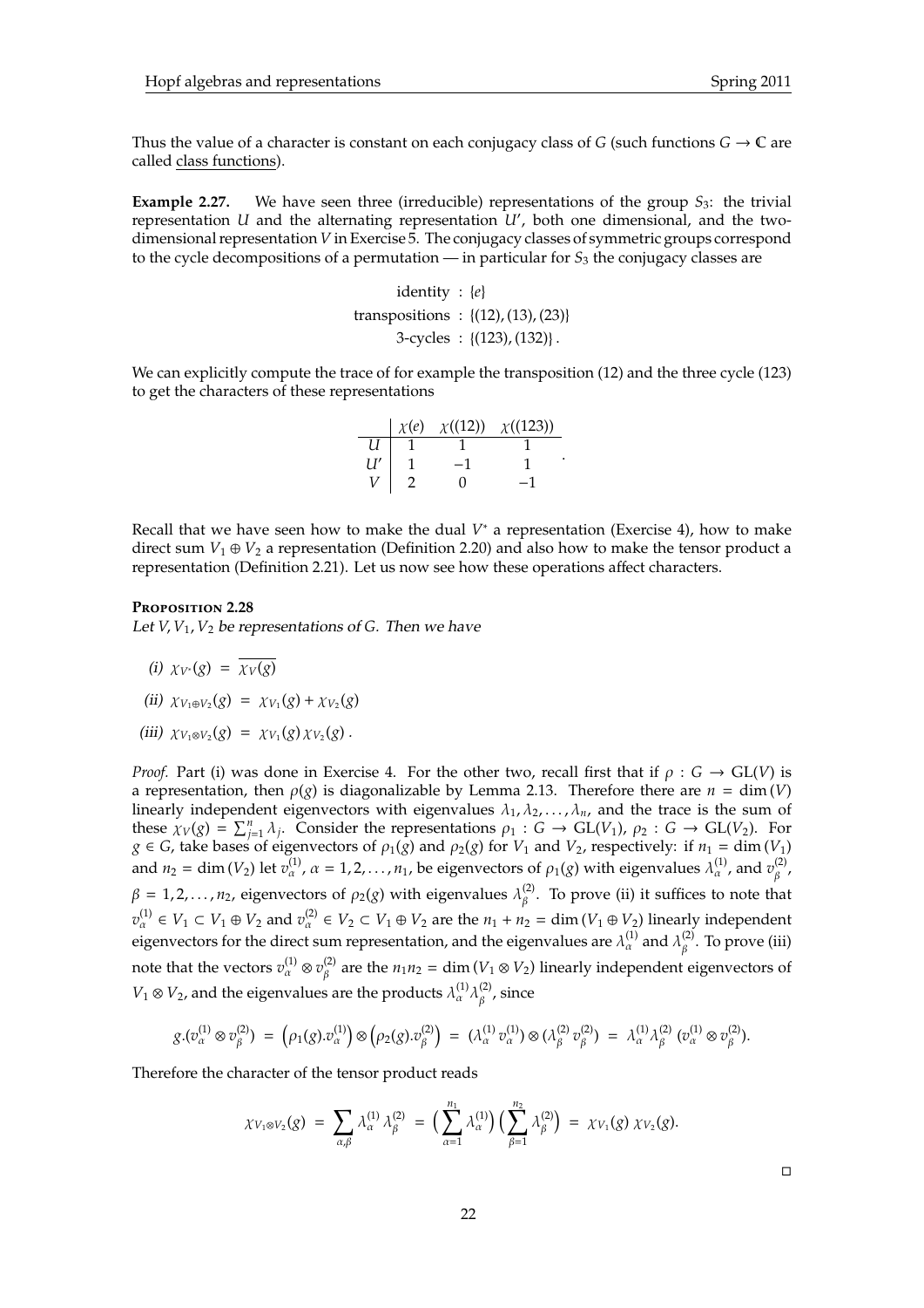Thus the value of a character is constant on each conjugacy class of $G$ (such functions $G \to \mathbb{C}$ are called <u>class functions</u>).

**Example 2.27.** We have seen three (irreducible) representations of the group $S_3$: the trivial representation $U$ and the alternating representation $U'$, both one dimensional, and the two-dimensional representation $V$ in Exercise 5. The conjugacy classes of symmetric groups correspond to the cycle decompositions of a permutation — in particular for $S_3$ the conjugacy classes are

$$\begin{aligned}
\text{identity} &: \{e\} \\
\text{transpositions} &: \{(12), (13), (23)\} \\
\text{3-cycles} &: \{(123), (132)\}\,.
\end{aligned}$$

We can explicitly compute the trace of for example the transposition (12) and the three cycle (123) to get the characters of these representations

| | $\chi(e)$ | $\chi((12))$ | $\chi((123))$ |
|---|---|---|---|
| $U$ | 1 | 1 | 1 |
| $U'$ | 1 | $-1$ | 1 |
| $V$ | 2 | 0 | $-1$ |

Recall that we have seen how to make the dual $V^*$ a representation (Exercise 4), how to make direct sum $V_1 \oplus V_2$ a representation (Definition 2.20) and also how to make the tensor product a representation (Definition 2.21). Let us now see how these operations affect characters.

**Proposition 2.28**

*Let $V, V_1, V_2$ be representations of $G$. Then we have*

*(i)* $\chi_{V^*}(g) \;=\; \overline{\chi_V(g)}$

*(ii)* $\chi_{V_1 \oplus V_2}(g) \;=\; \chi_{V_1}(g) + \chi_{V_2}(g)$

*(iii)* $\chi_{V_1 \otimes V_2}(g) \;=\; \chi_{V_1}(g)\,\chi_{V_2}(g)\,.$

*Proof.* Part (i) was done in Exercise 4. For the other two, recall first that if $\rho : G \to \mathrm{GL}(V)$ is a representation, then $\rho(g)$ is diagonalizable by Lemma 2.13. Therefore there are $n = \dim(V)$ linearly independent eigenvectors with eigenvalues $\lambda_1, \lambda_2, \ldots, \lambda_n$, and the trace is the sum of these $\chi_V(g) = \sum_{j=1}^{n} \lambda_j$. Consider the representations $\rho_1 : G \to \mathrm{GL}(V_1)$, $\rho_2 : G \to \mathrm{GL}(V_2)$. For $g \in G$, take bases of eigenvectors of $\rho_1(g)$ and $\rho_2(g)$ for $V_1$ and $V_2$, respectively: if $n_1 = \dim(V_1)$ and $n_2 = \dim(V_2)$ let $v^{(1)}_\alpha$, $\alpha = 1, 2, \ldots, n_1$, be eigenvectors of $\rho_1(g)$ with eigenvalues $\lambda^{(1)}_\alpha$, and $v^{(2)}_\beta$, $\beta = 1, 2, \ldots, n_2$, eigenvectors of $\rho_2(g)$ with eigenvalues $\lambda^{(2)}_\beta$. To prove (ii) it suffices to note that $v^{(1)}_\alpha \in V_1 \subset V_1 \oplus V_2$ and $v^{(2)}_\alpha \in V_2 \subset V_1 \oplus V_2$ are the $n_1 + n_2 = \dim(V_1 \oplus V_2)$ linearly independent eigenvectors for the direct sum representation, and the eigenvalues are $\lambda^{(1)}_\alpha$ and $\lambda^{(2)}_\beta$. To prove (iii) note that the vectors $v^{(1)}_\alpha \otimes v^{(2)}_\beta$ are the $n_1 n_2 = \dim(V_1 \otimes V_2)$ linearly independent eigenvectors of $V_1 \otimes V_2$, and the eigenvalues are the products $\lambda^{(1)}_\alpha \lambda^{(2)}_\beta$, since

$$g.(v^{(1)}_\alpha \otimes v^{(2)}_\beta) \;=\; \big(\rho_1(g).v^{(1)}_\alpha\big) \otimes \big(\rho_2(g).v^{(2)}_\beta\big) \;=\; (\lambda^{(1)}_\alpha\, v^{(1)}_\alpha) \otimes (\lambda^{(2)}_\beta\, v^{(2)}_\beta) \;=\; \lambda^{(1)}_\alpha \lambda^{(2)}_\beta\, (v^{(1)}_\alpha \otimes v^{(2)}_\beta).$$

Therefore the character of the tensor product reads

$$\chi_{V_1 \otimes V_2}(g) \;=\; \sum_{\alpha,\beta} \lambda^{(1)}_\alpha\, \lambda^{(2)}_\beta \;=\; \Big(\sum_{\alpha=1}^{n_1} \lambda^{(1)}_\alpha\Big) \Big(\sum_{\beta=1}^{n_2} \lambda^{(2)}_\beta\Big) \;=\; \chi_{V_1}(g)\, \chi_{V_2}(g).$$

□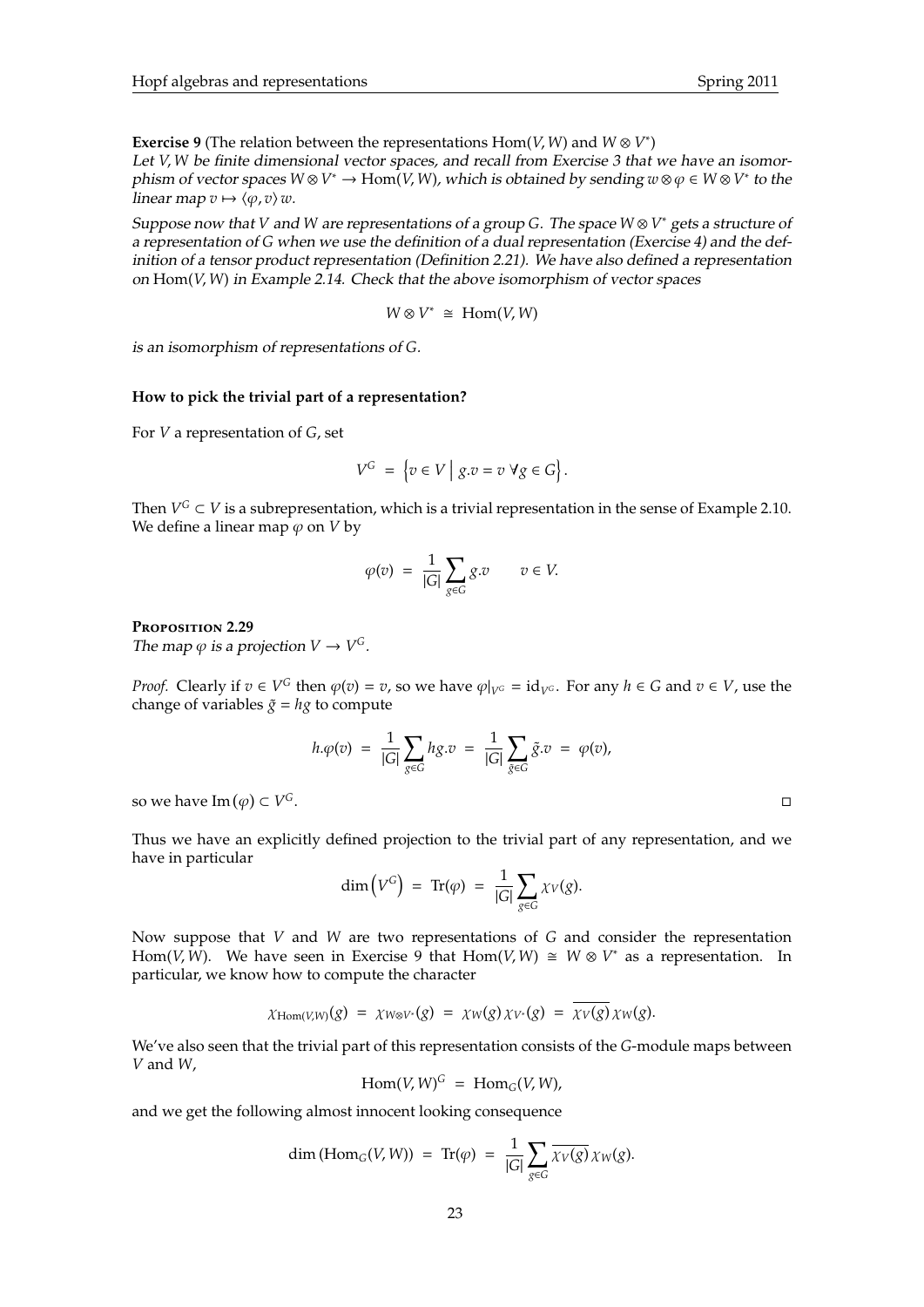**Exercise 9** (The relation between the representations $\mathrm{Hom}(V, W)$ and $W \otimes V^*$)
*Let $V, W$ be finite dimensional vector spaces, and recall from Exercise 3 that we have an isomorphism of vector spaces $W \otimes V^* \to \mathrm{Hom}(V, W)$, which is obtained by sending $w \otimes \varphi \in W \otimes V^*$ to the linear map $v \mapsto \langle \varphi, v \rangle\, w$.*

*Suppose now that $V$ and $W$ are representations of a group $G$. The space $W \otimes V^*$ gets a structure of a representation of $G$ when we use the definition of a dual representation (Exercise 4) and the definition of a tensor product representation (Definition 2.21). We have also defined a representation on $\mathrm{Hom}(V, W)$ in Example 2.14. Check that the above isomorphism of vector spaces*

$$W \otimes V^* \;\cong\; \mathrm{Hom}(V, W)$$

*is an isomorphism of representations of $G$.*

#### How to pick the trivial part of a representation?

For $V$ a representation of $G$, set

$$V^G \;=\; \left\{ v \in V \;\middle|\; g.v = v \;\forall g \in G \right\}.$$

Then $V^G \subset V$ is a subrepresentation, which is a trivial representation in the sense of Example 2.10. We define a linear map $\varphi$ on $V$ by

$$\varphi(v) \;=\; \frac{1}{|G|} \sum_{g \in G} g.v \qquad v \in V.$$

**Proposition 2.29**
*The map $\varphi$ is a projection $V \to V^G$.*

*Proof.* Clearly if $v \in V^G$ then $\varphi(v) = v$, so we have $\varphi|_{V^G} = \mathrm{id}_{V^G}$. For any $h \in G$ and $v \in V$, use the change of variables $\tilde{g} = hg$ to compute

$$h.\varphi(v) \;=\; \frac{1}{|G|} \sum_{g \in G} hg.v \;=\; \frac{1}{|G|} \sum_{\tilde{g} \in G} \tilde{g}.v \;=\; \varphi(v),$$

so we have $\mathrm{Im}\,(\varphi) \subset V^G$. $\square$

Thus we have an explicitly defined projection to the trivial part of any representation, and we have in particular

$$\dim\left(V^G\right) \;=\; \mathrm{Tr}(\varphi) \;=\; \frac{1}{|G|} \sum_{g \in G} \chi_V(g).$$

Now suppose that $V$ and $W$ are two representations of $G$ and consider the representation $\mathrm{Hom}(V, W)$. We have seen in Exercise 9 that $\mathrm{Hom}(V, W) \cong W \otimes V^*$ as a representation. In particular, we know how to compute the character

$$\chi_{\mathrm{Hom}(V,W)}(g) \;=\; \chi_{W \otimes V^*}(g) \;=\; \chi_W(g)\, \chi_{V^*}(g) \;=\; \overline{\chi_V(g)}\, \chi_W(g).$$

We've also seen that the trivial part of this representation consists of the $G$-module maps between $V$ and $W$,

$$\mathrm{Hom}(V, W)^G \;=\; \mathrm{Hom}_G(V, W),$$

and we get the following almost innocent looking consequence

$$\dim\left(\mathrm{Hom}_G(V, W)\right) \;=\; \mathrm{Tr}(\varphi) \;=\; \frac{1}{|G|} \sum_{g \in G} \overline{\chi_V(g)}\, \chi_W(g).$$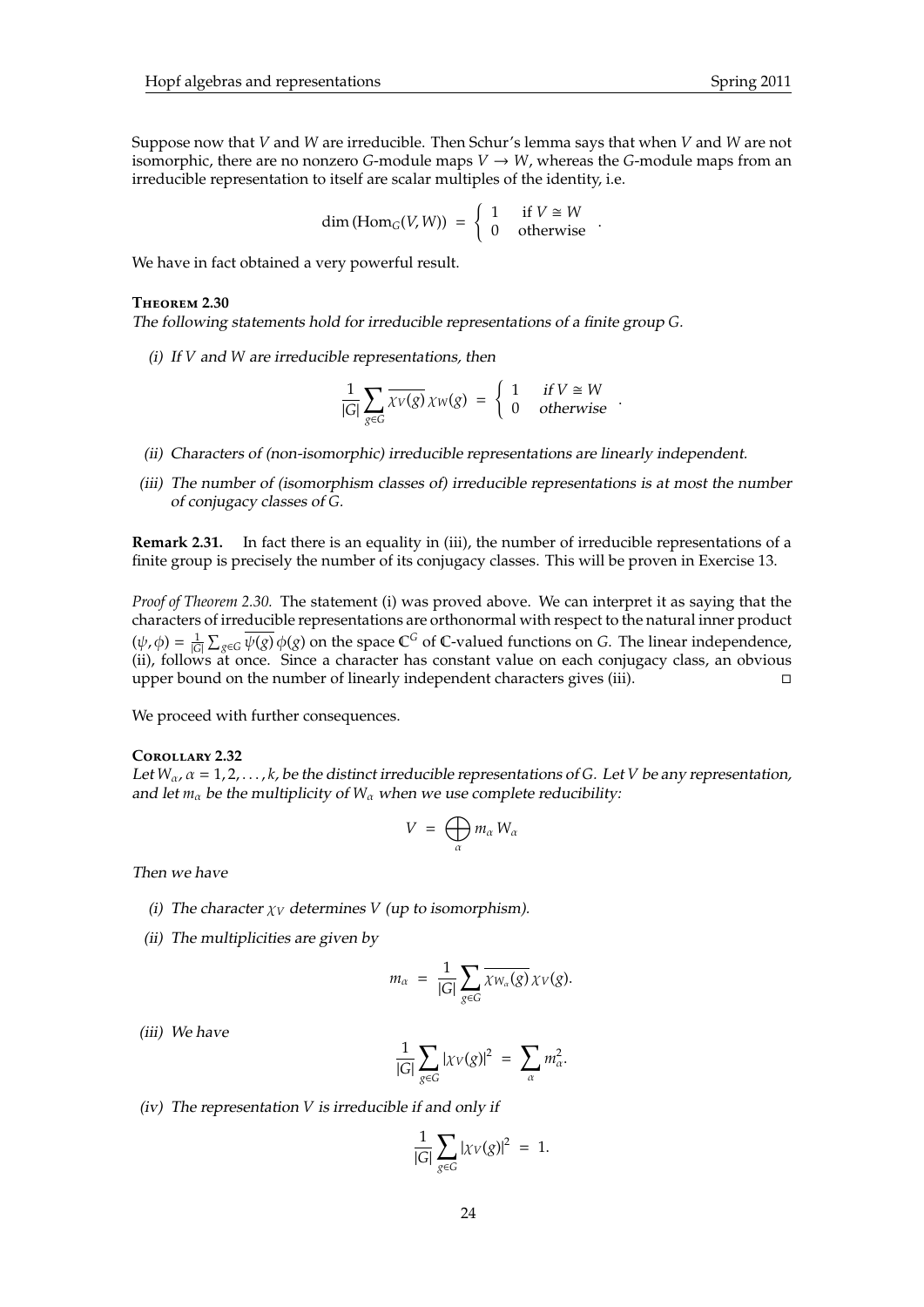Suppose now that $V$ and $W$ are irreducible. Then Schur's lemma says that when $V$ and $W$ are not isomorphic, there are no nonzero $G$-module maps $V \to W$, whereas the $G$-module maps from an irreducible representation to itself are scalar multiples of the identity, i.e.

$$\dim\left(\mathrm{Hom}_G(V, W)\right) = \begin{cases} 1 & \text{if } V \cong W \\ 0 & \text{otherwise} \end{cases}.$$

We have in fact obtained a very powerful result.

**Theorem 2.30**

*The following statements hold for irreducible representations of a finite group $G$.*

*(i) If $V$ and $W$ are irreducible representations, then*

$$\frac{1}{|G|} \sum_{g \in G} \overline{\chi_V(g)}\, \chi_W(g) = \begin{cases} 1 & \text{if } V \cong W \\ 0 & \text{otherwise} \end{cases}.$$

*(ii) Characters of (non-isomorphic) irreducible representations are linearly independent.*

*(iii) The number of (isomorphism classes of) irreducible representations is at most the number of conjugacy classes of $G$.*

**Remark 2.31.** In fact there is an equality in (iii), the number of irreducible representations of a finite group is precisely the number of its conjugacy classes. This will be proven in Exercise 13.

*Proof of Theorem 2.30.* The statement (i) was proved above. We can interpret it as saying that the characters of irreducible representations are orthonormal with respect to the natural inner product $(\psi, \phi) = \frac{1}{|G|} \sum_{g \in G} \overline{\psi(g)}\, \phi(g)$ on the space $\mathbb{C}^G$ of $\mathbb{C}$-valued functions on $G$. The linear independence, (ii), follows at once. Since a character has constant value on each conjugacy class, an obvious upper bound on the number of linearly independent characters gives (iii). □

We proceed with further consequences.

**Corollary 2.32**

*Let $W_\alpha$, $\alpha = 1, 2, \ldots, k$, be the distinct irreducible representations of $G$. Let $V$ be any representation, and let $m_\alpha$ be the multiplicity of $W_\alpha$ when we use complete reducibility:*

$$V = \bigoplus_\alpha m_\alpha W_\alpha$$

*Then we have*

*(i) The character $\chi_V$ determines $V$ (up to isomorphism).*

*(ii) The multiplicities are given by*

$$m_\alpha = \frac{1}{|G|} \sum_{g \in G} \overline{\chi_{W_\alpha}(g)}\, \chi_V(g).$$

*(iii) We have*

$$\frac{1}{|G|} \sum_{g \in G} |\chi_V(g)|^2 = \sum_\alpha m_\alpha^2.$$

*(iv) The representation $V$ is irreducible if and only if*

$$\frac{1}{|G|} \sum_{g \in G} |\chi_V(g)|^2 = 1.$$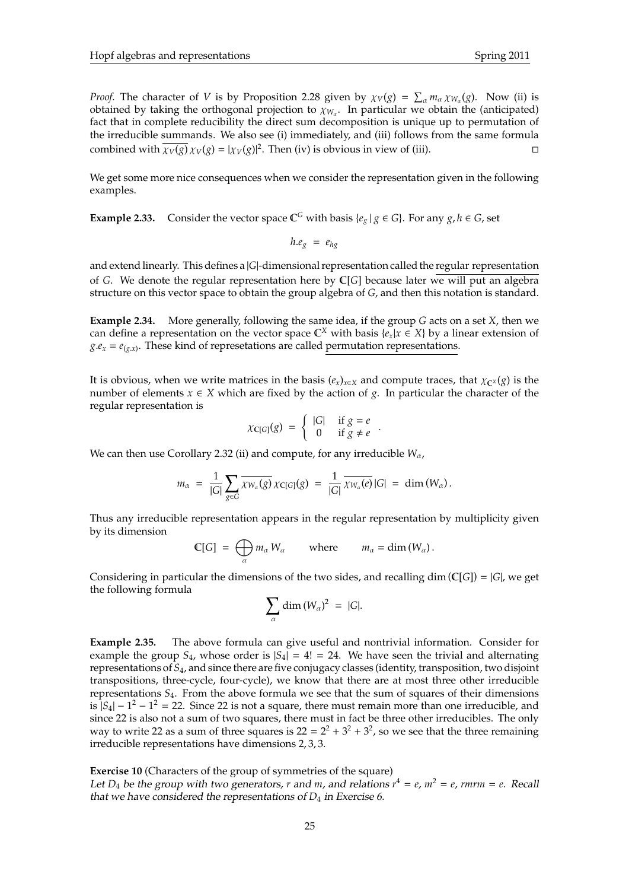*Proof.* The character of $V$ is by Proposition 2.28 given by $\chi_V(g) = \sum_\alpha m_\alpha \chi_{W_\alpha}(g)$. Now (ii) is obtained by taking the orthogonal projection to $\chi_{W_\alpha}$. In particular we obtain the (anticipated) fact that in complete reducibility the direct sum decomposition is unique up to permutation of the irreducible summands. We also see (i) immediately, and (iii) follows from the same formula combined with $\overline{\chi_V(g)}\,\chi_V(g) = |\chi_V(g)|^2$. Then (iv) is obvious in view of (iii). □

We get some more nice consequences when we consider the representation given in the following examples.

**Example 2.33.** Consider the vector space $\mathbb{C}^G$ with basis $\{e_g \mid g \in G\}$. For any $g, h \in G$, set

$$h.e_g \;=\; e_{hg}$$

and extend linearly. This defines a $|G|$-dimensional representation called the regular representation of $G$. We denote the regular representation here by $\mathbb{C}[G]$ because later we will put an algebra structure on this vector space to obtain the group algebra of $G$, and then this notation is standard.

**Example 2.34.** More generally, following the same idea, if the group $G$ acts on a set $X$, then we can define a representation on the vector space $\mathbb{C}^X$ with basis $\{e_x | x \in X\}$ by a linear extension of $g.e_x = e_{(g.x)}$. These kind of represetations are called permutation representations.

It is obvious, when we write matrices in the basis $(e_x)_{x\in X}$ and compute traces, that $\chi_{\mathbb{C}^X}(g)$ is the number of elements $x \in X$ which are fixed by the action of $g$. In particular the character of the regular representation is

$$\chi_{\mathbb{C}[G]}(g) \;=\; \begin{cases} |G| & \text{if } g = e \\ 0 & \text{if } g \neq e \end{cases}.$$

We can then use Corollary 2.32 (ii) and compute, for any irreducible $W_\alpha$,

$$m_\alpha \;=\; \frac{1}{|G|}\sum_{g\in G} \overline{\chi_{W_\alpha}(g)}\,\chi_{\mathbb{C}[G]}(g) \;=\; \frac{1}{|G|}\,\overline{\chi_{W_\alpha}(e)}\,|G| \;=\; \dim(W_\alpha).$$

Thus any irreducible representation appears in the regular representation by multiplicity given by its dimension

$$\mathbb{C}[G] \;=\; \bigoplus_\alpha m_\alpha\, W_\alpha \qquad \text{where} \qquad m_\alpha = \dim(W_\alpha).$$

Considering in particular the dimensions of the two sides, and recalling $\dim(\mathbb{C}[G]) = |G|$, we get the following formula

$$\sum_\alpha \dim(W_\alpha)^2 \;=\; |G|.$$

**Example 2.35.** The above formula can give useful and nontrivial information. Consider for example the group $S_4$, whose order is $|S_4| = 4! = 24$. We have seen the trivial and alternating representations of $S_4$, and since there are five conjugacy classes (identity, transposition, two disjoint transpositions, three-cycle, four-cycle), we know that there are at most three other irreducible representations $S_4$. From the above formula we see that the sum of squares of their dimensions is $|S_4| - 1^2 - 1^2 = 22$. Since 22 is not a square, there must remain more than one irreducible, and since 22 is also not a sum of two squares, there must in fact be three other irreducibles. The only way to write 22 as a sum of three squares is $22 = 2^2 + 3^2 + 3^2$, so we see that the three remaining irreducible representations have dimensions $2, 3, 3$.

**Exercise 10** (Characters of the group of symmetries of the square)
*Let $D_4$ be the group with two generators, $r$ and $m$, and relations $r^4 = e$, $m^2 = e$, $rmrm = e$. Recall that we have considered the representations of $D_4$ in Exercise 6.*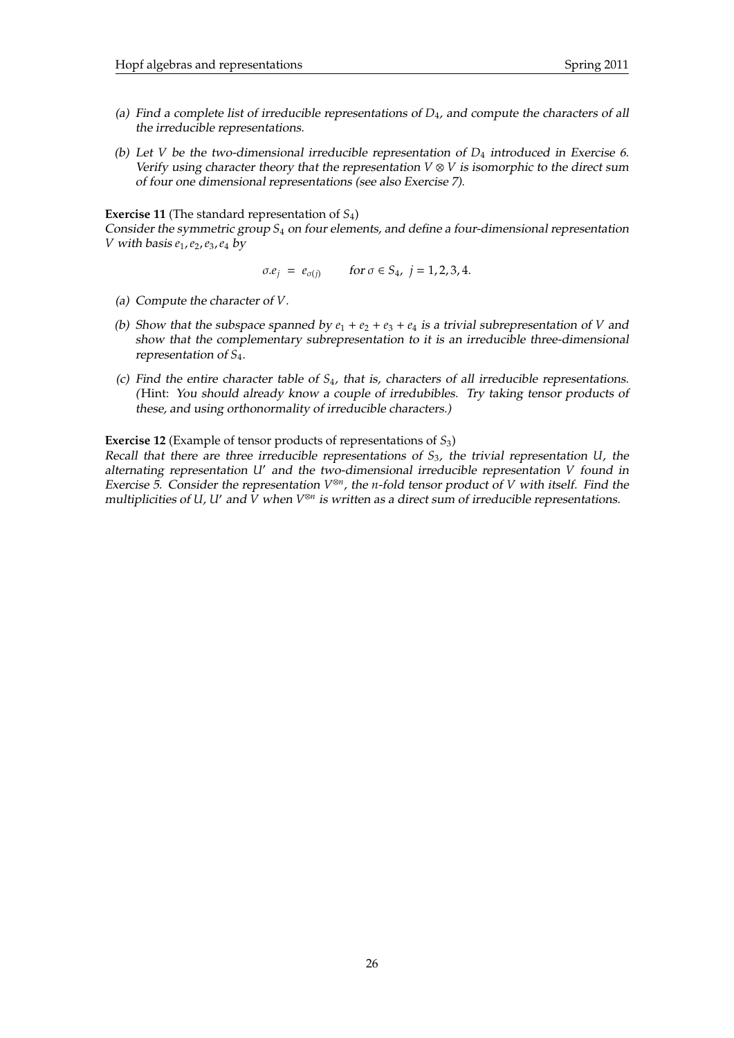(a) *Find a complete list of irreducible representations of $D_4$, and compute the characters of all the irreducible representations.*

(b) *Let $V$ be the two-dimensional irreducible representation of $D_4$ introduced in Exercise 6. Verify using character theory that the representation $V \otimes V$ is isomorphic to the direct sum of four one dimensional representations (see also Exercise 7).*

**Exercise 11** (The standard representation of $S_4$)
*Consider the symmetric group $S_4$ on four elements, and define a four-dimensional representation $V$ with basis $e_1, e_2, e_3, e_4$ by*

$$\sigma.e_j \;=\; e_{\sigma(j)} \qquad \text{for } \sigma \in S_4,\; j = 1, 2, 3, 4.$$

(a) *Compute the character of $V$.*

(b) *Show that the subspace spanned by $e_1 + e_2 + e_3 + e_4$ is a trivial subrepresentation of $V$ and show that the complementary subrepresentation to it is an irreducible three-dimensional representation of $S_4$.*

(c) *Find the entire character table of $S_4$, that is, characters of all irreducible representations. (*Hint: *You should already know a couple of irredubibles. Try taking tensor products of these, and using orthonormality of irreducible characters.)*

**Exercise 12** (Example of tensor products of representations of $S_3$)
*Recall that there are three irreducible representations of $S_3$, the trivial representation $U$, the alternating representation $U'$ and the two-dimensional irreducible representation $V$ found in Exercise 5. Consider the representation $V^{\otimes n}$, the $n$-fold tensor product of $V$ with itself. Find the multiplicities of $U$, $U'$ and $V$ when $V^{\otimes n}$ is written as a direct sum of irreducible representations.*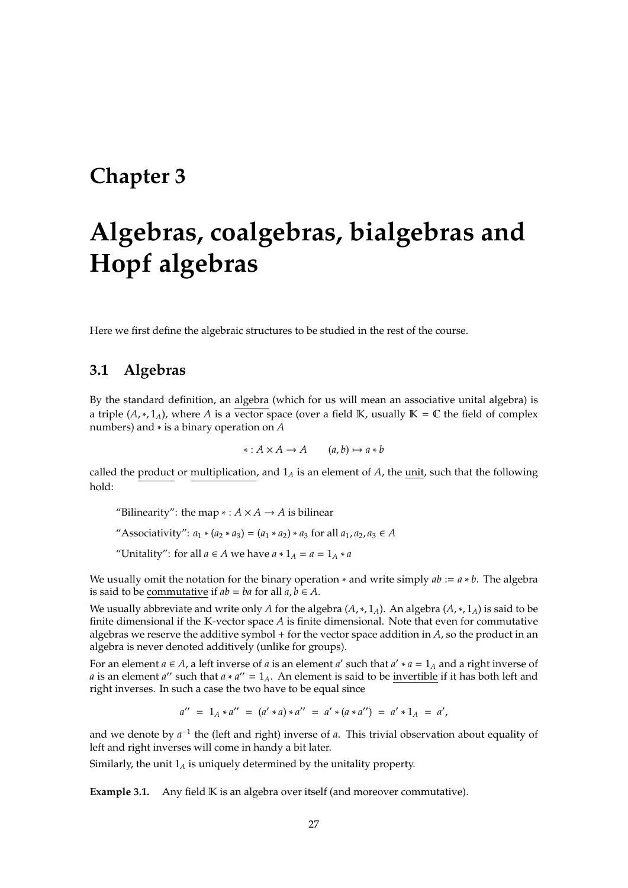# Chapter 3

# Algebras, coalgebras, bialgebras and Hopf algebras

Here we first define the algebraic structures to be studied in the rest of the course.

## 3.1 Algebras

By the standard definition, an algebra (which for us will mean an associative unital algebra) is a triple $(A, *, 1_A)$, where $A$ is a vector space (over a field $\mathbb{K}$, usually $\mathbb{K} = \mathbb{C}$ the field of complex numbers) and $*$ is a binary operation on $A$

$$* : A \times A \to A \qquad (a, b) \mapsto a * b$$

called the product or multiplication, and $1_A$ is an element of $A$, the unit, such that the following hold:

"Bilinearity": the map $* : A \times A \to A$ is bilinear

"Associativity": $a_1 * (a_2 * a_3) = (a_1 * a_2) * a_3$ for all $a_1, a_2, a_3 \in A$

"Unitality": for all $a \in A$ we have $a * 1_A = a = 1_A * a$

We usually omit the notation for the binary operation $*$ and write simply $ab := a * b$. The algebra is said to be commutative if $ab = ba$ for all $a, b \in A$.

We usually abbreviate and write only $A$ for the algebra $(A, *, 1_A)$. An algebra $(A, *, 1_A)$ is said to be finite dimensional if the $\mathbb{K}$-vector space $A$ is finite dimensional. Note that even for commutative algebras we reserve the additive symbol $+$ for the vector space addition in $A$, so the product in an algebra is never denoted additively (unlike for groups).

For an element $a \in A$, a left inverse of $a$ is an element $a'$ such that $a' * a = 1_A$ and a right inverse of $a$ is an element $a''$ such that $a * a'' = 1_A$. An element is said to be invertible if it has both left and right inverses. In such a case the two have to be equal since

$$a'' = 1_A * a'' = (a' * a) * a'' = a' * (a * a'') = a' * 1_A = a',$$

and we denote by $a^{-1}$ the (left and right) inverse of $a$. This trivial observation about equality of left and right inverses will come in handy a bit later.

Similarly, the unit $1_A$ is uniquely determined by the unitality property.

**Example 3.1.** Any field $\mathbb{K}$ is an algebra over itself (and moreover commutative).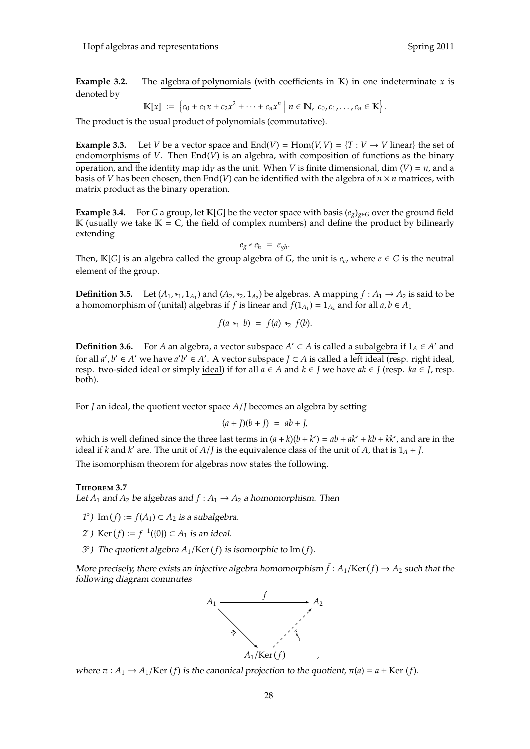**Example 3.2.** The algebra of polynomials (with coefficients in $\mathbb{K}$) in one indeterminate $x$ is denoted by

$$\mathbb{K}[x] := \left\{ c_0 + c_1 x + c_2 x^2 + \cdots + c_n x^n \;\middle|\; n \in \mathbb{N},\ c_0, c_1, \ldots, c_n \in \mathbb{K} \right\}.$$

The product is the usual product of polynomials (commutative).

**Example 3.3.** Let $V$ be a vector space and $\mathrm{End}(V) = \mathrm{Hom}(V, V) = \{T : V \to V \text{ linear}\}$ the set of endomorphisms of $V$. Then $\mathrm{End}(V)$ is an algebra, with composition of functions as the binary operation, and the identity map $\mathrm{id}_V$ as the unit. When $V$ is finite dimensional, $\dim(V) = n$, and a basis of $V$ has been chosen, then $\mathrm{End}(V)$ can be identified with the algebra of $n \times n$ matrices, with matrix product as the binary operation.

**Example 3.4.** For $G$ a group, let $\mathbb{K}[G]$ be the vector space with basis $(e_g)_{g \in G}$ over the ground field $\mathbb{K}$ (usually we take $\mathbb{K} = \mathbb{C}$, the field of complex numbers) and define the product by bilinearly extending

$$e_g * e_h = e_{gh}.$$

Then, $\mathbb{K}[G]$ is an algebra called the group algebra of $G$, the unit is $e_e$, where $e \in G$ is the neutral element of the group.

**Definition 3.5.** Let $(A_1, *_1, 1_{A_1})$ and $(A_2, *_2, 1_{A_2})$ be algebras. A mapping $f : A_1 \to A_2$ is said to be a homomorphism of (unital) algebras if $f$ is linear and $f(1_{A_1}) = 1_{A_2}$ and for all $a, b \in A_1$

$$f(a *_1 b) = f(a) *_2 f(b).$$

**Definition 3.6.** For $A$ an algebra, a vector subspace $A' \subset A$ is called a subalgebra if $1_A \in A'$ and for all $a', b' \in A'$ we have $a'b' \in A'$. A vector subspace $J \subset A$ is called a left ideal (resp. right ideal, resp. two-sided ideal or simply ideal) if for all $a \in A$ and $k \in J$ we have $ak \in J$ (resp. $ka \in J$, resp. both).

For $J$ an ideal, the quotient vector space $A/J$ becomes an algebra by setting

$$(a + J)(b + J) = ab + J,$$

which is well defined since the three last terms in $(a + k)(b + k') = ab + ak' + kb + kk'$, and are in the ideal if $k$ and $k'$ are. The unit of $A/J$ is the equivalence class of the unit of $A$, that is $1_A + J$.

The isomorphism theorem for algebras now states the following.

**Theorem 3.7**

*Let $A_1$ and $A_2$ be algebras and $f : A_1 \to A_2$ a homomorphism. Then*

*$1^\circ$) $\mathrm{Im}(f) := f(A_1) \subset A_2$ is a subalgebra.*

*$2^\circ$) $\mathrm{Ker}(f) := f^{-1}(\{0\}) \subset A_1$ is an ideal.*

*$3^\circ$) The quotient algebra $A_1/\mathrm{Ker}(f)$ is isomorphic to $\mathrm{Im}(f)$.*

*More precisely, there exists an injective algebra homomorphism $\bar{f} : A_1/\mathrm{Ker}(f) \to A_2$ such that the following diagram commutes*

$$\begin{array}{ccc} A_1 & \xrightarrow{\quad f \quad} & A_2 \\ & {\scriptstyle \pi} \searrow & \nearrow {\scriptstyle \bar{f}} \\ & A_1/\mathrm{Ker}(f) & \end{array},$$

*where $\pi : A_1 \to A_1/\mathrm{Ker}(f)$ is the canonical projection to the quotient, $\pi(a) = a + \mathrm{Ker}(f)$.*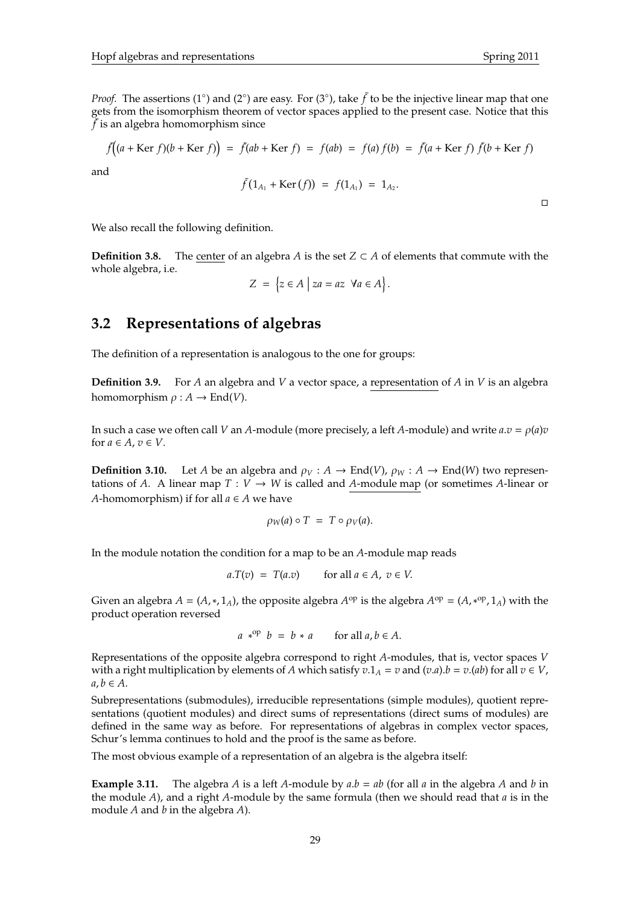*Proof.* The assertions (1°) and (2°) are easy. For (3°), take $\bar{f}$ to be the injective linear map that one gets from the isomorphism theorem of vector spaces applied to the present case. Notice that this $\bar{f}$ is an algebra homomorphism since

$$\bar{f}\Big((a + \mathrm{Ker}\, f)(b + \mathrm{Ker}\, f)\Big) \;=\; \bar{f}(ab + \mathrm{Ker}\, f) \;=\; f(ab) \;=\; f(a)\, f(b) \;=\; \bar{f}(a + \mathrm{Ker}\, f)\, \bar{f}(b + \mathrm{Ker}\, f)$$

and

$$\bar{f}\,(1_{A_1} + \mathrm{Ker}\,(f)) \;=\; f(1_{A_1}) \;=\; 1_{A_2}.$$

□

We also recall the following definition.

**Definition 3.8.** The <u>center</u> of an algebra $A$ is the set $Z \subset A$ of elements that commute with the whole algebra, i.e.

$$Z \;=\; \Big\{ z \in A \;\Big|\; za = az \;\; \forall a \in A \Big\}.$$

## 3.2 Representations of algebras

The definition of a representation is analogous to the one for groups:

**Definition 3.9.** For $A$ an algebra and $V$ a vector space, a <u>representation</u> of $A$ in $V$ is an algebra homomorphism $\rho : A \to \mathrm{End}(V)$.

In such a case we often call $V$ an $A$-module (more precisely, a left $A$-module) and write $a.v = \rho(a)v$ for $a \in A$, $v \in V$.

**Definition 3.10.** Let $A$ be an algebra and $\rho_V : A \to \mathrm{End}(V)$, $\rho_W : A \to \mathrm{End}(W)$ two representations of $A$. A linear map $T : V \to W$ is called and <u>$A$-module map</u> (or sometimes $A$-linear or $A$-homomorphism) if for all $a \in A$ we have

$$\rho_W(a) \circ T \;=\; T \circ \rho_V(a).$$

In the module notation the condition for a map to be an $A$-module map reads

$$a.T(v) \;=\; T(a.v) \qquad \text{for all } a \in A,\; v \in V.$$

Given an algebra $A = (A, *, 1_A)$, the opposite algebra $A^{\mathrm{op}}$ is the algebra $A^{\mathrm{op}} = (A, *^{\mathrm{op}}, 1_A)$ with the product operation reversed

$$a \;*^{\mathrm{op}}\; b \;=\; b * a \qquad \text{for all } a, b \in A.$$

Representations of the opposite algebra correspond to right $A$-modules, that is, vector spaces $V$ with a right multiplication by elements of $A$ which satisfy $v.1_A = v$ and $(v.a).b = v.(ab)$ for all $v \in V$, $a, b \in A$.

Subrepresentations (submodules), irreducible representations (simple modules), quotient representations (quotient modules) and direct sums of representations (direct sums of modules) are defined in the same way as before. For representations of algebras in complex vector spaces, Schur's lemma continues to hold and the proof is the same as before.

The most obvious example of a representation of an algebra is the algebra itself:

**Example 3.11.** The algebra $A$ is a left $A$-module by $a.b = ab$ (for all $a$ in the algebra $A$ and $b$ in the module $A$), and a right $A$-module by the same formula (then we should read that $a$ is in the module $A$ and $b$ in the algebra $A$).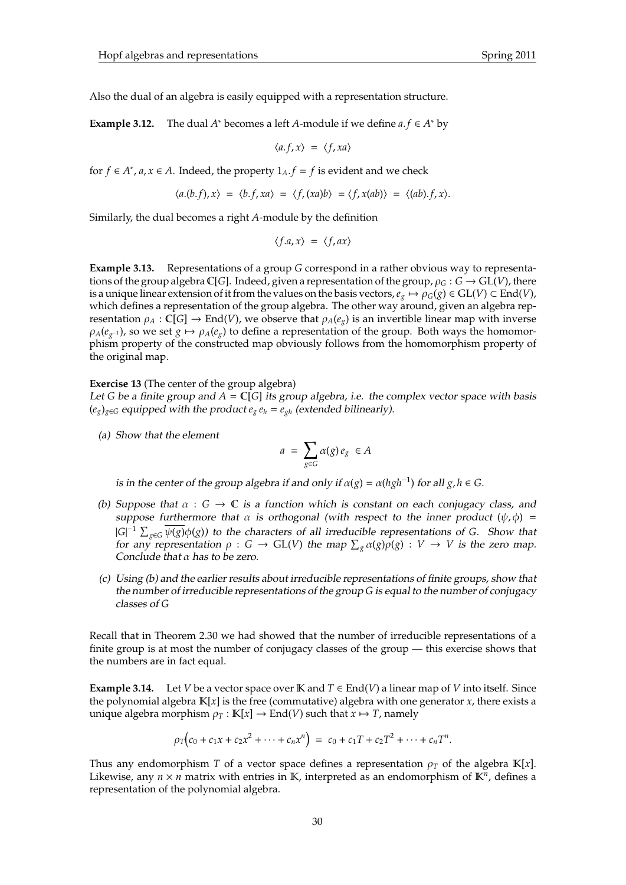Also the dual of an algebra is easily equipped with a representation structure.

**Example 3.12.** The dual $A^*$ becomes a left $A$-module if we define $a.f \in A^*$ by

$$\langle a.f, x \rangle \; = \; \langle f, xa \rangle$$

for $f \in A^*$, $a, x \in A$. Indeed, the property $1_A.f = f$ is evident and we check

$$\langle a.(b.f), x \rangle \; = \; \langle b.f, xa \rangle \; = \; \langle f, (xa)b \rangle \; = \langle f, x(ab) \rangle \; = \; \langle (ab).f, x \rangle.$$

Similarly, the dual becomes a right $A$-module by the definition

$$\langle f.a, x \rangle \; = \; \langle f, ax \rangle$$

**Example 3.13.** Representations of a group $G$ correspond in a rather obvious way to representations of the group algebra $\mathbb{C}[G]$. Indeed, given a representation of the group, $\rho_G : G \to \mathrm{GL}(V)$, there is a unique linear extension of it from the values on the basis vectors, $e_g \mapsto \rho_G(g) \in \mathrm{GL}(V) \subset \mathrm{End}(V)$, which defines a representation of the group algebra. The other way around, given an algebra representation $\rho_A : \mathbb{C}[G] \to \mathrm{End}(V)$, we observe that $\rho_A(e_g)$ is an invertible linear map with inverse $\rho_A(e_{g^{-1}})$, so we set $g \mapsto \rho_A(e_g)$ to define a representation of the group. Both ways the homomorphism property of the constructed map obviously follows from the homomorphism property of the original map.

**Exercise 13** (The center of the group algebra)
*Let $G$ be a finite group and $A = \mathbb{C}[G]$ its group algebra, i.e. the complex vector space with basis $(e_g)_{g \in G}$ equipped with the product $e_g e_h = e_{gh}$ (extended bilinearly).*

*(a) Show that the element*

$$a \; = \; \sum_{g \in G} \alpha(g) \, e_g \; \in A$$

*is in the center of the group algebra if and only if $\alpha(g) = \alpha(hgh^{-1})$ for all $g, h \in G$.*

*(b) Suppose that $\alpha : G \to \mathbb{C}$ is a function which is constant on each conjugacy class, and suppose furthermore that $\alpha$ is orthogonal (with respect to the inner product $(\psi, \phi) = |G|^{-1} \sum_{g \in G} \overline{\psi(g)} \phi(g)$) to the characters of all irreducible representations of $G$. Show that for any representation $\rho : G \to \mathrm{GL}(V)$ the map $\sum_g \alpha(g)\rho(g) : V \to V$ is the zero map. Conclude that $\alpha$ has to be zero.*

*(c) Using (b) and the earlier results about irreducible representations of finite groups, show that the number of irreducible representations of the group $G$ is equal to the number of conjugacy classes of $G$*

Recall that in Theorem 2.30 we had showed that the number of irreducible representations of a finite group is at most the number of conjugacy classes of the group — this exercise shows that the numbers are in fact equal.

**Example 3.14.** Let $V$ be a vector space over $\mathbb{K}$ and $T \in \mathrm{End}(V)$ a linear map of $V$ into itself. Since the polynomial algebra $\mathbb{K}[x]$ is the free (commutative) algebra with one generator $x$, there exists a unique algebra morphism $\rho_T : \mathbb{K}[x] \to \mathrm{End}(V)$ such that $x \mapsto T$, namely

$$\rho_T\Big(c_0 + c_1 x + c_2 x^2 + \cdots + c_n x^n\Big) \; = \; c_0 + c_1 T + c_2 T^2 + \cdots + c_n T^n.$$

Thus any endomorphism $T$ of a vector space defines a representation $\rho_T$ of the algebra $\mathbb{K}[x]$. Likewise, any $n \times n$ matrix with entries in $\mathbb{K}$, interpreted as an endomorphism of $\mathbb{K}^n$, defines a representation of the polynomial algebra.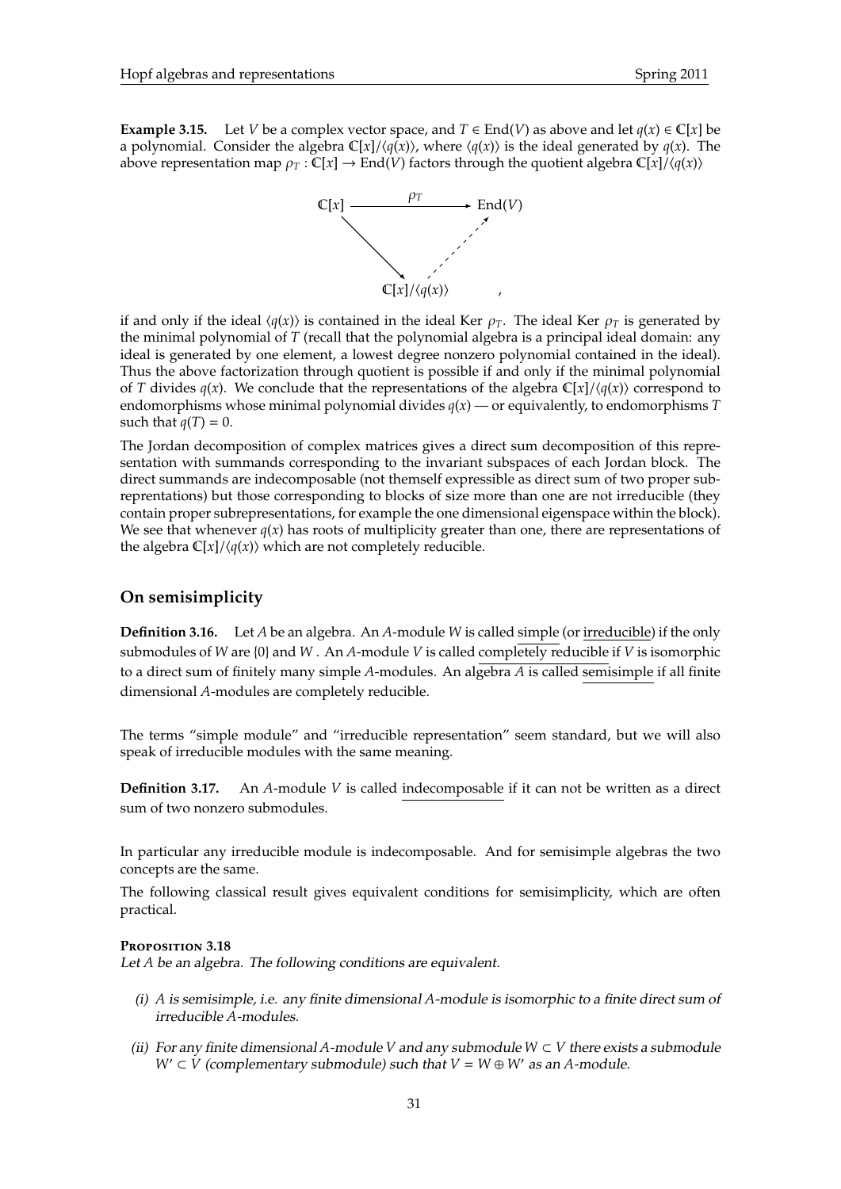**Example 3.15.** Let $V$ be a complex vector space, and $T \in \mathrm{End}(V)$ as above and let $q(x) \in \mathbb{C}[x]$ be a polynomial. Consider the algebra $\mathbb{C}[x]/\langle q(x) \rangle$, where $\langle q(x) \rangle$ is the ideal generated by $q(x)$. The above representation map $\rho_T : \mathbb{C}[x] \to \mathrm{End}(V)$ factors through the quotient algebra $\mathbb{C}[x]/\langle q(x) \rangle$

$$\begin{array}{ccc} \mathbb{C}[x] & \xrightarrow{\quad \rho_T \quad} & \mathrm{End}(V) \\ & \searrow & \nearrow \\ & \mathbb{C}[x]/\langle q(x) \rangle & \end{array},$$

if and only if the ideal $\langle q(x) \rangle$ is contained in the ideal Ker $\rho_T$. The ideal Ker $\rho_T$ is generated by the minimal polynomial of $T$ (recall that the polynomial algebra is a principal ideal domain: any ideal is generated by one element, a lowest degree nonzero polynomial contained in the ideal). Thus the above factorization through quotient is possible if and only if the minimal polynomial of $T$ divides $q(x)$. We conclude that the representations of the algebra $\mathbb{C}[x]/\langle q(x) \rangle$ correspond to endomorphisms whose minimal polynomial divides $q(x)$ — or equivalently, to endomorphisms $T$ such that $q(T) = 0$.

The Jordan decomposition of complex matrices gives a direct sum decomposition of this representation with summands corresponding to the invariant subspaces of each Jordan block. The direct summands are indecomposable (not themself expressible as direct sum of two proper subreprentations) but those corresponding to blocks of size more than one are not irreducible (they contain proper subrepresentations, for example the one dimensional eigenspace within the block). We see that whenever $q(x)$ has roots of multiplicity greater than one, there are representations of the algebra $\mathbb{C}[x]/\langle q(x) \rangle$ which are not completely reducible.

## On semisimplicity

**Definition 3.16.** Let $A$ be an algebra. An $A$-module $W$ is called simple (or irreducible) if the only submodules of $W$ are $\{0\}$ and $W$. An $A$-module $V$ is called completely reducible if $V$ is isomorphic to a direct sum of finitely many simple $A$-modules. An algebra $A$ is called semisimple if all finite dimensional $A$-modules are completely reducible.

The terms "simple module" and "irreducible representation" seem standard, but we will also speak of irreducible modules with the same meaning.

**Definition 3.17.** An $A$-module $V$ is called indecomposable if it can not be written as a direct sum of two nonzero submodules.

In particular any irreducible module is indecomposable. And for semisimple algebras the two concepts are the same.

The following classical result gives equivalent conditions for semisimplicity, which are often practical.

**Proposition 3.18**
*Let $A$ be an algebra. The following conditions are equivalent.*

*(i) $A$ is semisimple, i.e. any finite dimensional $A$-module is isomorphic to a finite direct sum of irreducible $A$-modules.*

*(ii) For any finite dimensional $A$-module $V$ and any submodule $W \subset V$ there exists a submodule $W' \subset V$ (complementary submodule) such that $V = W \oplus W'$ as an $A$-module.*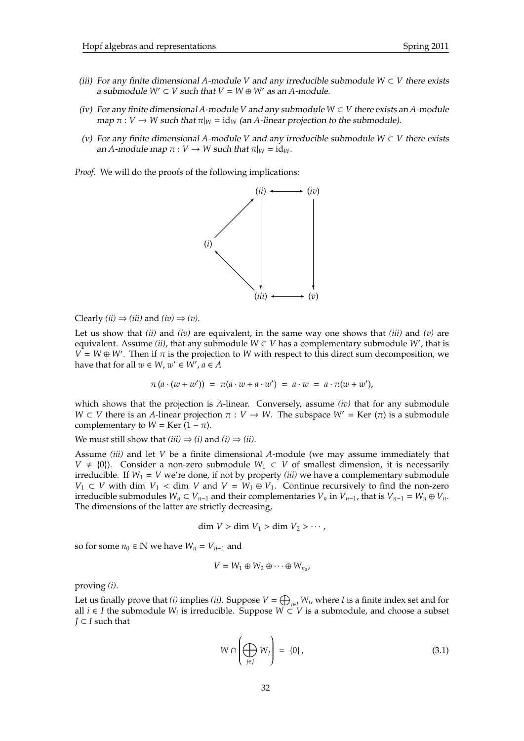*(iii)* For any finite dimensional $A$-module $V$ and any irreducible submodule $W \subset V$ there exists a submodule $W' \subset V$ such that $V = W \oplus W'$ as an $A$-module.

*(iv)* For any finite dimensional $A$-module $V$ and any submodule $W \subset V$ there exists an $A$-module map $\pi : V \to W$ such that $\pi|_W = \mathrm{id}_W$ (an $A$-linear projection to the submodule).

*(v)* For any finite dimensional $A$-module $V$ and any irreducible submodule $W \subset V$ there exists an $A$-module map $\pi : V \to W$ such that $\pi|_W = \mathrm{id}_W$.

*Proof.* We will do the proofs of the following implications:

$$\begin{array}{ccc} & (ii) & \longleftrightarrow & (iv) \\ \nearrow & \downarrow & & \downarrow \\ (i) & & & \\ \nwarrow & & & \\ & (iii) & \longleftrightarrow & (v) \end{array}$$

Clearly *(ii)* $\Rightarrow$ *(iii)* and *(iv)* $\Rightarrow$ *(v)*.

Let us show that *(ii)* and *(iv)* are equivalent, in the same way one shows that *(iii)* and *(v)* are equivalent. Assume *(ii)*, that any submodule $W \subset V$ has a complementary submodule $W'$, that is $V = W \oplus W'$. Then if $\pi$ is the projection to $W$ with respect to this direct sum decomposition, we have that for all $w \in W$, $w' \in W'$, $a \in A$

$$\pi\left(a \cdot (w + w')\right) \;=\; \pi(a \cdot w + a \cdot w') \;=\; a \cdot w \;=\; a \cdot \pi(w + w'),$$

which shows that the projection is $A$-linear. Conversely, assume *(iv)* that for any submodule $W \subset V$ there is an $A$-linear projection $\pi : V \to W$. The subspace $W' = \mathrm{Ker}\,(\pi)$ is a submodule complementary to $W = \mathrm{Ker}\,(1 - \pi)$.

We must still show that *(iii)* $\Rightarrow$ *(i)* and *(i)* $\Rightarrow$ *(ii)*.

Assume *(iii)* and let $V$ be a finite dimensional $A$-module (we may assume immediately that $V \neq \{0\}$). Consider a non-zero submodule $W_1 \subset V$ of smallest dimension, it is necessarily irreducible. If $W_1 = V$ we're done, if not by property *(iii)* we have a complementary submodule $V_1 \subset V$ with $\dim V_1 < \dim V$ and $V = W_1 \oplus V_1$. Continue recursively to find the non-zero irreducible submodules $W_n \subset V_{n-1}$ and their complementaries $V_n$ in $V_{n-1}$, that is $V_{n-1} = W_n \oplus V_n$. The dimensions of the latter are strictly decreasing,

$$\dim V > \dim V_1 > \dim V_2 > \cdots,$$

so for some $n_0 \in \mathbb{N}$ we have $W_n = V_{n-1}$ and

$$V = W_1 \oplus W_2 \oplus \cdots \oplus W_{n_0},$$

proving *(i)*.

Let us finally prove that *(i)* implies *(ii)*. Suppose $V = \bigoplus_{i \in I} W_i$, where $I$ is a finite index set and for all $i \in I$ the submodule $W_i$ is irreducible. Suppose $W \subset V$ is a submodule, and choose a subset $J \subset I$ such that

$$W \cap \left( \bigoplus_{j \in J} W_j \right) \;=\; \{0\}, \tag{3.1}$$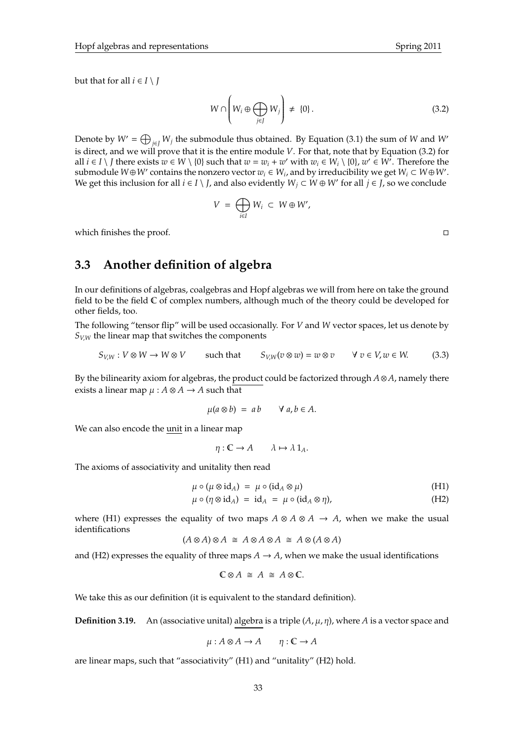but that for all $i \in I \setminus J$

$$W \cap \left( W_i \oplus \bigoplus_{j \in J} W_j \right) \neq \{0\}. \tag{3.2}$$

Denote by $W' = \bigoplus_{j \in J} W_j$ the submodule thus obtained. By Equation (3.1) the sum of $W$ and $W'$ is direct, and we will prove that it is the entire module $V$. For that, note that by Equation (3.2) for all $i \in I \setminus J$ there exists $w \in W \setminus \{0\}$ such that $w = w_i + w'$ with $w_i \in W_i \setminus \{0\}$, $w' \in W'$. Therefore the submodule $W \oplus W'$ contains the nonzero vector $w_i \in W_i$, and by irreducibility we get $W_i \subset W \oplus W'$. We get this inclusion for all $i \in I \setminus J$, and also evidently $W_j \subset W \oplus W'$ for all $j \in J$, so we conclude

$$V = \bigoplus_{i \in I} W_i \subset W \oplus W',$$

which finishes the proof. □

## 3.3 Another definition of algebra

In our definitions of algebras, coalgebras and Hopf algebras we will from here on take the ground field to be the field $\mathbb{C}$ of complex numbers, although much of the theory could be developed for other fields, too.

The following "tensor flip" will be used occasionally. For $V$ and $W$ vector spaces, let us denote by $S_{V,W}$ the linear map that switches the components

$$S_{V,W} : V \otimes W \to W \otimes V \qquad \text{such that} \qquad S_{V,W}(v \otimes w) = w \otimes v \qquad \forall\, v \in V, w \in W. \tag{3.3}$$

By the bilinearity axiom for algebras, the product could be factorized through $A \otimes A$, namely there exists a linear map $\mu : A \otimes A \to A$ such that

$$\mu(a \otimes b) = a\, b \qquad \forall\, a, b \in A.$$

We can also encode the unit in a linear map

$$\eta : \mathbb{C} \to A \qquad \lambda \mapsto \lambda\, 1_A.$$

The axioms of associativity and unitality then read

$$\mu \circ (\mu \otimes \mathrm{id}_A) = \mu \circ (\mathrm{id}_A \otimes \mu) \tag{H1}$$

$$\mu \circ (\eta \otimes \mathrm{id}_A) = \mathrm{id}_A = \mu \circ (\mathrm{id}_A \otimes \eta), \tag{H2}$$

where (H1) expresses the equality of two maps $A \otimes A \otimes A \to A$, when we make the usual identifications

$$(A \otimes A) \otimes A \cong A \otimes A \otimes A \cong A \otimes (A \otimes A)$$

and (H2) expresses the equality of three maps $A \to A$, when we make the usual identifications

$$\mathbb{C} \otimes A \cong A \cong A \otimes \mathbb{C}.$$

We take this as our definition (it is equivalent to the standard definition).

**Definition 3.19.** An (associative unital) algebra is a triple $(A, \mu, \eta)$, where $A$ is a vector space and

$$\mu : A \otimes A \to A \qquad \eta : \mathbb{C} \to A$$

are linear maps, such that "associativity" (H1) and "unitality" (H2) hold.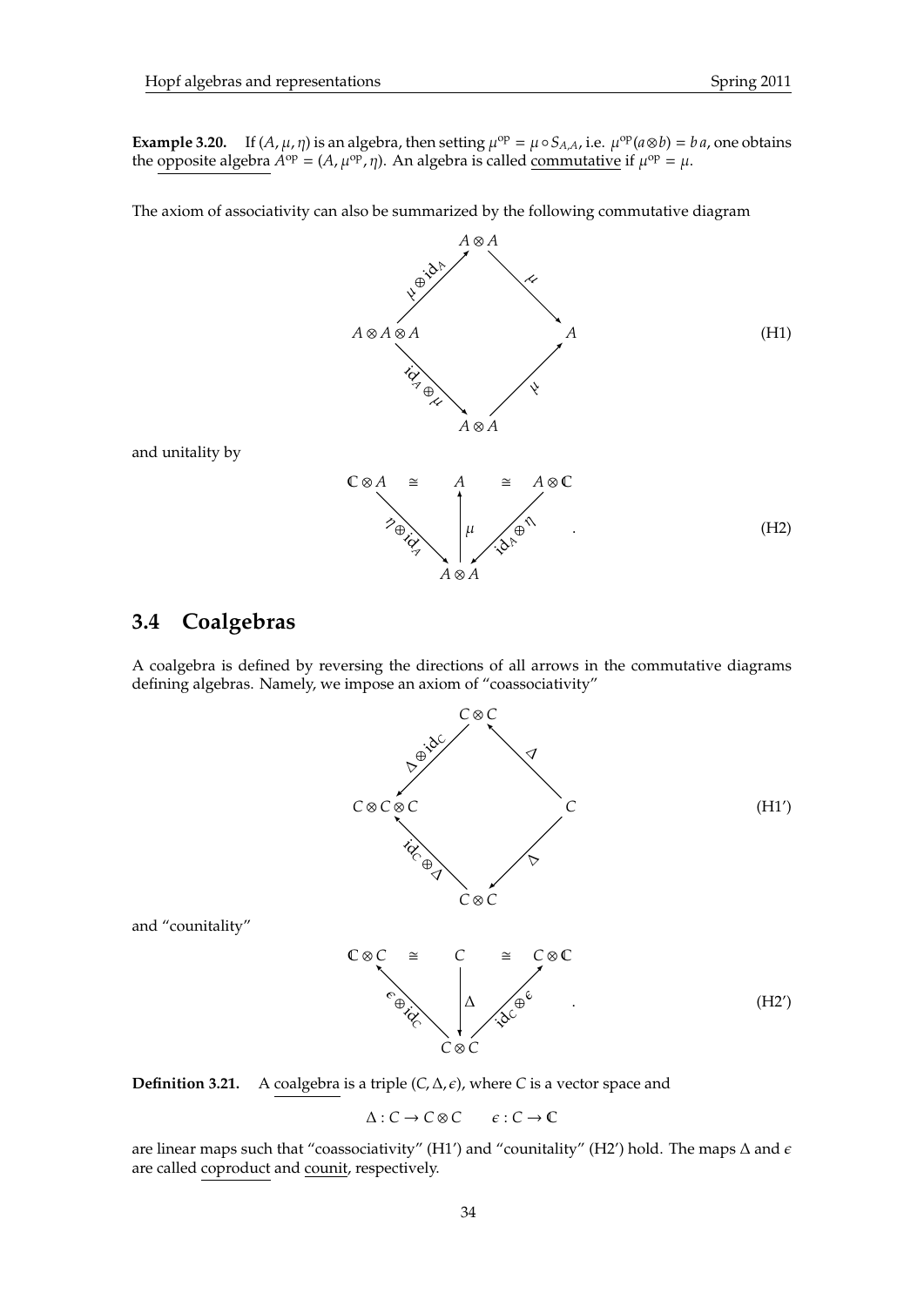**Example 3.20.** If $(A, \mu, \eta)$ is an algebra, then setting $\mu^{\mathrm{op}} = \mu \circ S_{A,A}$, i.e. $\mu^{\mathrm{op}}(a \otimes b) = b\,a$, one obtains the opposite algebra $A^{\mathrm{op}} = (A, \mu^{\mathrm{op}}, \eta)$. An algebra is called commutative if $\mu^{\mathrm{op}} = \mu$.

The axiom of associativity can also be summarized by the following commutative diagram

$$
\begin{array}{ccccc}
 & & A \otimes A & & \\
 & \overset{\mu \otimes \mathrm{id}_A}{\nearrow} & & \overset{\mu}{\searrow} & \\
A \otimes A \otimes A & & & & A \\
 & \underset{\mathrm{id}_A \otimes \mu}{\searrow} & & \underset{\mu}{\nearrow} & \\
 & & A \otimes A & &
\end{array}
\tag{H1}
$$

and unitality by

$$
\begin{array}{ccccc}
\mathbb{C} \otimes A & \cong & A & \cong & A \otimes \mathbb{C} \\
 & \underset{\eta \otimes \mathrm{id}_A}{\searrow} & \uparrow \mu & \underset{\mathrm{id}_A \otimes \eta}{\swarrow} & \\
 & & A \otimes A & &
\end{array}
\quad .
\tag{H2}
$$

## 3.4 Coalgebras

A coalgebra is defined by reversing the directions of all arrows in the commutative diagrams defining algebras. Namely, we impose an axiom of "coassociativity"

$$
\begin{array}{ccccc}
 & & C \otimes C & & \\
 & \overset{\Delta \otimes \mathrm{id}_C}{\swarrow} & & \overset{\Delta}{\nwarrow} & \\
C \otimes C \otimes C & & & & C \\
 & \underset{\mathrm{id}_C \otimes \Delta}{\nwarrow} & & \underset{\Delta}{\swarrow} & \\
 & & C \otimes C & &
\end{array}
\tag{H1'}
$$

and "counitality"

$$
\begin{array}{ccccc}
\mathbb{C} \otimes C & \cong & C & \cong & C \otimes \mathbb{C} \\
 & \underset{\epsilon \otimes \mathrm{id}_C}{\nwarrow} & \downarrow \Delta & \underset{\mathrm{id}_C \otimes \epsilon}{\nearrow} & \\
 & & C \otimes C & &
\end{array}
\quad .
\tag{H2'}
$$

**Definition 3.21.** A coalgebra is a triple $(C, \Delta, \epsilon)$, where $C$ is a vector space and

$$
\Delta : C \to C \otimes C \qquad \epsilon : C \to \mathbb{C}
$$

are linear maps such that "coassociativity" (H1') and "counitality" (H2') hold. The maps $\Delta$ and $\epsilon$ are called coproduct and counit, respectively.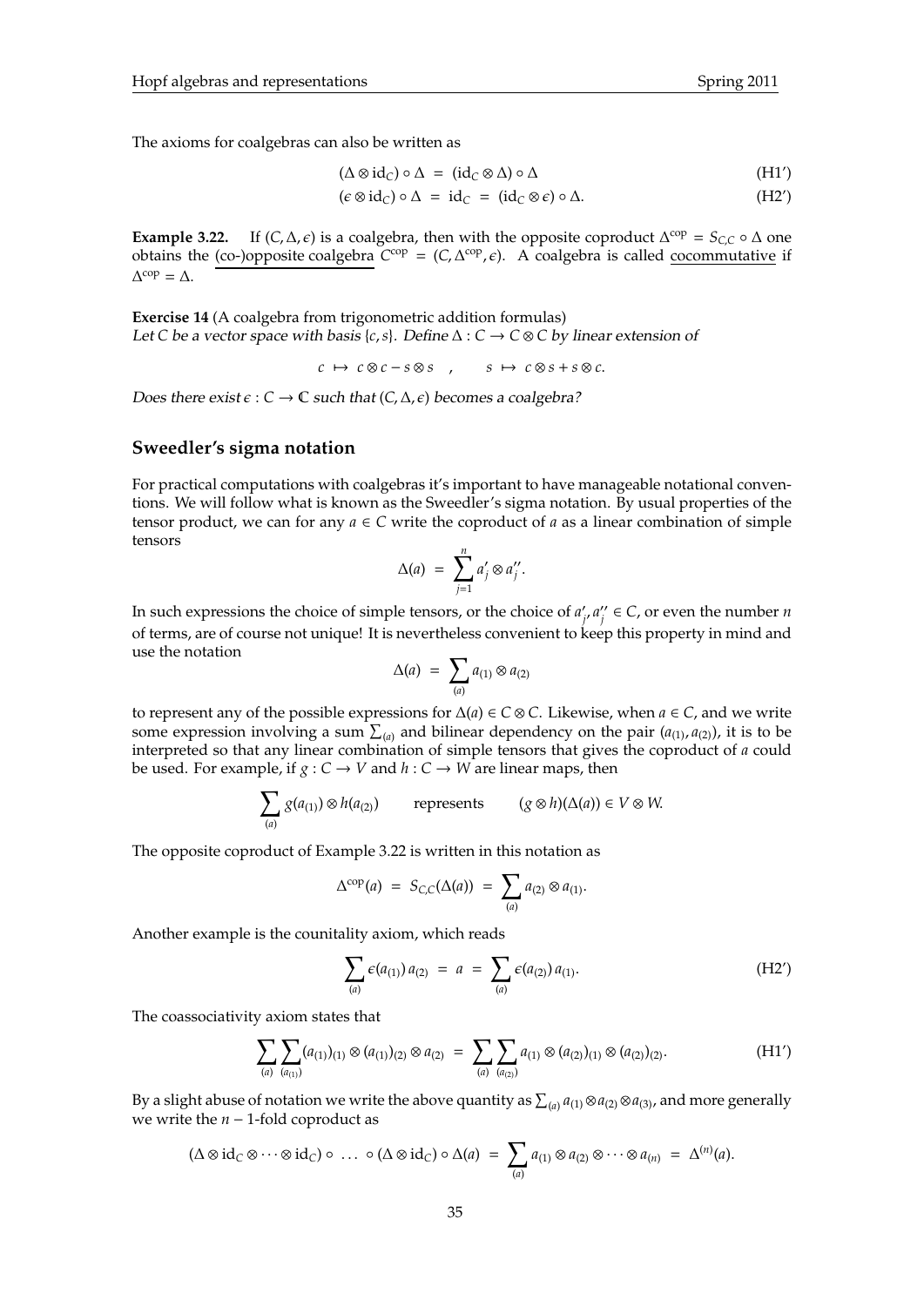The axioms for coalgebras can also be written as

$$(\Delta \otimes \mathrm{id}_C) \circ \Delta \;=\; (\mathrm{id}_C \otimes \Delta) \circ \Delta \tag{H1'}$$

$$(\epsilon \otimes \mathrm{id}_C) \circ \Delta \;=\; \mathrm{id}_C \;=\; (\mathrm{id}_C \otimes \epsilon) \circ \Delta. \tag{H2'}$$

**Example 3.22.** If $(C, \Delta, \epsilon)$ is a coalgebra, then with the opposite coproduct $\Delta^{\mathrm{cop}} = S_{C,C} \circ \Delta$ one obtains the (co-)opposite coalgebra $C^{\mathrm{cop}} = (C, \Delta^{\mathrm{cop}}, \epsilon)$. A coalgebra is called cocommutative if $\Delta^{\mathrm{cop}} = \Delta$.

**Exercise 14** (A coalgebra from trigonometric addition formulas)
*Let $C$ be a vector space with basis $\{c, s\}$. Define $\Delta : C \to C \otimes C$ by linear extension of*

$$c \;\mapsto\; c \otimes c - s \otimes s \quad , \qquad s \;\mapsto\; c \otimes s + s \otimes c.$$

*Does there exist $\epsilon : C \to \mathbb{C}$ such that $(C, \Delta, \epsilon)$ becomes a coalgebra?*

## Sweedler's sigma notation

For practical computations with coalgebras it's important to have manageable notational conventions. We will follow what is known as the Sweedler's sigma notation. By usual properties of the tensor product, we can for any $a \in C$ write the coproduct of $a$ as a linear combination of simple tensors

$$\Delta(a) \;=\; \sum_{j=1}^{n} a'_j \otimes a''_j.$$

In such expressions the choice of simple tensors, or the choice of $a'_j, a''_j \in C$, or even the number $n$ of terms, are of course not unique! It is nevertheless convenient to keep this property in mind and use the notation

$$\Delta(a) \;=\; \sum_{(a)} a_{(1)} \otimes a_{(2)}$$

to represent any of the possible expressions for $\Delta(a) \in C \otimes C$. Likewise, when $a \in C$, and we write some expression involving a sum $\sum_{(a)}$ and bilinear dependency on the pair $(a_{(1)}, a_{(2)})$, it is to be interpreted so that any linear combination of simple tensors that gives the coproduct of $a$ could be used. For example, if $g : C \to V$ and $h : C \to W$ are linear maps, then

$$\sum_{(a)} g(a_{(1)}) \otimes h(a_{(2)}) \qquad \text{represents} \qquad (g \otimes h)(\Delta(a)) \in V \otimes W.$$

The opposite coproduct of Example 3.22 is written in this notation as

$$\Delta^{\mathrm{cop}}(a) \;=\; S_{C,C}(\Delta(a)) \;=\; \sum_{(a)} a_{(2)} \otimes a_{(1)}.$$

Another example is the counitality axiom, which reads

$$\sum_{(a)} \epsilon(a_{(1)})\, a_{(2)} \;=\; a \;=\; \sum_{(a)} \epsilon(a_{(2)})\, a_{(1)}. \tag{H2'}$$

The coassociativity axiom states that

$$\sum_{(a)} \sum_{(a_{(1)})} (a_{(1)})_{(1)} \otimes (a_{(1)})_{(2)} \otimes a_{(2)} \;=\; \sum_{(a)} \sum_{(a_{(2)})} a_{(1)} \otimes (a_{(2)})_{(1)} \otimes (a_{(2)})_{(2)}. \tag{H1'}$$

By a slight abuse of notation we write the above quantity as $\sum_{(a)} a_{(1)} \otimes a_{(2)} \otimes a_{(3)}$, and more generally we write the $n-1$-fold coproduct as

$$(\Delta \otimes \mathrm{id}_C \otimes \cdots \otimes \mathrm{id}_C) \circ \;\ldots\; \circ (\Delta \otimes \mathrm{id}_C) \circ \Delta(a) \;=\; \sum_{(a)} a_{(1)} \otimes a_{(2)} \otimes \cdots \otimes a_{(n)} \;=\; \Delta^{(n)}(a).$$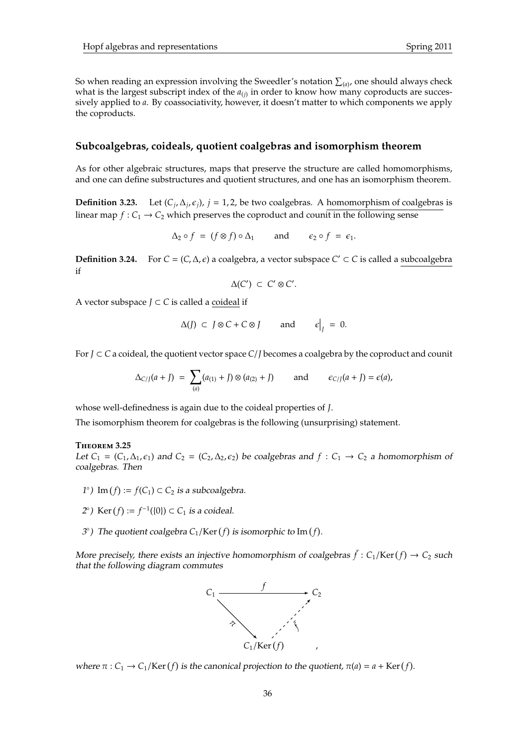So when reading an expression involving the Sweedler's notation $\sum_{(a)}$, one should always check what is the largest subscript index of the $a_{(j)}$ in order to know how many coproducts are successively applied to $a$. By coassociativity, however, it doesn't matter to which components we apply the coproducts.

## Subcoalgebras, coideals, quotient coalgebras and isomorphism theorem

As for other algebraic structures, maps that preserve the structure are called homomorphisms, and one can define substructures and quotient structures, and one has an isomorphism theorem.

**Definition 3.23.** Let $(C_j, \Delta_j, \epsilon_j)$, $j = 1, 2$, be two coalgebras. A homomorphism of coalgebras is linear map $f : C_1 \to C_2$ which preserves the coproduct and counit in the following sense

$$\Delta_2 \circ f \;=\; (f \otimes f) \circ \Delta_1 \qquad \text{and} \qquad \epsilon_2 \circ f \;=\; \epsilon_1.$$

**Definition 3.24.** For $C = (C, \Delta, \epsilon)$ a coalgebra, a vector subspace $C' \subset C$ is called a subcoalgebra if

$$\Delta(C') \;\subset\; C' \otimes C'.$$

A vector subspace $J \subset C$ is called a coideal if

$$\Delta(J) \;\subset\; J \otimes C + C \otimes J \qquad \text{and} \qquad \epsilon\Big|_J \;=\; 0.$$

For $J \subset C$ a coideal, the quotient vector space $C/J$ becomes a coalgebra by the coproduct and counit

$$\Delta_{C/J}(a + J) \;=\; \sum_{(a)} (a_{(1)} + J) \otimes (a_{(2)} + J) \qquad \text{and} \qquad \epsilon_{C/J}(a + J) = \epsilon(a),$$

whose well-definedness is again due to the coideal properties of $J$.

The isomorphism theorem for coalgebras is the following (unsurprising) statement.

**Theorem 3.25**

*Let $C_1 = (C_1, \Delta_1, \epsilon_1)$ and $C_2 = (C_2, \Delta_2, \epsilon_2)$ be coalgebras and $f : C_1 \to C_2$ a homomorphism of coalgebras. Then*

*1°) $\mathrm{Im}\,(f) := f(C_1) \subset C_2$ is a subcoalgebra.*

*2°) $\mathrm{Ker}\,(f) := f^{-1}(\{0\}) \subset C_1$ is a coideal.*

*3°) The quotient coalgebra $C_1/\mathrm{Ker}\,(f)$ is isomorphic to $\mathrm{Im}\,(f)$.*

*More precisely, there exists an injective homomorphism of coalgebras $\bar{f} : C_1/\mathrm{Ker}\,(f) \to C_2$ such that the following diagram commutes*

$$\begin{array}{ccc} C_1 & \xrightarrow{\quad f \quad} & C_2 \\ & {\scriptstyle \pi} \searrow \quad \nearrow {\scriptstyle \bar{f}} & \\ & C_1/\mathrm{Ker}\,(f) & \end{array},$$

*where $\pi : C_1 \to C_1/\mathrm{Ker}\,(f)$ is the canonical projection to the quotient, $\pi(a) = a + \mathrm{Ker}\,(f)$.*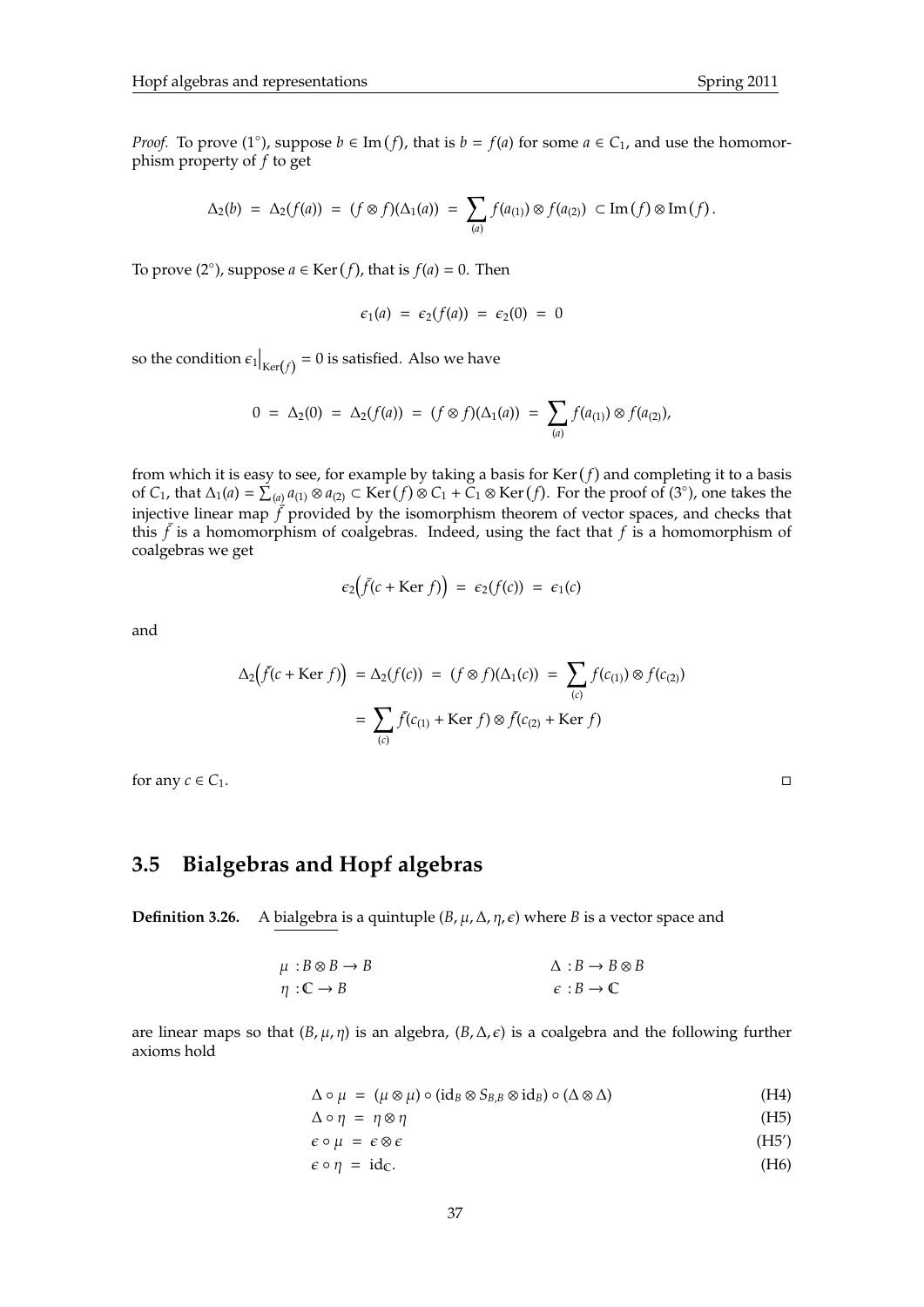*Proof.* To prove (1°), suppose $b \in \mathrm{Im}(f)$, that is $b = f(a)$ for some $a \in C_1$, and use the homomorphism property of $f$ to get

$$\Delta_2(b) \;=\; \Delta_2(f(a)) \;=\; (f \otimes f)(\Delta_1(a)) \;=\; \sum_{(a)} f(a_{(1)}) \otimes f(a_{(2)}) \;\subset \mathrm{Im}(f) \otimes \mathrm{Im}(f)\,.$$

To prove (2°), suppose $a \in \mathrm{Ker}(f)$, that is $f(a) = 0$. Then

$$\epsilon_1(a) \;=\; \epsilon_2(f(a)) \;=\; \epsilon_2(0) \;=\; 0$$

so the condition $\epsilon_1\big|_{\mathrm{Ker}(f)} = 0$ is satisfied. Also we have

$$0 \;=\; \Delta_2(0) \;=\; \Delta_2(f(a)) \;=\; (f \otimes f)(\Delta_1(a)) \;=\; \sum_{(a)} f(a_{(1)}) \otimes f(a_{(2)}),$$

from which it is easy to see, for example by taking a basis for $\mathrm{Ker}(f)$ and completing it to a basis of $C_1$, that $\Delta_1(a) = \sum_{(a)} a_{(1)} \otimes a_{(2)} \subset \mathrm{Ker}(f) \otimes C_1 + C_1 \otimes \mathrm{Ker}(f)$. For the proof of (3°), one takes the injective linear map $\bar{f}$ provided by the isomorphism theorem of vector spaces, and checks that this $\bar{f}$ is a homomorphism of coalgebras. Indeed, using the fact that $f$ is a homomorphism of coalgebras we get

$$\epsilon_2\Big(\bar{f}(c + \mathrm{Ker}\, f)\Big) \;=\; \epsilon_2(f(c)) \;=\; \epsilon_1(c)$$

and

$$\begin{aligned}
\Delta_2\Big(\bar{f}(c + \mathrm{Ker}\, f)\Big) \;&=\; \Delta_2(f(c)) \;=\; (f \otimes f)(\Delta_1(c)) \;=\; \sum_{(c)} f(c_{(1)}) \otimes f(c_{(2)}) \\
&=\; \sum_{(c)} \bar{f}(c_{(1)} + \mathrm{Ker}\, f) \otimes \bar{f}(c_{(2)} + \mathrm{Ker}\, f)
\end{aligned}$$

for any $c \in C_1$. □

## 3.5 Bialgebras and Hopf algebras

**Definition 3.26.** A bialgebra is a quintuple $(B, \mu, \Delta, \eta, \epsilon)$ where $B$ is a vector space and

$$\begin{aligned}
&\mu : B \otimes B \to B \qquad\qquad && \Delta : B \to B \otimes B \\
&\eta : \mathbb{C} \to B && \epsilon : B \to \mathbb{C}
\end{aligned}$$

are linear maps so that $(B, \mu, \eta)$ is an algebra, $(B, \Delta, \epsilon)$ is a coalgebra and the following further axioms hold

$$\Delta \circ \mu \;=\; (\mu \otimes \mu) \circ (\mathrm{id}_B \otimes S_{B,B} \otimes \mathrm{id}_B) \circ (\Delta \otimes \Delta) \tag{H4}$$

$$\Delta \circ \eta \;=\; \eta \otimes \eta \tag{H5}$$

$$\epsilon \circ \mu \;=\; \epsilon \otimes \epsilon \tag{H5'}$$

$$\epsilon \circ \eta \;=\; \mathrm{id}_{\mathbb{C}}. \tag{H6}$$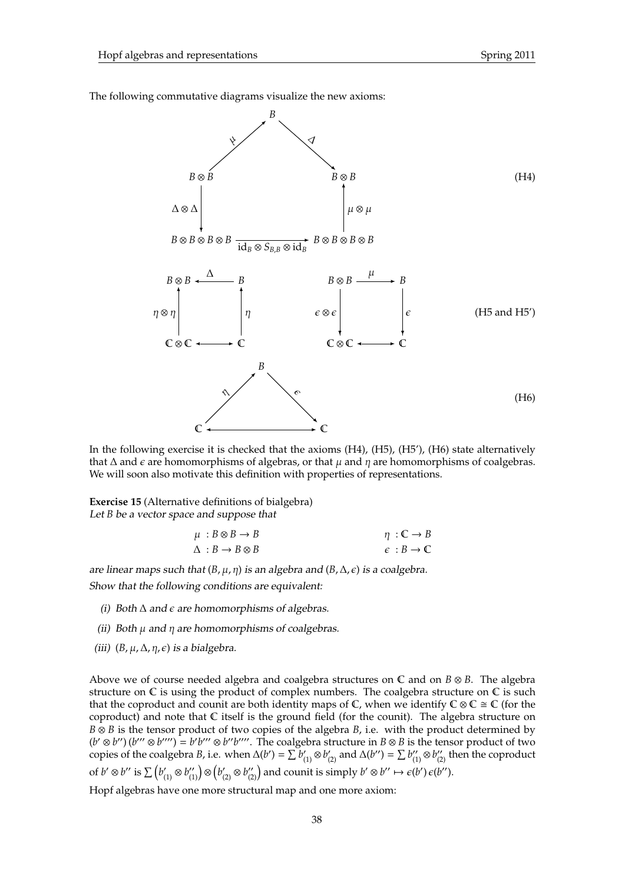The following commutative diagrams visualize the new axioms:

$$
\begin{array}{ccccc}
 & & B & & \\
 & \overset{\mu}{\nearrow} & & \overset{\Delta}{\searrow} & \\
B \otimes B & & & & B \otimes B \\
\downarrow{\scriptstyle \Delta \otimes \Delta} & & & & \uparrow{\scriptstyle \mu \otimes \mu} \\
B \otimes B \otimes B \otimes B & & \xrightarrow{\mathrm{id}_B \otimes S_{B,B} \otimes \mathrm{id}_B} & & B \otimes B \otimes B \otimes B
\end{array} \qquad \text{(H4)}
$$

$$
\begin{array}{ccc}
B \otimes B & \xleftarrow{\ \Delta\ } & B \\
\uparrow{\scriptstyle \eta \otimes \eta} & & \uparrow{\scriptstyle \eta} \\
\mathbb{C} \otimes \mathbb{C} & \longleftrightarrow & \mathbb{C}
\end{array}
\qquad
\begin{array}{ccc}
B \otimes B & \xrightarrow{\ \mu\ } & B \\
\downarrow{\scriptstyle \epsilon \otimes \epsilon} & & \downarrow{\scriptstyle \epsilon} \\
\mathbb{C} \otimes \mathbb{C} & \longleftrightarrow & \mathbb{C}
\end{array} \qquad \text{(H5 and H5')}
$$

$$
\begin{array}{ccccc}
 & & B & & \\
 & \overset{\eta}{\nearrow} & & \overset{\epsilon}{\searrow} & \\
\mathbb{C} & & \longleftrightarrow & & \mathbb{C}
\end{array} \qquad \text{(H6)}
$$

In the following exercise it is checked that the axioms (H4), (H5), (H5'), (H6) state alternatively that $\Delta$ and $\epsilon$ are homomorphisms of algebras, or that $\mu$ and $\eta$ are homomorphisms of coalgebras. We will soon also motivate this definition with properties of representations.

**Exercise 15** (Alternative definitions of bialgebra)
*Let $B$ be a vector space and suppose that*

$$
\begin{aligned}
\mu &: B \otimes B \to B & \qquad \eta &: \mathbb{C} \to B \\
\Delta &: B \to B \otimes B & \qquad \epsilon &: B \to \mathbb{C}
\end{aligned}
$$

*are linear maps such that $(B, \mu, \eta)$ is an algebra and $(B, \Delta, \epsilon)$ is a coalgebra.*
*Show that the following conditions are equivalent:*

*(i) Both $\Delta$ and $\epsilon$ are homomorphisms of algebras.*

*(ii) Both $\mu$ and $\eta$ are homomorphisms of coalgebras.*

*(iii) $(B, \mu, \Delta, \eta, \epsilon)$ is a bialgebra.*

Above we of course needed algebra and coalgebra structures on $\mathbb{C}$ and on $B \otimes B$. The algebra structure on $\mathbb{C}$ is using the product of complex numbers. The coalgebra structure on $\mathbb{C}$ is such that the coproduct and counit are both identity maps of $\mathbb{C}$, when we identify $\mathbb{C} \otimes \mathbb{C} \cong \mathbb{C}$ (for the coproduct) and note that $\mathbb{C}$ itself is the ground field (for the counit). The algebra structure on $B \otimes B$ is the tensor product of two copies of the algebra $B$, i.e. with the product determined by $(b' \otimes b'')(b''' \otimes b'''') = b'b''' \otimes b''b''''$. The coalgebra structure in $B \otimes B$ is the tensor product of two copies of the coalgebra $B$, i.e. when $\Delta(b') = \sum b'_{(1)} \otimes b'_{(2)}$ and $\Delta(b'') = \sum b''_{(1)} \otimes b''_{(2)}$ then the coproduct of $b' \otimes b''$ is $\sum \left(b'_{(1)} \otimes b''_{(1)}\right) \otimes \left(b'_{(2)} \otimes b''_{(2)}\right)$ and counit is simply $b' \otimes b'' \mapsto \epsilon(b')\,\epsilon(b'')$.

Hopf algebras have one more structural map and one more axiom: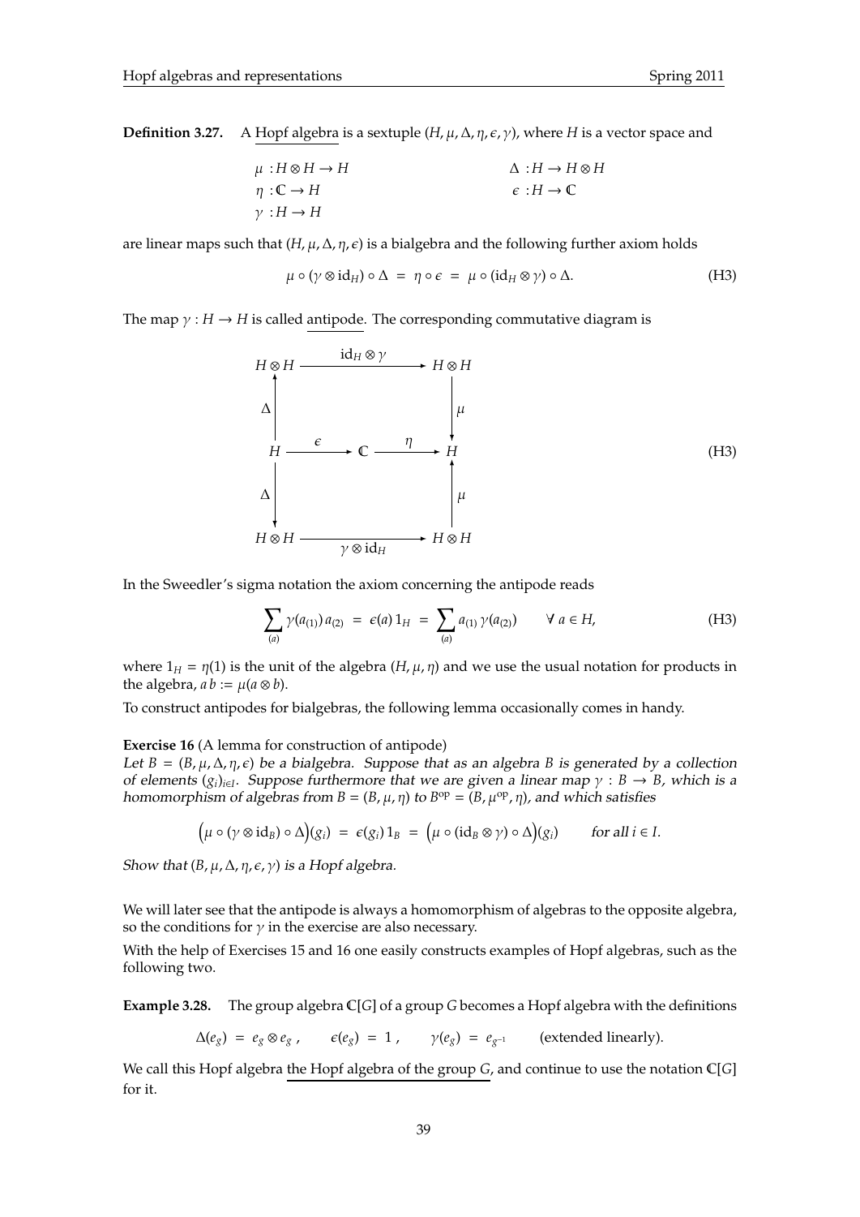**Definition 3.27.** A <u>Hopf algebra</u> is a sextuple $(H, \mu, \Delta, \eta, \epsilon, \gamma)$, where $H$ is a vector space and

$$\mu : H \otimes H \to H \qquad \Delta : H \to H \otimes H$$
$$\eta : \mathbb{C} \to H \qquad \epsilon : H \to \mathbb{C}$$
$$\gamma : H \to H$$

are linear maps such that $(H, \mu, \Delta, \eta, \epsilon)$ is a bialgebra and the following further axiom holds

$$\mu \circ (\gamma \otimes \mathrm{id}_H) \circ \Delta \;=\; \eta \circ \epsilon \;=\; \mu \circ (\mathrm{id}_H \otimes \gamma) \circ \Delta. \tag{H3}$$

The map $\gamma : H \to H$ is called <u>antipode</u>. The corresponding commutative diagram is

$$\begin{array}{ccccc}
H \otimes H & & \xrightarrow{\mathrm{id}_H \otimes \gamma} & & H \otimes H \\
\uparrow \Delta & & & & \downarrow \mu \\
H & \xrightarrow{\epsilon} & \mathbb{C} & \xrightarrow{\eta} & H \\
\downarrow \Delta & & & & \uparrow \mu \\
H \otimes H & & \xrightarrow[\gamma \otimes \mathrm{id}_H]{} & & H \otimes H
\end{array} \tag{H3}$$

In the Sweedler's sigma notation the axiom concerning the antipode reads

$$\sum_{(a)} \gamma(a_{(1)})\, a_{(2)} \;=\; \epsilon(a)\, 1_H \;=\; \sum_{(a)} a_{(1)}\, \gamma(a_{(2)}) \qquad \forall\, a \in H, \tag{H3}$$

where $1_H = \eta(1)$ is the unit of the algebra $(H, \mu, \eta)$ and we use the usual notation for products in the algebra, $a\,b := \mu(a \otimes b)$.

To construct antipodes for bialgebras, the following lemma occasionally comes in handy.

**Exercise 16** (A lemma for construction of antipode)
*Let $B = (B, \mu, \Delta, \eta, \epsilon)$ be a bialgebra. Suppose that as an algebra $B$ is generated by a collection of elements $(g_i)_{i \in I}$. Suppose furthermore that we are given a linear map $\gamma : B \to B$, which is a homomorphism of algebras from $B = (B, \mu, \eta)$ to $B^{\mathrm{op}} = (B, \mu^{\mathrm{op}}, \eta)$, and which satisfies*

$$\Big(\mu \circ (\gamma \otimes \mathrm{id}_B) \circ \Delta\Big)(g_i) \;=\; \epsilon(g_i)\, 1_B \;=\; \Big(\mu \circ (\mathrm{id}_B \otimes \gamma) \circ \Delta\Big)(g_i) \qquad \text{for all } i \in I.$$

*Show that $(B, \mu, \Delta, \eta, \epsilon, \gamma)$ is a Hopf algebra.*

We will later see that the antipode is always a homomorphism of algebras to the opposite algebra, so the conditions for $\gamma$ in the exercise are also necessary.

With the help of Exercises 15 and 16 one easily constructs examples of Hopf algebras, such as the following two.

**Example 3.28.** The group algebra $\mathbb{C}[G]$ of a group $G$ becomes a Hopf algebra with the definitions

$$\Delta(e_g) \;=\; e_g \otimes e_g\,, \qquad \epsilon(e_g) \;=\; 1\,, \qquad \gamma(e_g) \;=\; e_{g^{-1}} \qquad \text{(extended linearly).}$$

We call this Hopf algebra <u>the Hopf algebra of the group $G$</u>, and continue to use the notation $\mathbb{C}[G]$ for it.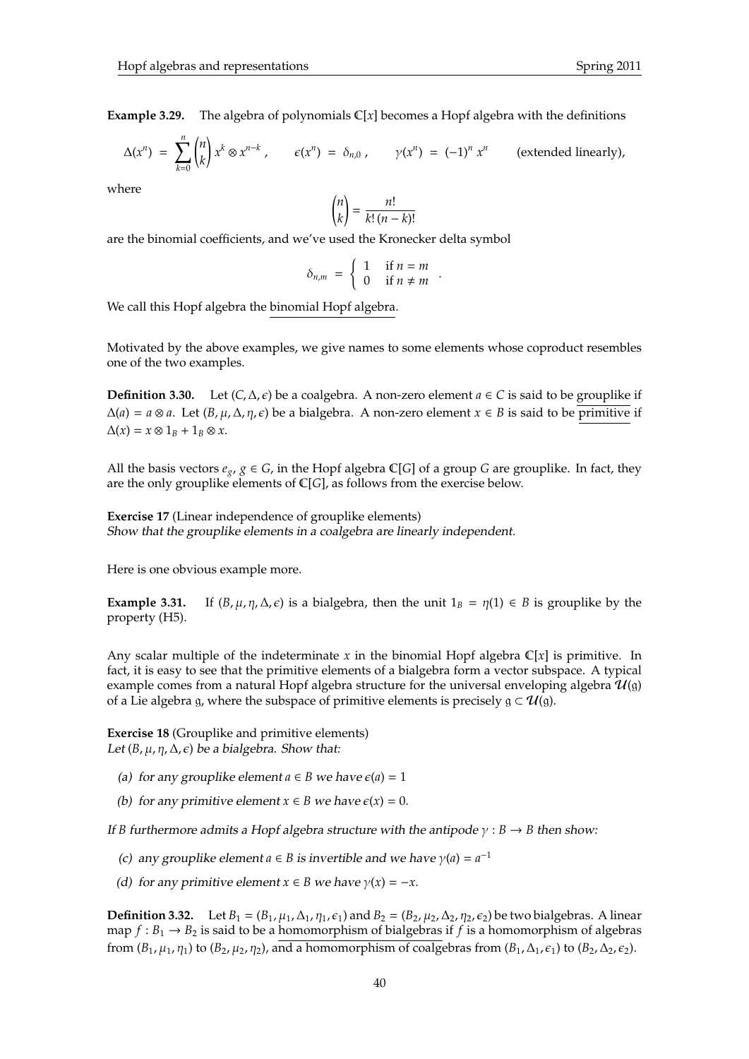**Example 3.29.** The algebra of polynomials $\mathbb{C}[x]$ becomes a Hopf algebra with the definitions

$$\Delta(x^n) = \sum_{k=0}^{n} \binom{n}{k} x^k \otimes x^{n-k}, \qquad \epsilon(x^n) = \delta_{n,0}, \qquad \gamma(x^n) = (-1)^n x^n \qquad \text{(extended linearly)},$$

where

$$\binom{n}{k} = \frac{n!}{k!\,(n-k)!}$$

are the binomial coefficients, and we've used the Kronecker delta symbol

$$\delta_{n,m} = \begin{cases} 1 & \text{if } n = m \\ 0 & \text{if } n \neq m \end{cases}.$$

We call this Hopf algebra the binomial Hopf algebra.

Motivated by the above examples, we give names to some elements whose coproduct resembles one of the two examples.

**Definition 3.30.** Let $(C, \Delta, \epsilon)$ be a coalgebra. A non-zero element $a \in C$ is said to be grouplike if $\Delta(a) = a \otimes a$. Let $(B, \mu, \Delta, \eta, \epsilon)$ be a bialgebra. A non-zero element $x \in B$ is said to be primitive if $\Delta(x) = x \otimes 1_B + 1_B \otimes x$.

All the basis vectors $e_g$, $g \in G$, in the Hopf algebra $\mathbb{C}[G]$ of a group $G$ are grouplike. In fact, they are the only grouplike elements of $\mathbb{C}[G]$, as follows from the exercise below.

**Exercise 17** (Linear independence of grouplike elements)
*Show that the grouplike elements in a coalgebra are linearly independent.*

Here is one obvious example more.

**Example 3.31.** If $(B, \mu, \eta, \Delta, \epsilon)$ is a bialgebra, then the unit $1_B = \eta(1) \in B$ is grouplike by the property (H5).

Any scalar multiple of the indeterminate $x$ in the binomial Hopf algebra $\mathbb{C}[x]$ is primitive. In fact, it is easy to see that the primitive elements of a bialgebra form a vector subspace. A typical example comes from a natural Hopf algebra structure for the universal enveloping algebra $\mathcal{U}(\mathfrak{g})$ of a Lie algebra $\mathfrak{g}$, where the subspace of primitive elements is precisely $\mathfrak{g} \subset \mathcal{U}(\mathfrak{g})$.

**Exercise 18** (Grouplike and primitive elements)
*Let $(B, \mu, \eta, \Delta, \epsilon)$ be a bialgebra. Show that:*

*(a) for any grouplike element $a \in B$ we have $\epsilon(a) = 1$*

*(b) for any primitive element $x \in B$ we have $\epsilon(x) = 0$.*

*If $B$ furthermore admits a Hopf algebra structure with the antipode $\gamma : B \to B$ then show:*

*(c) any grouplike element $a \in B$ is invertible and we have $\gamma(a) = a^{-1}$*

*(d) for any primitive element $x \in B$ we have $\gamma(x) = -x$.*

**Definition 3.32.** Let $B_1 = (B_1, \mu_1, \Delta_1, \eta_1, \epsilon_1)$ and $B_2 = (B_2, \mu_2, \Delta_2, \eta_2, \epsilon_2)$ be two bialgebras. A linear map $f : B_1 \to B_2$ is said to be a homomorphism of bialgebras if $f$ is a homomorphism of algebras from $(B_1, \mu_1, \eta_1)$ to $(B_2, \mu_2, \eta_2)$, and a homomorphism of coalgebras from $(B_1, \Delta_1, \epsilon_1)$ to $(B_2, \Delta_2, \epsilon_2)$.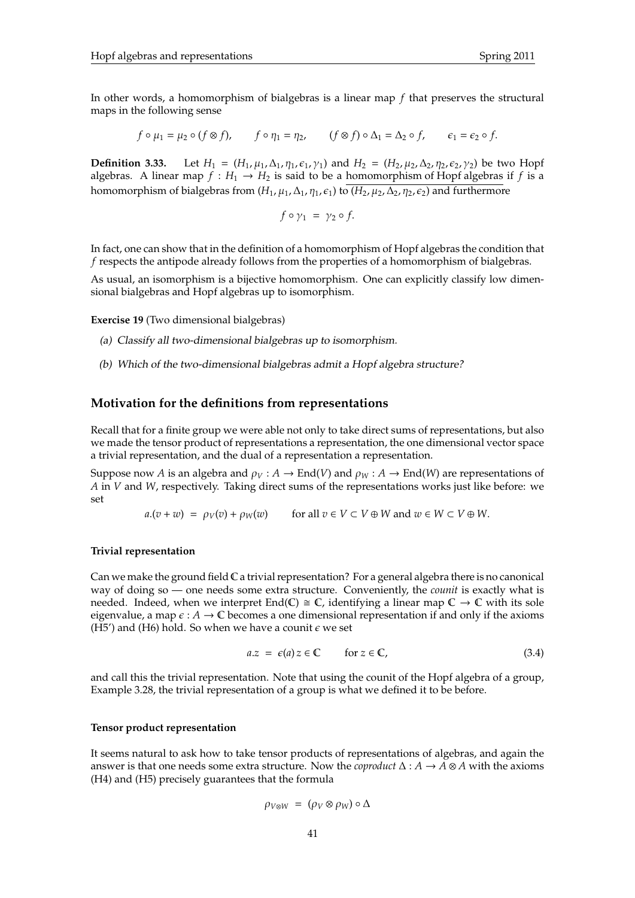In other words, a homomorphism of bialgebras is a linear map $f$ that preserves the structural maps in the following sense

$$f \circ \mu_1 = \mu_2 \circ (f \otimes f), \qquad f \circ \eta_1 = \eta_2, \qquad (f \otimes f) \circ \Delta_1 = \Delta_2 \circ f, \qquad \epsilon_1 = \epsilon_2 \circ f.$$

**Definition 3.33.** Let $H_1 = (H_1, \mu_1, \Delta_1, \eta_1, \epsilon_1, \gamma_1)$ and $H_2 = (H_2, \mu_2, \Delta_2, \eta_2, \epsilon_2, \gamma_2)$ be two Hopf algebras. A linear map $f : H_1 \to H_2$ is said to be a homomorphism of Hopf algebras if $f$ is a homomorphism of bialgebras from $(H_1, \mu_1, \Delta_1, \eta_1, \epsilon_1)$ to $(H_2, \mu_2, \Delta_2, \eta_2, \epsilon_2)$ and furthermore

$$f \circ \gamma_1 = \gamma_2 \circ f.$$

In fact, one can show that in the definition of a homomorphism of Hopf algebras the condition that $f$ respects the antipode already follows from the properties of a homomorphism of bialgebras.

As usual, an isomorphism is a bijective homomorphism. One can explicitly classify low dimensional bialgebras and Hopf algebras up to isomorphism.

**Exercise 19** (Two dimensional bialgebras)

*(a) Classify all two-dimensional bialgebras up to isomorphism.*

*(b) Which of the two-dimensional bialgebras admit a Hopf algebra structure?*

## Motivation for the definitions from representations

Recall that for a finite group we were able not only to take direct sums of representations, but also we made the tensor product of representations a representation, the one dimensional vector space a trivial representation, and the dual of a representation a representation.

Suppose now $A$ is an algebra and $\rho_V : A \to \mathrm{End}(V)$ and $\rho_W : A \to \mathrm{End}(W)$ are representations of $A$ in $V$ and $W$, respectively. Taking direct sums of the representations works just like before: we set

$$a.(v + w) = \rho_V(v) + \rho_W(w) \qquad \text{for all } v \in V \subset V \oplus W \text{ and } w \in W \subset V \oplus W.$$

#### Trivial representation

Can we make the ground field $\mathbb{C}$ a trivial representation? For a general algebra there is no canonical way of doing so — one needs some extra structure. Conveniently, the *counit* is exactly what is needed. Indeed, when we interpret $\mathrm{End}(\mathbb{C}) \cong \mathbb{C}$, identifying a linear map $\mathbb{C} \to \mathbb{C}$ with its sole eigenvalue, a map $\epsilon : A \to \mathbb{C}$ becomes a one dimensional representation if and only if the axioms (H5') and (H6) hold. So when we have a counit $\epsilon$ we set

$$a.z = \epsilon(a)\, z \in \mathbb{C} \qquad \text{for } z \in \mathbb{C}, \tag{3.4}$$

and call this the trivial representation. Note that using the counit of the Hopf algebra of a group, Example 3.28, the trivial representation of a group is what we defined it to be before.

#### Tensor product representation

It seems natural to ask how to take tensor products of representations of algebras, and again the answer is that one needs some extra structure. Now the *coproduct* $\Delta : A \to A \otimes A$ with the axioms (H4) and (H5) precisely guarantees that the formula

$$\rho_{V \otimes W} = (\rho_V \otimes \rho_W) \circ \Delta$$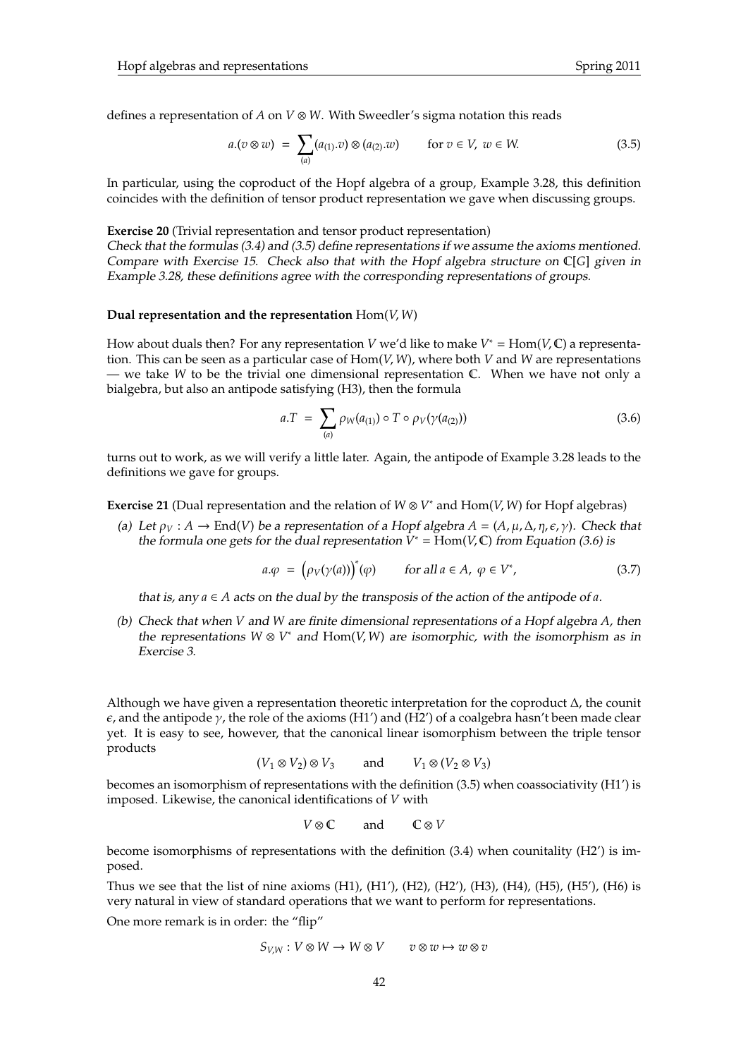defines a representation of $A$ on $V \otimes W$. With Sweedler's sigma notation this reads

$$a.(v \otimes w) \;=\; \sum_{(a)} (a_{(1)}.v) \otimes (a_{(2)}.w) \qquad \text{for } v \in V,\; w \in W. \tag{3.5}$$

In particular, using the coproduct of the Hopf algebra of a group, Example 3.28, this definition coincides with the definition of tensor product representation we gave when discussing groups.

**Exercise 20** (Trivial representation and tensor product representation)
*Check that the formulas (3.4) and (3.5) define representations if we assume the axioms mentioned. Compare with Exercise 15. Check also that with the Hopf algebra structure on $\mathbb{C}[G]$ given in Example 3.28, these definitions agree with the corresponding representations of groups.*

### Dual representation and the representation $\mathrm{Hom}(V, W)$

How about duals then? For any representation $V$ we'd like to make $V^* = \mathrm{Hom}(V, \mathbb{C})$ a representation. This can be seen as a particular case of $\mathrm{Hom}(V, W)$, where both $V$ and $W$ are representations — we take $W$ to be the trivial one dimensional representation $\mathbb{C}$. When we have not only a bialgebra, but also an antipode satisfying (H3), then the formula

$$a.T \;=\; \sum_{(a)} \rho_W(a_{(1)}) \circ T \circ \rho_V(\gamma(a_{(2)})) \tag{3.6}$$

turns out to work, as we will verify a little later. Again, the antipode of Example 3.28 leads to the definitions we gave for groups.

**Exercise 21** (Dual representation and the relation of $W \otimes V^*$ and $\mathrm{Hom}(V, W)$ for Hopf algebras)

*(a) Let $\rho_V : A \to \mathrm{End}(V)$ be a representation of a Hopf algebra $A = (A, \mu, \Delta, \eta, \epsilon, \gamma)$. Check that the formula one gets for the dual representation $V^* = \mathrm{Hom}(V, \mathbb{C})$ from Equation (3.6) is*

$$a.\varphi \;=\; \big(\rho_V(\gamma(a))\big)^*(\varphi) \qquad \text{for all } a \in A,\; \varphi \in V^*, \tag{3.7}$$

*that is, any $a \in A$ acts on the dual by the transposis of the action of the antipode of $a$.*

*(b) Check that when $V$ and $W$ are finite dimensional representations of a Hopf algebra $A$, then the representations $W \otimes V^*$ and $\mathrm{Hom}(V, W)$ are isomorphic, with the isomorphism as in Exercise 3.*

Although we have given a representation theoretic interpretation for the coproduct $\Delta$, the counit $\epsilon$, and the antipode $\gamma$, the role of the axioms (H1') and (H2') of a coalgebra hasn't been made clear yet. It is easy to see, however, that the canonical linear isomorphism between the triple tensor products

$$(V_1 \otimes V_2) \otimes V_3 \qquad \text{and} \qquad V_1 \otimes (V_2 \otimes V_3)$$

becomes an isomorphism of representations with the definition (3.5) when coassociativity (H1') is imposed. Likewise, the canonical identifications of $V$ with

$$V \otimes \mathbb{C} \qquad \text{and} \qquad \mathbb{C} \otimes V$$

become isomorphisms of representations with the definition (3.4) when counitality (H2') is imposed.

Thus we see that the list of nine axioms (H1), (H1'), (H2), (H2'), (H3), (H4), (H5), (H5'), (H6) is very natural in view of standard operations that we want to perform for representations.

One more remark is in order: the "flip"

$$S_{V,W} : V \otimes W \to W \otimes V \qquad v \otimes w \mapsto w \otimes v$$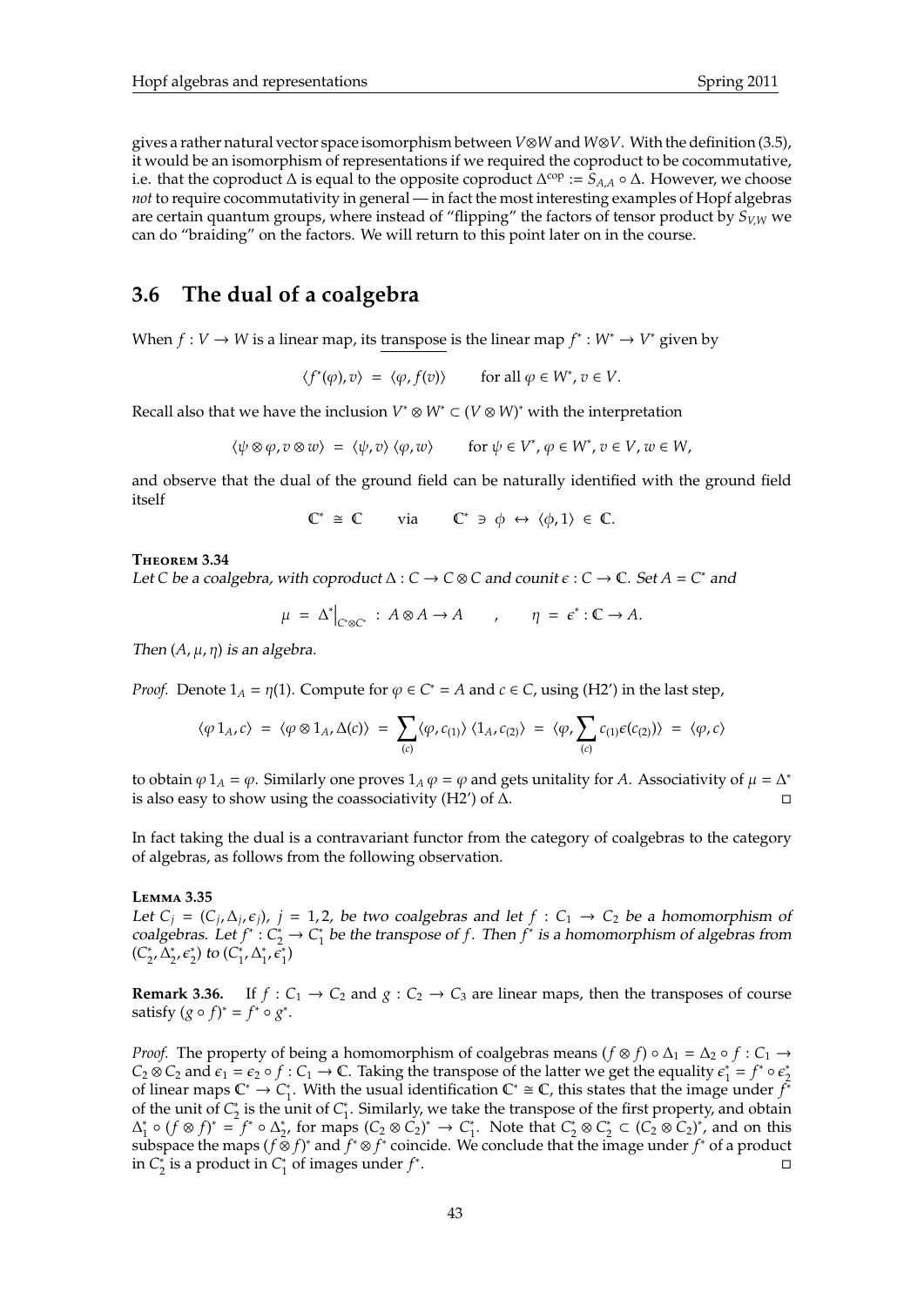gives a rather natural vector space isomorphism between $V \otimes W$ and $W \otimes V$. With the definition (3.5), it would be an isomorphism of representations if we required the coproduct to be cocommutative, i.e. that the coproduct $\Delta$ is equal to the opposite coproduct $\Delta^{\mathrm{cop}} := S_{A,A} \circ \Delta$. However, we choose *not* to require cocommutativity in general — in fact the most interesting examples of Hopf algebras are certain quantum groups, where instead of "flipping" the factors of tensor product by $S_{V,W}$ we can do "braiding" on the factors. We will return to this point later on in the course.

## 3.6 The dual of a coalgebra

When $f : V \to W$ is a linear map, its transpose is the linear map $f^* : W^* \to V^*$ given by

$$\langle f^*(\varphi), v \rangle = \langle \varphi, f(v) \rangle \qquad \text{for all } \varphi \in W^*, v \in V.$$

Recall also that we have the inclusion $V^* \otimes W^* \subset (V \otimes W)^*$ with the interpretation

$$\langle \psi \otimes \varphi, v \otimes w \rangle = \langle \psi, v \rangle \langle \varphi, w \rangle \qquad \text{for } \psi \in V^*, \varphi \in W^*, v \in V, w \in W,$$

and observe that the dual of the ground field can be naturally identified with the ground field itself

$$\mathbb{C}^* \cong \mathbb{C} \qquad \text{via} \qquad \mathbb{C}^* \ni \phi \leftrightarrow \langle \phi, 1 \rangle \in \mathbb{C}.$$

**Theorem 3.34**

*Let $C$ be a coalgebra, with coproduct $\Delta : C \to C \otimes C$ and counit $\epsilon : C \to \mathbb{C}$. Set $A = C^*$ and*

$$\mu = \Delta^*\big|_{C^* \otimes C^*} : A \otimes A \to A \qquad , \qquad \eta = \epsilon^* : \mathbb{C} \to A.$$

*Then $(A, \mu, \eta)$ is an algebra.*

*Proof.* Denote $1_A = \eta(1)$. Compute for $\varphi \in C^* = A$ and $c \in C$, using (H2') in the last step,

$$\langle \varphi\, 1_A, c \rangle = \langle \varphi \otimes 1_A, \Delta(c) \rangle = \sum_{(c)} \langle \varphi, c_{(1)} \rangle \langle 1_A, c_{(2)} \rangle = \langle \varphi, \sum_{(c)} c_{(1)} \epsilon(c_{(2)}) \rangle = \langle \varphi, c \rangle$$

to obtain $\varphi\, 1_A = \varphi$. Similarly one proves $1_A\, \varphi = \varphi$ and gets unitality for $A$. Associativity of $\mu = \Delta^*$ is also easy to show using the coassociativity (H2') of $\Delta$. □

In fact taking the dual is a contravariant functor from the category of coalgebras to the category of algebras, as follows from the following observation.

**Lemma 3.35**

*Let $C_j = (C_j, \Delta_j, \epsilon_j)$, $j = 1, 2$, be two coalgebras and let $f : C_1 \to C_2$ be a homomorphism of coalgebras. Let $f^* : C_2^* \to C_1^*$ be the transpose of $f$. Then $f^*$ is a homomorphism of algebras from $(C_2^*, \Delta_2^*, \epsilon_2^*)$ to $(C_1^*, \Delta_1^*, \epsilon_1^*)$*

**Remark 3.36.** If $f : C_1 \to C_2$ and $g : C_2 \to C_3$ are linear maps, then the transposes of course satisfy $(g \circ f)^* = f^* \circ g^*$.

*Proof.* The property of being a homomorphism of coalgebras means $(f \otimes f) \circ \Delta_1 = \Delta_2 \circ f : C_1 \to C_2 \otimes C_2$ and $\epsilon_1 = \epsilon_2 \circ f : C_1 \to \mathbb{C}$. Taking the transpose of the latter we get the equality $\epsilon_1^* = f^* \circ \epsilon_2^*$ of linear maps $\mathbb{C}^* \to C_1^*$. With the usual identification $\mathbb{C}^* \cong \mathbb{C}$, this states that the image under $f^*$ of the unit of $C_2^*$ is the unit of $C_1^*$. Similarly, we take the transpose of the first property, and obtain $\Delta_1^* \circ (f \otimes f)^* = f^* \circ \Delta_2^*$, for maps $(C_2 \otimes C_2)^* \to C_1^*$. Note that $C_2^* \otimes C_2^* \subset (C_2 \otimes C_2)^*$, and on this subspace the maps $(f \otimes f)^*$ and $f^* \otimes f^*$ coincide. We conclude that the image under $f^*$ of a product in $C_2^*$ is a product in $C_1^*$ of images under $f^*$. □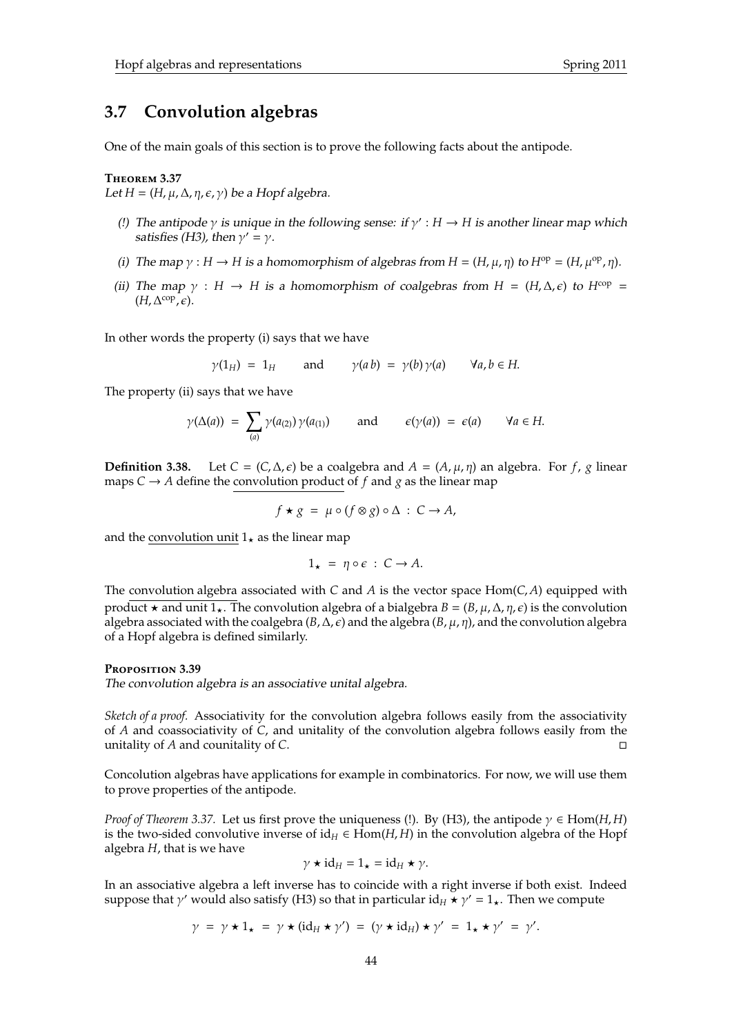## 3.7 Convolution algebras

One of the main goals of this section is to prove the following facts about the antipode.

**Theorem 3.37**

*Let $H = (H, \mu, \Delta, \eta, \epsilon, \gamma)$ be a Hopf algebra.*

*(!) The antipode $\gamma$ is unique in the following sense: if $\gamma' : H \to H$ is another linear map which satisfies (H3), then $\gamma' = \gamma$.*

*(i) The map $\gamma : H \to H$ is a homomorphism of algebras from $H = (H, \mu, \eta)$ to $H^{\mathrm{op}} = (H, \mu^{\mathrm{op}}, \eta)$.*

*(ii) The map $\gamma : H \to H$ is a homomorphism of coalgebras from $H = (H, \Delta, \epsilon)$ to $H^{\mathrm{cop}} = (H, \Delta^{\mathrm{cop}}, \epsilon)$.*

In other words the property (i) says that we have

$$\gamma(1_H) = 1_H \qquad \text{and} \qquad \gamma(a\, b) = \gamma(b)\, \gamma(a) \qquad \forall a, b \in H.$$

The property (ii) says that we have

$$\gamma(\Delta(a)) = \sum_{(a)} \gamma(a_{(2)})\, \gamma(a_{(1)}) \qquad \text{and} \qquad \epsilon(\gamma(a)) = \epsilon(a) \qquad \forall a \in H.$$

**Definition 3.38.** Let $C = (C, \Delta, \epsilon)$ be a coalgebra and $A = (A, \mu, \eta)$ an algebra. For $f$, $g$ linear maps $C \to A$ define the convolution product of $f$ and $g$ as the linear map

$$f \star g = \mu \circ (f \otimes g) \circ \Delta : C \to A,$$

and the convolution unit $1_\star$ as the linear map

$$1_\star = \eta \circ \epsilon : C \to A.$$

The convolution algebra associated with $C$ and $A$ is the vector space $\mathrm{Hom}(C, A)$ equipped with product $\star$ and unit $1_\star$. The convolution algebra of a bialgebra $B = (B, \mu, \Delta, \eta, \epsilon)$ is the convolution algebra associated with the coalgebra $(B, \Delta, \epsilon)$ and the algebra $(B, \mu, \eta)$, and the convolution algebra of a Hopf algebra is defined similarly.

**Proposition 3.39**

*The convolution algebra is an associative unital algebra.*

*Sketch of a proof.* Associativity for the convolution algebra follows easily from the associativity of $A$ and coassociativity of $C$, and unitality of the convolution algebra follows easily from the unitality of $A$ and counitality of $C$. □

Concolution algebras have applications for example in combinatorics. For now, we will use them to prove properties of the antipode.

*Proof of Theorem 3.37.* Let us first prove the uniqueness (!). By (H3), the antipode $\gamma \in \mathrm{Hom}(H, H)$ is the two-sided convolutive inverse of $\mathrm{id}_H \in \mathrm{Hom}(H, H)$ in the convolution algebra of the Hopf algebra $H$, that is we have

$$\gamma \star \mathrm{id}_H = 1_\star = \mathrm{id}_H \star \gamma.$$

In an associative algebra a left inverse has to coincide with a right inverse if both exist. Indeed suppose that $\gamma'$ would also satisfy (H3) so that in particular $\mathrm{id}_H \star \gamma' = 1_\star$. Then we compute

$$\gamma = \gamma \star 1_\star = \gamma \star (\mathrm{id}_H \star \gamma') = (\gamma \star \mathrm{id}_H) \star \gamma' = 1_\star \star \gamma' = \gamma'.$$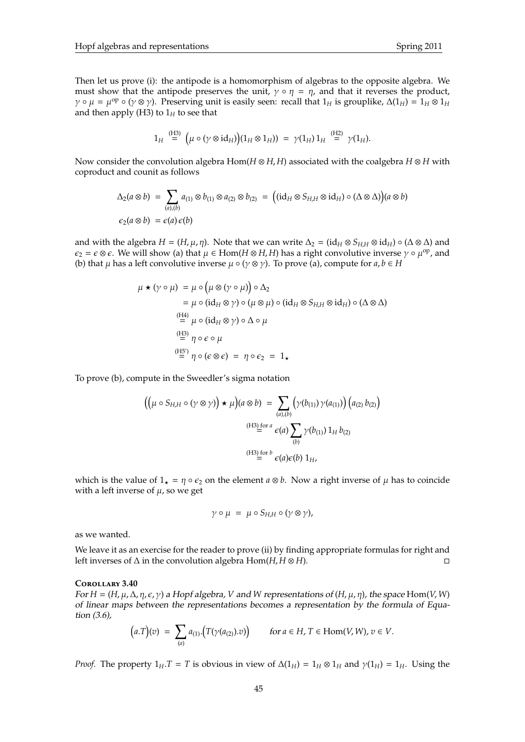Then let us prove (i): the antipode is a homomorphism of algebras to the opposite algebra. We must show that the antipode preserves the unit, $\gamma \circ \eta = \eta$, and that it reverses the product, $\gamma \circ \mu = \mu^{\mathrm{op}} \circ (\gamma \otimes \gamma)$. Preserving unit is easily seen: recall that $1_H$ is grouplike, $\Delta(1_H) = 1_H \otimes 1_H$ and then apply (H3) to $1_H$ to see that

$$1_H \overset{\text{(H3)}}{=} \Big(\mu \circ (\gamma \otimes \mathrm{id}_H)\Big)(1_H \otimes 1_H)) \;=\; \gamma(1_H)\, 1_H \overset{\text{(H2)}}{=} \gamma(1_H).$$

Now consider the convolution algebra $\mathrm{Hom}(H \otimes H, H)$ associated with the coalgebra $H \otimes H$ with coproduct and counit as follows

$$\begin{aligned}
\Delta_2(a \otimes b) \;&=\; \sum_{(a),(b)} a_{(1)} \otimes b_{(1)} \otimes a_{(2)} \otimes b_{(2)} \;=\; \Big((\mathrm{id}_H \otimes S_{H,H} \otimes \mathrm{id}_H) \circ (\Delta \otimes \Delta)\Big)(a \otimes b) \\
\epsilon_2(a \otimes b) \;&=\; \epsilon(a)\,\epsilon(b)
\end{aligned}$$

and with the algebra $H = (H, \mu, \eta)$. Note that we can write $\Delta_2 = (\mathrm{id}_H \otimes S_{H,H} \otimes \mathrm{id}_H) \circ (\Delta \otimes \Delta)$ and $\epsilon_2 = \epsilon \otimes \epsilon$. We will show (a) that $\mu \in \mathrm{Hom}(H \otimes H, H)$ has a right convolutive inverse $\gamma \circ \mu^{\mathrm{op}}$, and (b) that $\mu$ has a left convolutive inverse $\mu \circ (\gamma \otimes \gamma)$. To prove (a), compute for $a, b \in H$

$$\begin{aligned}
\mu \star (\gamma \circ \mu) \;&=\; \mu \circ \Big(\mu \otimes (\gamma \circ \mu)\Big) \circ \Delta_2 \\
&=\; \mu \circ (\mathrm{id}_H \otimes \gamma) \circ (\mu \otimes \mu) \circ (\mathrm{id}_H \otimes S_{H,H} \otimes \mathrm{id}_H) \circ (\Delta \otimes \Delta) \\
&\overset{\text{(H4)}}{=} \mu \circ (\mathrm{id}_H \otimes \gamma) \circ \Delta \circ \mu \\
&\overset{\text{(H3)}}{=} \eta \circ \epsilon \circ \mu \\
&\overset{\text{(H5')}}{=} \eta \circ (\epsilon \otimes \epsilon) \;=\; \eta \circ \epsilon_2 \;=\; 1_\star
\end{aligned}$$

To prove (b), compute in the Sweedler's sigma notation

$$\begin{aligned}
\Big(\Big(\mu \circ S_{H,H} \circ (\gamma \otimes \gamma)\Big) \star \mu\Big)(a \otimes b) \;&=\; \sum_{(a),(b)} \Big(\gamma(b_{(1)})\,\gamma(a_{(1)})\Big)\,\Big(a_{(2)}\,b_{(2)}\Big) \\
&\overset{\text{(H3) for } a}{=} \epsilon(a) \sum_{(b)} \gamma(b_{(1)})\, 1_H\, b_{(2)} \\
&\overset{\text{(H3) for } b}{=} \epsilon(a)\epsilon(b)\; 1_H,
\end{aligned}$$

which is the value of $1_\star = \eta \circ \epsilon_2$ on the element $a \otimes b$. Now a right inverse of $\mu$ has to coincide with a left inverse of $\mu$, so we get

$$\gamma \circ \mu \;=\; \mu \circ S_{H,H} \circ (\gamma \otimes \gamma),$$

as we wanted.

We leave it as an exercise for the reader to prove (ii) by finding appropriate formulas for right and left inverses of $\Delta$ in the convolution algebra $\mathrm{Hom}(H, H \otimes H)$. □

**Corollary 3.40**
*For $H = (H, \mu, \Delta, \eta, \epsilon, \gamma)$ a Hopf algebra, $V$ and $W$ representations of $(H, \mu, \eta)$, the space $\mathrm{Hom}(V, W)$ of linear maps between the representations becomes a representation by the formula of Equation (3.6),*

$$\Big(a.T\Big)(v) \;=\; \sum_{(a)} a_{(1)}.\Big(T(\gamma(a_{(2)}).v)\Big) \qquad \text{for } a \in H,\, T \in \mathrm{Hom}(V, W),\, v \in V.$$

*Proof.* The property $1_H.T = T$ is obvious in view of $\Delta(1_H) = 1_H \otimes 1_H$ and $\gamma(1_H) = 1_H$. Using the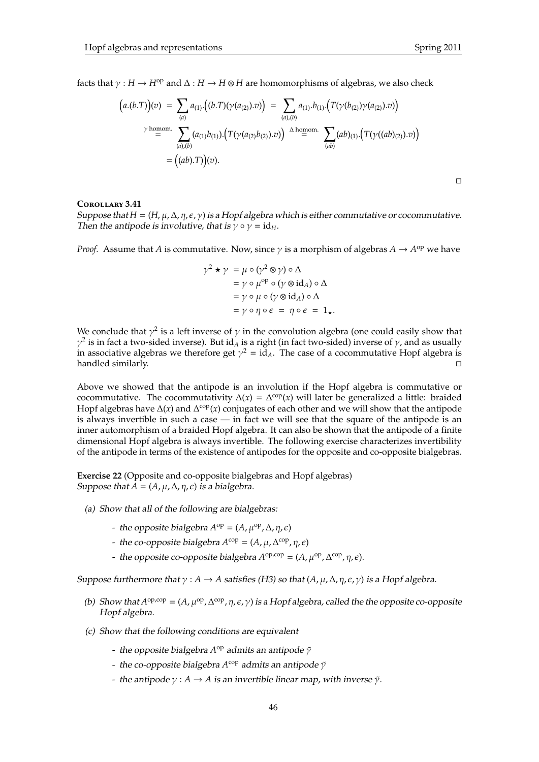facts that $\gamma : H \to H^{\mathrm{op}}$ and $\Delta : H \to H \otimes H$ are homomorphisms of algebras, we also check

$$
\begin{aligned}
\Big(a.(b.T)\Big)(v) \;&=\; \sum_{(a)} a_{(1)}.\Big((b.T)(\gamma(a_{(2)}).v)\Big) \;=\; \sum_{(a),(b)} a_{(1)}.b_{(1)}.\Big(T(\gamma(b_{(2)})\gamma(a_{(2)}).v)\Big) \\
&\overset{\gamma \text{ homom.}}{=} \sum_{(a),(b)} (a_{(1)}b_{(1)}).\Big(T(\gamma(a_{(2)}b_{(2)}).v)\Big) \overset{\Delta \text{ homom.}}{=} \sum_{(ab)} (ab)_{(1)}.\Big(T(\gamma((ab)_{(2)}).v)\Big) \\
&= \Big((ab).T\Big)(v).
\end{aligned}
$$

□

**Corollary 3.41**
*Suppose that $H = (H, \mu, \Delta, \eta, \epsilon, \gamma)$ is a Hopf algebra which is either commutative or cocommutative. Then the antipode is involutive, that is $\gamma \circ \gamma = \mathrm{id}_H$.*

*Proof.* Assume that $A$ is commutative. Now, since $\gamma$ is a morphism of algebras $A \to A^{\mathrm{op}}$ we have

$$
\begin{aligned}
\gamma^2 \star \gamma \;&= \mu \circ (\gamma^2 \otimes \gamma) \circ \Delta \\
&= \gamma \circ \mu^{\mathrm{op}} \circ (\gamma \otimes \mathrm{id}_A) \circ \Delta \\
&= \gamma \circ \mu \circ (\gamma \otimes \mathrm{id}_A) \circ \Delta \\
&= \gamma \circ \eta \circ \epsilon \;=\; \eta \circ \epsilon \;=\; 1_\star.
\end{aligned}
$$

We conclude that $\gamma^2$ is a left inverse of $\gamma$ in the convolution algebra (one could easily show that $\gamma^2$ is in fact a two-sided inverse). But $\mathrm{id}_A$ is a right (in fact two-sided) inverse of $\gamma$, and as usually in associative algebras we therefore get $\gamma^2 = \mathrm{id}_A$. The case of a cocommutative Hopf algebra is handled similarly. □

Above we showed that the antipode is an involution if the Hopf algebra is commutative or cocommutative. The cocommutativity $\Delta(x) = \Delta^{\mathrm{cop}}(x)$ will later be generalized a little: braided Hopf algebras have $\Delta(x)$ and $\Delta^{\mathrm{cop}}(x)$ conjugates of each other and we will show that the antipode is always invertible in such a case — in fact we will see that the square of the antipode is an inner automorphism of a braided Hopf algebra. It can also be shown that the antipode of a finite dimensional Hopf algebra is always invertible. The following exercise characterizes invertibility of the antipode in terms of the existence of antipodes for the opposite and co-opposite bialgebras.

**Exercise 22** (Opposite and co-opposite bialgebras and Hopf algebras)
*Suppose that $A = (A, \mu, \Delta, \eta, \epsilon)$ is a bialgebra.*

*(a) Show that all of the following are bialgebras:*

- *the opposite bialgebra $A^{\mathrm{op}} = (A, \mu^{\mathrm{op}}, \Delta, \eta, \epsilon)$*
- *the co-opposite bialgebra $A^{\mathrm{cop}} = (A, \mu, \Delta^{\mathrm{cop}}, \eta, \epsilon)$*
- *the opposite co-opposite bialgebra $A^{\mathrm{op,cop}} = (A, \mu^{\mathrm{op}}, \Delta^{\mathrm{cop}}, \eta, \epsilon)$.*

*Suppose furthermore that $\gamma : A \to A$ satisfies (H3) so that $(A, \mu, \Delta, \eta, \epsilon, \gamma)$ is a Hopf algebra.*

*(b) Show that $A^{\mathrm{op,cop}} = (A, \mu^{\mathrm{op}}, \Delta^{\mathrm{cop}}, \eta, \epsilon, \gamma)$ is a Hopf algebra, called the the opposite co-opposite Hopf algebra.*

*(c) Show that the following conditions are equivalent*

- *the opposite bialgebra $A^{\mathrm{op}}$ admits an antipode $\tilde{\gamma}$*
- *the co-opposite bialgebra $A^{\mathrm{cop}}$ admits an antipode $\tilde{\gamma}$*
- *the antipode $\gamma : A \to A$ is an invertible linear map, with inverse $\tilde{\gamma}$.*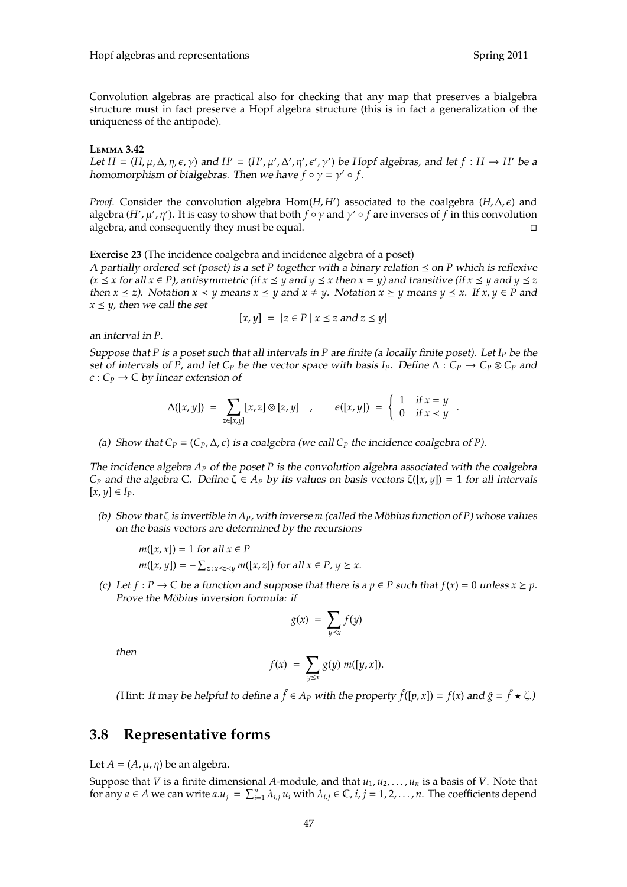Convolution algebras are practical also for checking that any map that preserves a bialgebra structure must in fact preserve a Hopf algebra structure (this is in fact a generalization of the uniqueness of the antipode).

**Lemma 3.42**

*Let $H = (H, \mu, \Delta, \eta, \epsilon, \gamma)$ and $H' = (H', \mu', \Delta', \eta', \epsilon', \gamma')$ be Hopf algebras, and let $f : H \to H'$ be a homomorphism of bialgebras. Then we have $f \circ \gamma = \gamma' \circ f$.*

*Proof.* Consider the convolution algebra $\mathrm{Hom}(H, H')$ associated to the coalgebra $(H, \Delta, \epsilon)$ and algebra $(H', \mu', \eta')$. It is easy to show that both $f \circ \gamma$ and $\gamma' \circ f$ are inverses of $f$ in this convolution algebra, and consequently they must be equal. □

**Exercise 23** (The incidence coalgebra and incidence algebra of a poset)

*A partially ordered set (poset) is a set $P$ together with a binary relation $\preceq$ on $P$ which is reflexive ($x \preceq x$ for all $x \in P$), antisymmetric (if $x \preceq y$ and $y \preceq x$ then $x = y$) and transitive (if $x \preceq y$ and $y \preceq z$ then $x \preceq z$). Notation $x \prec y$ means $x \preceq y$ and $x \neq y$. Notation $x \succeq y$ means $y \preceq x$. If $x, y \in P$ and $x \preceq y$, then we call the set*

$$[x, y] = \{z \in P \mid x \preceq z \text{ and } z \preceq y\}$$

*an interval in $P$.*

*Suppose that $P$ is a poset such that all intervals in $P$ are finite (a locally finite poset). Let $I_P$ be the set of intervals of $P$, and let $C_P$ be the vector space with basis $I_P$. Define $\Delta : C_P \to C_P \otimes C_P$ and $\epsilon : C_P \to \mathbb{C}$ by linear extension of*

$$\Delta([x, y]) = \sum_{z \in [x,y]} [x, z] \otimes [z, y] \quad , \qquad \epsilon([x, y]) = \begin{cases} 1 & \text{if } x = y \\ 0 & \text{if } x \prec y \end{cases} .$$

*(a) Show that $C_P = (C_P, \Delta, \epsilon)$ is a coalgebra (we call $C_P$ the incidence coalgebra of $P$).*

*The incidence algebra $A_P$ of the poset $P$ is the convolution algebra associated with the coalgebra $C_P$ and the algebra $\mathbb{C}$. Define $\zeta \in A_P$ by its values on basis vectors $\zeta([x, y]) = 1$ for all intervals $[x, y] \in I_P$.*

*(b) Show that $\zeta$ is invertible in $A_P$, with inverse $m$ (called the Möbius function of $P$) whose values on the basis vectors are determined by the recursions*

$m([x, x]) = 1$ *for all* $x \in P$

$m([x, y]) = -\sum_{z \,:\, x \preceq z \prec y} m([x, z])$ *for all* $x \in P$, $y \succeq x$.

*(c) Let $f : P \to \mathbb{C}$ be a function and suppose that there is a $p \in P$ such that $f(x) = 0$ unless $x \succeq p$. Prove the Möbius inversion formula: if*

$$g(x) = \sum_{y \preceq x} f(y)$$

*then*

$$f(x) = \sum_{y \preceq x} g(y)\, m([y, x]).$$

*(*Hint: *It may be helpful to define a $\hat{f} \in A_P$ with the property $\hat{f}([p, x]) = f(x)$ and $\hat{g} = \hat{f} \star \zeta$.)*

## 3.8 Representative forms

Let $A = (A, \mu, \eta)$ be an algebra.

Suppose that $V$ is a finite dimensional $A$-module, and that $u_1, u_2, \ldots, u_n$ is a basis of $V$. Note that for any $a \in A$ we can write $a.u_j = \sum_{i=1}^{n} \lambda_{i,j}\, u_i$ with $\lambda_{i,j} \in \mathbb{C}$, $i, j = 1, 2, \ldots, n$. The coefficients depend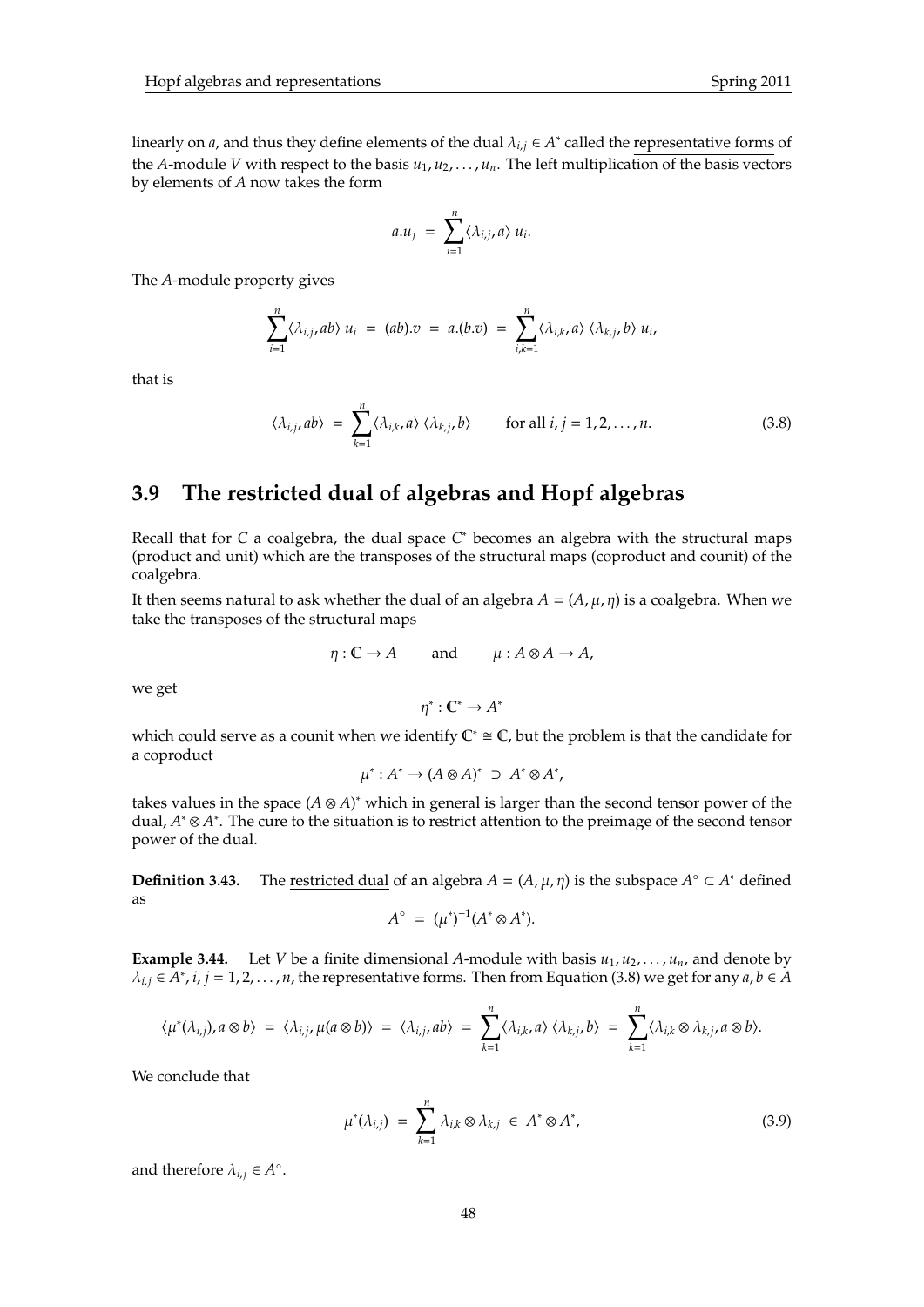linearly on $a$, and thus they define elements of the dual $\lambda_{i,j} \in A^*$ called the representative forms of the $A$-module $V$ with respect to the basis $u_1, u_2, \ldots, u_n$. The left multiplication of the basis vectors by elements of $A$ now takes the form

$$a.u_j \;=\; \sum_{i=1}^{n} \langle \lambda_{i,j}, a \rangle \; u_i.$$

The $A$-module property gives

$$\sum_{i=1}^{n} \langle \lambda_{i,j}, ab \rangle \; u_i \;=\; (ab).v \;=\; a.(b.v) \;=\; \sum_{i,k=1}^{n} \langle \lambda_{i,k}, a \rangle \; \langle \lambda_{k,j}, b \rangle \; u_i,$$

that is

$$\langle \lambda_{i,j}, ab \rangle \;=\; \sum_{k=1}^{n} \langle \lambda_{i,k}, a \rangle \; \langle \lambda_{k,j}, b \rangle \qquad \text{for all } i, j = 1, 2, \ldots, n. \tag{3.8}$$

## 3.9 The restricted dual of algebras and Hopf algebras

Recall that for $C$ a coalgebra, the dual space $C^*$ becomes an algebra with the structural maps (product and unit) which are the transposes of the structural maps (coproduct and counit) of the coalgebra.

It then seems natural to ask whether the dual of an algebra $A = (A, \mu, \eta)$ is a coalgebra. When we take the transposes of the structural maps

$$\eta : \mathbb{C} \to A \qquad \text{and} \qquad \mu : A \otimes A \to A,$$

we get

$$\eta^* : \mathbb{C}^* \to A^*$$

which could serve as a counit when we identify $\mathbb{C}^* \cong \mathbb{C}$, but the problem is that the candidate for a coproduct

$$\mu^* : A^* \to (A \otimes A)^* \;\supset\; A^* \otimes A^*,$$

takes values in the space $(A \otimes A)^*$ which in general is larger than the second tensor power of the dual, $A^* \otimes A^*$. The cure to the situation is to restrict attention to the preimage of the second tensor power of the dual.

**Definition 3.43.** The restricted dual of an algebra $A = (A, \mu, \eta)$ is the subspace $A^\circ \subset A^*$ defined as

$$A^\circ \;=\; (\mu^*)^{-1}(A^* \otimes A^*).$$

**Example 3.44.** Let $V$ be a finite dimensional $A$-module with basis $u_1, u_2, \ldots, u_n$, and denote by $\lambda_{i,j} \in A^*$, $i, j = 1, 2, \ldots, n$, the representative forms. Then from Equation (3.8) we get for any $a, b \in A$

$$\langle \mu^*(\lambda_{i,j}), a \otimes b \rangle \;=\; \langle \lambda_{i,j}, \mu(a \otimes b) \rangle \;=\; \langle \lambda_{i,j}, ab \rangle \;=\; \sum_{k=1}^{n} \langle \lambda_{i,k}, a \rangle \; \langle \lambda_{k,j}, b \rangle \;=\; \sum_{k=1}^{n} \langle \lambda_{i,k} \otimes \lambda_{k,j}, a \otimes b \rangle.$$

We conclude that

$$\mu^*(\lambda_{i,j}) \;=\; \sum_{k=1}^{n} \lambda_{i,k} \otimes \lambda_{k,j} \;\in\; A^* \otimes A^*, \tag{3.9}$$

and therefore $\lambda_{i,j} \in A^\circ$.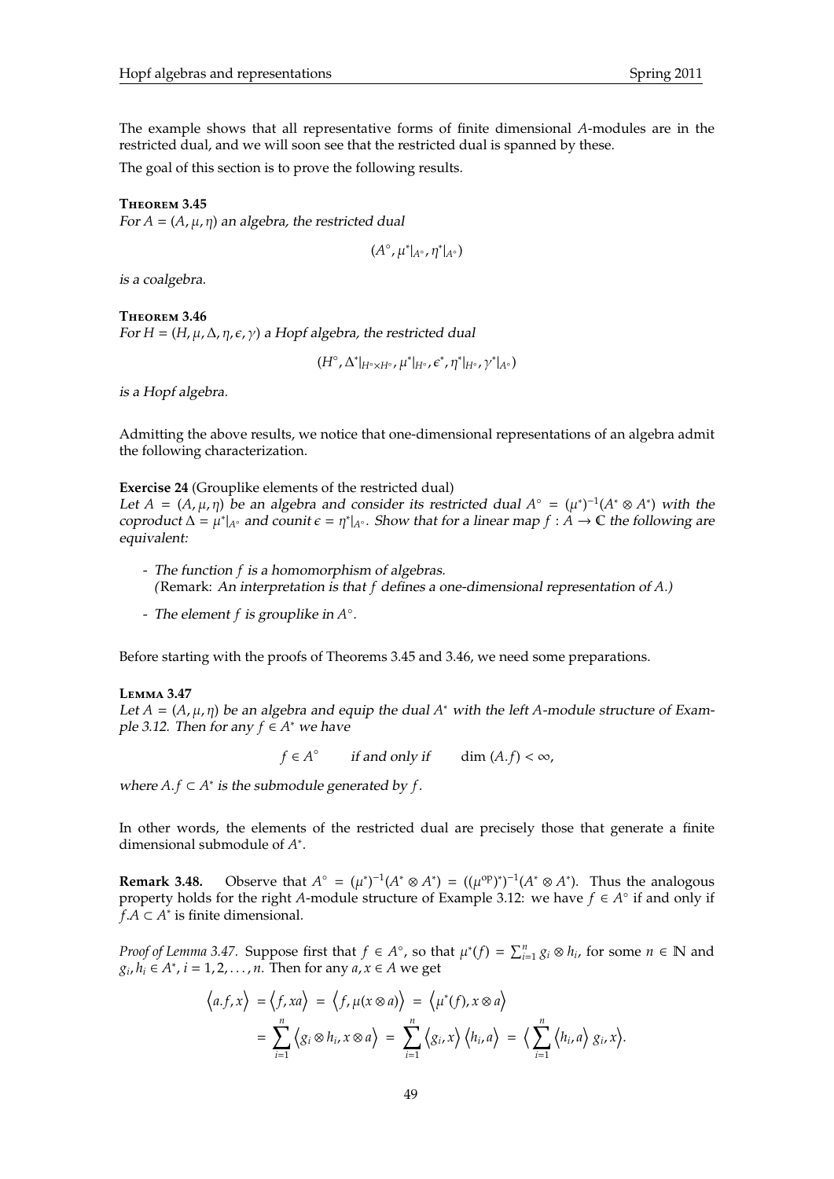The example shows that all representative forms of finite dimensional $A$-modules are in the restricted dual, and we will soon see that the restricted dual is spanned by these.

The goal of this section is to prove the following results.

**Theorem 3.45**
*For $A = (A, \mu, \eta)$ an algebra, the restricted dual*

$$(A^\circ, \mu^*|_{A^\circ}, \eta^*|_{A^\circ})$$

*is a coalgebra.*

**Theorem 3.46**
*For $H = (H, \mu, \Delta, \eta, \epsilon, \gamma)$ a Hopf algebra, the restricted dual*

$$(H^\circ, \Delta^*|_{H^\circ \times H^\circ}, \mu^*|_{H^\circ}, \epsilon^*, \eta^*|_{H^\circ}, \gamma^*|_{A^\circ})$$

*is a Hopf algebra.*

Admitting the above results, we notice that one-dimensional representations of an algebra admit the following characterization.

**Exercise 24** (Grouplike elements of the restricted dual)
*Let $A = (A, \mu, \eta)$ be an algebra and consider its restricted dual $A^\circ = (\mu^*)^{-1}(A^* \otimes A^*)$ with the coproduct $\Delta = \mu^*|_{A^\circ}$ and counit $\epsilon = \eta^*|_{A^\circ}$. Show that for a linear map $f : A \to \mathbb{C}$ the following are equivalent:*

- *The function $f$ is a homomorphism of algebras.*
  *(*Remark: *An interpretation is that $f$ defines a one-dimensional representation of $A$.)*
- *The element $f$ is grouplike in $A^\circ$.*

Before starting with the proofs of Theorems 3.45 and 3.46, we need some preparations.

**Lemma 3.47**
*Let $A = (A, \mu, \eta)$ be an algebra and equip the dual $A^*$ with the left $A$-module structure of Example 3.12. Then for any $f \in A^*$ we have*

$$f \in A^\circ \qquad \text{if and only if} \qquad \dim(A.f) < \infty,$$

*where $A.f \subset A^*$ is the submodule generated by $f$.*

In other words, the elements of the restricted dual are precisely those that generate a finite dimensional submodule of $A^*$.

**Remark 3.48.** Observe that $A^\circ = (\mu^*)^{-1}(A^* \otimes A^*) = ((\mu^{\text{op}})^*)^{-1}(A^* \otimes A^*)$. Thus the analogous property holds for the right $A$-module structure of Example 3.12: we have $f \in A^\circ$ if and only if $f.A \subset A^*$ is finite dimensional.

*Proof of Lemma 3.47.* Suppose first that $f \in A^\circ$, so that $\mu^*(f) = \sum_{i=1}^n g_i \otimes h_i$, for some $n \in \mathbb{N}$ and $g_i, h_i \in A^*$, $i = 1, 2, \ldots, n$. Then for any $a, x \in A$ we get

$$\begin{aligned}
\langle a.f, x \rangle &= \langle f, xa \rangle = \langle f, \mu(x \otimes a) \rangle = \langle \mu^*(f), x \otimes a \rangle \\
&= \sum_{i=1}^n \langle g_i \otimes h_i, x \otimes a \rangle = \sum_{i=1}^n \langle g_i, x \rangle \langle h_i, a \rangle = \Big\langle \sum_{i=1}^n \langle h_i, a \rangle\, g_i, x \Big\rangle.
\end{aligned}$$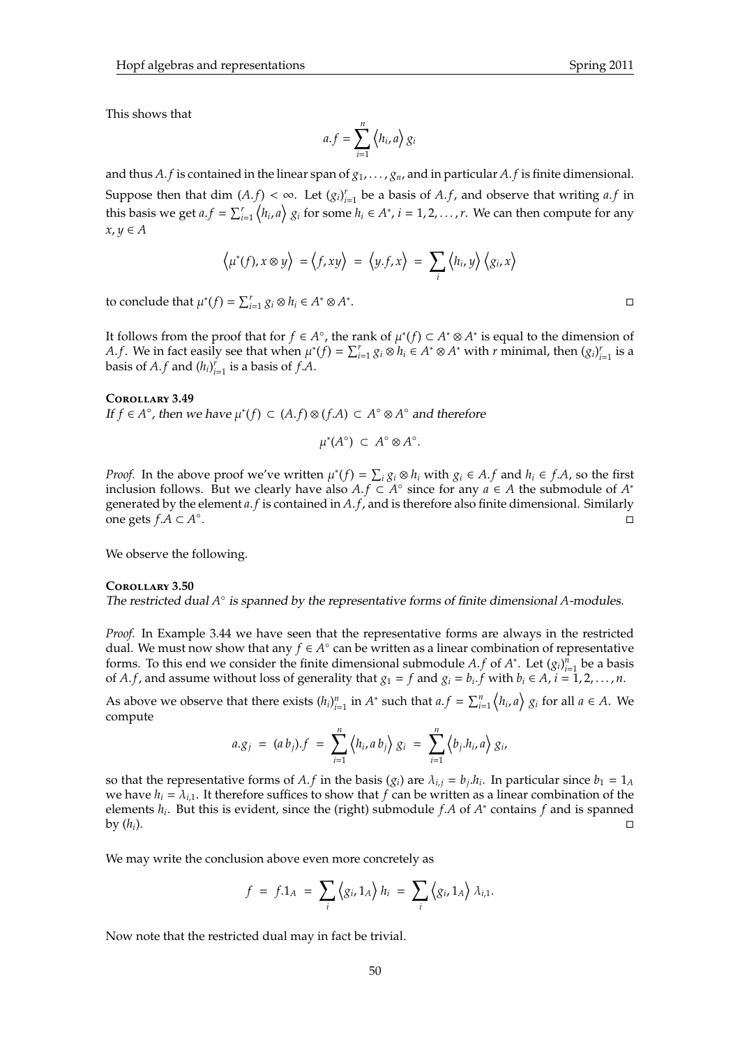This shows that

$$a.f = \sum_{i=1}^{n} \left\langle h_i, a \right\rangle g_i$$

and thus $A.f$ is contained in the linear span of $g_1, \ldots, g_n$, and in particular $A.f$ is finite dimensional.

Suppose then that $\dim (A.f) < \infty$. Let $(g_i)_{i=1}^r$ be a basis of $A.f$, and observe that writing $a.f$ in this basis we get $a.f = \sum_{i=1}^r \left\langle h_i, a \right\rangle g_i$ for some $h_i \in A^*$, $i = 1, 2, \ldots, r$. We can then compute for any $x, y \in A$

$$\left\langle \mu^*(f), x \otimes y \right\rangle = \left\langle f, xy \right\rangle = \left\langle y.f, x \right\rangle = \sum_i \left\langle h_i, y \right\rangle \left\langle g_i, x \right\rangle$$

to conclude that $\mu^*(f) = \sum_{i=1}^r g_i \otimes h_i \in A^* \otimes A^*$. □

It follows from the proof that for $f \in A^\circ$, the rank of $\mu^*(f) \subset A^* \otimes A^*$ is equal to the dimension of $A.f$. We in fact easily see that when $\mu^*(f) = \sum_{i=1}^r g_i \otimes h_i \in A^* \otimes A^*$ with $r$ minimal, then $(g_i)_{i=1}^r$ is a basis of $A.f$ and $(h_i)_{i=1}^r$ is a basis of $f.A$.

**Corollary 3.49**
*If $f \in A^\circ$, then we have $\mu^*(f) \subset (A.f) \otimes (f.A) \subset A^\circ \otimes A^\circ$ and therefore*

$$\mu^*(A^\circ) \subset A^\circ \otimes A^\circ.$$

*Proof.* In the above proof we've written $\mu^*(f) = \sum_i g_i \otimes h_i$ with $g_i \in A.f$ and $h_i \in f.A$, so the first inclusion follows. But we clearly have also $A.f \subset A^\circ$ since for any $a \in A$ the submodule of $A^*$ generated by the element $a.f$ is contained in $A.f$, and is therefore also finite dimensional. Similarly one gets $f.A \subset A^\circ$. □

We observe the following.

**Corollary 3.50**
*The restricted dual $A^\circ$ is spanned by the representative forms of finite dimensional $A$-modules.*

*Proof.* In Example 3.44 we have seen that the representative forms are always in the restricted dual. We must now show that any $f \in A^\circ$ can be written as a linear combination of representative forms. To this end we consider the finite dimensional submodule $A.f$ of $A^*$. Let $(g_i)_{i=1}^n$ be a basis of $A.f$, and assume without loss of generality that $g_1 = f$ and $g_i = b_i.f$ with $b_i \in A$, $i = 1, 2, \ldots, n$.

As above we observe that there exists $(h_i)_{i=1}^n$ in $A^*$ such that $a.f = \sum_{i=1}^n \left\langle h_i, a \right\rangle g_i$ for all $a \in A$. We compute

$$a.g_j = (a\, b_j).f = \sum_{i=1}^{n} \left\langle h_i, a\, b_j \right\rangle g_i = \sum_{i=1}^{n} \left\langle b_j.h_i, a \right\rangle g_i,$$

so that the representative forms of $A.f$ in the basis $(g_i)$ are $\lambda_{i,j} = b_j.h_i$. In particular since $b_1 = 1_A$ we have $h_i = \lambda_{i,1}$. It therefore suffices to show that $f$ can be written as a linear combination of the elements $h_i$. But this is evident, since the (right) submodule $f.A$ of $A^*$ contains $f$ and is spanned by $(h_i)$. □

We may write the conclusion above even more concretely as

$$f = f.1_A = \sum_i \left\langle g_i, 1_A \right\rangle h_i = \sum_i \left\langle g_i, 1_A \right\rangle \lambda_{i,1}.$$

Now note that the restricted dual may in fact be trivial.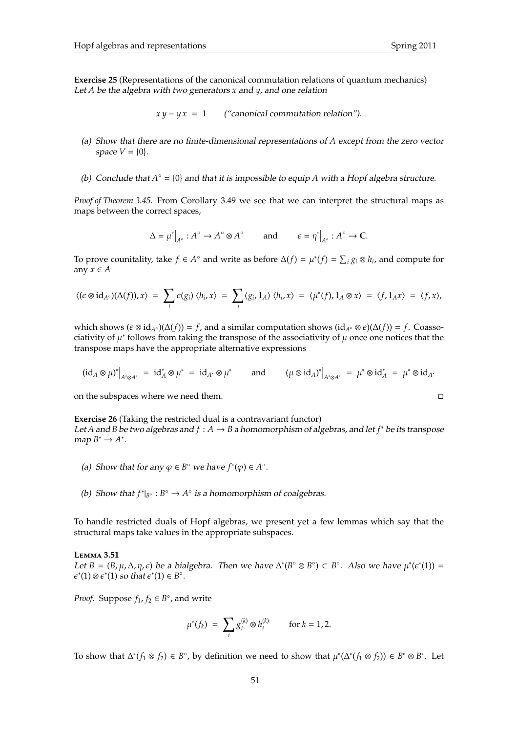**Exercise 25** (Representations of the canonical commutation relations of quantum mechanics)
*Let $A$ be the algebra with two generators $x$ and $y$, and one relation*

$$x\,y - y\,x \;=\; 1 \qquad \text{("canonical commutation relation").}$$

*(a) Show that there are no finite-dimensional representations of $A$ except from the zero vector space $V = \{0\}$.*

*(b) Conclude that $A^\circ = \{0\}$ and that it is impossible to equip $A$ with a Hopf algebra structure.*

*Proof of Theorem 3.45.* From Corollary 3.49 we see that we can interpret the structural maps as maps between the correct spaces,

$$\Delta = \mu^*\big|_{A^\circ} : A^\circ \to A^\circ \otimes A^\circ \qquad \text{and} \qquad \epsilon = \eta^*\big|_{A^\circ} : A^\circ \to \mathbb{C}.$$

To prove counitality, take $f \in A^\circ$ and write as before $\Delta(f) = \mu^*(f) = \sum_i g_i \otimes h_i$, and compute for any $x \in A$

$$\langle (\epsilon \otimes \mathrm{id}_{A^\circ})(\Delta(f)), x\rangle \;=\; \sum_i \epsilon(g_i)\,\langle h_i, x\rangle \;=\; \sum_i \langle g_i, 1_A\rangle\,\langle h_i, x\rangle \;=\; \langle \mu^*(f), 1_A \otimes x\rangle \;=\; \langle f, 1_A x\rangle \;=\; \langle f, x\rangle,$$

which shows $(\epsilon \otimes \mathrm{id}_{A^\circ})(\Delta(f)) = f$, and a similar computation shows $(\mathrm{id}_{A^\circ} \otimes \epsilon)(\Delta(f)) = f$. Coassociativity of $\mu^*$ follows from taking the transpose of the associativity of $\mu$ once one notices that the transpose maps have the appropriate alternative expressions

$$(\mathrm{id}_A \otimes \mu)^*\big|_{A^*\otimes A^*} \;=\; \mathrm{id}_A^* \otimes \mu^* \;=\; \mathrm{id}_{A^*} \otimes \mu^* \qquad \text{and} \qquad (\mu \otimes \mathrm{id}_A)^*\big|_{A^*\otimes A^*} \;=\; \mu^* \otimes \mathrm{id}_A^* \;=\; \mu^* \otimes \mathrm{id}_{A^*}$$

on the subspaces where we need them. □

**Exercise 26** (Taking the restricted dual is a contravariant functor)
*Let $A$ and $B$ be two algebras and $f : A \to B$ a homomorphism of algebras, and let $f^*$ be its transpose map $B^* \to A^*$.*

*(a) Show that for any $\varphi \in B^\circ$ we have $f^*(\varphi) \in A^\circ$.*

*(b) Show that $f^*|_{B^\circ} : B^\circ \to A^\circ$ is a homomorphism of coalgebras.*

To handle restricted duals of Hopf algebras, we present yet a few lemmas which say that the structural maps take values in the appropriate subspaces.

**Lemma 3.51**
*Let $B = (B, \mu, \Delta, \eta, \epsilon)$ be a bialgebra. Then we have $\Delta^*(B^\circ \otimes B^\circ) \subset B^\circ$. Also we have $\mu^*(\epsilon^*(1)) = \epsilon^*(1) \otimes \epsilon^*(1)$ so that $\epsilon^*(1) \in B^\circ$.*

*Proof.* Suppose $f_1, f_2 \in B^\circ$, and write

$$\mu^*(f_k) \;=\; \sum_i g_i^{(k)} \otimes h_i^{(k)} \qquad \text{for } k = 1, 2.$$

To show that $\Delta^*(f_1 \otimes f_2) \in B^\circ$, by definition we need to show that $\mu^*(\Delta^*(f_1 \otimes f_2)) \in B^* \otimes B^*$. Let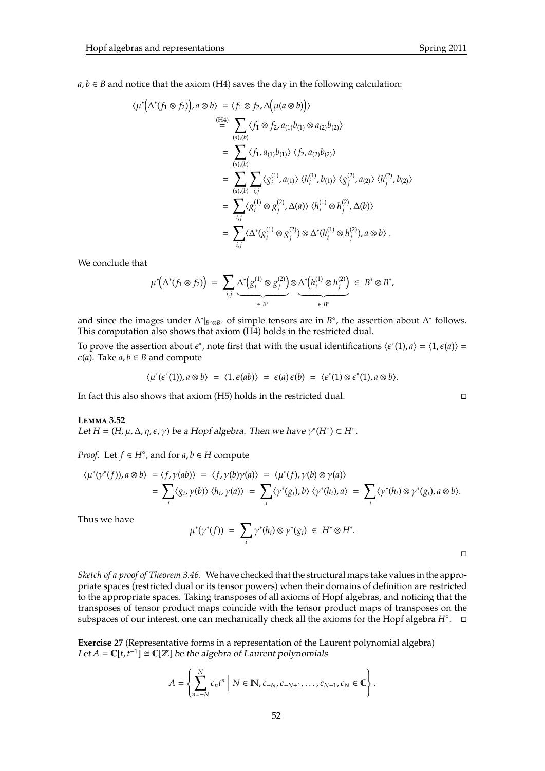$a, b \in B$ and notice that the axiom (H4) saves the day in the following calculation:

$$
\begin{aligned}
\langle \mu^*\Big(\Delta^*(f_1 \otimes f_2)\Big), a \otimes b\rangle &= \langle f_1 \otimes f_2, \Delta\Big(\mu(a \otimes b)\Big)\rangle \\
&\overset{\text{(H4)}}{=} \sum_{(a),(b)} \langle f_1 \otimes f_2, a_{(1)} b_{(1)} \otimes a_{(2)} b_{(2)}\rangle \\
&= \sum_{(a),(b)} \langle f_1, a_{(1)} b_{(1)}\rangle \, \langle f_2, a_{(2)} b_{(2)}\rangle \\
&= \sum_{(a),(b)} \sum_{i,j} \langle g_i^{(1)}, a_{(1)}\rangle \, \langle h_i^{(1)}, b_{(1)}\rangle \, \langle g_j^{(2)}, a_{(2)}\rangle \, \langle h_j^{(2)}, b_{(2)}\rangle \\
&= \sum_{i,j} \langle g_i^{(1)} \otimes g_j^{(2)}, \Delta(a)\rangle \, \langle h_i^{(1)} \otimes h_j^{(2)}, \Delta(b)\rangle \\
&= \sum_{i,j} \langle \Delta^*(g_i^{(1)} \otimes g_j^{(2)}) \otimes \Delta^*(h_i^{(1)} \otimes h_j^{(2)}), a \otimes b\rangle \, .
\end{aligned}
$$

We conclude that

$$
\mu^*\Big(\Delta^*(f_1 \otimes f_2)\Big) \; = \; \sum_{i,j} \underbrace{\Delta^*\Big(g_i^{(1)} \otimes g_j^{(2)}\Big)}_{\in B^*} \otimes \underbrace{\Delta^*\Big(h_i^{(1)} \otimes h_j^{(2)}\Big)}_{\in B^*} \; \in \; B^* \otimes B^*,
$$

and since the images under $\Delta^*|_{B^\circ \otimes B^\circ}$ of simple tensors are in $B^\circ$, the assertion about $\Delta^*$ follows. This computation also shows that axiom (H4) holds in the restricted dual.

To prove the assertion about $\epsilon^*$, note first that with the usual identifications $\langle \epsilon^*(1), a\rangle = \langle 1, \epsilon(a)\rangle = \epsilon(a)$. Take $a, b \in B$ and compute

$$
\langle \mu^*(\epsilon^*(1)), a \otimes b\rangle \; = \; \langle 1, \epsilon(ab)\rangle \; = \; \epsilon(a)\,\epsilon(b) \; = \; \langle \epsilon^*(1) \otimes \epsilon^*(1), a \otimes b\rangle.
$$

In fact this also shows that axiom (H5) holds in the restricted dual. □

**Lemma 3.52**
*Let $H = (H, \mu, \Delta, \eta, \epsilon, \gamma)$ be a Hopf algebra. Then we have $\gamma^*(H^\circ) \subset H^\circ$.*

*Proof.* Let $f \in H^\circ$, and for $a, b \in H$ compute

$$
\begin{aligned}
\langle \mu^*(\gamma^*(f)), a \otimes b\rangle &= \langle f, \gamma(ab)\rangle \; = \; \langle f, \gamma(b)\gamma(a)\rangle \; = \; \langle \mu^*(f), \gamma(b) \otimes \gamma(a)\rangle \\
&= \sum_i \langle g_i, \gamma(b)\rangle \, \langle h_i, \gamma(a)\rangle \; = \; \sum_i \langle \gamma^*(g_i), b\rangle \, \langle \gamma^*(h_i), a\rangle \; = \; \sum_i \langle \gamma^*(h_i) \otimes \gamma^*(g_i), a \otimes b\rangle.
\end{aligned}
$$

Thus we have

$$
\mu^*(\gamma^*(f)) \; = \; \sum_i \gamma^*(h_i) \otimes \gamma^*(g_i) \; \in \; H^* \otimes H^*.
$$

□

*Sketch of a proof of Theorem 3.46.* We have checked that the structural maps take values in the appropriate spaces (restricted dual or its tensor powers) when their domains of definition are restricted to the appropriate spaces. Taking transposes of all axioms of Hopf algebras, and noticing that the transposes of tensor product maps coincide with the tensor product maps of transposes on the subspaces of our interest, one can mechanically check all the axioms for the Hopf algebra $H^\circ$. □

**Exercise 27** (Representative forms in a representation of the Laurent polynomial algebra)
*Let $A = \mathbb{C}[t, t^{-1}] \cong \mathbb{C}[\mathbb{Z}]$ be the algebra of Laurent polynomials*

$$
A = \left\{ \sum_{n=-N}^{N} c_n t^n \;\Big|\; N \in \mathbb{N}, c_{-N}, c_{-N+1}, \ldots, c_{N-1}, c_N \in \mathbb{C} \right\}.
$$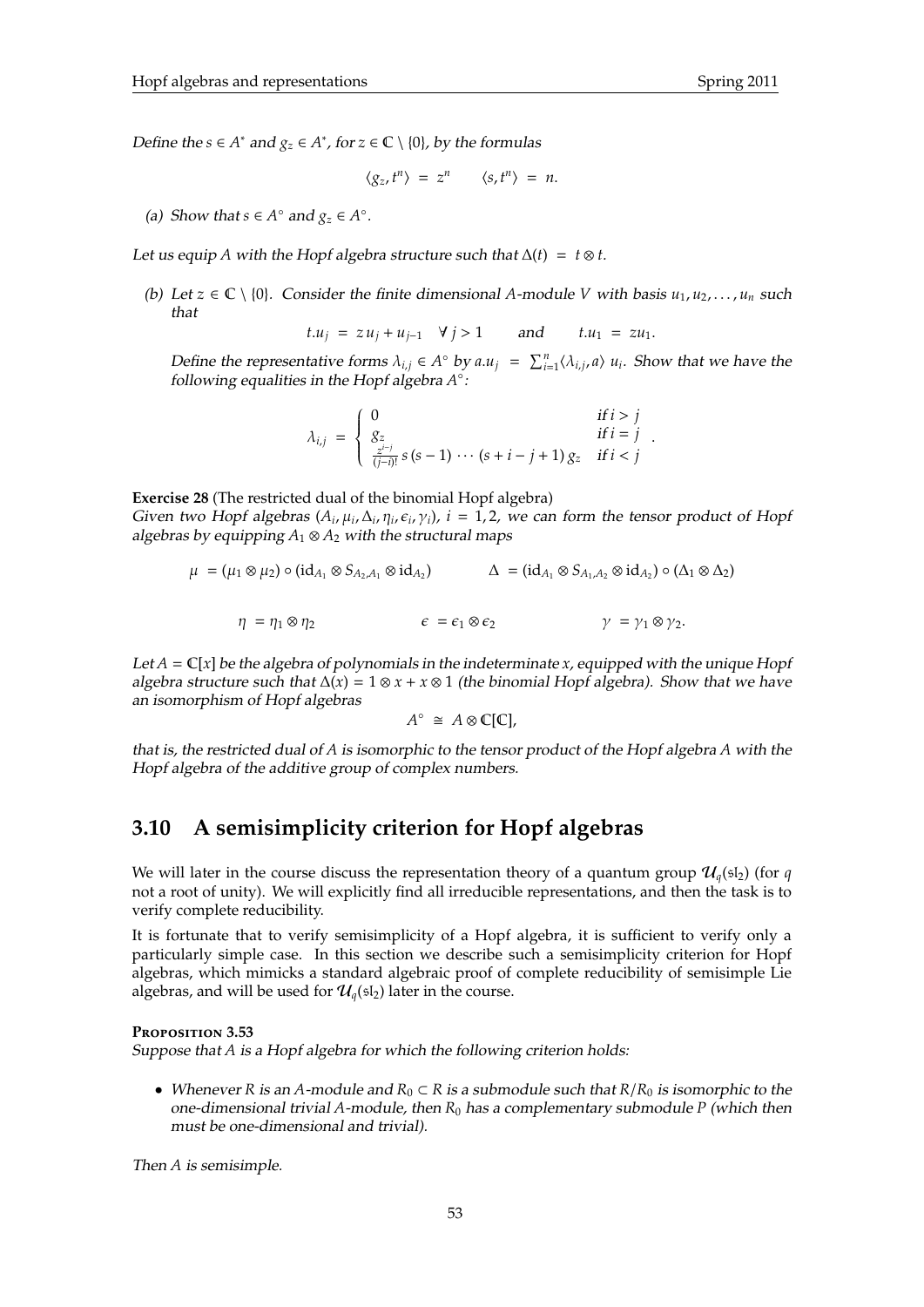*Define the $s \in A^*$ and $g_z \in A^*$, for $z \in \mathbb{C} \setminus \{0\}$, by the formulas*

$$\langle g_z, t^n \rangle = z^n \qquad \langle s, t^n \rangle = n.$$

*(a) Show that $s \in A^\circ$ and $g_z \in A^\circ$.*

*Let us equip $A$ with the Hopf algebra structure such that $\Delta(t) = t \otimes t$.*

*(b) Let $z \in \mathbb{C} \setminus \{0\}$. Consider the finite dimensional $A$-module $V$ with basis $u_1, u_2, \ldots, u_n$ such that*

$$t.u_j = z\, u_j + u_{j-1} \quad \forall\, j > 1 \qquad \text{and} \qquad t.u_1 = z u_1.$$

*Define the representative forms $\lambda_{i,j} \in A^\circ$ by $a.u_j = \sum_{i=1}^n \langle \lambda_{i,j}, a \rangle\, u_i$. Show that we have the following equalities in the Hopf algebra $A^\circ$:*

$$\lambda_{i,j} = \begin{cases} 0 & \text{if } i > j \\ g_z & \text{if } i = j \\ \frac{z^{i-j}}{(j-i)!}\, s\,(s-1)\,\cdots\,(s+i-j+1)\, g_z & \text{if } i < j \end{cases}.$$

**Exercise 28** (The restricted dual of the binomial Hopf algebra)
*Given two Hopf algebras $(A_i, \mu_i, \Delta_i, \eta_i, \epsilon_i, \gamma_i)$, $i = 1, 2$, we can form the tensor product of Hopf algebras by equipping $A_1 \otimes A_2$ with the structural maps*

$$\mu = (\mu_1 \otimes \mu_2) \circ (\mathrm{id}_{A_1} \otimes S_{A_2, A_1} \otimes \mathrm{id}_{A_2}) \qquad \Delta = (\mathrm{id}_{A_1} \otimes S_{A_1, A_2} \otimes \mathrm{id}_{A_2}) \circ (\Delta_1 \otimes \Delta_2)$$

$$\eta = \eta_1 \otimes \eta_2 \qquad \epsilon = \epsilon_1 \otimes \epsilon_2 \qquad \gamma = \gamma_1 \otimes \gamma_2.$$

*Let $A = \mathbb{C}[x]$ be the algebra of polynomials in the indeterminate $x$, equipped with the unique Hopf algebra structure such that $\Delta(x) = 1 \otimes x + x \otimes 1$ (the binomial Hopf algebra). Show that we have an isomorphism of Hopf algebras*

$$A^\circ \cong A \otimes \mathbb{C}[\mathbb{C}],$$

*that is, the restricted dual of $A$ is isomorphic to the tensor product of the Hopf algebra $A$ with the Hopf algebra of the additive group of complex numbers.*

## 3.10 A semisimplicity criterion for Hopf algebras

We will later in the course discuss the representation theory of a quantum group $\mathcal{U}_q(\mathfrak{sl}_2)$ (for $q$ not a root of unity). We will explicitly find all irreducible representations, and then the task is to verify complete reducibility.

It is fortunate that to verify semisimplicity of a Hopf algebra, it is sufficient to verify only a particularly simple case. In this section we describe such a semisimplicity criterion for Hopf algebras, which mimicks a standard algebraic proof of complete reducibility of semisimple Lie algebras, and will be used for $\mathcal{U}_q(\mathfrak{sl}_2)$ later in the course.

**Proposition 3.53**
*Suppose that $A$ is a Hopf algebra for which the following criterion holds:*

- *Whenever $R$ is an $A$-module and $R_0 \subset R$ is a submodule such that $R/R_0$ is isomorphic to the one-dimensional trivial $A$-module, then $R_0$ has a complementary submodule $P$ (which then must be one-dimensional and trivial).*

*Then $A$ is semisimple.*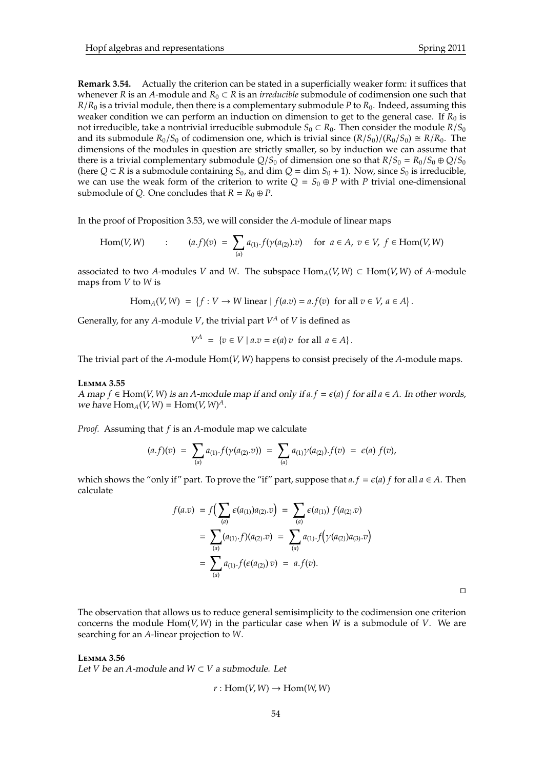**Remark 3.54.** Actually the criterion can be stated in a superficially weaker form: it suffices that whenever $R$ is an $A$-module and $R_0 \subset R$ is an *irreducible* submodule of codimension one such that $R/R_0$ is a trivial module, then there is a complementary submodule $P$ to $R_0$. Indeed, assuming this weaker condition we can perform an induction on dimension to get to the general case. If $R_0$ is not irreducible, take a nontrivial irreducible submodule $S_0 \subset R_0$. Then consider the module $R/S_0$ and its submodule $R_0/S_0$ of codimension one, which is trivial since $(R/S_0)/(R_0/S_0) \cong R/R_0$. The dimensions of the modules in question are strictly smaller, so by induction we can assume that there is a trivial complementary submodule $Q/S_0$ of dimension one so that $R/S_0 = R_0/S_0 \oplus Q/S_0$ (here $Q \subset R$ is a submodule containing $S_0$, and $\dim Q = \dim S_0 + 1$). Now, since $S_0$ is irreducible, we can use the weak form of the criterion to write $Q = S_0 \oplus P$ with $P$ trivial one-dimensional submodule of $Q$. One concludes that $R = R_0 \oplus P$.

In the proof of Proposition 3.53, we will consider the $A$-module of linear maps

$$\mathrm{Hom}(V,W) \qquad : \qquad (a.f)(v) \;=\; \sum_{(a)} a_{(1)}.f(\gamma(a_{(2)}).v) \quad \text{for } a \in A,\ v \in V,\ f \in \mathrm{Hom}(V,W)$$

associated to two $A$-modules $V$ and $W$. The subspace $\mathrm{Hom}_A(V,W) \subset \mathrm{Hom}(V,W)$ of $A$-module maps from $V$ to $W$ is

$$\mathrm{Hom}_A(V,W) \;=\; \{ f : V \to W \text{ linear} \mid f(a.v) = a.f(v) \text{ for all } v \in V,\ a \in A \}.$$

Generally, for any $A$-module $V$, the trivial part $V^A$ of $V$ is defined as

$$V^A \;=\; \{ v \in V \mid a.v = \epsilon(a)\, v \text{ for all } a \in A \}.$$

The trivial part of the $A$-module $\mathrm{Hom}(V,W)$ happens to consist precisely of the $A$-module maps.

**Lemma 3.55**

*A map $f \in \mathrm{Hom}(V,W)$ is an $A$-module map if and only if $a.f = \epsilon(a)\, f$ for all $a \in A$. In other words, we have $\mathrm{Hom}_A(V,W) = \mathrm{Hom}(V,W)^A$.*

*Proof.* Assuming that $f$ is an $A$-module map we calculate

$$(a.f)(v) \;=\; \sum_{(a)} a_{(1)}.f(\gamma(a_{(2)}).v)) \;=\; \sum_{(a)} a_{(1)}\gamma(a_{(2)}).f(v) \;=\; \epsilon(a)\; f(v),$$

which shows the "only if" part. To prove the "if" part, suppose that $a.f = \epsilon(a)\, f$ for all $a \in A$. Then calculate

$$\begin{aligned}
f(a.v) \;&=\; f\Big(\sum_{(a)} \epsilon(a_{(1)}) a_{(2)}.v\Big) \;=\; \sum_{(a)} \epsilon(a_{(1)})\; f(a_{(2)}.v) \\
&=\; \sum_{(a)} (a_{(1)}.f)(a_{(2)}.v) \;=\; \sum_{(a)} a_{(1)}.f\Big(\gamma(a_{(2)})a_{(3)}.v\Big) \\
&=\; \sum_{(a)} a_{(1)}.f(\epsilon(a_{(2)})\, v) \;=\; a.f(v).
\end{aligned}$$

□

The observation that allows us to reduce general semisimplicity to the codimension one criterion concerns the module $\mathrm{Hom}(V,W)$ in the particular case when $W$ is a submodule of $V$. We are searching for an $A$-linear projection to $W$.

**Lemma 3.56**

*Let $V$ be an $A$-module and $W \subset V$ a submodule. Let*

$$r : \mathrm{Hom}(V,W) \to \mathrm{Hom}(W,W)$$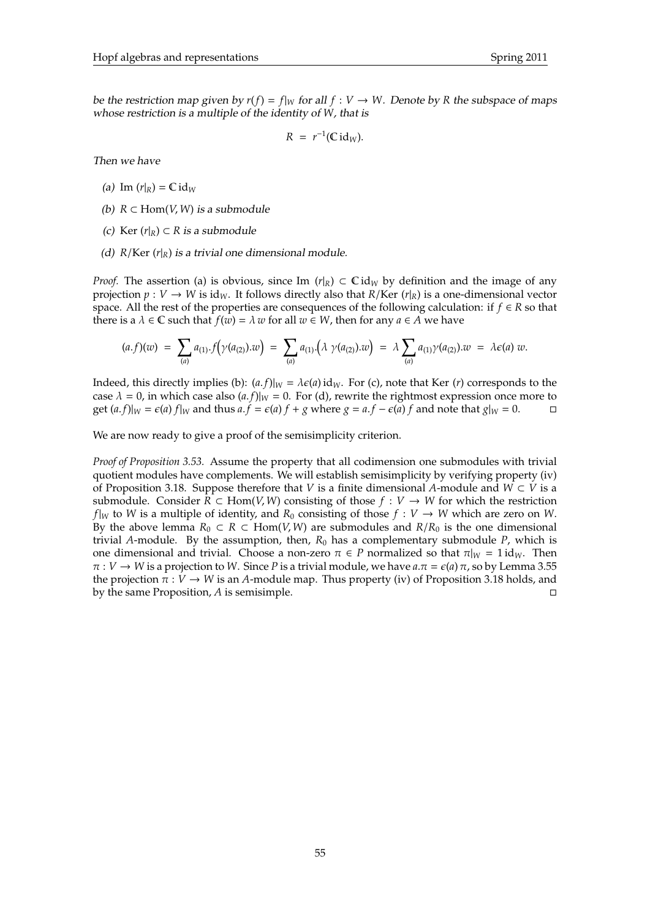*be the restriction map given by $r(f) = f|_W$ for all $f : V \to W$. Denote by $R$ the subspace of maps whose restriction is a multiple of the identity of $W$, that is*

$$R = r^{-1}(\mathbb{C}\,\mathrm{id}_W).$$

*Then we have*

- *(a)* $\mathrm{Im}\,(r|_R) = \mathbb{C}\,\mathrm{id}_W$
- *(b)* $R \subset \mathrm{Hom}(V, W)$ *is a submodule*
- *(c)* $\mathrm{Ker}\,(r|_R) \subset R$ *is a submodule*
- *(d)* $R/\mathrm{Ker}\,(r|_R)$ *is a trivial one dimensional module.*

*Proof.* The assertion (a) is obvious, since $\mathrm{Im}\,(r|_R) \subset \mathbb{C}\,\mathrm{id}_W$ by definition and the image of any projection $p : V \to W$ is $\mathrm{id}_W$. It follows directly also that $R/\mathrm{Ker}\,(r|_R)$ is a one-dimensional vector space. All the rest of the properties are consequences of the following calculation: if $f \in R$ so that there is a $\lambda \in \mathbb{C}$ such that $f(w) = \lambda\, w$ for all $w \in W$, then for any $a \in A$ we have

$$(a.f)(w) = \sum_{(a)} a_{(1)}.f\Big(\gamma(a_{(2)}).w\Big) = \sum_{(a)} a_{(1)}.\Big(\lambda\ \gamma(a_{(2)}).w\Big) = \lambda \sum_{(a)} a_{(1)}\gamma(a_{(2)}).w = \lambda\epsilon(a)\, w.$$

Indeed, this directly implies (b): $(a.f)|_W = \lambda\epsilon(a)\,\mathrm{id}_W$. For (c), note that $\mathrm{Ker}\,(r)$ corresponds to the case $\lambda = 0$, in which case also $(a.f)|_W = 0$. For (d), rewrite the rightmost expression once more to get $(a.f)|_W = \epsilon(a)\, f|_W$ and thus $a.f = \epsilon(a)\, f + g$ where $g = a.f - \epsilon(a)\, f$ and note that $g|_W = 0$. □

We are now ready to give a proof of the semisimplicity criterion.

*Proof of Proposition 3.53.* Assume the property that all codimension one submodules with trivial quotient modules have complements. We will establish semisimplicity by verifying property (iv) of Proposition 3.18. Suppose therefore that $V$ is a finite dimensional $A$-module and $W \subset V$ is a submodule. Consider $R \subset \mathrm{Hom}(V, W)$ consisting of those $f : V \to W$ for which the restriction $f|_W$ to $W$ is a multiple of identity, and $R_0$ consisting of those $f : V \to W$ which are zero on $W$. By the above lemma $R_0 \subset R \subset \mathrm{Hom}(V, W)$ are submodules and $R/R_0$ is the one dimensional trivial $A$-module. By the assumption, then, $R_0$ has a complementary submodule $P$, which is one dimensional and trivial. Choose a non-zero $\pi \in P$ normalized so that $\pi|_W = 1\,\mathrm{id}_W$. Then $\pi : V \to W$ is a projection to $W$. Since $P$ is a trivial module, we have $a.\pi = \epsilon(a)\,\pi$, so by Lemma 3.55 the projection $\pi : V \to W$ is an $A$-module map. Thus property (iv) of Proposition 3.18 holds, and by the same Proposition, $A$ is semisimple. □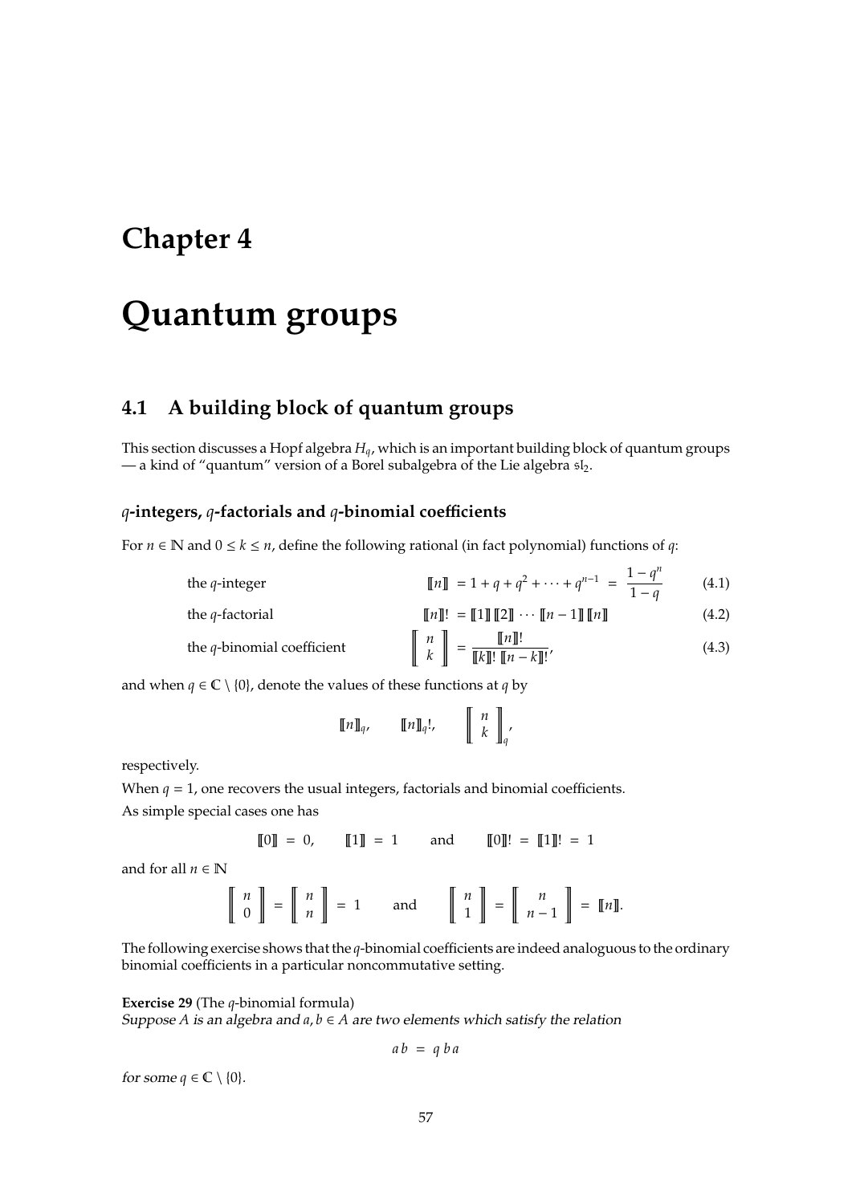# Chapter 4

# Quantum groups

## 4.1 A building block of quantum groups

This section discusses a Hopf algebra $H_q$, which is an important building block of quantum groups — a kind of "quantum" version of a Borel subalgebra of the Lie algebra $\mathfrak{sl}_2$.

### $q$-integers, $q$-factorials and $q$-binomial coefficients

For $n \in \mathbb{N}$ and $0 \leq k \leq n$, define the following rational (in fact polynomial) functions of $q$:

$$\text{the } q\text{-integer} \qquad [\![n]\!] = 1 + q + q^2 + \cdots + q^{n-1} = \frac{1-q^n}{1-q} \tag{4.1}$$

$$\text{the } q\text{-factorial} \qquad [\![n]\!]! = [\![1]\!]\,[\![2]\!] \cdots [\![n-1]\!]\,[\![n]\!] \tag{4.2}$$

$$\text{the } q\text{-binomial coefficient} \qquad \left[\!\!\left[ \begin{matrix} n \\ k \end{matrix} \right]\!\!\right] = \frac{[\![n]\!]!}{[\![k]\!]!\,[\![n-k]\!]!}, \tag{4.3}$$

and when $q \in \mathbb{C} \setminus \{0\}$, denote the values of these functions at $q$ by

$$[\![n]\!]_q, \qquad [\![n]\!]_q!, \qquad \left[\!\!\left[ \begin{matrix} n \\ k \end{matrix} \right]\!\!\right]_q,$$

respectively.

When $q = 1$, one recovers the usual integers, factorials and binomial coefficients.

As simple special cases one has

$$[\![0]\!] = 0, \qquad [\![1]\!] = 1 \qquad \text{and} \qquad [\![0]\!]! = [\![1]\!]! = 1$$

and for all $n \in \mathbb{N}$

$$\left[\!\!\left[ \begin{matrix} n \\ 0 \end{matrix} \right]\!\!\right] = \left[\!\!\left[ \begin{matrix} n \\ n \end{matrix} \right]\!\!\right] = 1 \qquad \text{and} \qquad \left[\!\!\left[ \begin{matrix} n \\ 1 \end{matrix} \right]\!\!\right] = \left[\!\!\left[ \begin{matrix} n \\ n-1 \end{matrix} \right]\!\!\right] = [\![n]\!].$$

The following exercise shows that the $q$-binomial coefficients are indeed analoguous to the ordinary binomial coefficients in a particular noncommutative setting.

**Exercise 29** (The $q$-binomial formula)
*Suppose $A$ is an algebra and $a, b \in A$ are two elements which satisfy the relation*

$$a\,b = q\,b\,a$$

*for some $q \in \mathbb{C} \setminus \{0\}$.*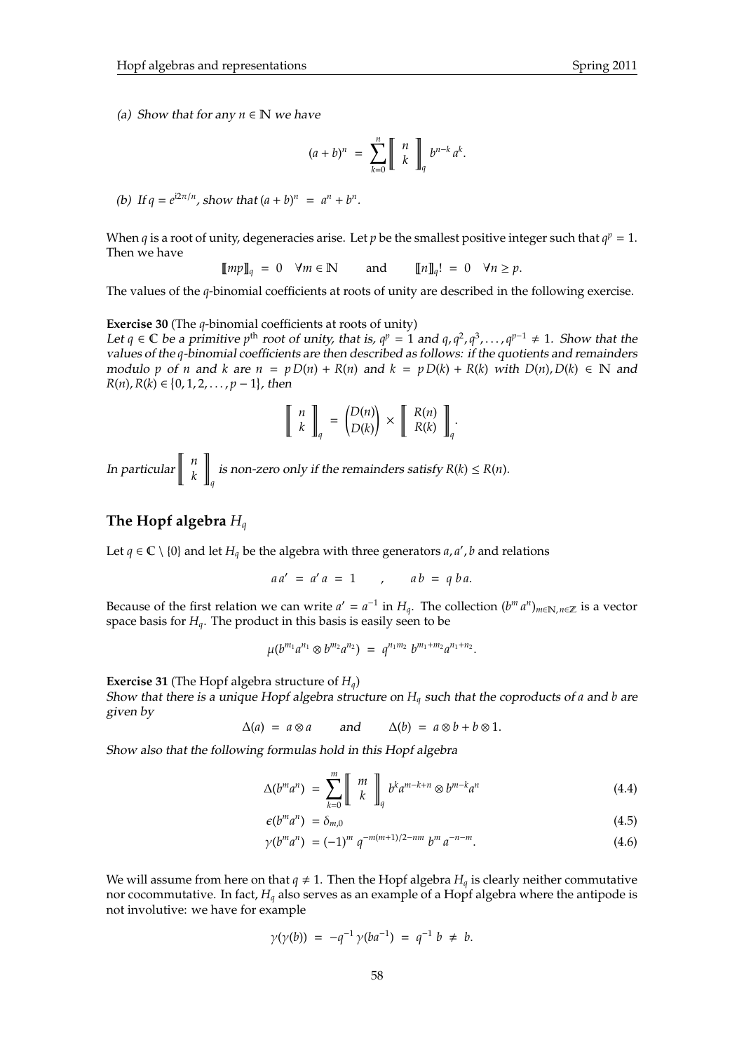*(a) Show that for any $n \in \mathbb{N}$ we have*

$$(a+b)^n = \sum_{k=0}^{n} \left[\!\!\left[ \begin{array}{c} n \\ k \end{array} \right]\!\!\right]_q b^{n-k} a^k.$$

*(b) If $q = e^{i2\pi/n}$, show that $(a+b)^n = a^n + b^n$.*

When $q$ is a root of unity, degeneracies arise. Let $p$ be the smallest positive integer such that $q^p = 1$. Then we have

$$[\![mp]\!]_q = 0 \quad \forall m \in \mathbb{N} \qquad \text{and} \qquad [\![n]\!]_q! = 0 \quad \forall n \geq p.$$

The values of the $q$-binomial coefficients at roots of unity are described in the following exercise.

**Exercise 30** (The $q$-binomial coefficients at roots of unity)
*Let $q \in \mathbb{C}$ be a primitive $p^{\text{th}}$ root of unity, that is, $q^p = 1$ and $q, q^2, q^3, \ldots, q^{p-1} \neq 1$. Show that the values of the $q$-binomial coefficients are then described as follows: if the quotients and remainders modulo $p$ of $n$ and $k$ are $n = p\,D(n) + R(n)$ and $k = p\,D(k) + R(k)$ with $D(n), D(k) \in \mathbb{N}$ and $R(n), R(k) \in \{0, 1, 2, \ldots, p-1\}$, then*

$$\left[\!\!\left[ \begin{array}{c} n \\ k \end{array} \right]\!\!\right]_q = \binom{D(n)}{D(k)} \times \left[\!\!\left[ \begin{array}{c} R(n) \\ R(k) \end{array} \right]\!\!\right]_q.$$

*In particular $\left[\!\!\left[ \begin{array}{c} n \\ k \end{array} \right]\!\!\right]_q$ is non-zero only if the remainders satisfy $R(k) \leq R(n)$.*

## The Hopf algebra $H_q$

Let $q \in \mathbb{C} \setminus \{0\}$ and let $H_q$ be the algebra with three generators $a, a', b$ and relations

$$a\,a' = a'\,a = 1 \qquad , \qquad a\,b = q\,b\,a.$$

Because of the first relation we can write $a' = a^{-1}$ in $H_q$. The collection $(b^m a^n)_{m \in \mathbb{N}, n \in \mathbb{Z}}$ is a vector space basis for $H_q$. The product in this basis is easily seen to be

$$\mu(b^{m_1} a^{n_1} \otimes b^{m_2} a^{n_2}) = q^{n_1 m_2}\, b^{m_1+m_2} a^{n_1+n_2}.$$

**Exercise 31** (The Hopf algebra structure of $H_q$)
*Show that there is a unique Hopf algebra structure on $H_q$ such that the coproducts of $a$ and $b$ are given by*

$$\Delta(a) = a \otimes a \qquad \text{and} \qquad \Delta(b) = a \otimes b + b \otimes 1.$$

*Show also that the following formulas hold in this Hopf algebra*

$$\Delta(b^m a^n) = \sum_{k=0}^{m} \left[\!\!\left[ \begin{array}{c} m \\ k \end{array} \right]\!\!\right]_q b^k a^{m-k+n} \otimes b^{m-k} a^n \tag{4.4}$$

$$\epsilon(b^m a^n) = \delta_{m,0} \tag{4.5}$$

$$\gamma(b^m a^n) = (-1)^m\, q^{-m(m+1)/2 - nm}\, b^m\, a^{-n-m}. \tag{4.6}$$

We will assume from here on that $q \neq 1$. Then the Hopf algebra $H_q$ is clearly neither commutative nor cocommutative. In fact, $H_q$ also serves as an example of a Hopf algebra where the antipode is not involutive: we have for example

$$\gamma(\gamma(b)) = -q^{-1}\,\gamma(ba^{-1}) = q^{-1}\,b \neq b.$$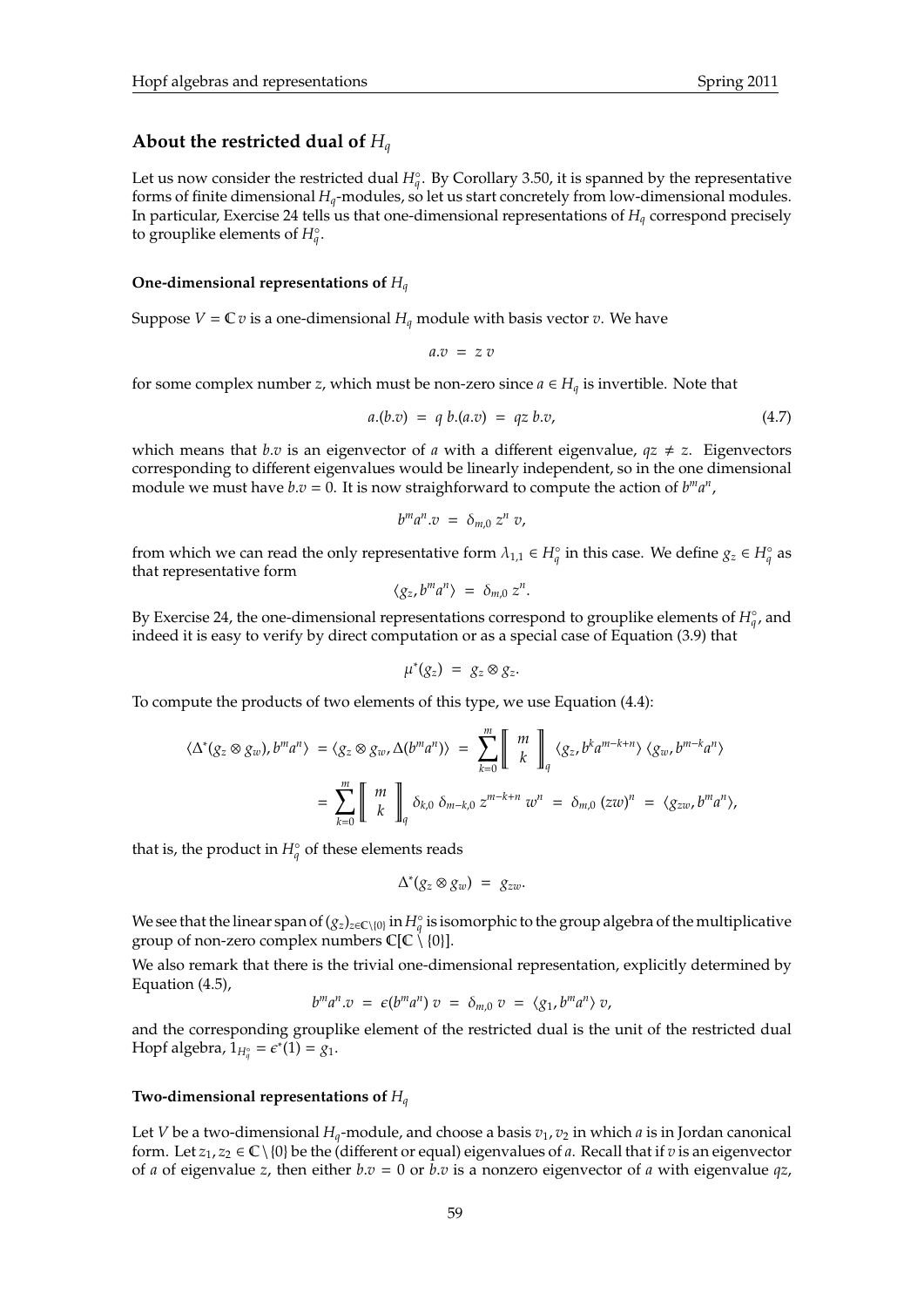### About the restricted dual of $H_q$

Let us now consider the restricted dual $H_q^\circ$. By Corollary 3.50, it is spanned by the representative forms of finite dimensional $H_q$-modules, so let us start concretely from low-dimensional modules. In particular, Exercise 24 tells us that one-dimensional representations of $H_q$ correspond precisely to grouplike elements of $H_q^\circ$.

#### One-dimensional representations of $H_q$

Suppose $V = \mathbb{C}\, v$ is a one-dimensional $H_q$ module with basis vector $v$. We have

$$a.v \;=\; z\, v$$

for some complex number $z$, which must be non-zero since $a \in H_q$ is invertible. Note that

$$a.(b.v) \;=\; q\; b.(a.v) \;=\; qz\; b.v, \tag{4.7}$$

which means that $b.v$ is an eigenvector of $a$ with a different eigenvalue, $qz \neq z$. Eigenvectors corresponding to different eigenvalues would be linearly independent, so in the one dimensional module we must have $b.v = 0$. It is now straighforward to compute the action of $b^m a^n$,

$$b^m a^n.v \;=\; \delta_{m,0}\; z^n\; v,$$

from which we can read the only representative form $\lambda_{1,1} \in H_q^\circ$ in this case. We define $g_z \in H_q^\circ$ as that representative form

$$\langle g_z, b^m a^n \rangle \;=\; \delta_{m,0}\; z^n.$$

By Exercise 24, the one-dimensional representations correspond to grouplike elements of $H_q^\circ$, and indeed it is easy to verify by direct computation or as a special case of Equation (3.9) that

$$\mu^*(g_z) \;=\; g_z \otimes g_z.$$

To compute the products of two elements of this type, we use Equation (4.4):

$$\begin{aligned}
\langle \Delta^*(g_z \otimes g_w), b^m a^n \rangle \;&=\; \langle g_z \otimes g_w, \Delta(b^m a^n) \rangle \;=\; \sum_{k=0}^{m} \left[\!\!\left[ \begin{matrix} m \\ k \end{matrix} \right]\!\!\right]_q \langle g_z, b^k a^{m-k+n} \rangle\, \langle g_w, b^{m-k} a^n \rangle \\
&=\; \sum_{k=0}^{m} \left[\!\!\left[ \begin{matrix} m \\ k \end{matrix} \right]\!\!\right]_q \delta_{k,0}\; \delta_{m-k,0}\; z^{m-k+n}\; w^n \;=\; \delta_{m,0}\; (zw)^n \;=\; \langle g_{zw}, b^m a^n \rangle,
\end{aligned}$$

that is, the product in $H_q^\circ$ of these elements reads

$$\Delta^*(g_z \otimes g_w) \;=\; g_{zw}.$$

We see that the linear span of $(g_z)_{z \in \mathbb{C}\setminus\{0\}}$ in $H_q^\circ$ is isomorphic to the group algebra of the multiplicative group of non-zero complex numbers $\mathbb{C}[\mathbb{C} \setminus \{0\}]$.

We also remark that there is the trivial one-dimensional representation, explicitly determined by Equation (4.5),

$$b^m a^n.v \;=\; \epsilon(b^m a^n)\; v \;=\; \delta_{m,0}\; v \;=\; \langle g_1, b^m a^n \rangle\; v,$$

and the corresponding grouplike element of the restricted dual is the unit of the restricted dual Hopf algebra, $1_{H_q^\circ} = \epsilon^*(1) = g_1$.

#### Two-dimensional representations of $H_q$

Let $V$ be a two-dimensional $H_q$-module, and choose a basis $v_1, v_2$ in which $a$ is in Jordan canonical form. Let $z_1, z_2 \in \mathbb{C} \setminus \{0\}$ be the (different or equal) eigenvalues of $a$. Recall that if $v$ is an eigenvector of $a$ of eigenvalue $z$, then either $b.v = 0$ or $b.v$ is a nonzero eigenvector of $a$ with eigenvalue $qz$,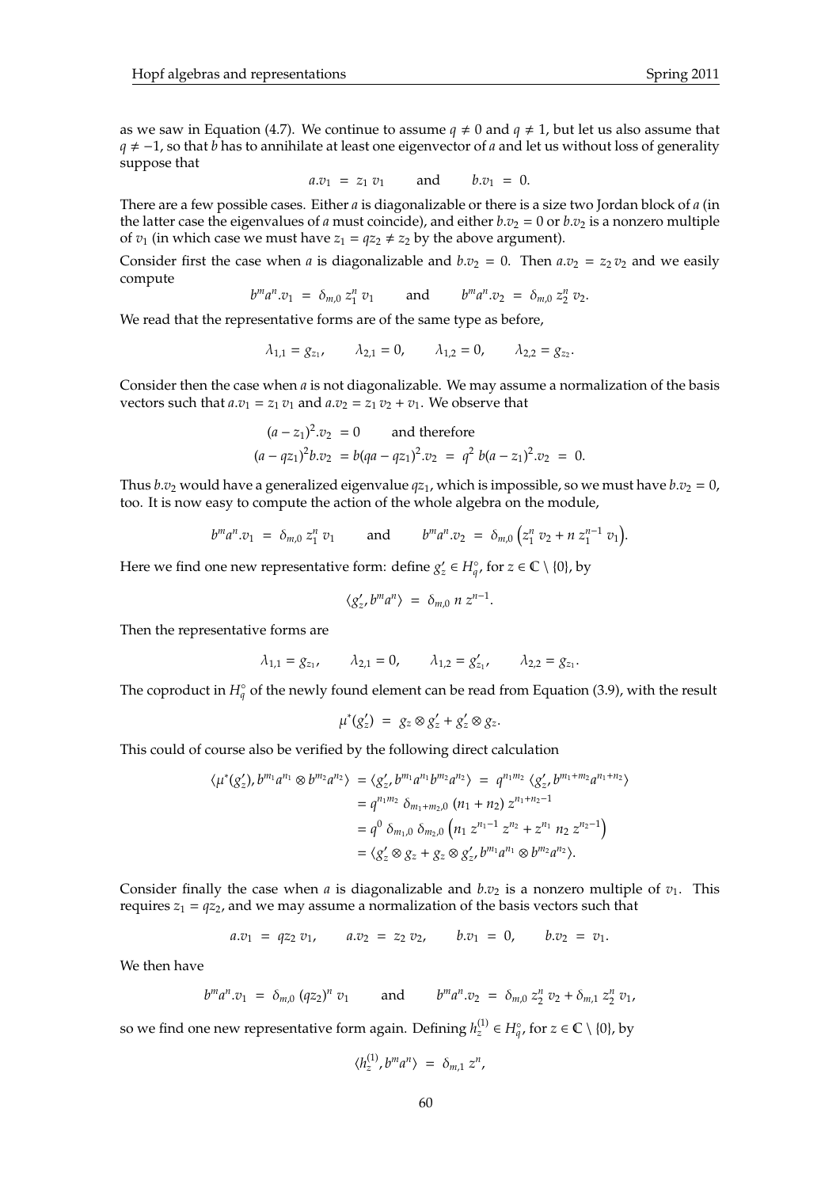as we saw in Equation (4.7). We continue to assume $q \neq 0$ and $q \neq 1$, but let us also assume that $q \neq -1$, so that $b$ has to annihilate at least one eigenvector of $a$ and let us without loss of generality suppose that

$$a.v_1 \;=\; z_1\, v_1 \qquad \text{and} \qquad b.v_1 \;=\; 0.$$

There are a few possible cases. Either $a$ is diagonalizable or there is a size two Jordan block of $a$ (in the latter case the eigenvalues of $a$ must coincide), and either $b.v_2 = 0$ or $b.v_2$ is a nonzero multiple of $v_1$ (in which case we must have $z_1 = qz_2 \neq z_2$ by the above argument).

Consider first the case when $a$ is diagonalizable and $b.v_2 = 0$. Then $a.v_2 = z_2\, v_2$ and we easily compute

$$b^m a^n.v_1 \;=\; \delta_{m,0}\, z_1^n\, v_1 \qquad \text{and} \qquad b^m a^n.v_2 \;=\; \delta_{m,0}\, z_2^n\, v_2.$$

We read that the representative forms are of the same type as before,

$$\lambda_{1,1} = g_{z_1}, \qquad \lambda_{2,1} = 0, \qquad \lambda_{1,2} = 0, \qquad \lambda_{2,2} = g_{z_2}.$$

Consider then the case when $a$ is not diagonalizable. We may assume a normalization of the basis vectors such that $a.v_1 = z_1\, v_1$ and $a.v_2 = z_1\, v_2 + v_1$. We observe that

$$\begin{aligned}
(a - z_1)^2.v_2 \;&= 0 \qquad \text{and therefore} \\
(a - qz_1)^2 b.v_2 \;&= b(qa - qz_1)^2.v_2 \;=\; q^2\, b(a - z_1)^2.v_2 \;=\; 0.
\end{aligned}$$

Thus $b.v_2$ would have a generalized eigenvalue $qz_1$, which is impossible, so we must have $b.v_2 = 0$, too. It is now easy to compute the action of the whole algebra on the module,

$$b^m a^n.v_1 \;=\; \delta_{m,0}\, z_1^n\, v_1 \qquad \text{and} \qquad b^m a^n.v_2 \;=\; \delta_{m,0}\, \Big(z_1^n\, v_2 + n\, z_1^{n-1}\, v_1\Big).$$

Here we find one new representative form: define $g'_z \in H_q^\circ$, for $z \in \mathbb{C} \setminus \{0\}$, by

$$\langle g'_z, b^m a^n \rangle \;=\; \delta_{m,0}\; n\; z^{n-1}.$$

Then the representative forms are

$$\lambda_{1,1} = g_{z_1}, \qquad \lambda_{2,1} = 0, \qquad \lambda_{1,2} = g'_{z_1}, \qquad \lambda_{2,2} = g_{z_1}.$$

The coproduct in $H_q^\circ$ of the newly found element can be read from Equation (3.9), with the result

$$\mu^*(g'_z) \;=\; g_z \otimes g'_z + g'_z \otimes g_z.$$

This could of course also be verified by the following direct calculation

$$\begin{aligned}
\langle \mu^*(g'_z), b^{m_1} a^{n_1} \otimes b^{m_2} a^{n_2} \rangle \;&= \langle g'_z, b^{m_1} a^{n_1} b^{m_2} a^{n_2} \rangle \;=\; q^{n_1 m_2}\, \langle g'_z, b^{m_1+m_2} a^{n_1+n_2} \rangle \\
&= q^{n_1 m_2}\, \delta_{m_1+m_2,0}\, (n_1 + n_2)\, z^{n_1+n_2-1} \\
&= q^0\, \delta_{m_1,0}\, \delta_{m_2,0}\, \Big(n_1\, z^{n_1-1}\, z^{n_2} + z^{n_1}\, n_2\, z^{n_2-1}\Big) \\
&= \langle g'_z \otimes g_z + g_z \otimes g'_z, b^{m_1} a^{n_1} \otimes b^{m_2} a^{n_2} \rangle.
\end{aligned}$$

Consider finally the case when $a$ is diagonalizable and $b.v_2$ is a nonzero multiple of $v_1$. This requires $z_1 = qz_2$, and we may assume a normalization of the basis vectors such that

$$a.v_1 \;=\; qz_2\, v_1, \qquad a.v_2 \;=\; z_2\, v_2, \qquad b.v_1 \;=\; 0, \qquad b.v_2 \;=\; v_1.$$

We then have

$$b^m a^n.v_1 \;=\; \delta_{m,0}\, (qz_2)^n\, v_1 \qquad \text{and} \qquad b^m a^n.v_2 \;=\; \delta_{m,0}\, z_2^n\, v_2 + \delta_{m,1}\, z_2^n\, v_1,$$

so we find one new representative form again. Defining $h_z^{(1)} \in H_q^\circ$, for $z \in \mathbb{C} \setminus \{0\}$, by

$$\langle h_z^{(1)}, b^m a^n \rangle \;=\; \delta_{m,1}\, z^n,$$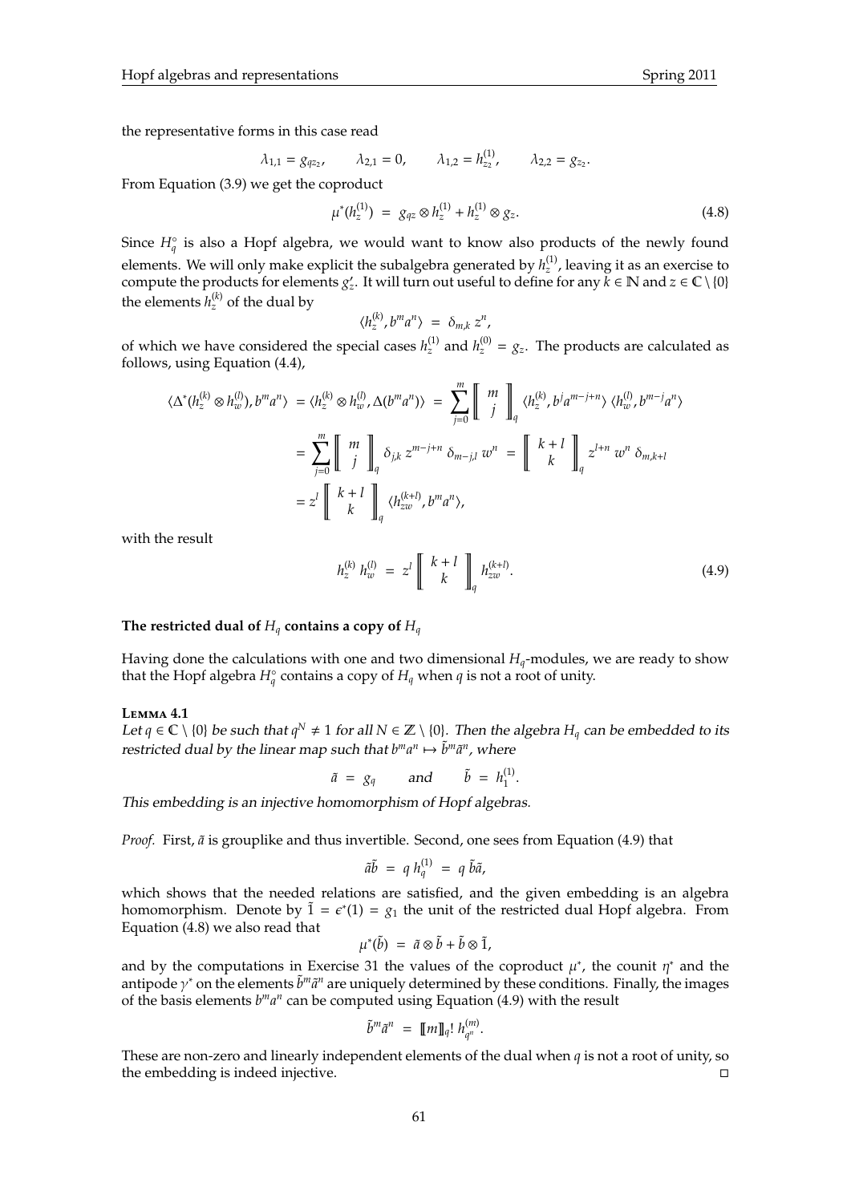the representative forms in this case read

$$\lambda_{1,1} = g_{qz_2}, \qquad \lambda_{2,1} = 0, \qquad \lambda_{1,2} = h^{(1)}_{z_2}, \qquad \lambda_{2,2} = g_{z_2}.$$

From Equation (3.9) we get the coproduct

$$\mu^*(h^{(1)}_z) \;=\; g_{qz} \otimes h^{(1)}_z + h^{(1)}_z \otimes g_z. \tag{4.8}$$

Since $H_q^\circ$ is also a Hopf algebra, we would want to know also products of the newly found elements. We will only make explicit the subalgebra generated by $h^{(1)}_z$, leaving it as an exercise to compute the products for elements $g'_z$. It will turn out useful to define for any $k \in \mathbb{N}$ and $z \in \mathbb{C} \setminus \{0\}$ the elements $h^{(k)}_z$ of the dual by

$$\langle h^{(k)}_z, b^m a^n \rangle \;=\; \delta_{m,k}\, z^n,$$

of which we have considered the special cases $h^{(1)}_z$ and $h^{(0)}_z = g_z$. The products are calculated as follows, using Equation (4.4),

$$\begin{aligned}
\langle \Delta^*(h^{(k)}_z \otimes h^{(l)}_w), b^m a^n \rangle \;&=\; \langle h^{(k)}_z \otimes h^{(l)}_w, \Delta(b^m a^n) \rangle \;=\; \sum_{j=0}^{m} \left[\!\!\left[ \begin{matrix} m \\ j \end{matrix} \right]\!\!\right]_q \langle h^{(k)}_z, b^j a^{m-j+n} \rangle \, \langle h^{(l)}_w, b^{m-j} a^n \rangle \\
&=\; \sum_{j=0}^{m} \left[\!\!\left[ \begin{matrix} m \\ j \end{matrix} \right]\!\!\right]_q \delta_{j,k}\, z^{m-j+n}\, \delta_{m-j,l}\, w^n \;=\; \left[\!\!\left[ \begin{matrix} k+l \\ k \end{matrix} \right]\!\!\right]_q z^{l+n}\, w^n\, \delta_{m,k+l} \\
&=\; z^l \left[\!\!\left[ \begin{matrix} k+l \\ k \end{matrix} \right]\!\!\right]_q \langle h^{(k+l)}_{zw}, b^m a^n \rangle,
\end{aligned}$$

with the result

$$h^{(k)}_z \, h^{(l)}_w \;=\; z^l \left[\!\!\left[ \begin{matrix} k+l \\ k \end{matrix} \right]\!\!\right]_q h^{(k+l)}_{zw}. \tag{4.9}$$

#### The restricted dual of $H_q$ contains a copy of $H_q$

Having done the calculations with one and two dimensional $H_q$-modules, we are ready to show that the Hopf algebra $H_q^\circ$ contains a copy of $H_q$ when $q$ is not a root of unity.

**Lemma 4.1**
*Let $q \in \mathbb{C} \setminus \{0\}$ be such that $q^N \neq 1$ for all $N \in \mathbb{Z} \setminus \{0\}$. Then the algebra $H_q$ can be embedded to its restricted dual by the linear map such that $b^m a^n \mapsto \tilde{b}^m \tilde{a}^n$, where*

$$\tilde{a} \;=\; g_q \qquad \text{and} \qquad \tilde{b} \;=\; h^{(1)}_1.$$

*This embedding is an injective homomorphism of Hopf algebras.*

*Proof.* First, $\tilde{a}$ is grouplike and thus invertible. Second, one sees from Equation (4.9) that

$$\tilde{a}\tilde{b} \;=\; q\, h^{(1)}_q \;=\; q\, \tilde{b}\tilde{a},$$

which shows that the needed relations are satisfied, and the given embedding is an algebra homomorphism. Denote by $\tilde{1} = \epsilon^*(1) = g_1$ the unit of the restricted dual Hopf algebra. From Equation (4.8) we also read that

$$\mu^*(\tilde{b}) \;=\; \tilde{a} \otimes \tilde{b} + \tilde{b} \otimes \tilde{1},$$

and by the computations in Exercise 31 the values of the coproduct $\mu^*$, the counit $\eta^*$ and the antipode $\gamma^*$ on the elements $\tilde{b}^m \tilde{a}^n$ are uniquely determined by these conditions. Finally, the images of the basis elements $b^m a^n$ can be computed using Equation (4.9) with the result

$$\tilde{b}^m \tilde{a}^n \;=\; [\![m]\!]_q!\; h^{(m)}_{q^n}.$$

These are non-zero and linearly independent elements of the dual when $q$ is not a root of unity, so the embedding is indeed injective. □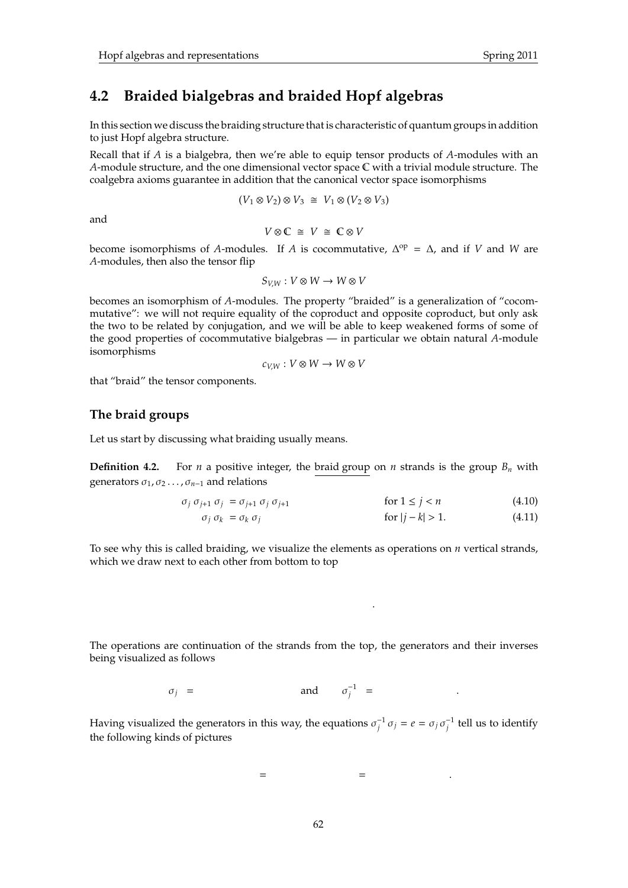## 4.2 Braided bialgebras and braided Hopf algebras

In this section we discuss the braiding structure that is characteristic of quantum groups in addition to just Hopf algebra structure.

Recall that if $A$ is a bialgebra, then we're able to equip tensor products of $A$-modules with an $A$-module structure, and the one dimensional vector space $\mathbb{C}$ with a trivial module structure. The coalgebra axioms guarantee in addition that the canonical vector space isomorphisms

$$(V_1 \otimes V_2) \otimes V_3 \;\cong\; V_1 \otimes (V_2 \otimes V_3)$$

and

$$V \otimes \mathbb{C} \;\cong\; V \;\cong\; \mathbb{C} \otimes V$$

become isomorphisms of $A$-modules. If $A$ is cocommutative, $\Delta^{\mathrm{op}} = \Delta$, and if $V$ and $W$ are $A$-modules, then also the tensor flip

$$S_{V,W} : V \otimes W \to W \otimes V$$

becomes an isomorphism of $A$-modules. The property "braided" is a generalization of "cocommutative": we will not require equality of the coproduct and opposite coproduct, but only ask the two to be related by conjugation, and we will be able to keep weakened forms of some of the good properties of cocommutative bialgebras — in particular we obtain natural $A$-module isomorphisms

$$c_{V,W} : V \otimes W \to W \otimes V$$

that "braid" the tensor components.

### The braid groups

Let us start by discussing what braiding usually means.

**Definition 4.2.** For $n$ a positive integer, the braid group on $n$ strands is the group $B_n$ with generators $\sigma_1, \sigma_2 \ldots, \sigma_{n-1}$ and relations

$$\sigma_j\,\sigma_{j+1}\,\sigma_j = \sigma_{j+1}\,\sigma_j\,\sigma_{j+1} \qquad \text{for } 1 \leq j < n \tag{4.10}$$

$$\sigma_j\,\sigma_k = \sigma_k\,\sigma_j \qquad \text{for } |j-k| > 1. \tag{4.11}$$

To see why this is called braiding, we visualize the elements as operations on $n$ vertical strands, which we draw next to each other from bottom to top

.

The operations are continuation of the strands from the top, the generators and their inverses being visualized as follows

$$\sigma_j \;=\; \qquad\qquad \text{and} \qquad \sigma_j^{-1} \;=\; \qquad\qquad .$$

Having visualized the generators in this way, the equations $\sigma_j^{-1}\,\sigma_j = e = \sigma_j\,\sigma_j^{-1}$ tell us to identify the following kinds of pictures

$$\qquad = \qquad\qquad = \qquad\qquad .$$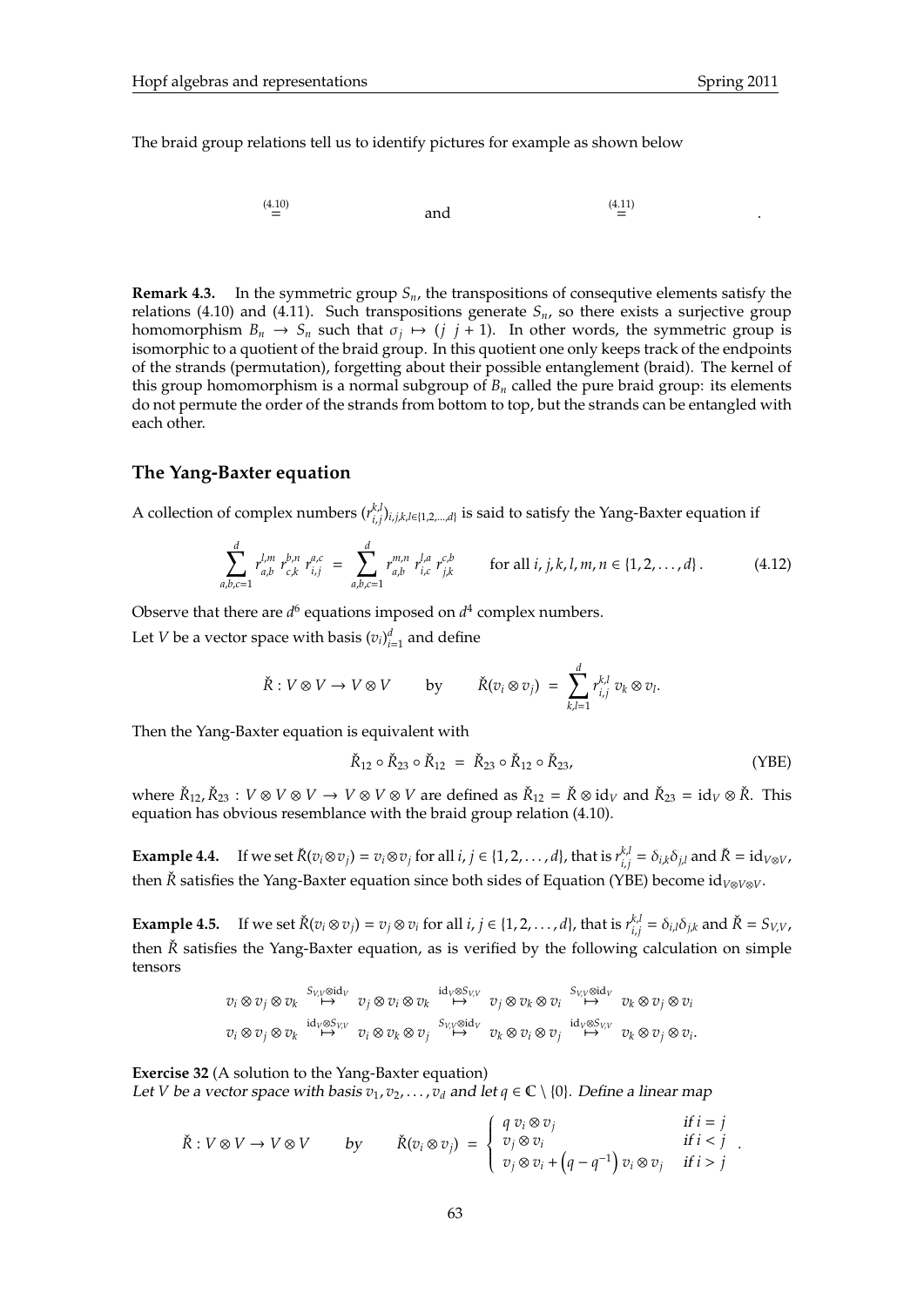The braid group relations tell us to identify pictures for example as shown below

$$\overset{(4.10)}{=} \qquad \text{and} \qquad \overset{(4.11)}{=} \qquad .$$

**Remark 4.3.** In the symmetric group $S_n$, the transpositions of consequtive elements satisfy the relations (4.10) and (4.11). Such transpositions generate $S_n$, so there exists a surjective group homomorphism $B_n \to S_n$ such that $\sigma_j \mapsto (j\ j+1)$. In other words, the symmetric group is isomorphic to a quotient of the braid group. In this quotient one only keeps track of the endpoints of the strands (permutation), forgetting about their possible entanglement (braid). The kernel of this group homomorphism is a normal subgroup of $B_n$ called the pure braid group: its elements do not permute the order of the strands from bottom to top, but the strands can be entangled with each other.

## The Yang-Baxter equation

A collection of complex numbers $(r_{i,j}^{k,l})_{i,j,k,l \in \{1,2,\ldots,d\}}$ is said to satisfy the Yang-Baxter equation if

$$\sum_{a,b,c=1}^{d} r_{a,b}^{l,m}\, r_{c,k}^{b,n}\, r_{i,j}^{a,c} \;=\; \sum_{a,b,c=1}^{d} r_{a,b}^{m,n}\, r_{i,c}^{l,a}\, r_{j,k}^{c,b} \qquad \text{for all } i,j,k,l,m,n \in \{1,2,\ldots,d\}. \tag{4.12}$$

Observe that there are $d^6$ equations imposed on $d^4$ complex numbers.

Let $V$ be a vector space with basis $(v_i)_{i=1}^d$ and define

$$\check{R} : V \otimes V \to V \otimes V \qquad \text{by} \qquad \check{R}(v_i \otimes v_j) \;=\; \sum_{k,l=1}^{d} r_{i,j}^{k,l}\, v_k \otimes v_l.$$

Then the Yang-Baxter equation is equivalent with

$$\check{R}_{12} \circ \check{R}_{23} \circ \check{R}_{12} \;=\; \check{R}_{23} \circ \check{R}_{12} \circ \check{R}_{23}, \tag{YBE}$$

where $\check{R}_{12}, \check{R}_{23} : V \otimes V \otimes V \to V \otimes V \otimes V$ are defined as $\check{R}_{12} = \check{R} \otimes \mathrm{id}_V$ and $\check{R}_{23} = \mathrm{id}_V \otimes \check{R}$. This equation has obvious resemblance with the braid group relation (4.10).

**Example 4.4.** If we set $\check{R}(v_i \otimes v_j) = v_i \otimes v_j$ for all $i,j \in \{1,2,\ldots,d\}$, that is $r_{i,j}^{k,l} = \delta_{i,k}\delta_{j,l}$ and $\check{R} = \mathrm{id}_{V\otimes V}$, then $\check{R}$ satisfies the Yang-Baxter equation since both sides of Equation (YBE) become $\mathrm{id}_{V\otimes V \otimes V}$.

**Example 4.5.** If we set $\check{R}(v_i \otimes v_j) = v_j \otimes v_i$ for all $i,j \in \{1,2,\ldots,d\}$, that is $r_{i,j}^{k,l} = \delta_{i,l}\delta_{j,k}$ and $\check{R} = S_{V,V}$, then $\check{R}$ satisfies the Yang-Baxter equation, as is verified by the following calculation on simple tensors

$$\begin{aligned}
v_i \otimes v_j \otimes v_k \;&\overset{S_{V,V}\otimes \mathrm{id}_V}{\mapsto}\; v_j \otimes v_i \otimes v_k \;\overset{\mathrm{id}_V \otimes S_{V,V}}{\mapsto}\; v_j \otimes v_k \otimes v_i \;\overset{S_{V,V}\otimes \mathrm{id}_V}{\mapsto}\; v_k \otimes v_j \otimes v_i \\
v_i \otimes v_j \otimes v_k \;&\overset{\mathrm{id}_V \otimes S_{V,V}}{\mapsto}\; v_i \otimes v_k \otimes v_j \;\overset{S_{V,V}\otimes \mathrm{id}_V}{\mapsto}\; v_k \otimes v_i \otimes v_j \;\overset{\mathrm{id}_V \otimes S_{V,V}}{\mapsto}\; v_k \otimes v_j \otimes v_i.
\end{aligned}$$

**Exercise 32** (A solution to the Yang-Baxter equation)
*Let $V$ be a vector space with basis $v_1, v_2, \ldots, v_d$ and let $q \in \mathbb{C} \setminus \{0\}$. Define a linear map*

$$\check{R} : V \otimes V \to V \otimes V \qquad \text{by} \qquad \check{R}(v_i \otimes v_j) \;=\; \begin{cases} q\, v_i \otimes v_j & \text{if } i = j \\ v_j \otimes v_i & \text{if } i < j \\ v_j \otimes v_i + \left(q - q^{-1}\right) v_i \otimes v_j & \text{if } i > j \end{cases}.$$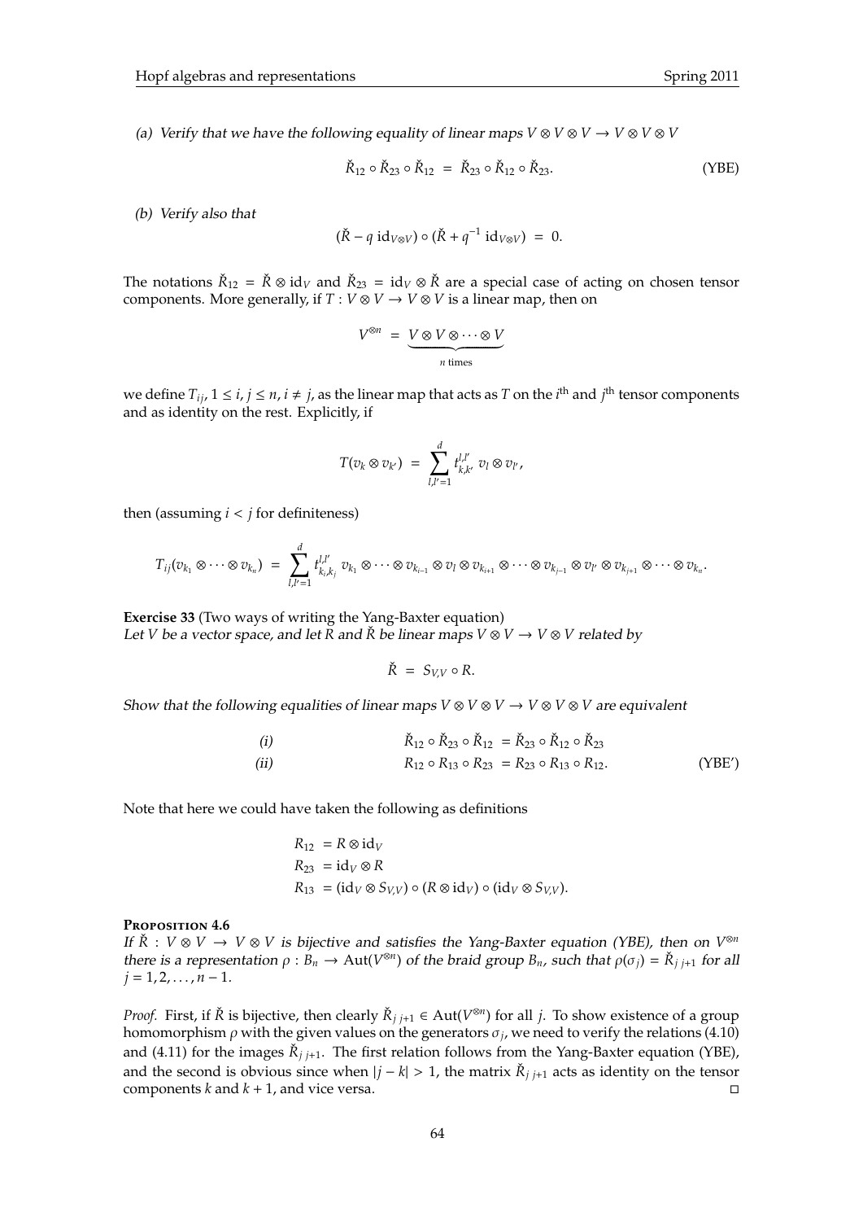*(a) Verify that we have the following equality of linear maps $V \otimes V \otimes V \to V \otimes V \otimes V$*

$$\check{R}_{12} \circ \check{R}_{23} \circ \check{R}_{12} \;=\; \check{R}_{23} \circ \check{R}_{12} \circ \check{R}_{23}. \tag{YBE}$$

*(b) Verify also that*

$$(\check{R} - q\,\mathrm{id}_{V\otimes V}) \circ (\check{R} + q^{-1}\,\mathrm{id}_{V\otimes V}) \;=\; 0.$$

The notations $\check{R}_{12} = \check{R} \otimes \mathrm{id}_V$ and $\check{R}_{23} = \mathrm{id}_V \otimes \check{R}$ are a special case of acting on chosen tensor components. More generally, if $T : V \otimes V \to V \otimes V$ is a linear map, then on

$$V^{\otimes n} \;=\; \underbrace{V \otimes V \otimes \cdots \otimes V}_{n \text{ times}}$$

we define $T_{ij}$, $1 \leq i, j \leq n$, $i \neq j$, as the linear map that acts as $T$ on the $i^{\text{th}}$ and $j^{\text{th}}$ tensor components and as identity on the rest. Explicitly, if

$$T(v_k \otimes v_{k'}) \;=\; \sum_{l,l'=1}^{d} t_{k,k'}^{l,l'}\; v_l \otimes v_{l'},$$

then (assuming $i < j$ for definiteness)

$$T_{ij}(v_{k_1} \otimes \cdots \otimes v_{k_n}) \;=\; \sum_{l,l'=1}^{d} t_{k_i,k_j}^{l,l'}\; v_{k_1} \otimes \cdots \otimes v_{k_{i-1}} \otimes v_l \otimes v_{k_{i+1}} \otimes \cdots \otimes v_{k_{j-1}} \otimes v_{l'} \otimes v_{k_{j+1}} \otimes \cdots \otimes v_{k_n}.$$

**Exercise 33** (Two ways of writing the Yang-Baxter equation)
*Let $V$ be a vector space, and let $R$ and $\check{R}$ be linear maps $V \otimes V \to V \otimes V$ related by*

$$\check{R} \;=\; S_{V,V} \circ R.$$

*Show that the following equalities of linear maps $V \otimes V \otimes V \to V \otimes V \otimes V$ are equivalent*

$$\begin{aligned}
&(i) \qquad && \check{R}_{12} \circ \check{R}_{23} \circ \check{R}_{12} \;=\; \check{R}_{23} \circ \check{R}_{12} \circ \check{R}_{23} \\
&(ii) \qquad && R_{12} \circ R_{13} \circ R_{23} \;=\; R_{23} \circ R_{13} \circ R_{12}.
\end{aligned} \tag{YBE'}$$

Note that here we could have taken the following as definitions

$$\begin{aligned}
R_{12} &= R \otimes \mathrm{id}_V \\
R_{23} &= \mathrm{id}_V \otimes R \\
R_{13} &= (\mathrm{id}_V \otimes S_{V,V}) \circ (R \otimes \mathrm{id}_V) \circ (\mathrm{id}_V \otimes S_{V,V}).
\end{aligned}$$

**Proposition 4.6**
*If $\check{R} : V \otimes V \to V \otimes V$ is bijective and satisfies the Yang-Baxter equation (YBE), then on $V^{\otimes n}$ there is a representation $\rho : B_n \to \mathrm{Aut}(V^{\otimes n})$ of the braid group $B_n$, such that $\rho(\sigma_j) = \check{R}_{j\,j+1}$ for all $j = 1, 2, \ldots, n-1$.*

*Proof.* First, if $\check{R}$ is bijective, then clearly $\check{R}_{j\,j+1} \in \mathrm{Aut}(V^{\otimes n})$ for all $j$. To show existence of a group homomorphism $\rho$ with the given values on the generators $\sigma_j$, we need to verify the relations (4.10) and (4.11) for the images $\check{R}_{j\,j+1}$. The first relation follows from the Yang-Baxter equation (YBE), and the second is obvious since when $|j - k| > 1$, the matrix $\check{R}_{j\,j+1}$ acts as identity on the tensor components $k$ and $k+1$, and vice versa. □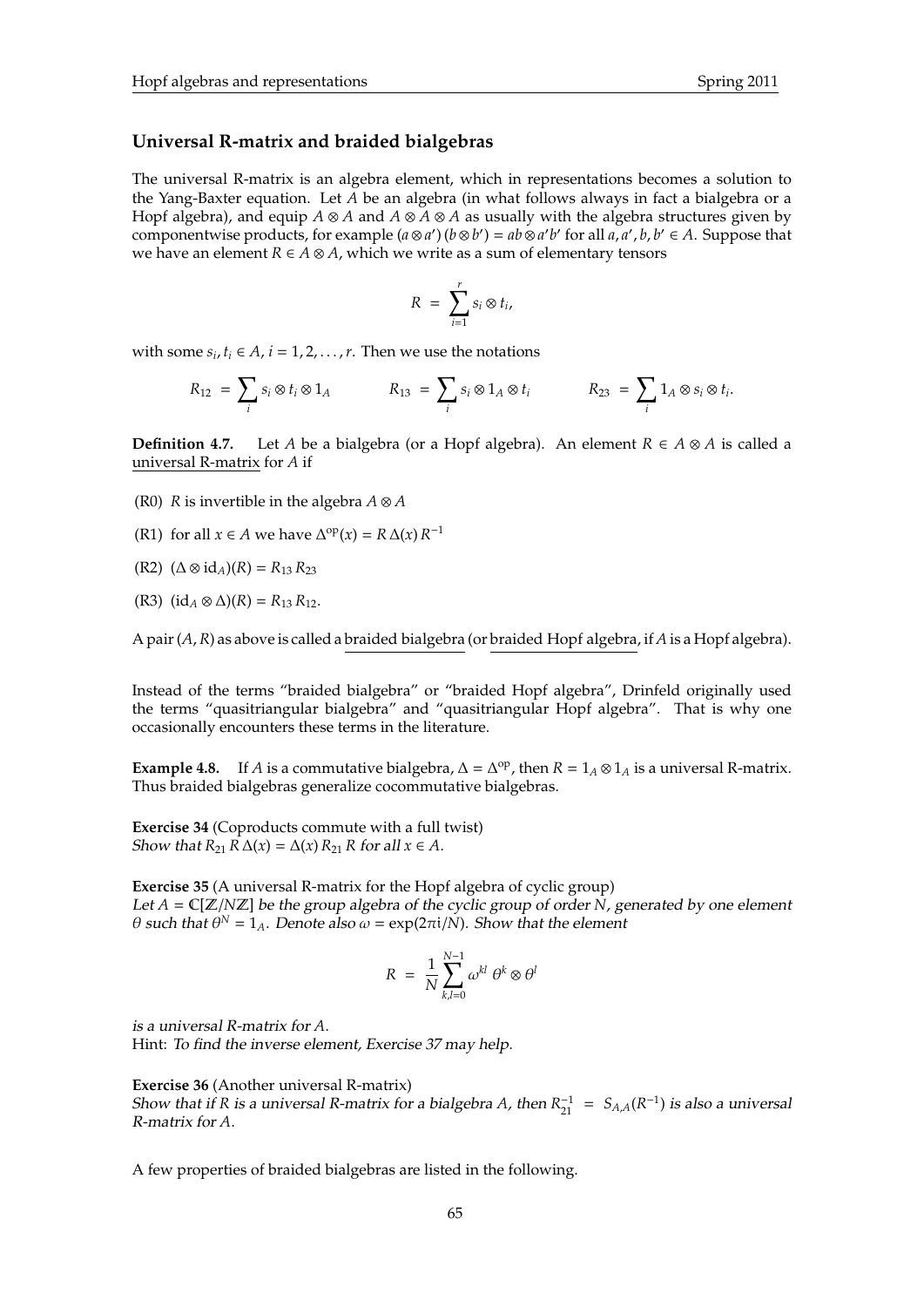### Universal R-matrix and braided bialgebras

The universal R-matrix is an algebra element, which in representations becomes a solution to the Yang-Baxter equation. Let $A$ be an algebra (in what follows always in fact a bialgebra or a Hopf algebra), and equip $A \otimes A$ and $A \otimes A \otimes A$ as usually with the algebra structures given by componentwise products, for example $(a \otimes a')(b \otimes b') = ab \otimes a'b'$ for all $a, a', b, b' \in A$. Suppose that we have an element $R \in A \otimes A$, which we write as a sum of elementary tensors

$$R = \sum_{i=1}^{r} s_i \otimes t_i,$$

with some $s_i, t_i \in A$, $i = 1, 2, \ldots, r$. Then we use the notations

$$R_{12} = \sum_i s_i \otimes t_i \otimes 1_A \qquad R_{13} = \sum_i s_i \otimes 1_A \otimes t_i \qquad R_{23} = \sum_i 1_A \otimes s_i \otimes t_i.$$

**Definition 4.7.** Let $A$ be a bialgebra (or a Hopf algebra). An element $R \in A \otimes A$ is called a universal R-matrix for $A$ if

- (R0) $R$ is invertible in the algebra $A \otimes A$
- (R1) for all $x \in A$ we have $\Delta^{\mathrm{op}}(x) = R\,\Delta(x)\,R^{-1}$
- (R2) $(\Delta \otimes \mathrm{id}_A)(R) = R_{13}\,R_{23}$
- (R3) $(\mathrm{id}_A \otimes \Delta)(R) = R_{13}\,R_{12}$.

A pair $(A, R)$ as above is called a braided bialgebra (or braided Hopf algebra, if $A$ is a Hopf algebra).

Instead of the terms "braided bialgebra" or "braided Hopf algebra", Drinfeld originally used the terms "quasitriangular bialgebra" and "quasitriangular Hopf algebra". That is why one occasionally encounters these terms in the literature.

**Example 4.8.** If $A$ is a commutative bialgebra, $\Delta = \Delta^{\mathrm{op}}$, then $R = 1_A \otimes 1_A$ is a universal R-matrix. Thus braided bialgebras generalize cocommutative bialgebras.

**Exercise 34** (Coproducts commute with a full twist)
*Show that* $R_{21}\,R\,\Delta(x) = \Delta(x)\,R_{21}\,R$ *for all* $x \in A$.

**Exercise 35** (A universal R-matrix for the Hopf algebra of cyclic group)
*Let* $A = \mathbb{C}[\mathbb{Z}/N\mathbb{Z}]$ *be the group algebra of the cyclic group of order* $N$*, generated by one element* $\theta$ *such that* $\theta^N = 1_A$*. Denote also* $\omega = \exp(2\pi i/N)$*. Show that the element*

$$R = \frac{1}{N} \sum_{k,l=0}^{N-1} \omega^{kl}\, \theta^k \otimes \theta^l$$

*is a universal R-matrix for* $A$*.*
Hint: *To find the inverse element, Exercise 37 may help.*

**Exercise 36** (Another universal R-matrix)
*Show that if* $R$ *is a universal R-matrix for a bialgebra* $A$*, then* $R_{21}^{-1} = S_{A,A}(R^{-1})$ *is also a universal R-matrix for* $A$*.*

A few properties of braided bialgebras are listed in the following.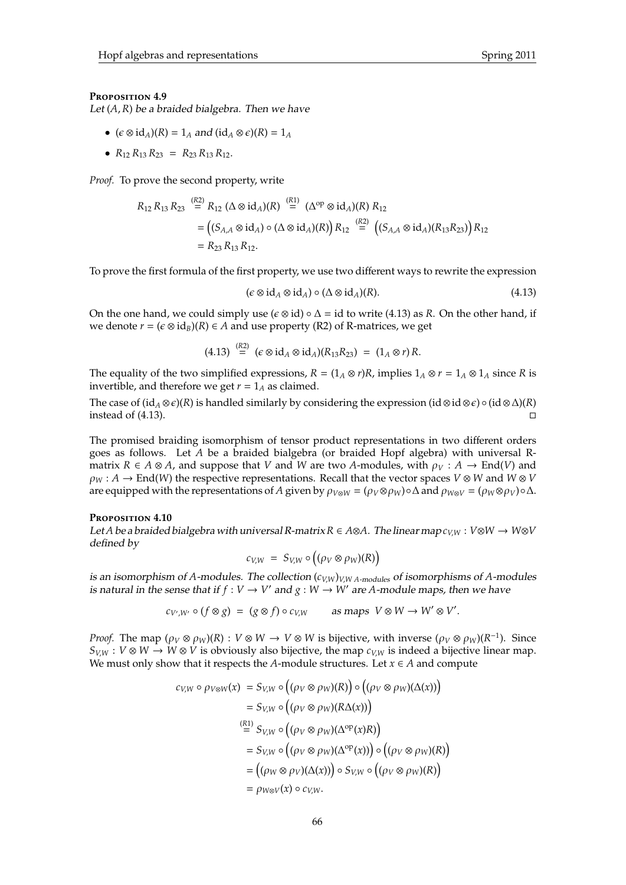**Proposition 4.9**
*Let $(A, R)$ be a braided bialgebra. Then we have*

- $(\epsilon \otimes \mathrm{id}_A)(R) = 1_A$ *and* $(\mathrm{id}_A \otimes \epsilon)(R) = 1_A$
- $R_{12}\, R_{13}\, R_{23} \;=\; R_{23}\, R_{13}\, R_{12}$.

*Proof.* To prove the second property, write

$$
\begin{aligned}
R_{12}\, R_{13}\, R_{23} &\overset{(R2)}{=} R_{12}\, (\Delta \otimes \mathrm{id}_A)(R) \overset{(R1)}{=} (\Delta^{\mathrm{op}} \otimes \mathrm{id}_A)(R)\, R_{12} \\
&= \Big( (S_{A,A} \otimes \mathrm{id}_A) \circ (\Delta \otimes \mathrm{id}_A)(R) \Big) R_{12} \overset{(R2)}{=} \Big( (S_{A,A} \otimes \mathrm{id}_A)(R_{13} R_{23}) \Big) R_{12} \\
&= R_{23}\, R_{13}\, R_{12}.
\end{aligned}
$$

To prove the first formula of the first property, we use two different ways to rewrite the expression

$$
(\epsilon \otimes \mathrm{id}_A \otimes \mathrm{id}_A) \circ (\Delta \otimes \mathrm{id}_A)(R). \tag{4.13}
$$

On the one hand, we could simply use $(\epsilon \otimes \mathrm{id}) \circ \Delta = \mathrm{id}$ to write (4.13) as $R$. On the other hand, if we denote $r = (\epsilon \otimes \mathrm{id}_B)(R) \in A$ and use property (R2) of R-matrices, we get

$$
(4.13) \overset{(R2)}{=} (\epsilon \otimes \mathrm{id}_A \otimes \mathrm{id}_A)(R_{13} R_{23}) \;=\; (1_A \otimes r)\, R.
$$

The equality of the two simplified expressions, $R = (1_A \otimes r)R$, implies $1_A \otimes r = 1_A \otimes 1_A$ since $R$ is invertible, and therefore we get $r = 1_A$ as claimed.

The case of $(\mathrm{id}_A \otimes \epsilon)(R)$ is handled similarly by considering the expression $(\mathrm{id} \otimes \mathrm{id} \otimes \epsilon) \circ (\mathrm{id} \otimes \Delta)(R)$ instead of (4.13). □

The promised braiding isomorphism of tensor product representations in two different orders goes as follows. Let $A$ be a braided bialgebra (or braided Hopf algebra) with universal R-matrix $R \in A \otimes A$, and suppose that $V$ and $W$ are two $A$-modules, with $\rho_V : A \to \mathrm{End}(V)$ and $\rho_W : A \to \mathrm{End}(W)$ the respective representations. Recall that the vector spaces $V \otimes W$ and $W \otimes V$ are equipped with the representations of $A$ given by $\rho_{V \otimes W} = (\rho_V \otimes \rho_W) \circ \Delta$ and $\rho_{W \otimes V} = (\rho_W \otimes \rho_V) \circ \Delta$.

**Proposition 4.10**
*Let $A$ be a braided bialgebra with universal R-matrix $R \in A \otimes A$. The linear map $c_{V,W} : V \otimes W \to W \otimes V$ defined by*

$$
c_{V,W} \;=\; S_{V,W} \circ \Big( (\rho_V \otimes \rho_W)(R) \Big)
$$

*is an isomorphism of $A$-modules. The collection $(c_{V,W})_{V,W\ A\text{-modules}}$ of isomorphisms of $A$-modules is natural in the sense that if $f : V \to V'$ and $g : W \to W'$ are $A$-module maps, then we have*

$$
c_{V',W'} \circ (f \otimes g) \;=\; (g \otimes f) \circ c_{V,W} \qquad \text{as maps } \; V \otimes W \to W' \otimes V'.
$$

*Proof.* The map $(\rho_V \otimes \rho_W)(R) : V \otimes W \to V \otimes W$ is bijective, with inverse $(\rho_V \otimes \rho_W)(R^{-1})$. Since $S_{V,W} : V \otimes W \to W \otimes V$ is obviously also bijective, the map $c_{V,W}$ is indeed a bijective linear map. We must only show that it respects the $A$-module structures. Let $x \in A$ and compute

$$
\begin{aligned}
c_{V,W} \circ \rho_{V \otimes W}(x) &= S_{V,W} \circ \Big( (\rho_V \otimes \rho_W)(R) \Big) \circ \Big( (\rho_V \otimes \rho_W)(\Delta(x)) \Big) \\
&= S_{V,W} \circ \Big( (\rho_V \otimes \rho_W)(R \Delta(x)) \Big) \\
&\overset{(R1)}{=} S_{V,W} \circ \Big( (\rho_V \otimes \rho_W)(\Delta^{\mathrm{op}}(x) R) \Big) \\
&= S_{V,W} \circ \Big( (\rho_V \otimes \rho_W)(\Delta^{\mathrm{op}}(x)) \Big) \circ \Big( (\rho_V \otimes \rho_W)(R) \Big) \\
&= \Big( (\rho_W \otimes \rho_V)(\Delta(x)) \Big) \circ S_{V,W} \circ \Big( (\rho_V \otimes \rho_W)(R) \Big) \\
&= \rho_{W \otimes V}(x) \circ c_{V,W}.
\end{aligned}
$$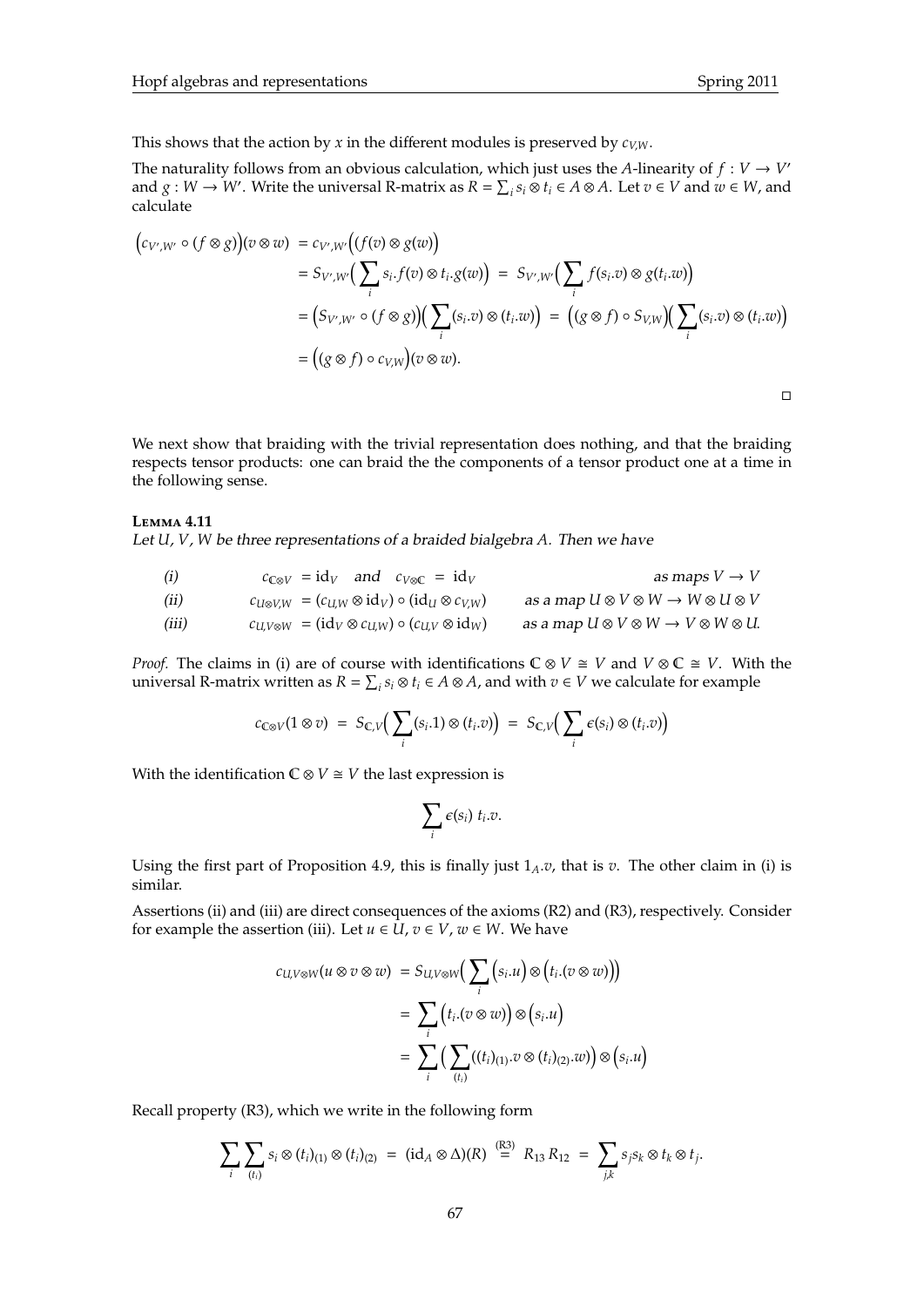This shows that the action by $x$ in the different modules is preserved by $c_{V,W}$.

The naturality follows from an obvious calculation, which just uses the $A$-linearity of $f : V \to V'$ and $g : W \to W'$. Write the universal R-matrix as $R = \sum_i s_i \otimes t_i \in A \otimes A$. Let $v \in V$ and $w \in W$, and calculate

$$
\begin{aligned}
\big(c_{V',W'} \circ (f \otimes g)\big)(v \otimes w) &= c_{V',W'}\Big(\big(f(v) \otimes g(w)\big)\\
&= S_{V',W'}\Big(\sum_i s_i.f(v) \otimes t_i.g(w)\Big) \;=\; S_{V',W'}\Big(\sum_i f(s_i.v) \otimes g(t_i.w)\Big)\\
&= \big(S_{V',W'} \circ (f \otimes g)\big)\Big(\sum_i (s_i.v) \otimes (t_i.w)\Big) \;=\; \big((g \otimes f) \circ S_{V,W}\big)\Big(\sum_i (s_i.v) \otimes (t_i.w)\Big)\\
&= \big((g \otimes f) \circ c_{V,W}\big)(v \otimes w).
\end{aligned}
$$

□

We next show that braiding with the trivial representation does nothing, and that the braiding respects tensor products: one can braid the the components of a tensor product one at a time in the following sense.

**Lemma 4.11**
*Let $U$, $V$, $W$ be three representations of a braided bialgebra $A$. Then we have*

| | | |
|---|---|---|
| *(i)* | $c_{\mathbb{C}\otimes V} = \mathrm{id}_V$ *and* $c_{V\otimes\mathbb{C}} = \mathrm{id}_V$ | *as maps* $V \to V$ |
| *(ii)* | $c_{U\otimes V,W} = (c_{U,W} \otimes \mathrm{id}_V) \circ (\mathrm{id}_U \otimes c_{V,W})$ | *as a map* $U \otimes V \otimes W \to W \otimes U \otimes V$ |
| *(iii)* | $c_{U,V\otimes W} = (\mathrm{id}_V \otimes c_{U,W}) \circ (c_{U,V} \otimes \mathrm{id}_W)$ | *as a map* $U \otimes V \otimes W \to V \otimes W \otimes U.$ |

*Proof.* The claims in (i) are of course with identifications $\mathbb{C} \otimes V \cong V$ and $V \otimes \mathbb{C} \cong V$. With the universal R-matrix written as $R = \sum_i s_i \otimes t_i \in A \otimes A$, and with $v \in V$ we calculate for example

$$
c_{\mathbb{C}\otimes V}(1 \otimes v) \;=\; S_{\mathbb{C},V}\Big(\sum_i (s_i.1) \otimes (t_i.v)\Big) \;=\; S_{\mathbb{C},V}\Big(\sum_i \epsilon(s_i) \otimes (t_i.v)\Big)
$$

With the identification $\mathbb{C} \otimes V \cong V$ the last expression is

$$
\sum_i \epsilon(s_i)\; t_i.v.
$$

Using the first part of Proposition 4.9, this is finally just $1_A.v$, that is $v$. The other claim in (i) is similar.

Assertions (ii) and (iii) are direct consequences of the axioms (R2) and (R3), respectively. Consider for example the assertion (iii). Let $u \in U$, $v \in V$, $w \in W$. We have

$$
\begin{aligned}
c_{U,V\otimes W}(u \otimes v \otimes w) &= S_{U,V\otimes W}\Big(\sum_i \big(s_i.u\big) \otimes \big(t_i.(v \otimes w)\big)\Big)\\
&= \sum_i \big(t_i.(v \otimes w)\big) \otimes \big(s_i.u\big)\\
&= \sum_i \Big(\sum_{(t_i)} ((t_i)_{(1)}.v \otimes (t_i)_{(2)}.w)\Big) \otimes \big(s_i.u\big)
\end{aligned}
$$

Recall property (R3), which we write in the following form

$$
\sum_i \sum_{(t_i)} s_i \otimes (t_i)_{(1)} \otimes (t_i)_{(2)} \;=\; (\mathrm{id}_A \otimes \Delta)(R) \;\overset{\text{(R3)}}{=}\; R_{13}\, R_{12} \;=\; \sum_{j,k} s_j s_k \otimes t_k \otimes t_j.
$$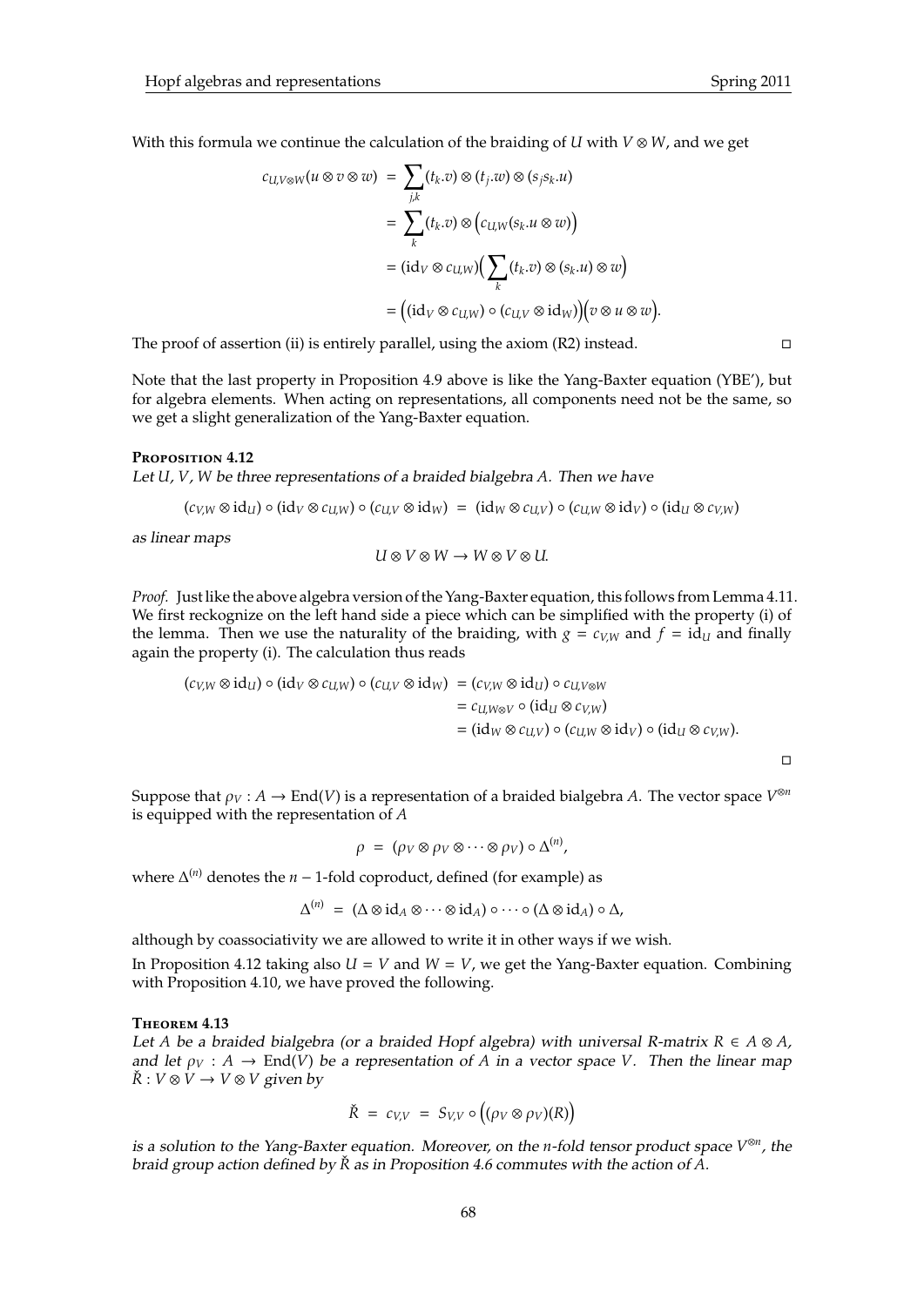With this formula we continue the calculation of the braiding of $U$ with $V \otimes W$, and we get

$$
\begin{aligned}
c_{U,V\otimes W}(u \otimes v \otimes w) &= \sum_{j,k} (t_k.v) \otimes (t_j.w) \otimes (s_j s_k.u) \\
&= \sum_k (t_k.v) \otimes \Big( c_{U,W}(s_k.u \otimes w) \Big) \\
&= (\mathrm{id}_V \otimes c_{U,W}) \Big( \sum_k (t_k.v) \otimes (s_k.u) \otimes w \Big) \\
&= \Big( (\mathrm{id}_V \otimes c_{U,W}) \circ (c_{U,V} \otimes \mathrm{id}_W) \Big) \Big( v \otimes u \otimes w \Big).
\end{aligned}
$$

The proof of assertion (ii) is entirely parallel, using the axiom (R2) instead. □

Note that the last property in Proposition 4.9 above is like the Yang-Baxter equation (YBE'), but for algebra elements. When acting on representations, all components need not be the same, so we get a slight generalization of the Yang-Baxter equation.

**Proposition 4.12**

*Let $U$, $V$, $W$ be three representations of a braided bialgebra $A$. Then we have*

$$
(c_{V,W} \otimes \mathrm{id}_U) \circ (\mathrm{id}_V \otimes c_{U,W}) \circ (c_{U,V} \otimes \mathrm{id}_W) \;=\; (\mathrm{id}_W \otimes c_{U,V}) \circ (c_{U,W} \otimes \mathrm{id}_V) \circ (\mathrm{id}_U \otimes c_{V,W})
$$

*as linear maps*

$$
U \otimes V \otimes W \to W \otimes V \otimes U.
$$

*Proof.* Just like the above algebra version of the Yang-Baxter equation, this follows from Lemma 4.11. We first reckognize on the left hand side a piece which can be simplified with the property (i) of the lemma. Then we use the naturality of the braiding, with $g = c_{V,W}$ and $f = \mathrm{id}_U$ and finally again the property (i). The calculation thus reads

$$
\begin{aligned}
(c_{V,W} \otimes \mathrm{id}_U) \circ (\mathrm{id}_V \otimes c_{U,W}) \circ (c_{U,V} \otimes \mathrm{id}_W) &= (c_{V,W} \otimes \mathrm{id}_U) \circ c_{U,V\otimes W} \\
&= c_{U,W\otimes V} \circ (\mathrm{id}_U \otimes c_{V,W}) \\
&= (\mathrm{id}_W \otimes c_{U,V}) \circ (c_{U,W} \otimes \mathrm{id}_V) \circ (\mathrm{id}_U \otimes c_{V,W}).
\end{aligned}
$$

□

Suppose that $\rho_V : A \to \mathrm{End}(V)$ is a representation of a braided bialgebra $A$. The vector space $V^{\otimes n}$ is equipped with the representation of $A$

$$
\rho \;=\; (\rho_V \otimes \rho_V \otimes \cdots \otimes \rho_V) \circ \Delta^{(n)},
$$

where $\Delta^{(n)}$ denotes the $n-1$-fold coproduct, defined (for example) as

$$
\Delta^{(n)} \;=\; (\Delta \otimes \mathrm{id}_A \otimes \cdots \otimes \mathrm{id}_A) \circ \cdots \circ (\Delta \otimes \mathrm{id}_A) \circ \Delta,
$$

although by coassociativity we are allowed to write it in other ways if we wish.

In Proposition 4.12 taking also $U = V$ and $W = V$, we get the Yang-Baxter equation. Combining with Proposition 4.10, we have proved the following.

**Theorem 4.13**

*Let $A$ be a braided bialgebra (or a braided Hopf algebra) with universal R-matrix $R \in A \otimes A$, and let $\rho_V : A \to \mathrm{End}(V)$ be a representation of $A$ in a vector space $V$. Then the linear map $\check{R} : V \otimes V \to V \otimes V$ given by*

$$
\check{R} \;=\; c_{V,V} \;=\; S_{V,V} \circ \Big( (\rho_V \otimes \rho_V)(R) \Big)
$$

*is a solution to the Yang-Baxter equation. Moreover, on the $n$-fold tensor product space $V^{\otimes n}$, the braid group action defined by $\check{R}$ as in Proposition 4.6 commutes with the action of $A$.*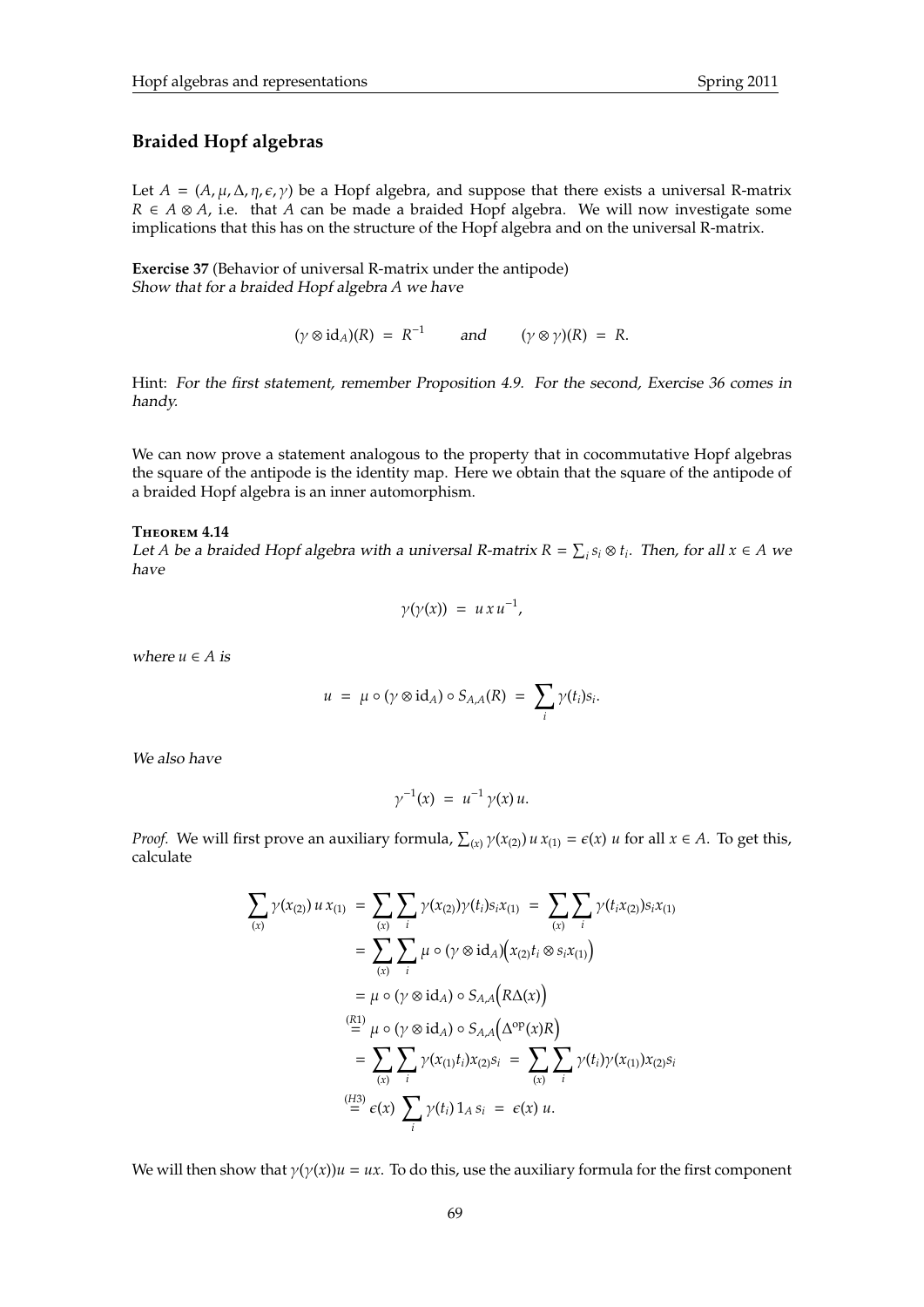## Braided Hopf algebras

Let $A = (A, \mu, \Delta, \eta, \epsilon, \gamma)$ be a Hopf algebra, and suppose that there exists a universal R-matrix $R \in A \otimes A$, i.e. that $A$ can be made a braided Hopf algebra. We will now investigate some implications that this has on the structure of the Hopf algebra and on the universal R-matrix.

**Exercise 37** (Behavior of universal R-matrix under the antipode)
*Show that for a braided Hopf algebra $A$ we have*

$$(\gamma \otimes \mathrm{id}_A)(R) = R^{-1} \qquad \text{and} \qquad (\gamma \otimes \gamma)(R) = R.$$

Hint: *For the first statement, remember Proposition 4.9. For the second, Exercise 36 comes in handy.*

We can now prove a statement analogous to the property that in cocommutative Hopf algebras the square of the antipode is the identity map. Here we obtain that the square of the antipode of a braided Hopf algebra is an inner automorphism.

**Theorem 4.14**
*Let $A$ be a braided Hopf algebra with a universal R-matrix $R = \sum_i s_i \otimes t_i$. Then, for all $x \in A$ we have*

$$\gamma(\gamma(x)) = u\, x\, u^{-1},$$

*where $u \in A$ is*

$$u = \mu \circ (\gamma \otimes \mathrm{id}_A) \circ S_{A,A}(R) = \sum_i \gamma(t_i) s_i.$$

*We also have*

$$\gamma^{-1}(x) = u^{-1}\, \gamma(x)\, u.$$

*Proof.* We will first prove an auxiliary formula, $\sum_{(x)} \gamma(x_{(2)})\, u\, x_{(1)} = \epsilon(x)\, u$ for all $x \in A$. To get this, calculate

$$\begin{aligned}
\sum_{(x)} \gamma(x_{(2)})\, u\, x_{(1)} &= \sum_{(x)} \sum_i \gamma(x_{(2)}) \gamma(t_i) s_i x_{(1)} = \sum_{(x)} \sum_i \gamma(t_i x_{(2)}) s_i x_{(1)} \\
&= \sum_{(x)} \sum_i \mu \circ (\gamma \otimes \mathrm{id}_A)\Big(x_{(2)} t_i \otimes s_i x_{(1)}\Big) \\
&= \mu \circ (\gamma \otimes \mathrm{id}_A) \circ S_{A,A}\Big(R\Delta(x)\Big) \\
&\overset{(R1)}{=} \mu \circ (\gamma \otimes \mathrm{id}_A) \circ S_{A,A}\Big(\Delta^{\mathrm{op}}(x) R\Big) \\
&= \sum_{(x)} \sum_i \gamma(x_{(1)} t_i) x_{(2)} s_i = \sum_{(x)} \sum_i \gamma(t_i) \gamma(x_{(1)}) x_{(2)} s_i \\
&\overset{(H3)}{=} \epsilon(x) \sum_i \gamma(t_i)\, 1_A\, s_i = \epsilon(x)\, u.
\end{aligned}$$

We will then show that $\gamma(\gamma(x)) u = ux$. To do this, use the auxiliary formula for the first component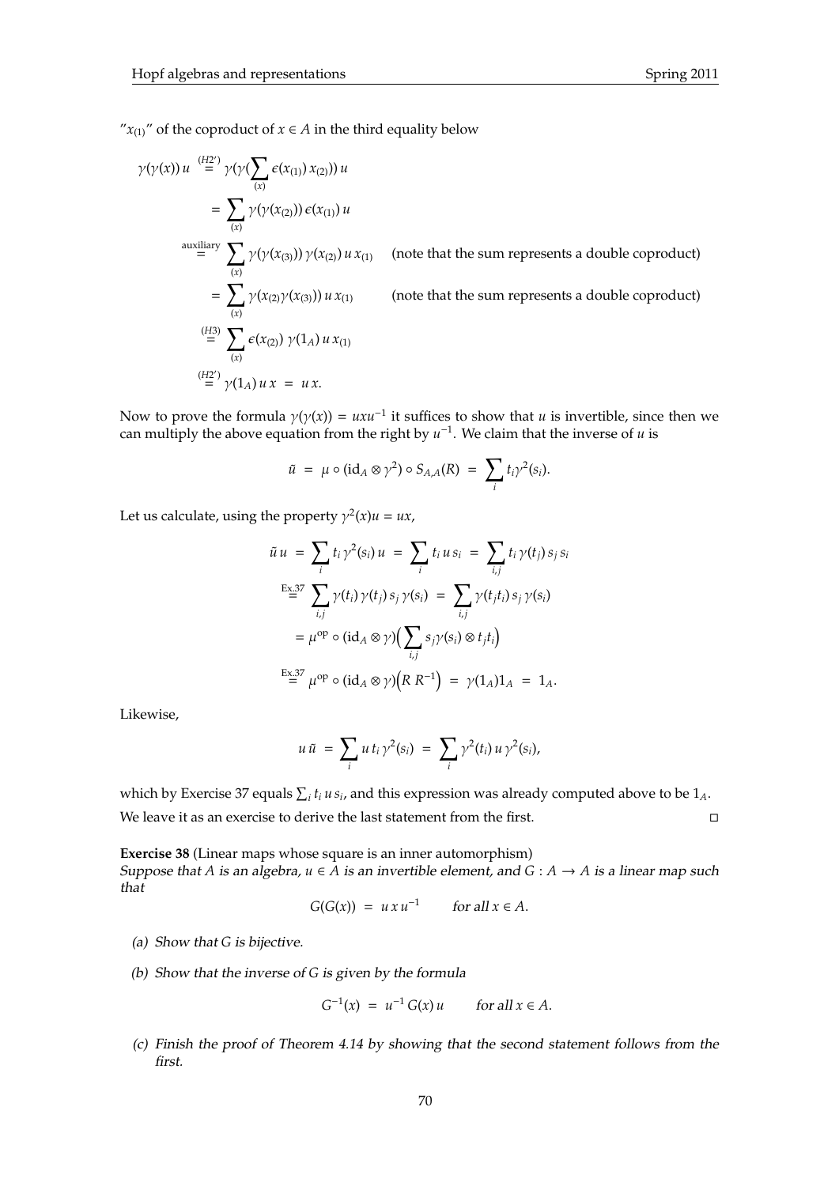"$x_{(1)}$" of the coproduct of $x \in A$ in the third equality below

$$
\begin{aligned}
\gamma(\gamma(x))\, u &\overset{(H2')}{=} \gamma(\gamma(\sum_{(x)} \epsilon(x_{(1)})\, x_{(2)}))\, u \\
&= \sum_{(x)} \gamma(\gamma(x_{(2)}))\, \epsilon(x_{(1)})\, u \\
&\overset{\text{auxiliary}}{=} \sum_{(x)} \gamma(\gamma(x_{(3)}))\, \gamma(x_{(2)})\, u\, x_{(1)} \qquad \text{(note that the sum represents a double coproduct)} \\
&= \sum_{(x)} \gamma(x_{(2)}\gamma(x_{(3)}))\, u\, x_{(1)} \qquad \text{(note that the sum represents a double coproduct)} \\
&\overset{(H3)}{=} \sum_{(x)} \epsilon(x_{(2)})\ \gamma(1_A)\, u\, x_{(1)} \\
&\overset{(H2')}{=} \gamma(1_A)\, u\, x \;=\; u\, x.
\end{aligned}
$$

Now to prove the formula $\gamma(\gamma(x)) = uxu^{-1}$ it suffices to show that $u$ is invertible, since then we can multiply the above equation from the right by $u^{-1}$. We claim that the inverse of $u$ is

$$
\tilde{u} \;=\; \mu \circ (\mathrm{id}_A \otimes \gamma^2) \circ S_{A,A}(R) \;=\; \sum_i t_i \gamma^2(s_i).
$$

Let us calculate, using the property $\gamma^2(x)u = ux$,

$$
\begin{aligned}
\tilde{u}\, u \;&=\; \sum_i t_i\, \gamma^2(s_i)\, u \;=\; \sum_i t_i\, u\, s_i \;=\; \sum_{i,j} t_i\, \gamma(t_j)\, s_j\, s_i \\
&\overset{\text{Ex.37}}{=} \sum_{i,j} \gamma(t_i)\, \gamma(t_j)\, s_j\, \gamma(s_i) \;=\; \sum_{i,j} \gamma(t_j t_i)\, s_j\, \gamma(s_i) \\
&= \mu^{\mathrm{op}} \circ (\mathrm{id}_A \otimes \gamma)\Big(\sum_{i,j} s_j \gamma(s_i) \otimes t_j t_i\Big) \\
&\overset{\text{Ex.37}}{=} \mu^{\mathrm{op}} \circ (\mathrm{id}_A \otimes \gamma)\Big(R\, R^{-1}\Big) \;=\; \gamma(1_A) 1_A \;=\; 1_A.
\end{aligned}
$$

Likewise,

$$
u\, \tilde{u} \;=\; \sum_i u\, t_i\, \gamma^2(s_i) \;=\; \sum_i \gamma^2(t_i)\, u\, \gamma^2(s_i),
$$

which by Exercise 37 equals $\sum_i t_i\, u\, s_i$, and this expression was already computed above to be $1_A$. We leave it as an exercise to derive the last statement from the first. □

**Exercise 38** (Linear maps whose square is an inner automorphism)
*Suppose that $A$ is an algebra, $u \in A$ is an invertible element, and $G : A \to A$ is a linear map such that*

$$
G(G(x)) \;=\; u\, x\, u^{-1} \qquad \text{for all } x \in A.
$$

*(a) Show that $G$ is bijective.*

*(b) Show that the inverse of $G$ is given by the formula*

$$
G^{-1}(x) \;=\; u^{-1}\, G(x)\, u \qquad \text{for all } x \in A.
$$

*(c) Finish the proof of Theorem 4.14 by showing that the second statement follows from the first.*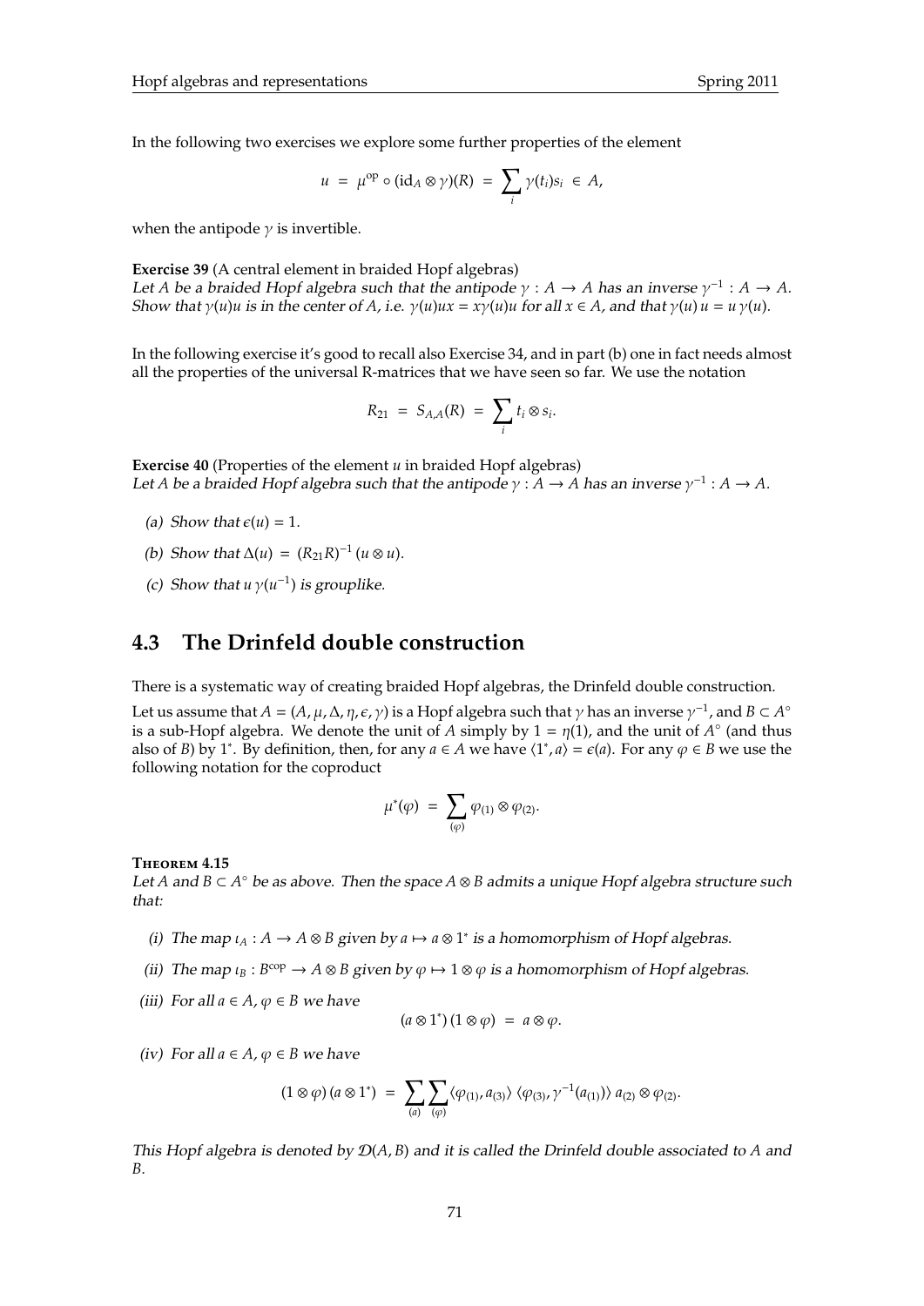In the following two exercises we explore some further properties of the element

$$u \;=\; \mu^{\mathrm{op}} \circ (\mathrm{id}_A \otimes \gamma)(R) \;=\; \sum_i \gamma(t_i) s_i \;\in\; A,$$

when the antipode $\gamma$ is invertible.

**Exercise 39** (A central element in braided Hopf algebras)
*Let $A$ be a braided Hopf algebra such that the antipode $\gamma : A \to A$ has an inverse $\gamma^{-1} : A \to A$. Show that $\gamma(u)u$ is in the center of $A$, i.e. $\gamma(u)ux = x\gamma(u)u$ for all $x \in A$, and that $\gamma(u)\,u = u\,\gamma(u)$.*

In the following exercise it's good to recall also Exercise 34, and in part (b) one in fact needs almost all the properties of the universal R-matrices that we have seen so far. We use the notation

$$R_{21} \;=\; S_{A,A}(R) \;=\; \sum_i t_i \otimes s_i.$$

**Exercise 40** (Properties of the element $u$ in braided Hopf algebras)
*Let $A$ be a braided Hopf algebra such that the antipode $\gamma : A \to A$ has an inverse $\gamma^{-1} : A \to A$.*

*(a) Show that $\epsilon(u) = 1$.*

*(b) Show that $\Delta(u) \;=\; (R_{21}R)^{-1}\,(u \otimes u)$.*

*(c) Show that $u\,\gamma(u^{-1})$ is grouplike.*

## 4.3 The Drinfeld double construction

There is a systematic way of creating braided Hopf algebras, the Drinfeld double construction.

Let us assume that $A = (A, \mu, \Delta, \eta, \epsilon, \gamma)$ is a Hopf algebra such that $\gamma$ has an inverse $\gamma^{-1}$, and $B \subset A^\circ$ is a sub-Hopf algebra. We denote the unit of $A$ simply by $1 = \eta(1)$, and the unit of $A^\circ$ (and thus also of $B$) by $1^*$. By definition, then, for any $a \in A$ we have $\langle 1^*, a\rangle = \epsilon(a)$. For any $\varphi \in B$ we use the following notation for the coproduct

$$\mu^*(\varphi) \;=\; \sum_{(\varphi)} \varphi_{(1)} \otimes \varphi_{(2)}.$$

**Theorem 4.15**
*Let $A$ and $B \subset A^\circ$ be as above. Then the space $A \otimes B$ admits a unique Hopf algebra structure such that:*

*(i) The map $\iota_A : A \to A \otimes B$ given by $a \mapsto a \otimes 1^*$ is a homomorphism of Hopf algebras.*

*(ii) The map $\iota_B : B^{\mathrm{cop}} \to A \otimes B$ given by $\varphi \mapsto 1 \otimes \varphi$ is a homomorphism of Hopf algebras.*

*(iii) For all $a \in A$, $\varphi \in B$ we have*

$$(a \otimes 1^*)\,(1 \otimes \varphi) \;=\; a \otimes \varphi.$$

*(iv) For all $a \in A$, $\varphi \in B$ we have*

$$(1 \otimes \varphi)\,(a \otimes 1^*) \;=\; \sum_{(a)} \sum_{(\varphi)} \langle \varphi_{(1)}, a_{(3)}\rangle\, \langle \varphi_{(3)}, \gamma^{-1}(a_{(1)})\rangle\; a_{(2)} \otimes \varphi_{(2)}.$$

*This Hopf algebra is denoted by $\mathcal{D}(A, B)$ and it is called the Drinfeld double associated to $A$ and $B$.*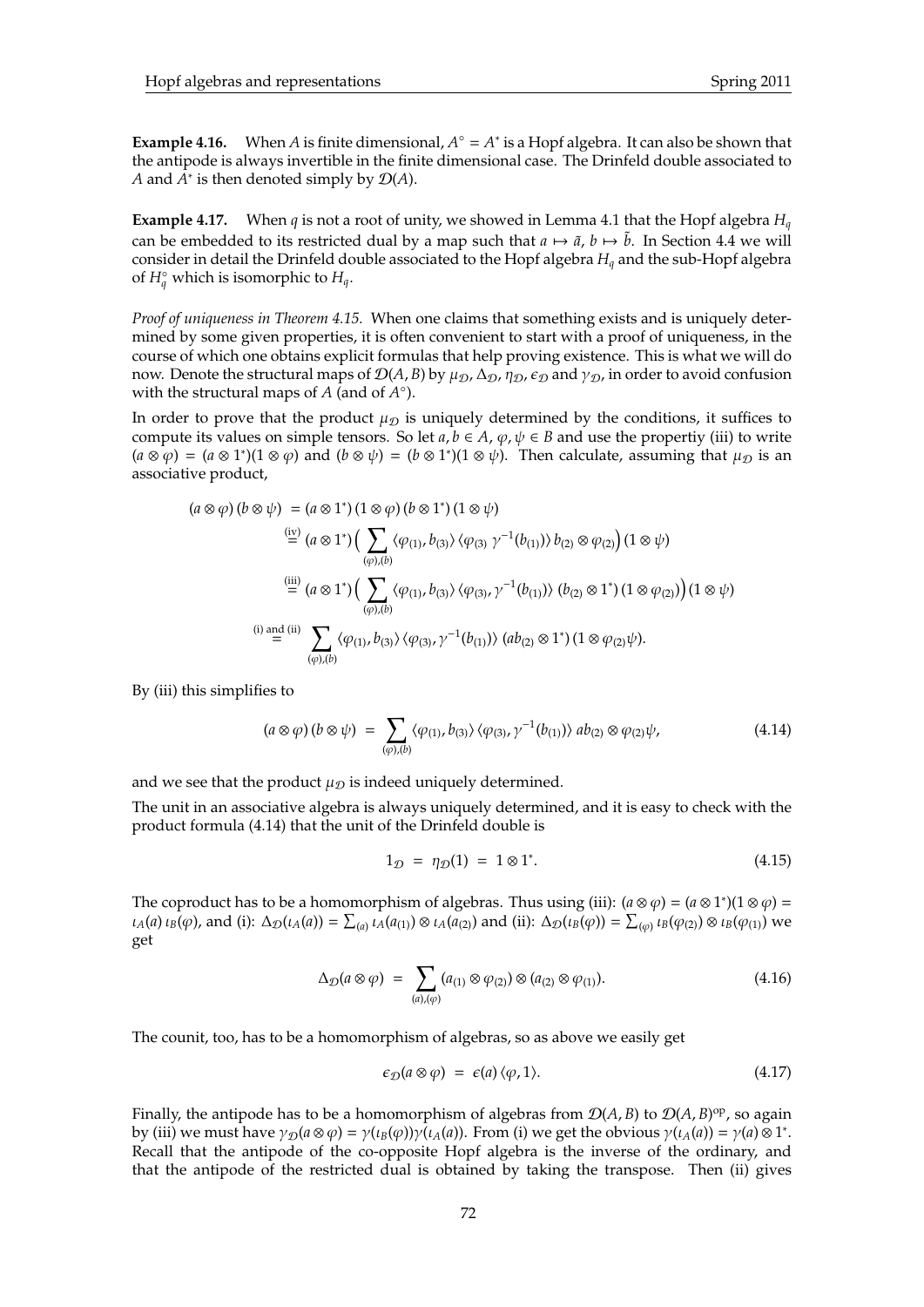**Example 4.16.** When $A$ is finite dimensional, $A^\circ = A^*$ is a Hopf algebra. It can also be shown that the antipode is always invertible in the finite dimensional case. The Drinfeld double associated to $A$ and $A^*$ is then denoted simply by $\mathcal{D}(A)$.

**Example 4.17.** When $q$ is not a root of unity, we showed in Lemma 4.1 that the Hopf algebra $H_q$ can be embedded to its restricted dual by a map such that $a \mapsto \tilde{a}$, $b \mapsto \tilde{b}$. In Section 4.4 we will consider in detail the Drinfeld double associated to the Hopf algebra $H_q$ and the sub-Hopf algebra of $H_q^\circ$ which is isomorphic to $H_q$.

*Proof of uniqueness in Theorem 4.15.* When one claims that something exists and is uniquely determined by some given properties, it is often convenient to start with a proof of uniqueness, in the course of which one obtains explicit formulas that help proving existence. This is what we will do now. Denote the structural maps of $\mathcal{D}(A, B)$ by $\mu_\mathcal{D}$, $\Delta_\mathcal{D}$, $\eta_\mathcal{D}$, $\epsilon_\mathcal{D}$ and $\gamma_\mathcal{D}$, in order to avoid confusion with the structural maps of $A$ (and of $A^\circ$).

In order to prove that the product $\mu_\mathcal{D}$ is uniquely determined by the conditions, it suffices to compute its values on simple tensors. So let $a, b \in A$, $\varphi, \psi \in B$ and use the propertiy (iii) to write $(a \otimes \varphi) = (a \otimes 1^*)(1 \otimes \varphi)$ and $(b \otimes \psi) = (b \otimes 1^*)(1 \otimes \psi)$. Then calculate, assuming that $\mu_\mathcal{D}$ is an associative product,

$$
\begin{aligned}
(a \otimes \varphi)\,(b \otimes \psi) \; &= (a \otimes 1^*)\,(1 \otimes \varphi)\,(b \otimes 1^*)\,(1 \otimes \psi) \\
&\overset{\text{(iv)}}{=} (a \otimes 1^*)\Big( \sum_{(\varphi),(b)} \langle \varphi_{(1)}, b_{(3)} \rangle \langle \varphi_{(3)}\ \gamma^{-1}(b_{(1)}) \rangle\, b_{(2)} \otimes \varphi_{(2)} \Big)\,(1 \otimes \psi) \\
&\overset{\text{(iii)}}{=} (a \otimes 1^*)\Big( \sum_{(\varphi),(b)} \langle \varphi_{(1)}, b_{(3)} \rangle \langle \varphi_{(3)}, \gamma^{-1}(b_{(1)}) \rangle\, (b_{(2)} \otimes 1^*)\,(1 \otimes \varphi_{(2)}) \Big)\,(1 \otimes \psi) \\
&\overset{\text{(i) and (ii)}}{=} \sum_{(\varphi),(b)} \langle \varphi_{(1)}, b_{(3)} \rangle \langle \varphi_{(3)}, \gamma^{-1}(b_{(1)}) \rangle\, (ab_{(2)} \otimes 1^*)\,(1 \otimes \varphi_{(2)}\psi).
\end{aligned}
$$

By (iii) this simplifies to

$$
(a \otimes \varphi)\,(b \otimes \psi) \; = \; \sum_{(\varphi),(b)} \langle \varphi_{(1)}, b_{(3)} \rangle \langle \varphi_{(3)}, \gamma^{-1}(b_{(1)}) \rangle\; ab_{(2)} \otimes \varphi_{(2)}\psi, \tag{4.14}
$$

and we see that the product $\mu_\mathcal{D}$ is indeed uniquely determined.

The unit in an associative algebra is always uniquely determined, and it is easy to check with the product formula (4.14) that the unit of the Drinfeld double is

$$
1_\mathcal{D} \; = \; \eta_\mathcal{D}(1) \; = \; 1 \otimes 1^*. \tag{4.15}
$$

The coproduct has to be a homomorphism of algebras. Thus using (iii): $(a \otimes \varphi) = (a \otimes 1^*)(1 \otimes \varphi) = \iota_A(a)\, \iota_B(\varphi)$, and (i): $\Delta_\mathcal{D}(\iota_A(a)) = \sum_{(a)} \iota_A(a_{(1)}) \otimes \iota_A(a_{(2)})$ and (ii): $\Delta_\mathcal{D}(\iota_B(\varphi)) = \sum_{(\varphi)} \iota_B(\varphi_{(2)}) \otimes \iota_B(\varphi_{(1)})$ we get

$$
\Delta_\mathcal{D}(a \otimes \varphi) \; = \; \sum_{(a),(\varphi)} (a_{(1)} \otimes \varphi_{(2)}) \otimes (a_{(2)} \otimes \varphi_{(1)}). \tag{4.16}
$$

The counit, too, has to be a homomorphism of algebras, so as above we easily get

$$
\epsilon_\mathcal{D}(a \otimes \varphi) \; = \; \epsilon(a)\, \langle \varphi, 1 \rangle. \tag{4.17}
$$

Finally, the antipode has to be a homomorphism of algebras from $\mathcal{D}(A, B)$ to $\mathcal{D}(A, B)^{\text{op}}$, so again by (iii) we must have $\gamma_\mathcal{D}(a \otimes \varphi) = \gamma(\iota_B(\varphi))\gamma(\iota_A(a))$. From (i) we get the obvious $\gamma(\iota_A(a)) = \gamma(a) \otimes 1^*$. Recall that the antipode of the co-opposite Hopf algebra is the inverse of the ordinary, and that the antipode of the restricted dual is obtained by taking the transpose. Then (ii) gives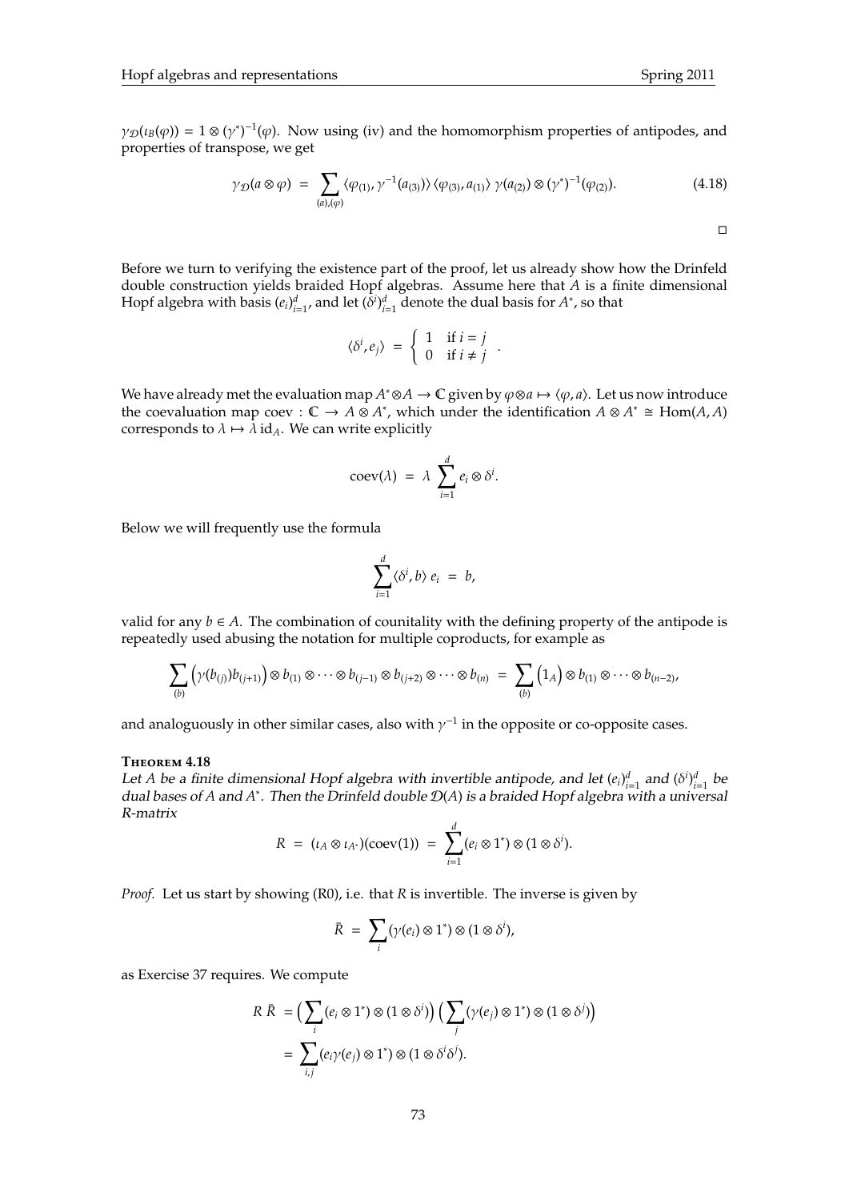$\gamma_{\mathcal{D}}(\iota_B(\varphi)) = 1 \otimes (\gamma^*)^{-1}(\varphi)$. Now using (iv) and the homomorphism properties of antipodes, and properties of transpose, we get

$$\gamma_{\mathcal{D}}(a \otimes \varphi) \; = \; \sum_{(a),(\varphi)} \langle \varphi_{(1)}, \gamma^{-1}(a_{(3)}) \rangle \, \langle \varphi_{(3)}, a_{(1)} \rangle \; \gamma(a_{(2)}) \otimes (\gamma^*)^{-1}(\varphi_{(2)}). \tag{4.18}$$

□

Before we turn to verifying the existence part of the proof, let us already show how the Drinfeld double construction yields braided Hopf algebras. Assume here that $A$ is a finite dimensional Hopf algebra with basis $(e_i)_{i=1}^d$, and let $(\delta^i)_{i=1}^d$ denote the dual basis for $A^*$, so that

$$\langle \delta^i, e_j \rangle \; = \; \begin{cases} 1 & \text{if } i = j \\ 0 & \text{if } i \neq j \end{cases} .$$

We have already met the evaluation map $A^* \otimes A \to \mathbb{C}$ given by $\varphi \otimes a \mapsto \langle \varphi, a \rangle$. Let us now introduce the coevaluation map $\mathrm{coev} : \mathbb{C} \to A \otimes A^*$, which under the identification $A \otimes A^* \cong \mathrm{Hom}(A, A)$ corresponds to $\lambda \mapsto \lambda \, \mathrm{id}_A$. We can write explicitly

$$\mathrm{coev}(\lambda) \; = \; \lambda \, \sum_{i=1}^d e_i \otimes \delta^i.$$

Below we will frequently use the formula

$$\sum_{i=1}^d \langle \delta^i, b \rangle \; e_i \; = \; b,$$

valid for any $b \in A$. The combination of counitality with the defining property of the antipode is repeatedly used abusing the notation for multiple coproducts, for example as

$$\sum_{(b)} \Big( \gamma(b_{(j)}) b_{(j+1)} \Big) \otimes b_{(1)} \otimes \cdots \otimes b_{(j-1)} \otimes b_{(j+2)} \otimes \cdots \otimes b_{(n)} \; = \; \sum_{(b)} \Big( 1_A \Big) \otimes b_{(1)} \otimes \cdots \otimes b_{(n-2)},$$

and analoguously in other similar cases, also with $\gamma^{-1}$ in the opposite or co-opposite cases.

**Theorem 4.18**

*Let $A$ be a finite dimensional Hopf algebra with invertible antipode, and let $(e_i)_{i=1}^d$ and $(\delta^i)_{i=1}^d$ be dual bases of $A$ and $A^*$. Then the Drinfeld double $\mathcal{D}(A)$ is a braided Hopf algebra with a universal R-matrix*

$$R \; = \; (\iota_A \otimes \iota_{A^*})(\mathrm{coev}(1)) \; = \; \sum_{i=1}^d (e_i \otimes 1^*) \otimes (1 \otimes \delta^i).$$

*Proof.* Let us start by showing (R0), i.e. that $R$ is invertible. The inverse is given by

$$\bar{R} \; = \; \sum_i (\gamma(e_i) \otimes 1^*) \otimes (1 \otimes \delta^i),$$

as Exercise 37 requires. We compute

$$\begin{aligned} R \, \bar{R} \; &= \Big( \sum_i (e_i \otimes 1^*) \otimes (1 \otimes \delta^i) \Big) \Big( \sum_j (\gamma(e_j) \otimes 1^*) \otimes (1 \otimes \delta^j) \Big) \\ &= \; \sum_{i,j} (e_i \gamma(e_j) \otimes 1^*) \otimes (1 \otimes \delta^i \delta^j). \end{aligned}$$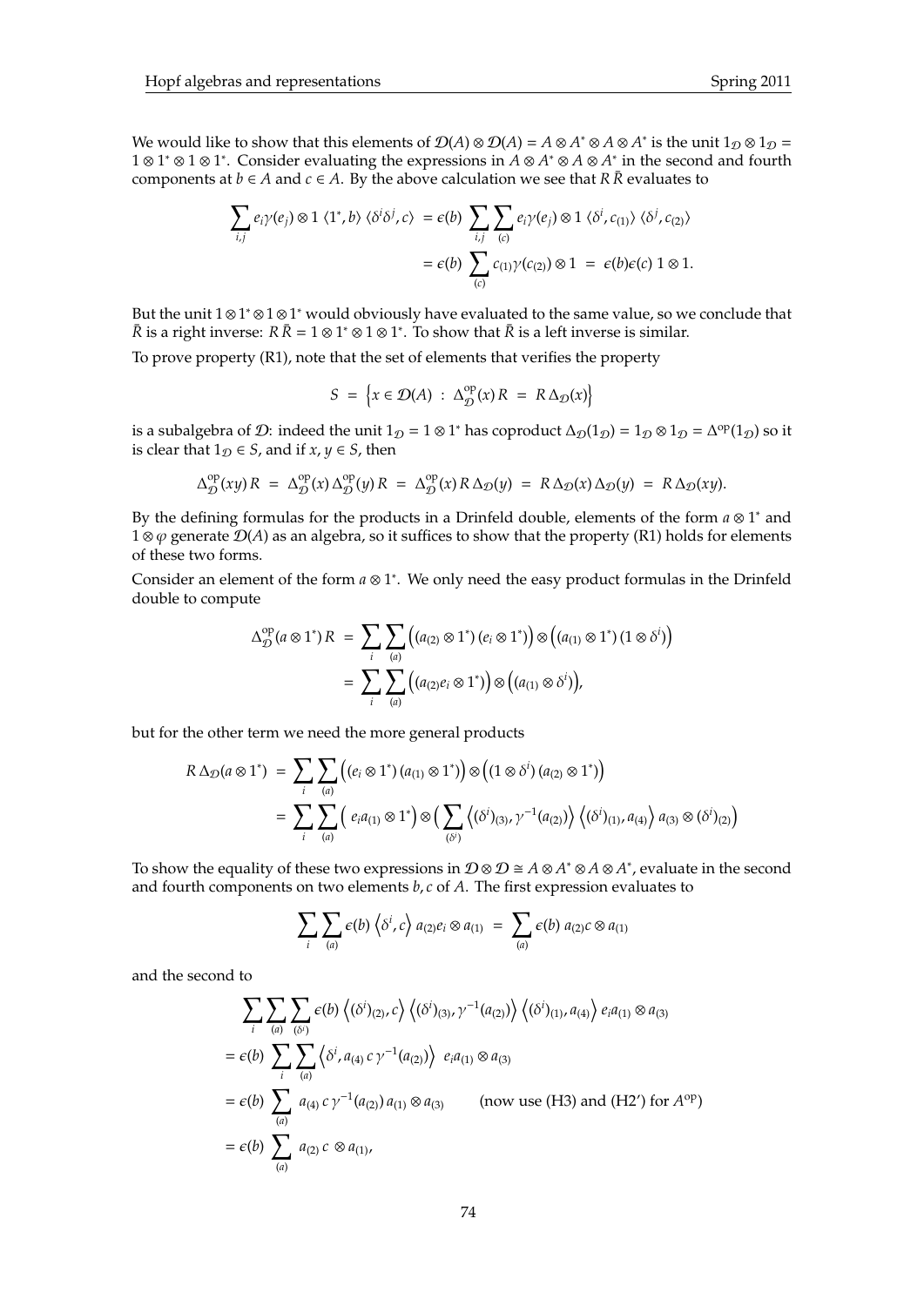We would like to show that this elements of $\mathcal{D}(A) \otimes \mathcal{D}(A) = A \otimes A^* \otimes A \otimes A^*$ is the unit $1_\mathcal{D} \otimes 1_\mathcal{D} = 1 \otimes 1^* \otimes 1 \otimes 1^*$. Consider evaluating the expressions in $A \otimes A^* \otimes A \otimes A^*$ in the second and fourth components at $b \in A$ and $c \in A$. By the above calculation we see that $R\,\bar{R}$ evaluates to

$$\sum_{i,j} e_i \gamma(e_j) \otimes 1 \,\langle 1^*, b\rangle \,\langle \delta^i \delta^j, c\rangle \;=\; \epsilon(b) \sum_{i,j} \sum_{(c)} e_i \gamma(e_j) \otimes 1 \,\langle \delta^i, c_{(1)}\rangle \,\langle \delta^j, c_{(2)}\rangle$$
$$= \epsilon(b) \sum_{(c)} c_{(1)} \gamma(c_{(2)}) \otimes 1 \;=\; \epsilon(b)\epsilon(c)\; 1 \otimes 1.$$

But the unit $1 \otimes 1^* \otimes 1 \otimes 1^*$ would obviously have evaluated to the same value, so we conclude that $\bar{R}$ is a right inverse: $R\,\bar{R} = 1 \otimes 1^* \otimes 1 \otimes 1^*$. To show that $\bar{R}$ is a left inverse is similar.

To prove property (R1), note that the set of elements that verifies the property

$$S \;=\; \left\{ x \in \mathcal{D}(A) \;:\; \Delta^{\mathrm{op}}_{\mathcal{D}}(x)\, R \;=\; R\, \Delta_{\mathcal{D}}(x) \right\}$$

is a subalgebra of $\mathcal{D}$: indeed the unit $1_\mathcal{D} = 1 \otimes 1^*$ has coproduct $\Delta_\mathcal{D}(1_\mathcal{D}) = 1_\mathcal{D} \otimes 1_\mathcal{D} = \Delta^{\mathrm{op}}(1_\mathcal{D})$ so it is clear that $1_\mathcal{D} \in S$, and if $x, y \in S$, then

$$\Delta^{\mathrm{op}}_{\mathcal{D}}(xy)\, R \;=\; \Delta^{\mathrm{op}}_{\mathcal{D}}(x)\, \Delta^{\mathrm{op}}_{\mathcal{D}}(y)\, R \;=\; \Delta^{\mathrm{op}}_{\mathcal{D}}(x)\, R\, \Delta_{\mathcal{D}}(y) \;=\; R\, \Delta_{\mathcal{D}}(x)\, \Delta_{\mathcal{D}}(y) \;=\; R\, \Delta_{\mathcal{D}}(xy).$$

By the defining formulas for the products in a Drinfeld double, elements of the form $a \otimes 1^*$ and $1 \otimes \varphi$ generate $\mathcal{D}(A)$ as an algebra, so it suffices to show that the property (R1) holds for elements of these two forms.

Consider an element of the form $a \otimes 1^*$. We only need the easy product formulas in the Drinfeld double to compute

$$\Delta^{\mathrm{op}}_{\mathcal{D}}(a \otimes 1^*)\, R \;=\; \sum_i \sum_{(a)} \Big( (a_{(2)} \otimes 1^*)\, (e_i \otimes 1^*) \Big) \otimes \Big( (a_{(1)} \otimes 1^*)\, (1 \otimes \delta^i) \Big)$$
$$= \sum_i \sum_{(a)} \Big( (a_{(2)} e_i \otimes 1^*) \Big) \otimes \Big( (a_{(1)} \otimes \delta^i) \Big),$$

but for the other term we need the more general products

$$R\, \Delta_{\mathcal{D}}(a \otimes 1^*) \;=\; \sum_i \sum_{(a)} \Big( (e_i \otimes 1^*)\, (a_{(1)} \otimes 1^*) \Big) \otimes \Big( (1 \otimes \delta^i)\, (a_{(2)} \otimes 1^*) \Big)$$
$$= \sum_i \sum_{(a)} \Big(\; e_i a_{(1)} \otimes 1^* \Big) \otimes \Big( \sum_{(\delta^i)} \Big\langle (\delta^i)_{(3)}, \gamma^{-1}(a_{(2)}) \Big\rangle \, \Big\langle (\delta^i)_{(1)}, a_{(4)} \Big\rangle \, a_{(3)} \otimes (\delta^i)_{(2)} \Big)$$

To show the equality of these two expressions in $\mathcal{D} \otimes \mathcal{D} \cong A \otimes A^* \otimes A \otimes A^*$, evaluate in the second and fourth components on two elements $b, c$ of $A$. The first expression evaluates to

$$\sum_i \sum_{(a)} \epsilon(b) \, \Big\langle \delta^i, c \Big\rangle \, a_{(2)} e_i \otimes a_{(1)} \;=\; \sum_{(a)} \epsilon(b)\; a_{(2)} c \otimes a_{(1)}$$

and the second to

$$\sum_i \sum_{(a)} \sum_{(\delta^i)} \epsilon(b) \, \Big\langle (\delta^i)_{(2)}, c \Big\rangle \, \Big\langle (\delta^i)_{(3)}, \gamma^{-1}(a_{(2)}) \Big\rangle \, \Big\langle (\delta^i)_{(1)}, a_{(4)} \Big\rangle \; e_i a_{(1)} \otimes a_{(3)}$$
$$= \epsilon(b) \sum_i \sum_{(a)} \Big\langle \delta^i, a_{(4)}\, c\, \gamma^{-1}(a_{(2)}) \Big\rangle \;\; e_i a_{(1)} \otimes a_{(3)}$$
$$= \epsilon(b) \sum_{(a)} a_{(4)}\, c\, \gamma^{-1}(a_{(2)})\, a_{(1)} \otimes a_{(3)} \qquad \text{(now use (H3) and (H2') for } A^{\mathrm{op}}\text{)}$$
$$= \epsilon(b) \sum_{(a)} a_{(2)}\, c \,\otimes a_{(1)},$$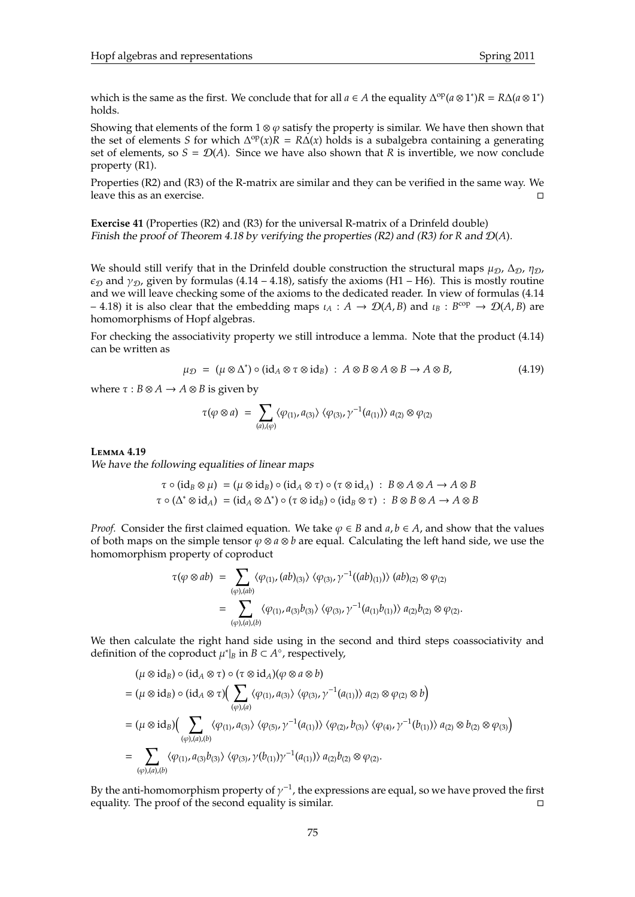which is the same as the first. We conclude that for all $a \in A$ the equality $\Delta^{\mathrm{op}}(a \otimes 1^*)R = R\Delta(a \otimes 1^*)$ holds.

Showing that elements of the form $1 \otimes \varphi$ satisfy the property is similar. We have then shown that the set of elements $S$ for which $\Delta^{\mathrm{op}}(x)R = R\Delta(x)$ holds is a subalgebra containing a generating set of elements, so $S = \mathcal{D}(A)$. Since we have also shown that $R$ is invertible, we now conclude property (R1).

Properties (R2) and (R3) of the R-matrix are similar and they can be verified in the same way. We leave this as an exercise. □

**Exercise 41** (Properties (R2) and (R3) for the universal R-matrix of a Drinfeld double)
*Finish the proof of Theorem 4.18 by verifying the properties (R2) and (R3) for $R$ and $\mathcal{D}(A)$.*

We should still verify that in the Drinfeld double construction the structural maps $\mu_{\mathcal{D}}$, $\Delta_{\mathcal{D}}$, $\eta_{\mathcal{D}}$, $\epsilon_{\mathcal{D}}$ and $\gamma_{\mathcal{D}}$, given by formulas (4.14 – 4.18), satisfy the axioms (H1 – H6). This is mostly routine and we will leave checking some of the axioms to the dedicated reader. In view of formulas (4.14 – 4.18) it is also clear that the embedding maps $\iota_A : A \to \mathcal{D}(A, B)$ and $\iota_B : B^{\mathrm{cop}} \to \mathcal{D}(A, B)$ are homomorphisms of Hopf algebras.

For checking the associativity property we still introduce a lemma. Note that the product (4.14) can be written as

$$\mu_{\mathcal{D}} \;=\; (\mu \otimes \Delta^*) \circ (\mathrm{id}_A \otimes \tau \otimes \mathrm{id}_B) \;:\; A \otimes B \otimes A \otimes B \to A \otimes B, \tag{4.19}$$

where $\tau : B \otimes A \to A \otimes B$ is given by

$$\tau(\varphi \otimes a) \;=\; \sum_{(a),(\varphi)} \langle \varphi_{(1)}, a_{(3)} \rangle \, \langle \varphi_{(3)}, \gamma^{-1}(a_{(1)}) \rangle \; a_{(2)} \otimes \varphi_{(2)}$$

**Lemma 4.19**
*We have the following equalities of linear maps*

$$\begin{aligned}
\tau \circ (\mathrm{id}_B \otimes \mu) \; &= (\mu \otimes \mathrm{id}_B) \circ (\mathrm{id}_A \otimes \tau) \circ (\tau \otimes \mathrm{id}_A) \;:\; B \otimes A \otimes A \to A \otimes B \\
\tau \circ (\Delta^* \otimes \mathrm{id}_A) \; &= (\mathrm{id}_A \otimes \Delta^*) \circ (\tau \otimes \mathrm{id}_B) \circ (\mathrm{id}_B \otimes \tau) \;:\; B \otimes B \otimes A \to A \otimes B
\end{aligned}$$

*Proof.* Consider the first claimed equation. We take $\varphi \in B$ and $a, b \in A$, and show that the values of both maps on the simple tensor $\varphi \otimes a \otimes b$ are equal. Calculating the left hand side, we use the homomorphism property of coproduct

$$\begin{aligned}
\tau(\varphi \otimes ab) \;&=\; \sum_{(\varphi),(ab)} \langle \varphi_{(1)}, (ab)_{(3)} \rangle \, \langle \varphi_{(3)}, \gamma^{-1}((ab)_{(1)}) \rangle \; (ab)_{(2)} \otimes \varphi_{(2)} \\
&=\; \sum_{(\varphi),(a),(b)} \langle \varphi_{(1)}, a_{(3)} b_{(3)} \rangle \, \langle \varphi_{(3)}, \gamma^{-1}(a_{(1)} b_{(1)}) \rangle \; a_{(2)} b_{(2)} \otimes \varphi_{(2)}.
\end{aligned}$$

We then calculate the right hand side using in the second and third steps coassociativity and definition of the coproduct $\mu^*|_B$ in $B \subset A^\circ$, respectively,

$$\begin{aligned}
&(\mu \otimes \mathrm{id}_B) \circ (\mathrm{id}_A \otimes \tau) \circ (\tau \otimes \mathrm{id}_A)(\varphi \otimes a \otimes b) \\
=\; &(\mu \otimes \mathrm{id}_B) \circ (\mathrm{id}_A \otimes \tau)\Big( \sum_{(\varphi),(a)} \langle \varphi_{(1)}, a_{(3)} \rangle \, \langle \varphi_{(3)}, \gamma^{-1}(a_{(1)}) \rangle \; a_{(2)} \otimes \varphi_{(2)} \otimes b \Big) \\
=\; &(\mu \otimes \mathrm{id}_B)\Big( \sum_{(\varphi),(a),(b)} \langle \varphi_{(1)}, a_{(3)} \rangle \, \langle \varphi_{(5)}, \gamma^{-1}(a_{(1)}) \rangle \, \langle \varphi_{(2)}, b_{(3)} \rangle \, \langle \varphi_{(4)}, \gamma^{-1}(b_{(1)}) \rangle \; a_{(2)} \otimes b_{(2)} \otimes \varphi_{(3)} \Big) \\
=\; &\sum_{(\varphi),(a),(b)} \langle \varphi_{(1)}, a_{(3)} b_{(3)} \rangle \, \langle \varphi_{(3)}, \gamma(b_{(1)}) \gamma^{-1}(a_{(1)}) \rangle \; a_{(2)} b_{(2)} \otimes \varphi_{(2)}.
\end{aligned}$$

By the anti-homomorphism property of $\gamma^{-1}$, the expressions are equal, so we have proved the first equality. The proof of the second equality is similar. □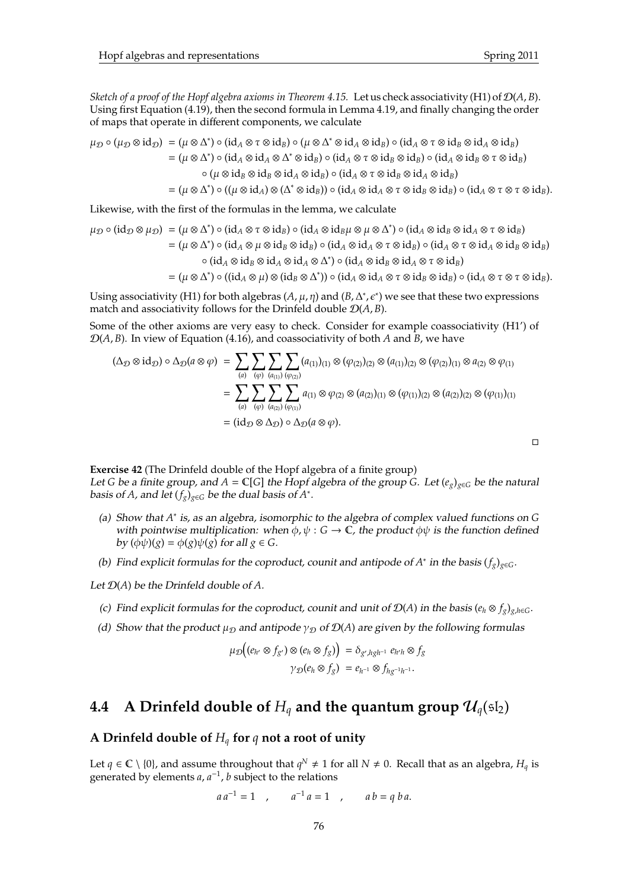*Sketch of a proof of the Hopf algebra axioms in Theorem 4.15.* Let us check associativity (H1) of $\mathcal{D}(A,B)$. Using first Equation (4.19), then the second formula in Lemma 4.19, and finally changing the order of maps that operate in different components, we calculate

$$
\begin{aligned}
\mu_{\mathcal{D}} \circ (\mu_{\mathcal{D}} \otimes \mathrm{id}_{\mathcal{D}}) &= (\mu \otimes \Delta^*) \circ (\mathrm{id}_A \otimes \tau \otimes \mathrm{id}_B) \circ (\mu \otimes \Delta^* \otimes \mathrm{id}_A \otimes \mathrm{id}_B) \circ (\mathrm{id}_A \otimes \tau \otimes \mathrm{id}_B \otimes \mathrm{id}_A \otimes \mathrm{id}_B) \\
&= (\mu \otimes \Delta^*) \circ (\mathrm{id}_A \otimes \mathrm{id}_A \otimes \Delta^* \otimes \mathrm{id}_B) \circ (\mathrm{id}_A \otimes \tau \otimes \mathrm{id}_B \otimes \mathrm{id}_B) \circ (\mathrm{id}_A \otimes \mathrm{id}_B \otimes \tau \otimes \mathrm{id}_B) \\
&\qquad \circ (\mu \otimes \mathrm{id}_B \otimes \mathrm{id}_B \otimes \mathrm{id}_A \otimes \mathrm{id}_B) \circ (\mathrm{id}_A \otimes \tau \otimes \mathrm{id}_B \otimes \mathrm{id}_A \otimes \mathrm{id}_B) \\
&= (\mu \otimes \Delta^*) \circ ((\mu \otimes \mathrm{id}_A) \otimes (\Delta^* \otimes \mathrm{id}_B)) \circ (\mathrm{id}_A \otimes \mathrm{id}_A \otimes \tau \otimes \mathrm{id}_B \otimes \mathrm{id}_B) \circ (\mathrm{id}_A \otimes \tau \otimes \tau \otimes \mathrm{id}_B).
\end{aligned}
$$

Likewise, with the first of the formulas in the lemma, we calculate

$$
\begin{aligned}
\mu_{\mathcal{D}} \circ (\mathrm{id}_{\mathcal{D}} \otimes \mu_{\mathcal{D}}) &= (\mu \otimes \Delta^*) \circ (\mathrm{id}_A \otimes \tau \otimes \mathrm{id}_B) \circ (\mathrm{id}_A \otimes \mathrm{id}_B \mu \otimes \mu \otimes \Delta^*) \circ (\mathrm{id}_A \otimes \mathrm{id}_B \otimes \mathrm{id}_A \otimes \tau \otimes \mathrm{id}_B) \\
&= (\mu \otimes \Delta^*) \circ (\mathrm{id}_A \otimes \mu \otimes \mathrm{id}_B \otimes \mathrm{id}_B) \circ (\mathrm{id}_A \otimes \mathrm{id}_A \otimes \tau \otimes \mathrm{id}_B) \circ (\mathrm{id}_A \otimes \tau \otimes \mathrm{id}_A \otimes \mathrm{id}_B \otimes \mathrm{id}_B) \\
&\qquad \circ (\mathrm{id}_A \otimes \mathrm{id}_B \otimes \mathrm{id}_A \otimes \mathrm{id}_A \otimes \Delta^*) \circ (\mathrm{id}_A \otimes \mathrm{id}_B \otimes \mathrm{id}_A \otimes \tau \otimes \mathrm{id}_B) \\
&= (\mu \otimes \Delta^*) \circ ((\mathrm{id}_A \otimes \mu) \otimes (\mathrm{id}_B \otimes \Delta^*)) \circ (\mathrm{id}_A \otimes \mathrm{id}_A \otimes \tau \otimes \mathrm{id}_B \otimes \mathrm{id}_B) \circ (\mathrm{id}_A \otimes \tau \otimes \tau \otimes \mathrm{id}_B).
\end{aligned}
$$

Using associativity (H1) for both algebras $(A, \mu, \eta)$ and $(B, \Delta^*, \epsilon^*)$ we see that these two expressions match and associativity follows for the Drinfeld double $\mathcal{D}(A,B)$.

Some of the other axioms are very easy to check. Consider for example coassociativity (H1') of $\mathcal{D}(A,B)$. In view of Equation (4.16), and coassociativity of both $A$ and $B$, we have

$$
\begin{aligned}
(\Delta_{\mathcal{D}} \otimes \mathrm{id}_{\mathcal{D}}) \circ \Delta_{\mathcal{D}}(a \otimes \varphi) &= \sum_{(a)} \sum_{(\varphi)} \sum_{(a_{(1)})} \sum_{(\varphi_{(2)})} (a_{(1)})_{(1)} \otimes (\varphi_{(2)})_{(2)} \otimes (a_{(1)})_{(2)} \otimes (\varphi_{(2)})_{(1)} \otimes a_{(2)} \otimes \varphi_{(1)} \\
&= \sum_{(a)} \sum_{(\varphi)} \sum_{(a_{(2)})} \sum_{(\varphi_{(1)})} a_{(1)} \otimes \varphi_{(2)} \otimes (a_{(2)})_{(1)} \otimes (\varphi_{(1)})_{(2)} \otimes (a_{(2)})_{(2)} \otimes (\varphi_{(1)})_{(1)} \\
&= (\mathrm{id}_{\mathcal{D}} \otimes \Delta_{\mathcal{D}}) \circ \Delta_{\mathcal{D}}(a \otimes \varphi).
\end{aligned}
$$

□

**Exercise 42** (The Drinfeld double of the Hopf algebra of a finite group)
*Let $G$ be a finite group, and $A = \mathbb{C}[G]$ the Hopf algebra of the group $G$. Let $(e_g)_{g \in G}$ be the natural basis of $A$, and let $(f_g)_{g \in G}$ be the dual basis of $A^*$.*

- *(a) Show that $A^*$ is, as an algebra, isomorphic to the algebra of complex valued functions on $G$ with pointwise multiplication: when $\phi, \psi : G \to \mathbb{C}$, the product $\phi\psi$ is the function defined by $(\phi\psi)(g) = \phi(g)\psi(g)$ for all $g \in G$.*
- *(b) Find explicit formulas for the coproduct, counit and antipode of $A^*$ in the basis $(f_g)_{g \in G}$.*

*Let $\mathcal{D}(A)$ be the Drinfeld double of $A$.*

- *(c) Find explicit formulas for the coproduct, counit and unit of $\mathcal{D}(A)$ in the basis $(e_h \otimes f_g)_{g,h \in G}$.*
- *(d) Show that the product $\mu_{\mathcal{D}}$ and antipode $\gamma_{\mathcal{D}}$ of $\mathcal{D}(A)$ are given by the following formulas*

$$
\begin{aligned}
\mu_{\mathcal{D}}\Big((e_{h'} \otimes f_{g'}) \otimes (e_h \otimes f_g)\Big) &= \delta_{g', hgh^{-1}} \; e_{h'h} \otimes f_g \\
\gamma_{\mathcal{D}}(e_h \otimes f_g) &= e_{h^{-1}} \otimes f_{hg^{-1}h^{-1}}.
\end{aligned}
$$

## 4.4 A Drinfeld double of $H_q$ and the quantum group $\mathcal{U}_q(\mathfrak{sl}_2)$

### A Drinfeld double of $H_q$ for $q$ not a root of unity

Let $q \in \mathbb{C} \setminus \{0\}$, and assume throughout that $q^N \neq 1$ for all $N \neq 0$. Recall that as an algebra, $H_q$ is generated by elements $a, a^{-1}, b$ subject to the relations

$$
a\,a^{-1} = 1 \quad , \qquad a^{-1}\,a = 1 \quad , \qquad a\,b = q\,b\,a.
$$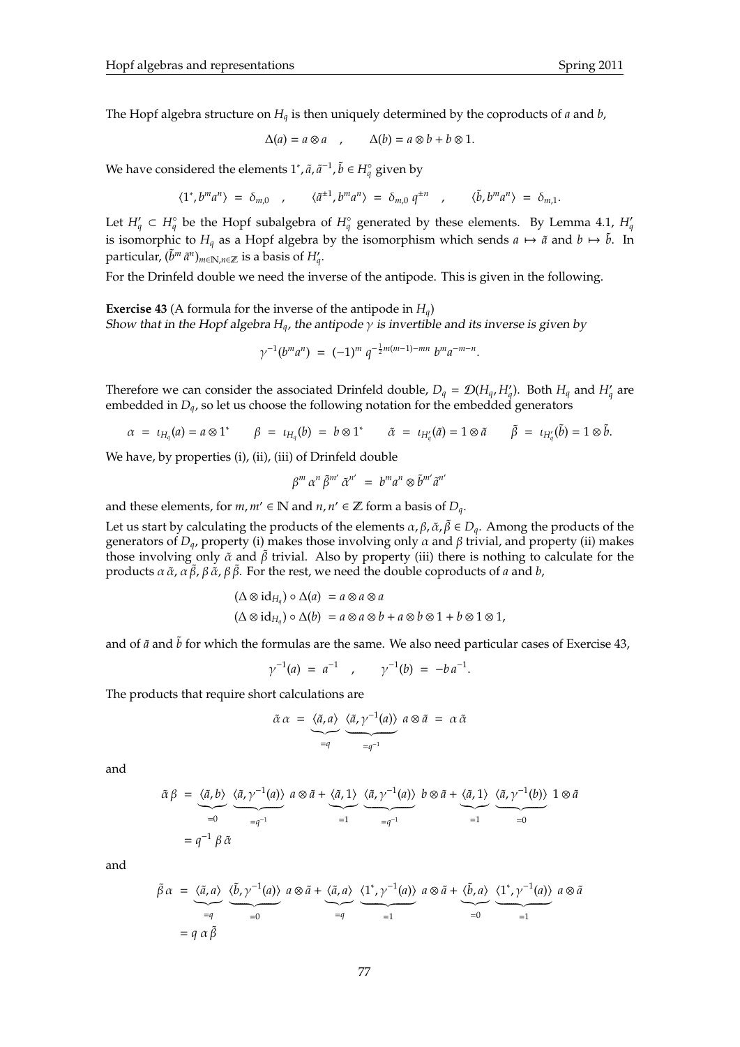The Hopf algebra structure on $H_q$ is then uniquely determined by the coproducts of $a$ and $b$,

$$\Delta(a) = a \otimes a \quad , \qquad \Delta(b) = a \otimes b + b \otimes 1.$$

We have considered the elements $1^*, \tilde{a}, \tilde{a}^{-1}, \tilde{b} \in H_q^\circ$ given by

$$\langle 1^*, b^m a^n \rangle \; = \; \delta_{m,0} \quad , \qquad \langle \tilde{a}^{\pm 1}, b^m a^n \rangle \; = \; \delta_{m,0}\, q^{\pm n} \quad , \qquad \langle \tilde{b}, b^m a^n \rangle \; = \; \delta_{m,1}.$$

Let $H'_q \subset H_q^\circ$ be the Hopf subalgebra of $H_q^\circ$ generated by these elements. By Lemma 4.1, $H'_q$ is isomorphic to $H_q$ as a Hopf algebra by the isomorphism which sends $a \mapsto \tilde{a}$ and $b \mapsto \tilde{b}$. In particular, $(\tilde{b}^m \tilde{a}^n)_{m \in \mathbb{N}, n \in \mathbb{Z}}$ is a basis of $H'_q$.

For the Drinfeld double we need the inverse of the antipode. This is given in the following.

**Exercise 43** (A formula for the inverse of the antipode in $H_q$)
*Show that in the Hopf algebra $H_q$, the antipode $\gamma$ is invertible and its inverse is given by*

$$\gamma^{-1}(b^m a^n) \; = \; (-1)^m \, q^{-\frac{1}{2}m(m-1) - mn} \, b^m a^{-m-n}.$$

Therefore we can consider the associated Drinfeld double, $D_q = \mathcal{D}(H_q, H'_q)$. Both $H_q$ and $H'_q$ are embedded in $D_q$, so let us choose the following notation for the embedded generators

$$\alpha \; = \; \iota_{H_q}(a) = a \otimes 1^* \qquad \beta \; = \; \iota_{H_q}(b) \; = \; b \otimes 1^* \qquad \tilde{\alpha} \; = \; \iota_{H'_q}(\tilde{a}) = 1 \otimes \tilde{a} \qquad \tilde{\beta} \; = \; \iota_{H'_q}(\tilde{b}) = 1 \otimes \tilde{b}.$$

We have, by properties (i), (ii), (iii) of Drinfeld double

$$\beta^m \, \alpha^n \, \tilde{\beta}^{m'} \, \tilde{\alpha}^{n'} \; = \; b^m a^n \otimes \tilde{b}^{m'} \tilde{a}^{n'}$$

and these elements, for $m, m' \in \mathbb{N}$ and $n, n' \in \mathbb{Z}$ form a basis of $D_q$.

Let us start by calculating the products of the elements $\alpha, \beta, \tilde{\alpha}, \tilde{\beta} \in D_q$. Among the products of the generators of $D_q$, property (i) makes those involving only $\alpha$ and $\beta$ trivial, and property (ii) makes those involving only $\tilde{\alpha}$ and $\tilde{\beta}$ trivial. Also by property (iii) there is nothing to calculate for the products $\alpha\,\tilde{\alpha}$, $\alpha\,\tilde{\beta}$, $\beta\,\tilde{\alpha}$, $\beta\,\tilde{\beta}$. For the rest, we need the double coproducts of $a$ and $b$,

$$\begin{aligned}
(\Delta \otimes \mathrm{id}_{H_q}) \circ \Delta(a) \; &= a \otimes a \otimes a \\
(\Delta \otimes \mathrm{id}_{H_q}) \circ \Delta(b) \; &= a \otimes a \otimes b + a \otimes b \otimes 1 + b \otimes 1 \otimes 1,
\end{aligned}$$

and of $\tilde{a}$ and $\tilde{b}$ for which the formulas are the same. We also need particular cases of Exercise 43,

$$\gamma^{-1}(a) \; = \; a^{-1} \quad , \qquad \gamma^{-1}(b) \; = \; -b\, a^{-1}.$$

The products that require short calculations are

$$\tilde{\alpha}\,\alpha \; = \; \underbrace{\langle \tilde{a}, a \rangle}_{=q} \; \underbrace{\langle \tilde{a}, \gamma^{-1}(a) \rangle}_{=q^{-1}} \; a \otimes \tilde{a} \; = \; \alpha\,\tilde{\alpha}$$

and

$$\begin{aligned}
\tilde{\alpha}\,\beta \; &= \; \underbrace{\langle \tilde{a}, b \rangle}_{=0} \; \underbrace{\langle \tilde{a}, \gamma^{-1}(a) \rangle}_{=q^{-1}} \; a \otimes \tilde{a} + \underbrace{\langle \tilde{a}, 1 \rangle}_{=1} \; \underbrace{\langle \tilde{a}, \gamma^{-1}(a) \rangle}_{=q^{-1}} \; b \otimes \tilde{a} + \underbrace{\langle \tilde{a}, 1 \rangle}_{=1} \; \underbrace{\langle \tilde{a}, \gamma^{-1}(b) \rangle}_{=0} \; 1 \otimes \tilde{a} \\
&= q^{-1} \, \beta\,\tilde{\alpha}
\end{aligned}$$

and

$$\begin{aligned}
\tilde{\beta}\,\alpha \; &= \; \underbrace{\langle \tilde{a}, a \rangle}_{=q} \; \underbrace{\langle \tilde{b}, \gamma^{-1}(a) \rangle}_{=0} \; a \otimes \tilde{a} + \underbrace{\langle \tilde{a}, a \rangle}_{=q} \; \underbrace{\langle 1^*, \gamma^{-1}(a) \rangle}_{=1} \; a \otimes \tilde{a} + \underbrace{\langle \tilde{b}, a \rangle}_{=0} \; \underbrace{\langle 1^*, \gamma^{-1}(a) \rangle}_{=1} \; a \otimes \tilde{a} \\
&= q \, \alpha\,\tilde{\beta}
\end{aligned}$$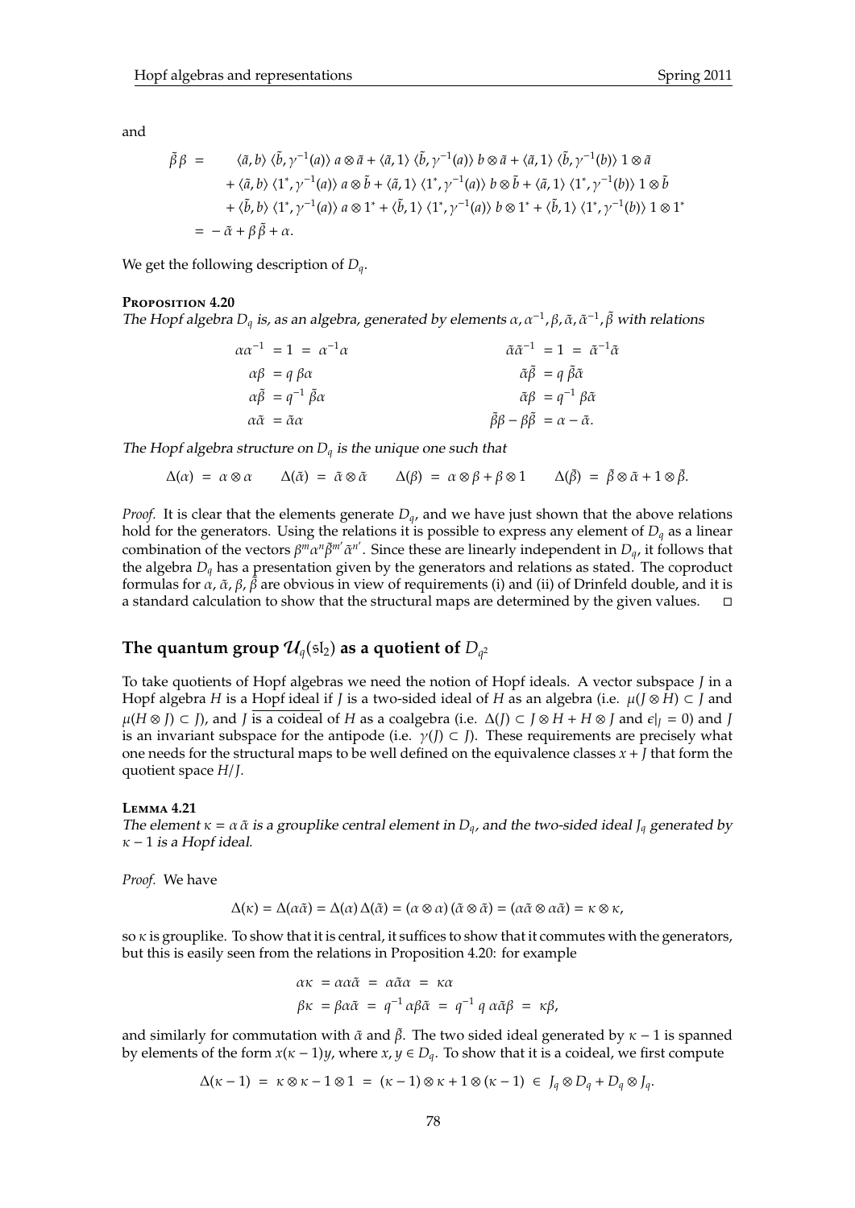and

$$
\begin{aligned}
\tilde{\beta}\,\beta \;=\; & \quad \langle \tilde{a}, b\rangle \, \langle \tilde{b}, \gamma^{-1}(a)\rangle \; a \otimes \tilde{a} + \langle \tilde{a}, 1\rangle \, \langle \tilde{b}, \gamma^{-1}(a)\rangle \; b \otimes \tilde{a} + \langle \tilde{a}, 1\rangle \, \langle \tilde{b}, \gamma^{-1}(b)\rangle \; 1 \otimes \tilde{a} \\
& + \langle \tilde{a}, b\rangle \, \langle 1^*, \gamma^{-1}(a)\rangle \; a \otimes \tilde{b} + \langle \tilde{a}, 1\rangle \, \langle 1^*, \gamma^{-1}(a)\rangle \; b \otimes \tilde{b} + \langle \tilde{a}, 1\rangle \, \langle 1^*, \gamma^{-1}(b)\rangle \; 1 \otimes \tilde{b} \\
& + \langle \tilde{b}, b\rangle \, \langle 1^*, \gamma^{-1}(a)\rangle \; a \otimes 1^* + \langle \tilde{b}, 1\rangle \, \langle 1^*, \gamma^{-1}(a)\rangle \; b \otimes 1^* + \langle \tilde{b}, 1\rangle \, \langle 1^*, \gamma^{-1}(b)\rangle \; 1 \otimes 1^* \\
=\; & -\tilde{\alpha} + \beta\,\tilde{\beta} + \alpha.
\end{aligned}
$$

We get the following description of $D_q$.

**Proposition 4.20**
*The Hopf algebra $D_q$ is, as an algebra, generated by elements $\alpha, \alpha^{-1}, \beta, \tilde{\alpha}, \tilde{\alpha}^{-1}, \tilde{\beta}$ with relations*

$$
\begin{aligned}
\alpha\alpha^{-1} &= 1 = \alpha^{-1}\alpha & \qquad \tilde{\alpha}\tilde{\alpha}^{-1} &= 1 = \tilde{\alpha}^{-1}\tilde{\alpha} \\
\alpha\beta &= q\,\beta\alpha & \tilde{\alpha}\tilde{\beta} &= q\,\tilde{\beta}\tilde{\alpha} \\
\alpha\tilde{\beta} &= q^{-1}\,\tilde{\beta}\alpha & \tilde{\alpha}\beta &= q^{-1}\,\beta\tilde{\alpha} \\
\alpha\tilde{\alpha} &= \tilde{\alpha}\alpha & \tilde{\beta}\beta - \beta\tilde{\beta} &= \alpha - \tilde{\alpha}.
\end{aligned}
$$

*The Hopf algebra structure on $D_q$ is the unique one such that*

$$
\Delta(\alpha) = \alpha \otimes \alpha \qquad \Delta(\tilde{\alpha}) = \tilde{\alpha} \otimes \tilde{\alpha} \qquad \Delta(\beta) = \alpha \otimes \beta + \beta \otimes 1 \qquad \Delta(\tilde{\beta}) = \tilde{\beta} \otimes \tilde{\alpha} + 1 \otimes \tilde{\beta}.
$$

*Proof.* It is clear that the elements generate $D_q$, and we have just shown that the above relations hold for the generators. Using the relations it is possible to express any element of $D_q$ as a linear combination of the vectors $\beta^m \alpha^n \tilde{\beta}^{m'} \tilde{\alpha}^{n'}$. Since these are linearly independent in $D_q$, it follows that the algebra $D_q$ has a presentation given by the generators and relations as stated. The coproduct formulas for $\alpha$, $\tilde{\alpha}$, $\beta$, $\tilde{\beta}$ are obvious in view of requirements (i) and (ii) of Drinfeld double, and it is a standard calculation to show that the structural maps are determined by the given values. □

## The quantum group $\mathcal{U}_q(\mathfrak{sl}_2)$ as a quotient of $D_{q^2}$

To take quotients of Hopf algebras we need the notion of Hopf ideals. A vector subspace $J$ in a Hopf algebra $H$ is a Hopf ideal if $J$ is a two-sided ideal of $H$ as an algebra (i.e. $\mu(J \otimes H) \subset J$ and $\mu(H \otimes J) \subset J$), and $J$ is a coideal of $H$ as a coalgebra (i.e. $\Delta(J) \subset J \otimes H + H \otimes J$ and $\epsilon|_J = 0$) and $J$ is an invariant subspace for the antipode (i.e. $\gamma(J) \subset J$). These requirements are precisely what one needs for the structural maps to be well defined on the equivalence classes $x + J$ that form the quotient space $H/J$.

**Lemma 4.21**
*The element $\kappa = \alpha\,\tilde{\alpha}$ is a grouplike central element in $D_q$, and the two-sided ideal $J_q$ generated by $\kappa - 1$ is a Hopf ideal.*

*Proof.* We have

$$
\Delta(\kappa) = \Delta(\alpha\tilde{\alpha}) = \Delta(\alpha)\,\Delta(\tilde{\alpha}) = (\alpha \otimes \alpha)\,(\tilde{\alpha} \otimes \tilde{\alpha}) = (\alpha\tilde{\alpha} \otimes \alpha\tilde{\alpha}) = \kappa \otimes \kappa,
$$

so $\kappa$ is grouplike. To show that it is central, it suffices to show that it commutes with the generators, but this is easily seen from the relations in Proposition 4.20: for example

$$
\begin{aligned}
\alpha\kappa &= \alpha\alpha\tilde{\alpha} = \alpha\tilde{\alpha}\alpha = \kappa\alpha \\
\beta\kappa &= \beta\alpha\tilde{\alpha} = q^{-1}\,\alpha\beta\tilde{\alpha} = q^{-1}\,q\,\alpha\tilde{\alpha}\beta = \kappa\beta,
\end{aligned}
$$

and similarly for commutation with $\tilde{\alpha}$ and $\tilde{\beta}$. The two sided ideal generated by $\kappa - 1$ is spanned by elements of the form $x(\kappa - 1)y$, where $x, y \in D_q$. To show that it is a coideal, we first compute

$$
\Delta(\kappa - 1) = \kappa \otimes \kappa - 1 \otimes 1 = (\kappa - 1) \otimes \kappa + 1 \otimes (\kappa - 1) \in J_q \otimes D_q + D_q \otimes J_q.
$$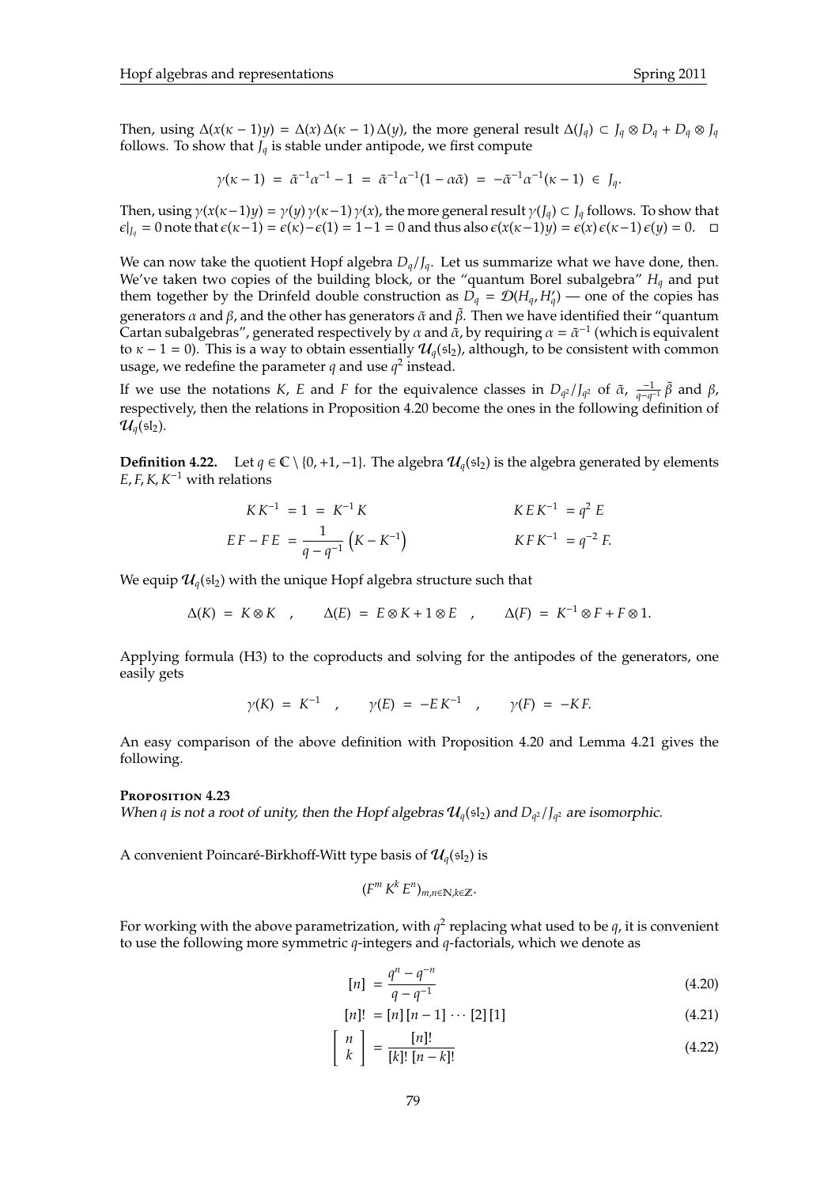Then, using $\Delta(x(\kappa - 1)y) = \Delta(x)\,\Delta(\kappa - 1)\,\Delta(y)$, the more general result $\Delta(J_q) \subset J_q \otimes D_q + D_q \otimes J_q$ follows. To show that $J_q$ is stable under antipode, we first compute

$$\gamma(\kappa - 1) \;=\; \tilde{\alpha}^{-1}\alpha^{-1} - 1 \;=\; \tilde{\alpha}^{-1}\alpha^{-1}(1 - \alpha\tilde{\alpha}) \;=\; -\tilde{\alpha}^{-1}\alpha^{-1}(\kappa - 1) \;\in\; J_q.$$

Then, using $\gamma(x(\kappa-1)y) = \gamma(y)\,\gamma(\kappa-1)\,\gamma(x)$, the more general result $\gamma(J_q) \subset J_q$ follows. To show that $\epsilon|_{J_q} = 0$ note that $\epsilon(\kappa-1) = \epsilon(\kappa) - \epsilon(1) = 1 - 1 = 0$ and thus also $\epsilon(x(\kappa-1)y) = \epsilon(x)\,\epsilon(\kappa-1)\,\epsilon(y) = 0$. $\square$

We can now take the quotient Hopf algebra $D_q/J_q$. Let us summarize what we have done, then. We've taken two copies of the building block, or the "quantum Borel subalgebra" $H_q$ and put them together by the Drinfeld double construction as $D_q = \mathcal{D}(H_q, H_q')$ — one of the copies has generators $\alpha$ and $\beta$, and the other has generators $\tilde{\alpha}$ and $\tilde{\beta}$. Then we have identified their "quantum Cartan subalgebras", generated respectively by $\alpha$ and $\tilde{\alpha}$, by requiring $\alpha = \tilde{\alpha}^{-1}$ (which is equivalent to $\kappa - 1 = 0$). This is a way to obtain essentially $\mathcal{U}_q(\mathfrak{sl}_2)$, although, to be consistent with common usage, we redefine the parameter $q$ and use $q^2$ instead.

If we use the notations $K$, $E$ and $F$ for the equivalence classes in $D_{q^2}/J_{q^2}$ of $\tilde{\alpha}$, $\frac{-1}{q-q^{-1}}\,\tilde{\beta}$ and $\beta$, respectively, then the relations in Proposition 4.20 become the ones in the following definition of $\mathcal{U}_q(\mathfrak{sl}_2)$.

**Definition 4.22.** Let $q \in \mathbb{C} \setminus \{0, +1, -1\}$. The algebra $\mathcal{U}_q(\mathfrak{sl}_2)$ is the algebra generated by elements $E, F, K, K^{-1}$ with relations

$$K\,K^{-1} = 1 = K^{-1}\,K \qquad\qquad K\,E\,K^{-1} = q^2\,E$$

$$E\,F - F\,E = \frac{1}{q - q^{-1}}\left(K - K^{-1}\right) \qquad\qquad K\,F\,K^{-1} = q^{-2}\,F.$$

We equip $\mathcal{U}_q(\mathfrak{sl}_2)$ with the unique Hopf algebra structure such that

$$\Delta(K) = K \otimes K \quad , \qquad \Delta(E) = E \otimes K + 1 \otimes E \quad , \qquad \Delta(F) = K^{-1} \otimes F + F \otimes 1.$$

Applying formula (H3) to the coproducts and solving for the antipodes of the generators, one easily gets

$$\gamma(K) = K^{-1} \quad , \qquad \gamma(E) = -E\,K^{-1} \quad , \qquad \gamma(F) = -K\,F.$$

An easy comparison of the above definition with Proposition 4.20 and Lemma 4.21 gives the following.

**Proposition 4.23**
*When $q$ is not a root of unity, then the Hopf algebras $\mathcal{U}_q(\mathfrak{sl}_2)$ and $D_{q^2}/J_{q^2}$ are isomorphic.*

A convenient Poincaré-Birkhoff-Witt type basis of $\mathcal{U}_q(\mathfrak{sl}_2)$ is

$$(F^m\,K^k\,E^n)_{m,n\in\mathbb{N},k\in\mathbb{Z}}.$$

For working with the above parametrization, with $q^2$ replacing what used to be $q$, it is convenient to use the following more symmetric $q$-integers and $q$-factorials, which we denote as

$$[n] = \frac{q^n - q^{-n}}{q - q^{-1}} \tag{4.20}$$

$$[n]! = [n]\,[n-1]\,\cdots\,[2]\,[1] \tag{4.21}$$

$$\begin{bmatrix} n \\ k \end{bmatrix} = \frac{[n]!}{[k]!\;[n-k]!} \tag{4.22}$$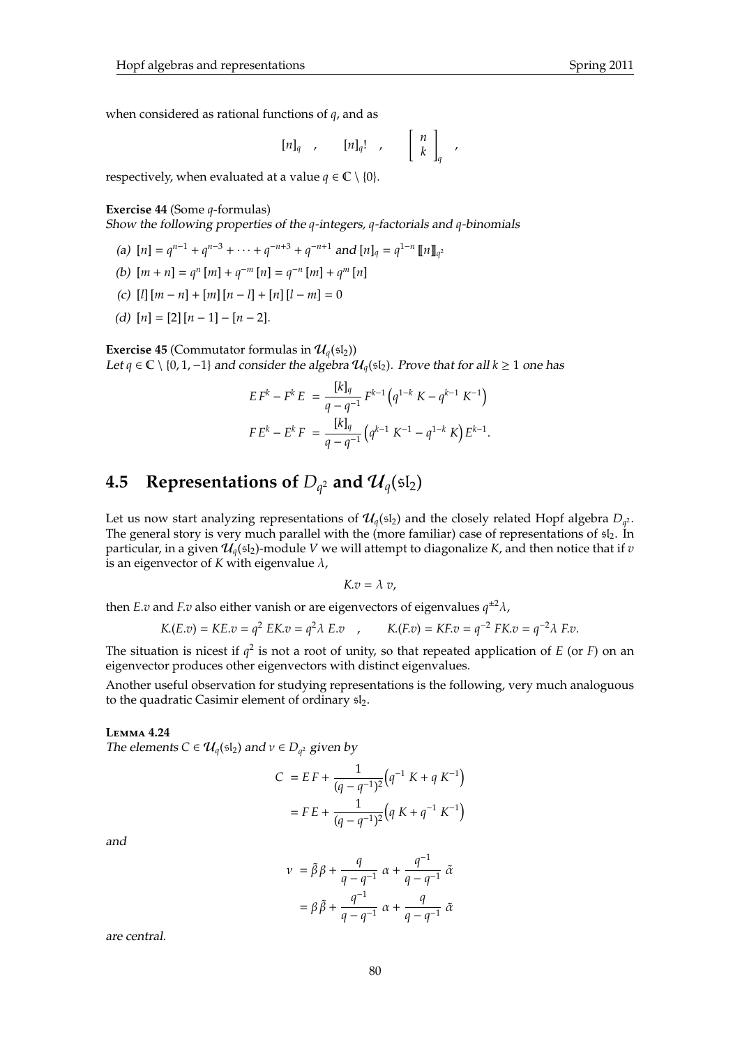when considered as rational functions of $q$, and as

$$[n]_q \quad , \qquad [n]_q! \quad , \qquad \left[ \begin{array}{c} n \\ k \end{array} \right]_q \quad ,$$

respectively, when evaluated at a value $q \in \mathbb{C} \setminus \{0\}$.

**Exercise 44** (Some $q$-formulas)
*Show the following properties of the $q$-integers, $q$-factorials and $q$-binomials*

*(a)* $[n] = q^{n-1} + q^{n-3} + \cdots + q^{-n+3} + q^{-n+1}$ *and* $[n]_q = q^{1-n} [\![n]\!]_{q^2}$

*(b)* $[m+n] = q^n [m] + q^{-m} [n] = q^{-n} [m] + q^m [n]$

*(c)* $[l] [m-n] + [m] [n-l] + [n] [l-m] = 0$

*(d)* $[n] = [2] [n-1] - [n-2]$.

**Exercise 45** (Commutator formulas in $\mathcal{U}_q(\mathfrak{sl}_2)$)
*Let $q \in \mathbb{C} \setminus \{0, 1, -1\}$ and consider the algebra $\mathcal{U}_q(\mathfrak{sl}_2)$. Prove that for all $k \geq 1$ one has*

$$\begin{aligned} E\,F^k - F^k\,E &= \frac{[k]_q}{q - q^{-1}}\, F^{k-1} \Big( q^{1-k}\, K - q^{k-1}\, K^{-1} \Big) \\ F\,E^k - E^k\,F &= \frac{[k]_q}{q - q^{-1}} \Big( q^{k-1}\, K^{-1} - q^{1-k}\, K \Big) E^{k-1}. \end{aligned}$$

## 4.5 Representations of $D_{q^2}$ and $\mathcal{U}_q(\mathfrak{sl}_2)$

Let us now start analyzing representations of $\mathcal{U}_q(\mathfrak{sl}_2)$ and the closely related Hopf algebra $D_{q^2}$. The general story is very much parallel with the (more familiar) case of representations of $\mathfrak{sl}_2$. In particular, in a given $\mathcal{U}_q(\mathfrak{sl}_2)$-module $V$ we will attempt to diagonalize $K$, and then notice that if $v$ is an eigenvector of $K$ with eigenvalue $\lambda$,

$$K.v = \lambda\; v,$$

then $E.v$ and $F.v$ also either vanish or are eigenvectors of eigenvalues $q^{\pm 2}\lambda$,

$$K.(E.v) = KE.v = q^2\; EK.v = q^2 \lambda\; E.v \quad , \qquad K.(F.v) = KF.v = q^{-2}\; FK.v = q^{-2} \lambda\; F.v.$$

The situation is nicest if $q^2$ is not a root of unity, so that repeated application of $E$ (or $F$) on an eigenvector produces other eigenvectors with distinct eigenvalues.

Another useful observation for studying representations is the following, very much analoguous to the quadratic Casimir element of ordinary $\mathfrak{sl}_2$.

**Lemma 4.24**
*The elements $C \in \mathcal{U}_q(\mathfrak{sl}_2)$ and $\nu \in D_{q^2}$ given by*

$$\begin{aligned} C &= E\,F + \frac{1}{(q - q^{-1})^2} \Big( q^{-1}\; K + q\; K^{-1} \Big) \\ &= F\,E + \frac{1}{(q - q^{-1})^2} \Big( q\; K + q^{-1}\; K^{-1} \Big) \end{aligned}$$

*and*

$$\begin{aligned} \nu &= \tilde{\beta}\,\beta + \frac{q}{q - q^{-1}}\; \alpha + \frac{q^{-1}}{q - q^{-1}}\; \tilde{\alpha} \\ &= \beta\,\tilde{\beta} + \frac{q^{-1}}{q - q^{-1}}\; \alpha + \frac{q}{q - q^{-1}}\; \tilde{\alpha} \end{aligned}$$

*are central.*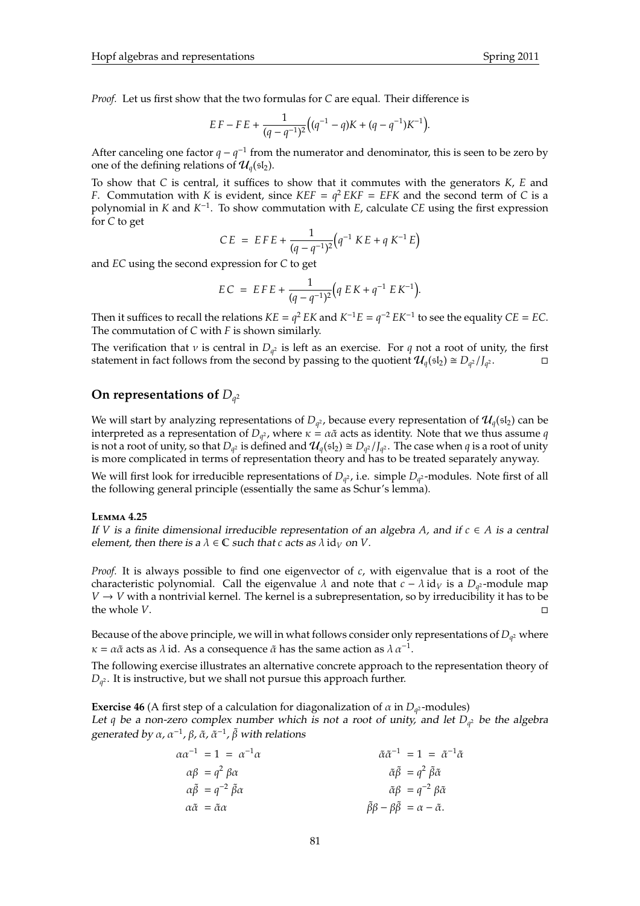*Proof.* Let us first show that the two formulas for $C$ are equal. Their difference is

$$EF - FE + \frac{1}{(q-q^{-1})^2}\Big((q^{-1}-q)K + (q-q^{-1})K^{-1}\Big).$$

After canceling one factor $q - q^{-1}$ from the numerator and denominator, this is seen to be zero by one of the defining relations of $\mathcal{U}_q(\mathfrak{sl}_2)$.

To show that $C$ is central, it suffices to show that it commutes with the generators $K$, $E$ and $F$. Commutation with $K$ is evident, since $KEF = q^2\, EKF = EFK$ and the second term of $C$ is a polynomial in $K$ and $K^{-1}$. To show commutation with $E$, calculate $CE$ using the first expression for $C$ to get

$$CE \;=\; EFE + \frac{1}{(q-q^{-1})^2}\Big(q^{-1}\, KE + q\, K^{-1}\, E\Big)$$

and $EC$ using the second expression for $C$ to get

$$EC \;=\; EFE + \frac{1}{(q-q^{-1})^2}\Big(q\, EK + q^{-1}\, EK^{-1}\Big).$$

Then it suffices to recall the relations $KE = q^2\, EK$ and $K^{-1}E = q^{-2}\, EK^{-1}$ to see the equality $CE = EC$. The commutation of $C$ with $F$ is shown similarly.

The verification that $\nu$ is central in $D_{q^2}$ is left as an exercise. For $q$ not a root of unity, the first statement in fact follows from the second by passing to the quotient $\mathcal{U}_q(\mathfrak{sl}_2) \cong D_{q^2}/J_{q^2}$. □

## On representations of $D_{q^2}$

We will start by analyzing representations of $D_{q^2}$, because every representation of $\mathcal{U}_q(\mathfrak{sl}_2)$ can be interpreted as a representation of $D_{q^2}$, where $\kappa = \alpha\tilde{\alpha}$ acts as identity. Note that we thus assume $q$ is not a root of unity, so that $D_{q^2}$ is defined and $\mathcal{U}_q(\mathfrak{sl}_2) \cong D_{q^2}/J_{q^2}$. The case when $q$ is a root of unity is more complicated in terms of representation theory and has to be treated separately anyway.

We will first look for irreducible representations of $D_{q^2}$, i.e. simple $D_{q^2}$-modules. Note first of all the following general principle (essentially the same as Schur's lemma).

**Lemma 4.25**
*If $V$ is a finite dimensional irreducible representation of an algebra $A$, and if $c \in A$ is a central element, then there is a $\lambda \in \mathbb{C}$ such that $c$ acts as $\lambda\, \mathrm{id}_V$ on $V$.*

*Proof.* It is always possible to find one eigenvector of $c$, with eigenvalue that is a root of the characteristic polynomial. Call the eigenvalue $\lambda$ and note that $c - \lambda\, \mathrm{id}_V$ is a $D_{q^2}$-module map $V \to V$ with a nontrivial kernel. The kernel is a subrepresentation, so by irreducibility it has to be the whole $V$. □

Because of the above principle, we will in what follows consider only representations of $D_{q^2}$ where $\kappa = \alpha\tilde{\alpha}$ acts as $\lambda$ id. As a consequence $\tilde{\alpha}$ has the same action as $\lambda\, \alpha^{-1}$.

The following exercise illustrates an alternative concrete approach to the representation theory of $D_{q^2}$. It is instructive, but we shall not pursue this approach further.

**Exercise 46** (A first step of a calculation for diagonalization of $\alpha$ in $D_{q^2}$-modules)
*Let $q$ be a non-zero complex number which is not a root of unity, and let $D_{q^2}$ be the algebra generated by $\alpha$, $\alpha^{-1}$, $\beta$, $\tilde{\alpha}$, $\tilde{\alpha}^{-1}$, $\tilde{\beta}$ with relations*

$$\begin{aligned}
\alpha\alpha^{-1} &= 1 = \alpha^{-1}\alpha & \qquad \tilde{\alpha}\tilde{\alpha}^{-1} &= 1 = \tilde{\alpha}^{-1}\tilde{\alpha} \\
\alpha\beta &= q^2\, \beta\alpha & \tilde{\alpha}\tilde{\beta} &= q^2\, \tilde{\beta}\tilde{\alpha} \\
\alpha\tilde{\beta} &= q^{-2}\, \tilde{\beta}\alpha & \tilde{\alpha}\beta &= q^{-2}\, \beta\tilde{\alpha} \\
\alpha\tilde{\alpha} &= \tilde{\alpha}\alpha & \tilde{\beta}\beta - \beta\tilde{\beta} &= \alpha - \tilde{\alpha}.
\end{aligned}$$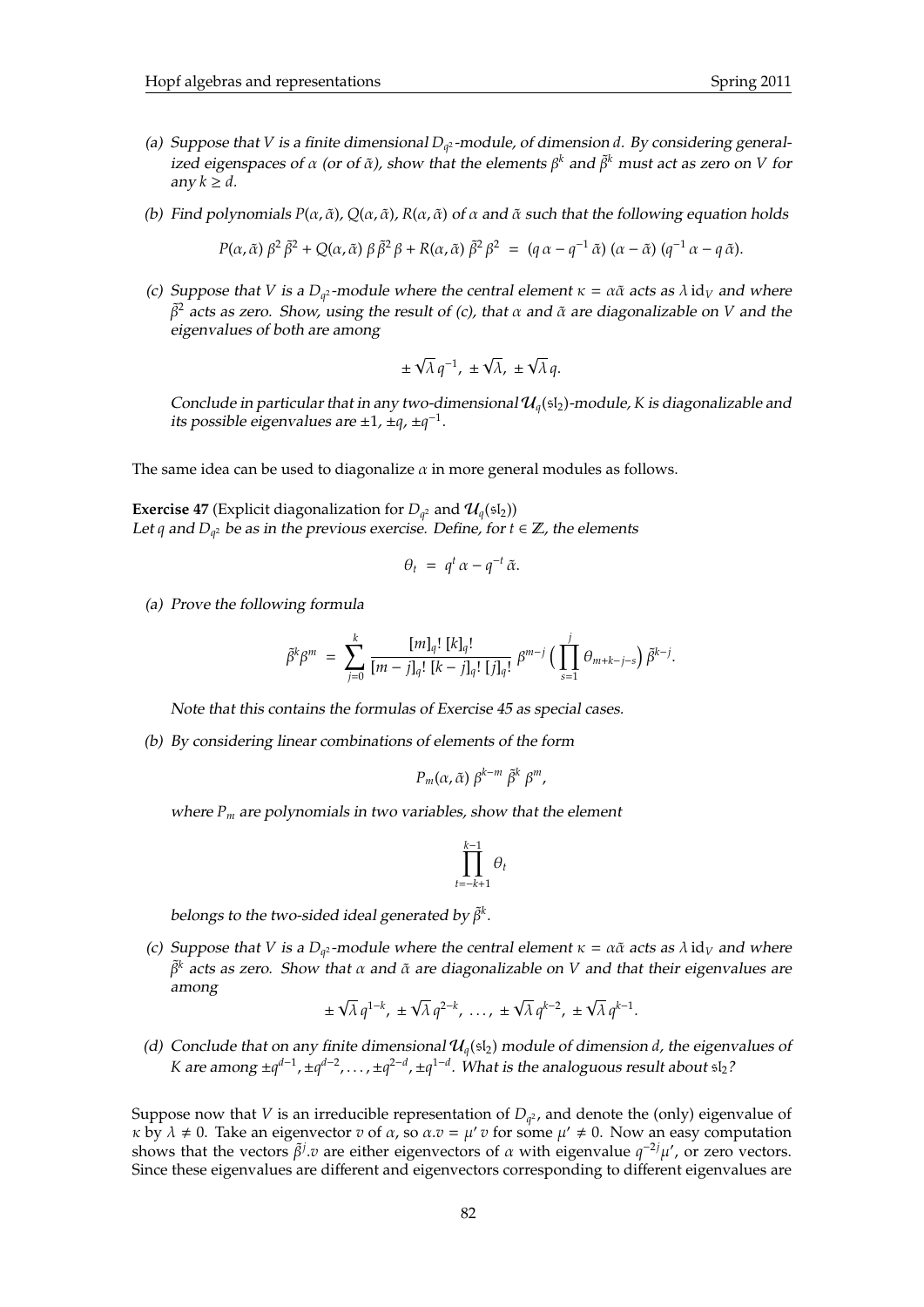*(a) Suppose that $V$ is a finite dimensional $D_{q^2}$-module, of dimension $d$. By considering generalized eigenspaces of $\alpha$ (or of $\tilde{\alpha}$), show that the elements $\beta^k$ and $\tilde{\beta}^k$ must act as zero on $V$ for any $k \geq d$.*

*(b) Find polynomials $P(\alpha, \tilde{\alpha})$, $Q(\alpha, \tilde{\alpha})$, $R(\alpha, \tilde{\alpha})$ of $\alpha$ and $\tilde{\alpha}$ such that the following equation holds*

$$P(\alpha, \tilde{\alpha})\, \beta^2 \,\tilde{\beta}^2 + Q(\alpha, \tilde{\alpha})\, \beta \,\tilde{\beta}^2 \,\beta + R(\alpha, \tilde{\alpha})\, \tilde{\beta}^2 \,\beta^2 \;=\; (q\, \alpha - q^{-1}\, \tilde{\alpha})\, (\alpha - \tilde{\alpha})\, (q^{-1}\, \alpha - q\, \tilde{\alpha}).$$

*(c) Suppose that $V$ is a $D_{q^2}$-module where the central element $\kappa = \alpha\tilde{\alpha}$ acts as $\lambda\, \mathrm{id}_V$ and where $\tilde{\beta}^2$ acts as zero. Show, using the result of (c), that $\alpha$ and $\tilde{\alpha}$ are diagonalizable on $V$ and the eigenvalues of both are among*

$$\pm \sqrt{\lambda}\, q^{-1},\; \pm \sqrt{\lambda},\; \pm \sqrt{\lambda}\, q.$$

*Conclude in particular that in any two-dimensional $\mathcal{U}_q(\mathfrak{sl}_2)$-module, $K$ is diagonalizable and its possible eigenvalues are $\pm 1$, $\pm q$, $\pm q^{-1}$.*

The same idea can be used to diagonalize $\alpha$ in more general modules as follows.

**Exercise 47** (Explicit diagonalization for $D_{q^2}$ and $\mathcal{U}_q(\mathfrak{sl}_2)$)
*Let $q$ and $D_{q^2}$ be as in the previous exercise. Define, for $t \in \mathbb{Z}$, the elements*

$$\theta_t \;=\; q^t\, \alpha - q^{-t}\, \tilde{\alpha}.$$

*(a) Prove the following formula*

$$\tilde{\beta}^k \beta^m \;=\; \sum_{j=0}^{k} \frac{[m]_q!\; [k]_q!}{[m-j]_q!\; [k-j]_q!\; [j]_q!}\; \beta^{m-j} \Big( \prod_{s=1}^{j} \theta_{m+k-j-s} \Big)\, \tilde{\beta}^{k-j}.$$

*Note that this contains the formulas of Exercise 45 as special cases.*

*(b) By considering linear combinations of elements of the form*

$$P_m(\alpha, \tilde{\alpha})\; \beta^{k-m}\; \tilde{\beta}^k\; \beta^m,$$

*where $P_m$ are polynomials in two variables, show that the element*

$$\prod_{t=-k+1}^{k-1} \theta_t$$

*belongs to the two-sided ideal generated by $\tilde{\beta}^k$.*

*(c) Suppose that $V$ is a $D_{q^2}$-module where the central element $\kappa = \alpha\tilde{\alpha}$ acts as $\lambda\, \mathrm{id}_V$ and where $\tilde{\beta}^k$ acts as zero. Show that $\alpha$ and $\tilde{\alpha}$ are diagonalizable on $V$ and that their eigenvalues are among*

$$\pm \sqrt{\lambda}\, q^{1-k},\; \pm \sqrt{\lambda}\, q^{2-k},\; \ldots,\; \pm \sqrt{\lambda}\, q^{k-2},\; \pm \sqrt{\lambda}\, q^{k-1}.$$

*(d) Conclude that on any finite dimensional $\mathcal{U}_q(\mathfrak{sl}_2)$ module of dimension $d$, the eigenvalues of $K$ are among $\pm q^{d-1}, \pm q^{d-2}, \ldots, \pm q^{2-d}, \pm q^{1-d}$. What is the analoguous result about $\mathfrak{sl}_2$?*

Suppose now that $V$ is an irreducible representation of $D_{q^2}$, and denote the (only) eigenvalue of $\kappa$ by $\lambda \neq 0$. Take an eigenvector $v$ of $\alpha$, so $\alpha.v = \mu'\, v$ for some $\mu' \neq 0$. Now an easy computation shows that the vectors $\tilde{\beta}^j.v$ are either eigenvectors of $\alpha$ with eigenvalue $q^{-2j}\mu'$, or zero vectors. Since these eigenvalues are different and eigenvectors corresponding to different eigenvalues are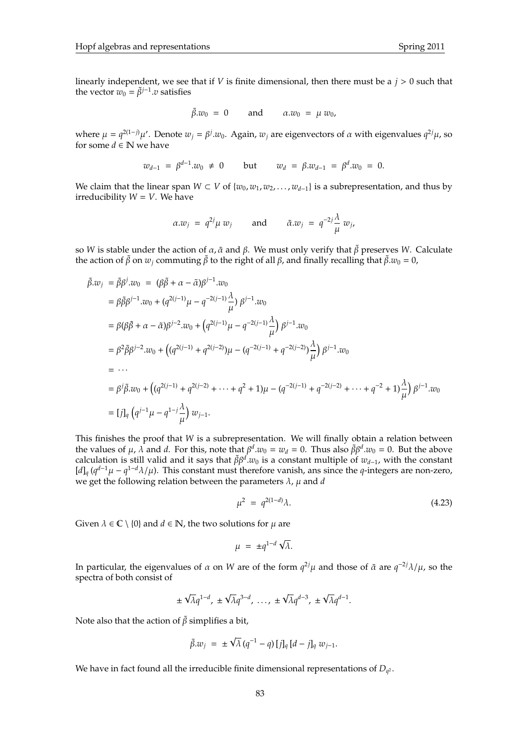linearly independent, we see that if $V$ is finite dimensional, then there must be a $j > 0$ such that the vector $w_0 = \tilde{\beta}^{j-1}.v$ satisfies

$$\tilde{\beta}.w_0 = 0 \qquad \text{and} \qquad \alpha.w_0 = \mu \, w_0,$$

where $\mu = q^{2(1-j)}\mu'$. Denote $w_j = \beta^j.w_0$. Again, $w_j$ are eigenvectors of $\alpha$ with eigenvalues $q^{2j}\mu$, so for some $d \in \mathbb{N}$ we have

$$w_{d-1} = \beta^{d-1}.w_0 \neq 0 \qquad \text{but} \qquad w_d = \beta.w_{d-1} = \beta^d.w_0 = 0.$$

We claim that the linear span $W \subset V$ of $\{w_0, w_1, w_2, \ldots, w_{d-1}\}$ is a subrepresentation, and thus by irreducibility $W = V$. We have

$$\alpha.w_j = q^{2j}\mu \, w_j \qquad \text{and} \qquad \tilde{\alpha}.w_j = q^{-2j}\frac{\lambda}{\mu} \, w_j,$$

so $W$ is stable under the action of $\alpha, \tilde{\alpha}$ and $\beta$. We must only verify that $\tilde{\beta}$ preserves $W$. Calculate the action of $\tilde{\beta}$ on $w_j$ commuting $\tilde{\beta}$ to the right of all $\beta$, and finally recalling that $\tilde{\beta}.w_0 = 0$,

$$\begin{aligned}
\tilde{\beta}.w_j &= \tilde{\beta}\beta^j.w_0 = (\beta\tilde{\beta} + \alpha - \tilde{\alpha})\beta^{j-1}.w_0 \\
&= \beta\tilde{\beta}\beta^{j-1}.w_0 + (q^{2(j-1)}\mu - q^{-2(j-1)}\frac{\lambda}{\mu}) \, \beta^{j-1}.w_0 \\
&= \beta(\beta\tilde{\beta} + \alpha - \tilde{\alpha})\beta^{j-2}.w_0 + \left(q^{2(j-1)}\mu - q^{-2(j-1)}\frac{\lambda}{\mu}\right) \beta^{j-1}.w_0 \\
&= \beta^2\tilde{\beta}\beta^{j-2}.w_0 + \left((q^{2(j-1)} + q^{2(j-2)})\mu - (q^{-2(j-1)} + q^{-2(j-2)})\frac{\lambda}{\mu}\right) \beta^{j-1}.w_0 \\
&= \cdots \\
&= \beta^j\tilde{\beta}.w_0 + \left((q^{2(j-1)} + q^{2(j-2)} + \cdots + q^2 + 1)\mu - (q^{-2(j-1)} + q^{-2(j-2)} + \cdots + q^{-2} + 1)\frac{\lambda}{\mu}\right) \beta^{j-1}.w_0 \\
&= [j]_q \left(q^{j-1}\mu - q^{1-j}\frac{\lambda}{\mu}\right) w_{j-1}.
\end{aligned}$$

This finishes the proof that $W$ is a subrepresentation. We will finally obtain a relation between the values of $\mu$, $\lambda$ and $d$. For this, note that $\beta^d.w_0 = w_d = 0$. Thus also $\tilde{\beta}\beta^d.w_0 = 0$. But the above calculation is still valid and it says that $\tilde{\beta}\beta^d.w_0$ is a constant multiple of $w_{d-1}$, with the constant $[d]_q \, (q^{d-1}\mu - q^{1-d}\lambda/\mu)$. This constant must therefore vanish, ans since the $q$-integers are non-zero, we get the following relation between the parameters $\lambda$, $\mu$ and $d$

$$\mu^2 = q^{2(1-d)}\lambda. \tag{4.23}$$

Given $\lambda \in \mathbb{C} \setminus \{0\}$ and $d \in \mathbb{N}$, the two solutions for $\mu$ are

$$\mu = \pm q^{1-d}\sqrt{\lambda}.$$

In particular, the eigenvalues of $\alpha$ on $W$ are of the form $q^{2j}\mu$ and those of $\tilde{\alpha}$ are $q^{-2j}\lambda/\mu$, so the spectra of both consist of

$$\pm\sqrt{\lambda}q^{1-d}, \ \pm\sqrt{\lambda}q^{3-d}, \ \ldots, \ \pm\sqrt{\lambda}q^{d-3}, \ \pm\sqrt{\lambda}q^{d-1}.$$

Note also that the action of $\tilde{\beta}$ simplifies a bit,

$$\tilde{\beta}.w_j = \pm\sqrt{\lambda}\,(q^{-1} - q)\,[j]_q\,[d-j]_q \, w_{j-1}.$$

We have in fact found all the irreducible finite dimensional representations of $D_{q^2}$.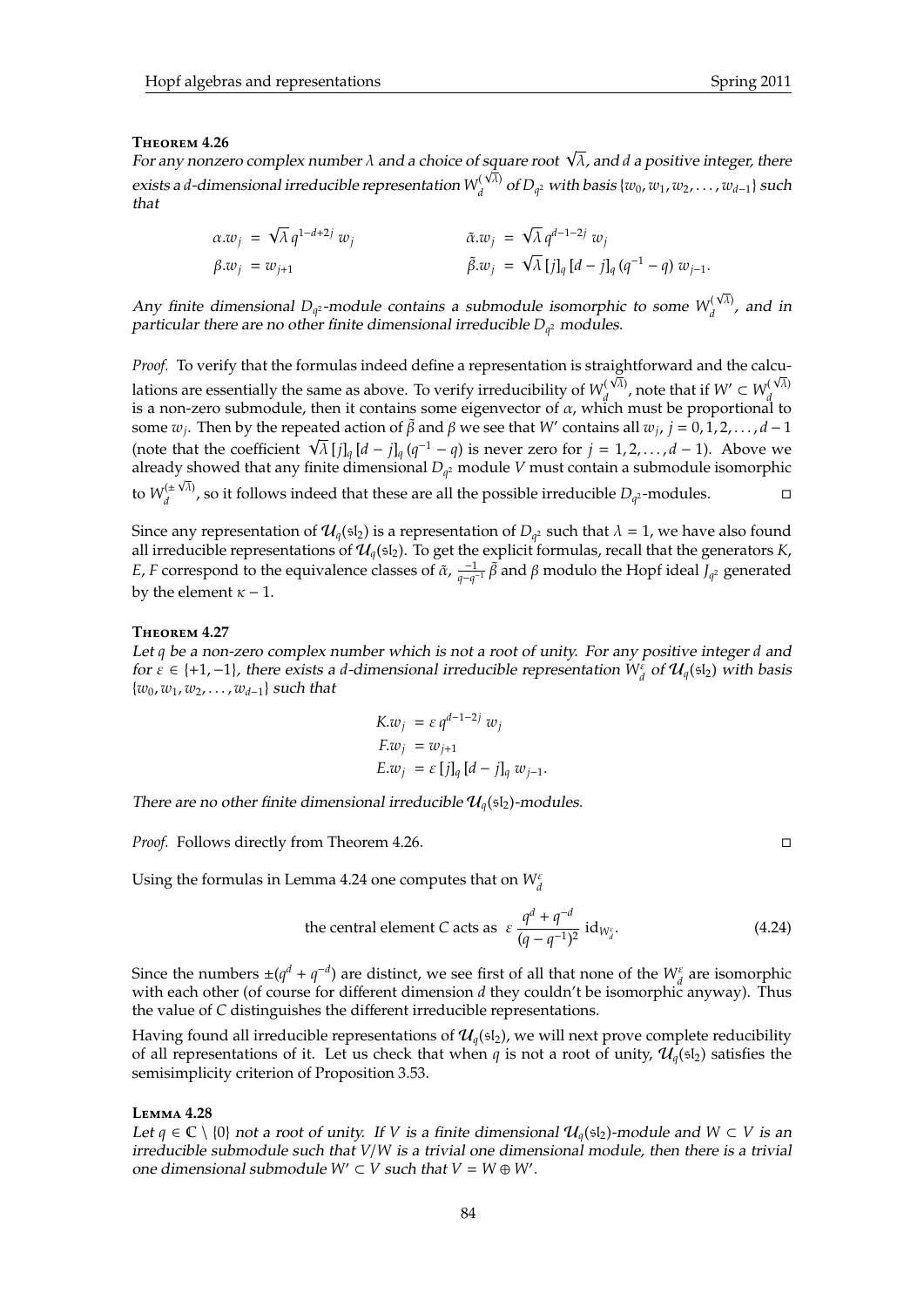**Theorem 4.26**

*For any nonzero complex number $\lambda$ and a choice of square root $\sqrt{\lambda}$, and $d$ a positive integer, there exists a $d$-dimensional irreducible representation $W_d^{(\sqrt{\lambda})}$ of $D_{q^2}$ with basis $\{w_0, w_1, w_2, \ldots, w_{d-1}\}$ such that*

$$\alpha.w_j = \sqrt{\lambda}\, q^{1-d+2j}\, w_j \qquad \tilde{\alpha}.w_j = \sqrt{\lambda}\, q^{d-1-2j}\, w_j$$

$$\beta.w_j = w_{j+1} \qquad \tilde{\beta}.w_j = \sqrt{\lambda}\, [j]_q\, [d-j]_q\, (q^{-1}-q)\, w_{j-1}.$$

*Any finite dimensional $D_{q^2}$-module contains a submodule isomorphic to some $W_d^{(\sqrt{\lambda})}$, and in particular there are no other finite dimensional irreducible $D_{q^2}$ modules.*

*Proof.* To verify that the formulas indeed define a representation is straightforward and the calculations are essentially the same as above. To verify irreducibility of $W_d^{(\sqrt{\lambda})}$, note that if $W' \subset W_d^{(\sqrt{\lambda})}$ is a non-zero submodule, then it contains some eigenvector of $\alpha$, which must be proportional to some $w_j$. Then by the repeated action of $\tilde{\beta}$ and $\beta$ we see that $W'$ contains all $w_j$, $j = 0, 1, 2, \ldots, d-1$ (note that the coefficient $\sqrt{\lambda}\, [j]_q\, [d-j]_q\, (q^{-1}-q)$ is never zero for $j = 1, 2, \ldots, d-1$). Above we already showed that any finite dimensional $D_{q^2}$ module $V$ must contain a submodule isomorphic to $W_d^{(\pm\sqrt{\lambda})}$, so it follows indeed that these are all the possible irreducible $D_{q^2}$-modules. □

Since any representation of $\mathcal{U}_q(\mathfrak{sl}_2)$ is a representation of $D_{q^2}$ such that $\lambda = 1$, we have also found all irreducible representations of $\mathcal{U}_q(\mathfrak{sl}_2)$. To get the explicit formulas, recall that the generators $K$, $E$, $F$ correspond to the equivalence classes of $\tilde{\alpha}$, $\frac{-1}{q-q^{-1}}\tilde{\beta}$ and $\beta$ modulo the Hopf ideal $J_{q^2}$ generated by the element $\kappa - 1$.

**Theorem 4.27**

*Let $q$ be a non-zero complex number which is not a root of unity. For any positive integer $d$ and for $\varepsilon \in \{+1, -1\}$, there exists a $d$-dimensional irreducible representation $W_d^\varepsilon$ of $\mathcal{U}_q(\mathfrak{sl}_2)$ with basis $\{w_0, w_1, w_2, \ldots, w_{d-1}\}$ such that*

$$K.w_j = \varepsilon\, q^{d-1-2j}\, w_j$$
$$F.w_j = w_{j+1}$$
$$E.w_j = \varepsilon\, [j]_q\, [d-j]_q\, w_{j-1}.$$

*There are no other finite dimensional irreducible $\mathcal{U}_q(\mathfrak{sl}_2)$-modules.*

*Proof.* Follows directly from Theorem 4.26. □

Using the formulas in Lemma 4.24 one computes that on $W_d^\varepsilon$

$$\text{the central element } C \text{ acts as } \varepsilon\, \frac{q^d + q^{-d}}{(q-q^{-1})^2}\, \mathrm{id}_{W_d^\varepsilon}. \tag{4.24}$$

Since the numbers $\pm(q^d + q^{-d})$ are distinct, we see first of all that none of the $W_d^\varepsilon$ are isomorphic with each other (of course for different dimension $d$ they couldn't be isomorphic anyway). Thus the value of $C$ distinguishes the different irreducible representations.

Having found all irreducible representations of $\mathcal{U}_q(\mathfrak{sl}_2)$, we will next prove complete reducibility of all representations of it. Let us check that when $q$ is not a root of unity, $\mathcal{U}_q(\mathfrak{sl}_2)$ satisfies the semisimplicity criterion of Proposition 3.53.

**Lemma 4.28**

*Let $q \in \mathbb{C} \setminus \{0\}$ not a root of unity. If $V$ is a finite dimensional $\mathcal{U}_q(\mathfrak{sl}_2)$-module and $W \subset V$ is an irreducible submodule such that $V/W$ is a trivial one dimensional module, then there is a trivial one dimensional submodule $W' \subset V$ such that $V = W \oplus W'$.*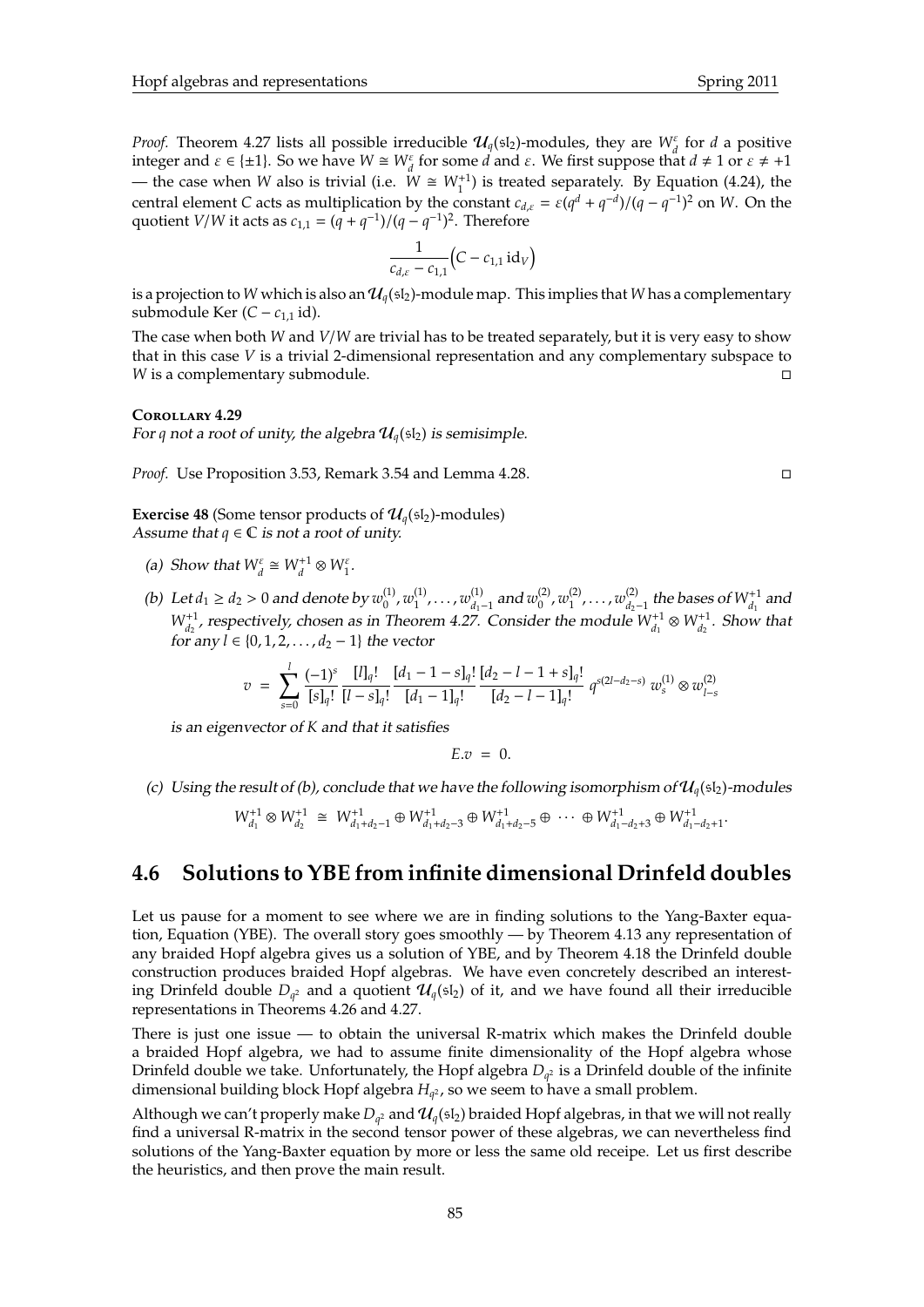*Proof.* Theorem 4.27 lists all possible irreducible $\mathcal{U}_q(\mathfrak{sl}_2)$-modules, they are $W_d^\varepsilon$ for $d$ a positive integer and $\varepsilon \in \{\pm 1\}$. So we have $W \cong W_d^\varepsilon$ for some $d$ and $\varepsilon$. We first suppose that $d \neq 1$ or $\varepsilon \neq +1$ — the case when $W$ also is trivial (i.e. $W \cong W_1^{+1}$) is treated separately. By Equation (4.24), the central element $C$ acts as multiplication by the constant $c_{d,\varepsilon} = \varepsilon(q^d + q^{-d})/(q - q^{-1})^2$ on $W$. On the quotient $V/W$ it acts as $c_{1,1} = (q + q^{-1})/(q - q^{-1})^2$. Therefore

$$\frac{1}{c_{d,\varepsilon} - c_{1,1}}\Big(C - c_{1,1}\,\mathrm{id}_V\Big)$$

is a projection to $W$ which is also an $\mathcal{U}_q(\mathfrak{sl}_2)$-module map. This implies that $W$ has a complementary submodule $\mathrm{Ker}\,(C - c_{1,1}\,\mathrm{id})$.

The case when both $W$ and $V/W$ are trivial has to be treated separately, but it is very easy to show that in this case $V$ is a trivial 2-dimensional representation and any complementary subspace to $W$ is a complementary submodule. □

**Corollary 4.29**
*For $q$ not a root of unity, the algebra $\mathcal{U}_q(\mathfrak{sl}_2)$ is semisimple.*

*Proof.* Use Proposition 3.53, Remark 3.54 and Lemma 4.28. □

**Exercise 48** (Some tensor products of $\mathcal{U}_q(\mathfrak{sl}_2)$-modules)
*Assume that $q \in \mathbb{C}$ is not a root of unity.*

*(a) Show that $W_d^\varepsilon \cong W_d^{+1} \otimes W_1^\varepsilon$.*

*(b) Let $d_1 \geq d_2 > 0$ and denote by $w_0^{(1)}, w_1^{(1)}, \ldots, w_{d_1-1}^{(1)}$ and $w_0^{(2)}, w_1^{(2)}, \ldots, w_{d_2-1}^{(2)}$ the bases of $W_{d_1}^{+1}$ and $W_{d_2}^{+1}$, respectively, chosen as in Theorem 4.27. Consider the module $W_{d_1}^{+1} \otimes W_{d_2}^{+1}$. Show that for any $l \in \{0, 1, 2, \ldots, d_2 - 1\}$ the vector*

$$v \;=\; \sum_{s=0}^{l} \frac{(-1)^s}{[s]_q!}\,\frac{[l]_q!}{[l-s]_q!}\,\frac{[d_1 - 1 - s]_q!}{[d_1 - 1]_q!}\,\frac{[d_2 - l - 1 + s]_q!}{[d_2 - l - 1]_q!}\; q^{s(2l - d_2 - s)}\; w_s^{(1)} \otimes w_{l-s}^{(2)}$$

*is an eigenvector of $K$ and that it satisfies*

$$E.v \;=\; 0.$$

*(c) Using the result of (b), conclude that we have the following isomorphism of $\mathcal{U}_q(\mathfrak{sl}_2)$-modules*

$$W_{d_1}^{+1} \otimes W_{d_2}^{+1} \;\cong\; W_{d_1+d_2-1}^{+1} \oplus W_{d_1+d_2-3}^{+1} \oplus W_{d_1+d_2-5}^{+1} \oplus\; \cdots \;\oplus W_{d_1-d_2+3}^{+1} \oplus W_{d_1-d_2+1}^{+1}.$$

## 4.6 Solutions to YBE from infinite dimensional Drinfeld doubles

Let us pause for a moment to see where we are in finding solutions to the Yang-Baxter equation, Equation (YBE). The overall story goes smoothly — by Theorem 4.13 any representation of any braided Hopf algebra gives us a solution of YBE, and by Theorem 4.18 the Drinfeld double construction produces braided Hopf algebras. We have even concretely described an interesting Drinfeld double $D_{q^2}$ and a quotient $\mathcal{U}_q(\mathfrak{sl}_2)$ of it, and we have found all their irreducible representations in Theorems 4.26 and 4.27.

There is just one issue — to obtain the universal R-matrix which makes the Drinfeld double a braided Hopf algebra, we had to assume finite dimensionality of the Hopf algebra whose Drinfeld double we take. Unfortunately, the Hopf algebra $D_{q^2}$ is a Drinfeld double of the infinite dimensional building block Hopf algebra $H_{q^2}$, so we seem to have a small problem.

Although we can't properly make $D_{q^2}$ and $\mathcal{U}_q(\mathfrak{sl}_2)$ braided Hopf algebras, in that we will not really find a universal R-matrix in the second tensor power of these algebras, we can nevertheless find solutions of the Yang-Baxter equation by more or less the same old receipe. Let us first describe the heuristics, and then prove the main result.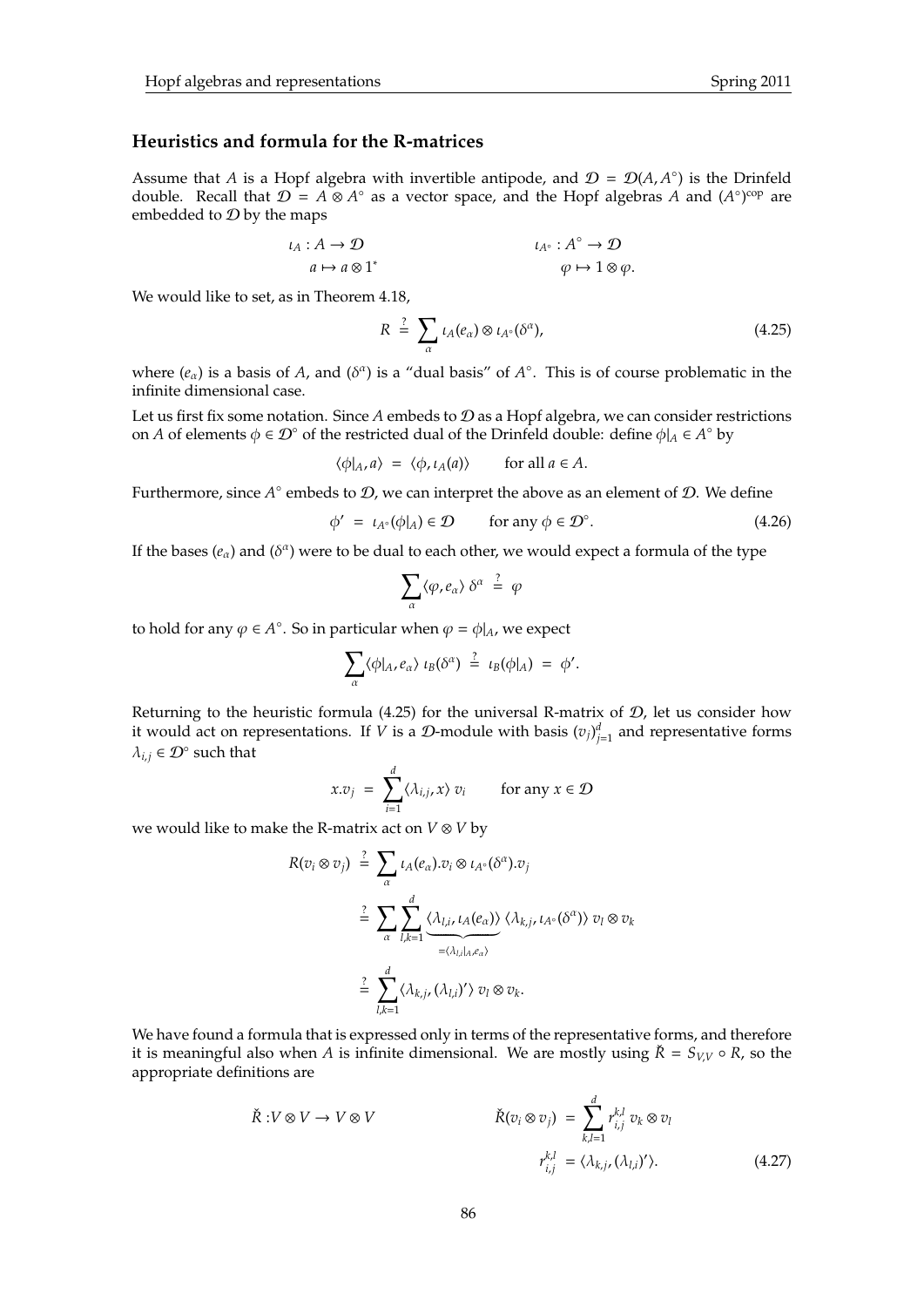### Heuristics and formula for the R-matrices

Assume that $A$ is a Hopf algebra with invertible antipode, and $\mathcal{D} = \mathcal{D}(A, A^\circ)$ is the Drinfeld double. Recall that $\mathcal{D} = A \otimes A^\circ$ as a vector space, and the Hopf algebras $A$ and $(A^\circ)^{\mathrm{cop}}$ are embedded to $\mathcal{D}$ by the maps

$$\begin{aligned} \iota_A : A &\to \mathcal{D} & \qquad \iota_{A^\circ} : A^\circ &\to \mathcal{D} \\ a &\mapsto a \otimes 1^* & \varphi &\mapsto 1 \otimes \varphi. \end{aligned}$$

We would like to set, as in Theorem 4.18,

$$R \stackrel{?}{=} \sum_\alpha \iota_A(e_\alpha) \otimes \iota_{A^\circ}(\delta^\alpha), \tag{4.25}$$

where $(e_\alpha)$ is a basis of $A$, and $(\delta^\alpha)$ is a "dual basis" of $A^\circ$. This is of course problematic in the infinite dimensional case.

Let us first fix some notation. Since $A$ embeds to $\mathcal{D}$ as a Hopf algebra, we can consider restrictions on $A$ of elements $\phi \in \mathcal{D}^\circ$ of the restricted dual of the Drinfeld double: define $\phi|_A \in A^\circ$ by

$$\langle \phi|_A, a \rangle = \langle \phi, \iota_A(a) \rangle \qquad \text{for all } a \in A.$$

Furthermore, since $A^\circ$ embeds to $\mathcal{D}$, we can interpret the above as an element of $\mathcal{D}$. We define

$$\phi' = \iota_{A^\circ}(\phi|_A) \in \mathcal{D} \qquad \text{for any } \phi \in \mathcal{D}^\circ. \tag{4.26}$$

If the bases $(e_\alpha)$ and $(\delta^\alpha)$ were to be dual to each other, we would expect a formula of the type

$$\sum_\alpha \langle \varphi, e_\alpha \rangle \, \delta^\alpha \stackrel{?}{=} \varphi$$

to hold for any $\varphi \in A^\circ$. So in particular when $\varphi = \phi|_A$, we expect

$$\sum_\alpha \langle \phi|_A, e_\alpha \rangle \, \iota_B(\delta^\alpha) \stackrel{?}{=} \iota_B(\phi|_A) = \phi'.$$

Returning to the heuristic formula (4.25) for the universal R-matrix of $\mathcal{D}$, let us consider how it would act on representations. If $V$ is a $\mathcal{D}$-module with basis $(v_j)_{j=1}^d$ and representative forms $\lambda_{i,j} \in \mathcal{D}^\circ$ such that

$$x.v_j = \sum_{i=1}^d \langle \lambda_{i,j}, x \rangle \, v_i \qquad \text{for any } x \in \mathcal{D}$$

we would like to make the R-matrix act on $V \otimes V$ by

$$\begin{aligned} R(v_i \otimes v_j) &\stackrel{?}{=} \sum_\alpha \iota_A(e_\alpha).v_i \otimes \iota_{A^\circ}(\delta^\alpha).v_j \\ &\stackrel{?}{=} \sum_\alpha \sum_{l,k=1}^d \underbrace{\langle \lambda_{l,i}, \iota_A(e_\alpha) \rangle}_{= \langle \lambda_{l,i}|_A, e_\alpha \rangle} \langle \lambda_{k,j}, \iota_{A^\circ}(\delta^\alpha) \rangle \, v_l \otimes v_k \\ &\stackrel{?}{=} \sum_{l,k=1}^d \langle \lambda_{k,j}, (\lambda_{l,i})' \rangle \, v_l \otimes v_k. \end{aligned}$$

We have found a formula that is expressed only in terms of the representative forms, and therefore it is meaningful also when $A$ is infinite dimensional. We are mostly using $\check{R} = S_{V,V} \circ R$, so the appropriate definitions are

$$\check{R} : V \otimes V \to V \otimes V \qquad \begin{aligned} \check{R}(v_i \otimes v_j) &= \sum_{k,l=1}^d r_{i,j}^{k,l} \, v_k \otimes v_l \\ r_{i,j}^{k,l} &= \langle \lambda_{k,j}, (\lambda_{l,i})' \rangle. \end{aligned} \tag{4.27}$$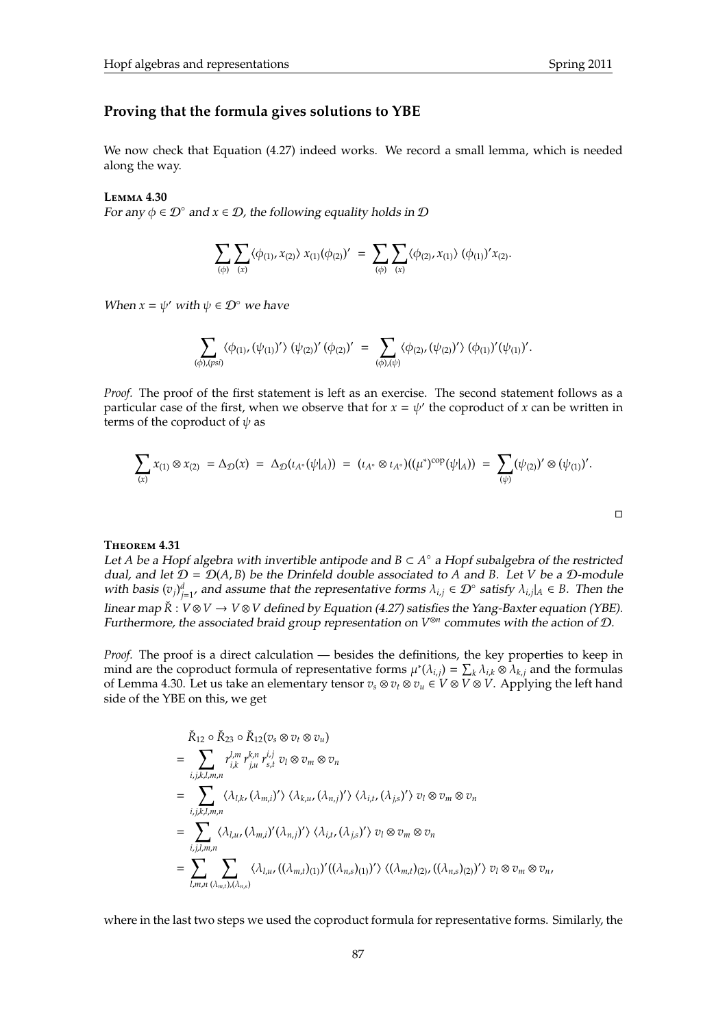## Proving that the formula gives solutions to YBE

We now check that Equation (4.27) indeed works. We record a small lemma, which is needed along the way.

**Lemma 4.30**

*For any $\phi \in \mathcal{D}^\circ$ and $x \in \mathcal{D}$, the following equality holds in $\mathcal{D}$*

$$\sum_{(\phi)} \sum_{(x)} \langle \phi_{(1)}, x_{(2)} \rangle \; x_{(1)} (\phi_{(2)})' \;=\; \sum_{(\phi)} \sum_{(x)} \langle \phi_{(2)}, x_{(1)} \rangle \; (\phi_{(1)})' x_{(2)}.$$

*When $x = \psi'$ with $\psi \in \mathcal{D}^\circ$ we have*

$$\sum_{(\phi),(psi)} \langle \phi_{(1)}, (\psi_{(1)})' \rangle \; (\psi_{(2)})' \, (\phi_{(2)})' \;=\; \sum_{(\phi),(\psi)} \langle \phi_{(2)}, (\psi_{(2)})' \rangle \; (\phi_{(1)})' (\psi_{(1)})'.$$

*Proof.* The proof of the first statement is left as an exercise. The second statement follows as a particular case of the first, when we observe that for $x = \psi'$ the coproduct of $x$ can be written in terms of the coproduct of $\psi$ as

$$\sum_{(x)} x_{(1)} \otimes x_{(2)} \;=\; \Delta_{\mathcal{D}}(x) \;=\; \Delta_{\mathcal{D}}(\iota_{A^\circ}(\psi|_A)) \;=\; (\iota_{A^\circ} \otimes \iota_{A^\circ})((\mu^*)^{\mathrm{cop}}(\psi|_A)) \;=\; \sum_{(\psi)} (\psi_{(2)})' \otimes (\psi_{(1)})'.$$

□

**Theorem 4.31**

*Let $A$ be a Hopf algebra with invertible antipode and $B \subset A^\circ$ a Hopf subalgebra of the restricted dual, and let $\mathcal{D} = \mathcal{D}(A, B)$ be the Drinfeld double associated to $A$ and $B$. Let $V$ be a $\mathcal{D}$-module with basis $(v_j)_{j=1}^d$, and assume that the representative forms $\lambda_{i,j} \in \mathcal{D}^\circ$ satisfy $\lambda_{i,j}|_A \in B$. Then the linear map $\check{R} : V \otimes V \to V \otimes V$ defined by Equation (4.27) satisfies the Yang-Baxter equation (YBE). Furthermore, the associated braid group representation on $V^{\otimes n}$ commutes with the action of $\mathcal{D}$.*

*Proof.* The proof is a direct calculation — besides the definitions, the key properties to keep in mind are the coproduct formula of representative forms $\mu^*(\lambda_{i,j}) = \sum_k \lambda_{i,k} \otimes \lambda_{k,j}$ and the formulas of Lemma 4.30. Let us take an elementary tensor $v_s \otimes v_t \otimes v_u \in V \otimes V \otimes V$. Applying the left hand side of the YBE on this, we get

$$\begin{aligned}
& \check{R}_{12} \circ \check{R}_{23} \circ \check{R}_{12} (v_s \otimes v_t \otimes v_u) \\
=& \sum_{i,j,k,l,m,n} r^{l,m}_{i,k} \, r^{k,n}_{j,u} \, r^{i,j}_{s,t} \; v_l \otimes v_m \otimes v_n \\
=& \sum_{i,j,k,l,m,n} \langle \lambda_{l,k}, (\lambda_{m,i})' \rangle \, \langle \lambda_{k,u}, (\lambda_{n,j})' \rangle \, \langle \lambda_{i,t}, (\lambda_{j,s})' \rangle \; v_l \otimes v_m \otimes v_n \\
=& \sum_{i,j,l,m,n} \langle \lambda_{l,u}, (\lambda_{m,i})'(\lambda_{n,j})' \rangle \, \langle \lambda_{i,t}, (\lambda_{j,s})' \rangle \; v_l \otimes v_m \otimes v_n \\
=& \sum_{l,m,n} \sum_{(\lambda_{m,t}),(\lambda_{n,s})} \langle \lambda_{l,u}, ((\lambda_{m,t})_{(1)})'((\lambda_{n,s})_{(1)})' \rangle \, \langle (\lambda_{m,t})_{(2)}, ((\lambda_{n,s})_{(2)})' \rangle \; v_l \otimes v_m \otimes v_n,
\end{aligned}$$

where in the last two steps we used the coproduct formula for representative forms. Similarly, the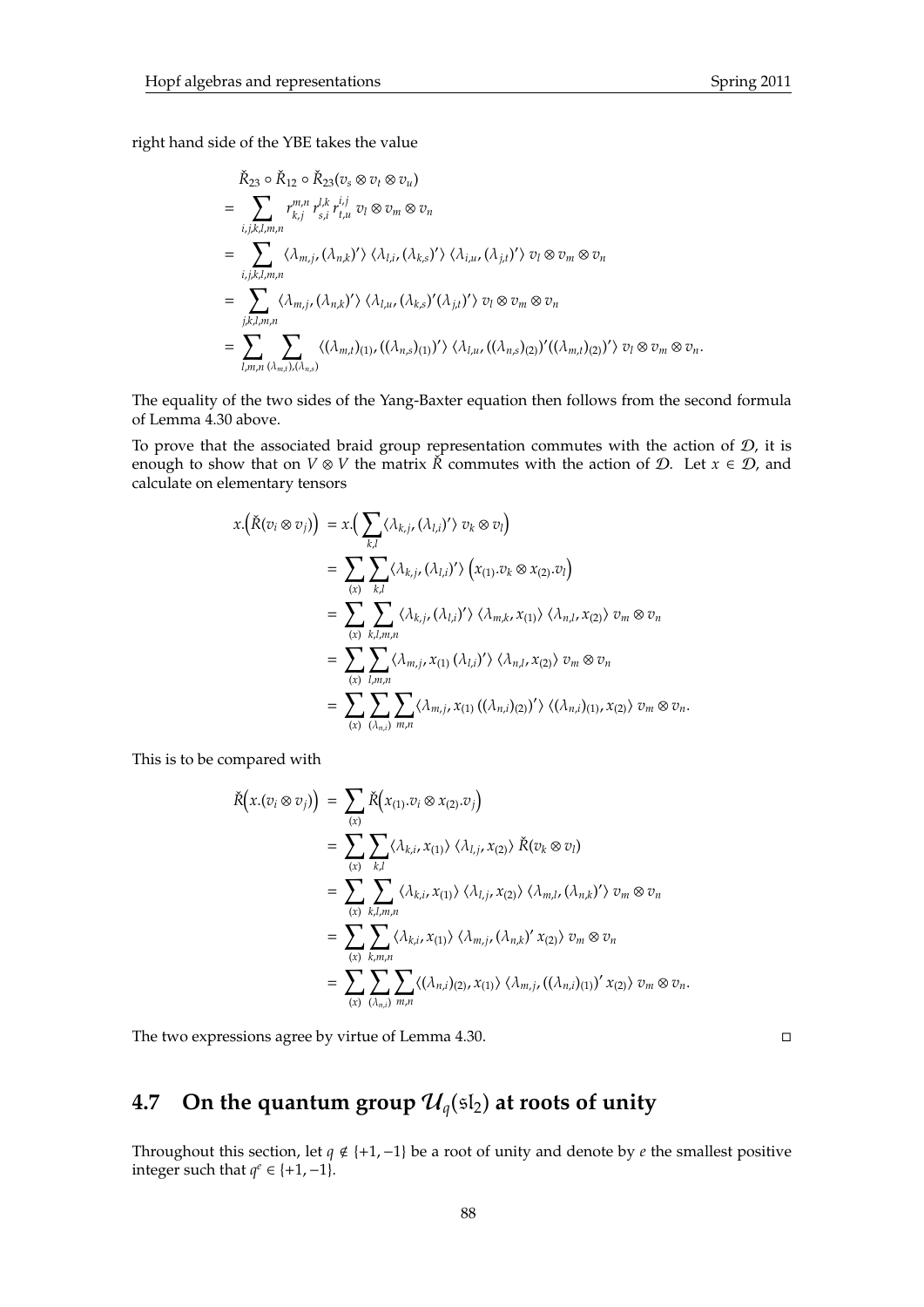right hand side of the YBE takes the value

$$
\begin{aligned}
& \check{R}_{23} \circ \check{R}_{12} \circ \check{R}_{23}(v_s \otimes v_t \otimes v_u) \\
= & \sum_{i,j,k,l,m,n} r^{m,n}_{k,j}\, r^{l,k}_{s,i}\, r^{i,j}_{t,u}\; v_l \otimes v_m \otimes v_n \\
= & \sum_{i,j,k,l,m,n} \langle \lambda_{m,j}, (\lambda_{n,k})' \rangle\, \langle \lambda_{l,i}, (\lambda_{k,s})' \rangle\, \langle \lambda_{i,u}, (\lambda_{j,t})' \rangle\; v_l \otimes v_m \otimes v_n \\
= & \sum_{j,k,l,m,n} \langle \lambda_{m,j}, (\lambda_{n,k})' \rangle\, \langle \lambda_{l,u}, (\lambda_{k,s})'(\lambda_{j,t})' \rangle\; v_l \otimes v_m \otimes v_n \\
= & \sum_{l,m,n} \sum_{(\lambda_{m,t}),(\lambda_{n,s})} \langle (\lambda_{m,t})_{(1)}, ((\lambda_{n,s})_{(1)})' \rangle\, \langle \lambda_{l,u}, ((\lambda_{n,s})_{(2)})'((\lambda_{m,t})_{(2)})' \rangle\; v_l \otimes v_m \otimes v_n.
\end{aligned}
$$

The equality of the two sides of the Yang-Baxter equation then follows from the second formula of Lemma 4.30 above.

To prove that the associated braid group representation commutes with the action of $\mathcal{D}$, it is enough to show that on $V \otimes V$ the matrix $\check{R}$ commutes with the action of $\mathcal{D}$. Let $x \in \mathcal{D}$, and calculate on elementary tensors

$$
\begin{aligned}
x.\Big(\check{R}(v_i \otimes v_j)\Big) &= x.\Big( \sum_{k,l} \langle \lambda_{k,j}, (\lambda_{l,i})' \rangle\; v_k \otimes v_l \Big) \\
&= \sum_{(x)} \sum_{k,l} \langle \lambda_{k,j}, (\lambda_{l,i})' \rangle\; \Big( x_{(1)}.v_k \otimes x_{(2)}.v_l \Big) \\
&= \sum_{(x)} \sum_{k,l,m,n} \langle \lambda_{k,j}, (\lambda_{l,i})' \rangle\, \langle \lambda_{m,k}, x_{(1)} \rangle\, \langle \lambda_{n,l}, x_{(2)} \rangle\; v_m \otimes v_n \\
&= \sum_{(x)} \sum_{l,m,n} \langle \lambda_{m,j}, x_{(1)}\, (\lambda_{l,i})' \rangle\, \langle \lambda_{n,l}, x_{(2)} \rangle\; v_m \otimes v_n \\
&= \sum_{(x)} \sum_{(\lambda_{n,i})} \sum_{m,n} \langle \lambda_{m,j}, x_{(1)}\, ((\lambda_{n,i})_{(2)})' \rangle\, \langle (\lambda_{n,i})_{(1)}, x_{(2)} \rangle\; v_m \otimes v_n.
\end{aligned}
$$

This is to be compared with

$$
\begin{aligned}
\check{R}\Big(x.(v_i \otimes v_j)\Big) &= \sum_{(x)} \check{R}\Big( x_{(1)}.v_i \otimes x_{(2)}.v_j \Big) \\
&= \sum_{(x)} \sum_{k,l} \langle \lambda_{k,i}, x_{(1)} \rangle\, \langle \lambda_{l,j}, x_{(2)} \rangle\; \check{R}(v_k \otimes v_l) \\
&= \sum_{(x)} \sum_{k,l,m,n} \langle \lambda_{k,i}, x_{(1)} \rangle\, \langle \lambda_{l,j}, x_{(2)} \rangle\, \langle \lambda_{m,l}, (\lambda_{n,k})' \rangle\; v_m \otimes v_n \\
&= \sum_{(x)} \sum_{k,m,n} \langle \lambda_{k,i}, x_{(1)} \rangle\, \langle \lambda_{m,j}, (\lambda_{n,k})'\, x_{(2)} \rangle\; v_m \otimes v_n \\
&= \sum_{(x)} \sum_{(\lambda_{n,i})} \sum_{m,n} \langle (\lambda_{n,i})_{(2)}, x_{(1)} \rangle\, \langle \lambda_{m,j}, ((\lambda_{n,i})_{(1)})'\, x_{(2)} \rangle\; v_m \otimes v_n.
\end{aligned}
$$

The two expressions agree by virtue of Lemma 4.30. □

## 4.7 On the quantum group $\mathcal{U}_q(\mathfrak{sl}_2)$ at roots of unity

Throughout this section, let $q \notin \{+1, -1\}$ be a root of unity and denote by $e$ the smallest positive integer such that $q^e \in \{+1, -1\}$.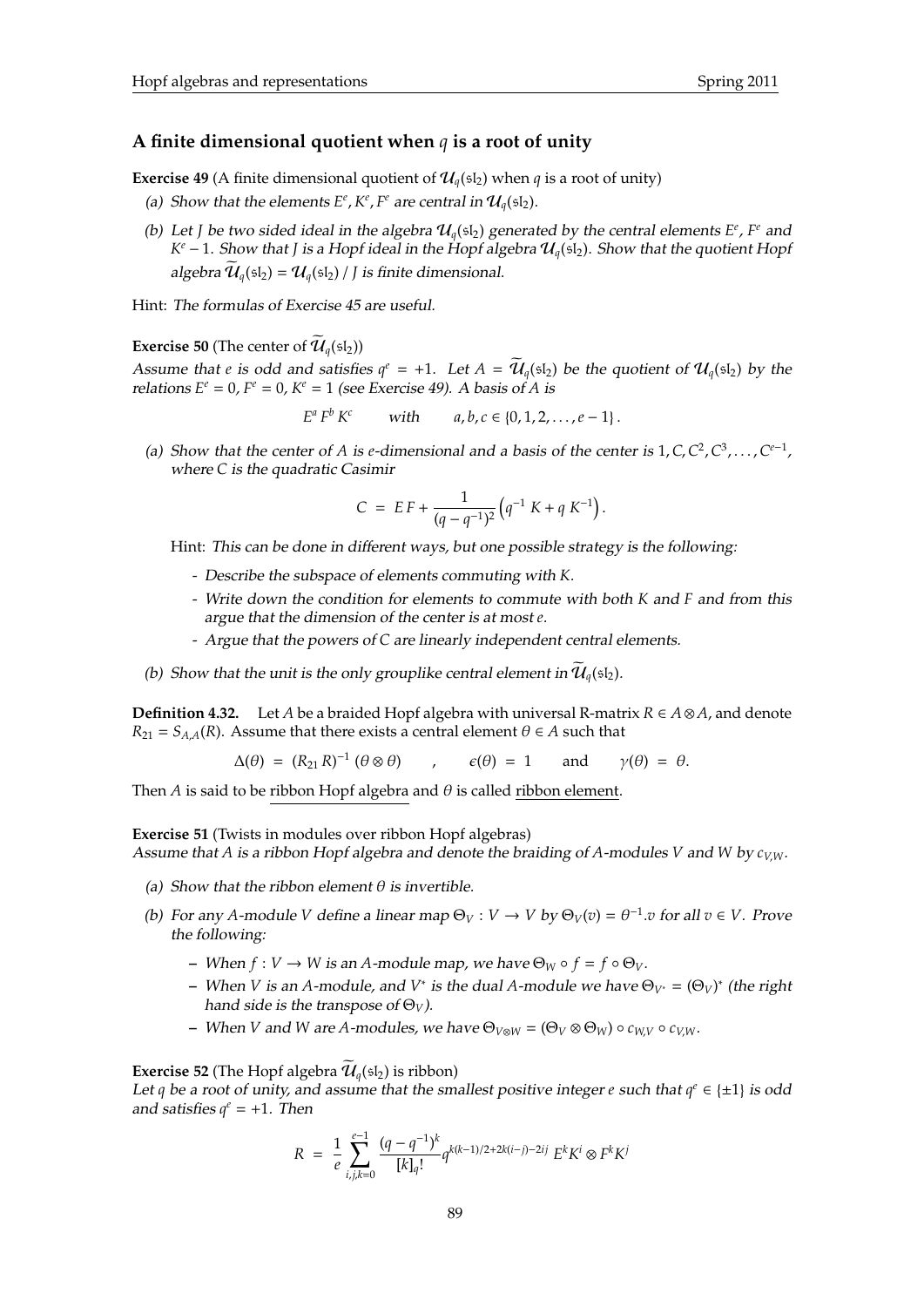## A finite dimensional quotient when $q$ is a root of unity

**Exercise 49** (A finite dimensional quotient of $\mathcal{U}_q(\mathfrak{sl}_2)$ when $q$ is a root of unity)

(a) *Show that the elements $E^e, K^e, F^e$ are central in $\mathcal{U}_q(\mathfrak{sl}_2)$.*

(b) *Let $J$ be two sided ideal in the algebra $\mathcal{U}_q(\mathfrak{sl}_2)$ generated by the central elements $E^e$, $F^e$ and $K^e - 1$. Show that $J$ is a Hopf ideal in the Hopf algebra $\mathcal{U}_q(\mathfrak{sl}_2)$. Show that the quotient Hopf algebra $\widetilde{\mathcal{U}}_q(\mathfrak{sl}_2) = \mathcal{U}_q(\mathfrak{sl}_2) \,/\, J$ is finite dimensional.*

Hint: *The formulas of Exercise 45 are useful.*

**Exercise 50** (The center of $\widetilde{\mathcal{U}}_q(\mathfrak{sl}_2)$)
*Assume that $e$ is odd and satisfies $q^e = +1$. Let $A = \widetilde{\mathcal{U}}_q(\mathfrak{sl}_2)$ be the quotient of $\mathcal{U}_q(\mathfrak{sl}_2)$ by the relations $E^e = 0$, $F^e = 0$, $K^e = 1$ (see Exercise 49). A basis of $A$ is*

$$E^a\, F^b\, K^c \qquad \text{with} \qquad a, b, c \in \{0, 1, 2, \ldots, e-1\}.$$

(a) *Show that the center of $A$ is $e$-dimensional and a basis of the center is $1, C, C^2, C^3, \ldots, C^{e-1}$, where $C$ is the quadratic Casimir*

$$C \;=\; E\,F + \frac{1}{(q-q^{-1})^2}\left(q^{-1}\,K + q\,K^{-1}\right).$$

Hint: *This can be done in different ways, but one possible strategy is the following:*

- *Describe the subspace of elements commuting with $K$.*
- *Write down the condition for elements to commute with both $K$ and $F$ and from this argue that the dimension of the center is at most $e$.*
- *Argue that the powers of $C$ are linearly independent central elements.*

(b) *Show that the unit is the only grouplike central element in $\widetilde{\mathcal{U}}_q(\mathfrak{sl}_2)$.*

**Definition 4.32.** Let $A$ be a braided Hopf algebra with universal R-matrix $R \in A \otimes A$, and denote $R_{21} = S_{A,A}(R)$. Assume that there exists a central element $\theta \in A$ such that

$$\Delta(\theta) \;=\; (R_{21}\,R)^{-1}\,(\theta \otimes \theta) \qquad , \qquad \epsilon(\theta) \;=\; 1 \qquad \text{and} \qquad \gamma(\theta) \;=\; \theta.$$

Then $A$ is said to be ribbon Hopf algebra and $\theta$ is called ribbon element.

**Exercise 51** (Twists in modules over ribbon Hopf algebras)
*Assume that $A$ is a ribbon Hopf algebra and denote the braiding of $A$-modules $V$ and $W$ by $c_{V,W}$.*

(a) *Show that the ribbon element $\theta$ is invertible.*

(b) *For any $A$-module $V$ define a linear map $\Theta_V : V \to V$ by $\Theta_V(v) = \theta^{-1}.v$ for all $v \in V$. Prove the following:*

- *When $f : V \to W$ is an $A$-module map, we have $\Theta_W \circ f = f \circ \Theta_V$.*
- *When $V$ is an $A$-module, and $V^*$ is the dual $A$-module we have $\Theta_{V^*} = (\Theta_V)^*$ (the right hand side is the transpose of $\Theta_V$).*
- *When $V$ and $W$ are $A$-modules, we have $\Theta_{V\otimes W} = (\Theta_V \otimes \Theta_W) \circ c_{W,V} \circ c_{V,W}$.*

**Exercise 52** (The Hopf algebra $\widetilde{\mathcal{U}}_q(\mathfrak{sl}_2)$ is ribbon)
*Let $q$ be a root of unity, and assume that the smallest positive integer $e$ such that $q^e \in \{\pm 1\}$ is odd and satisfies $q^e = +1$. Then*

$$R \;=\; \frac{1}{e}\sum_{i,j,k=0}^{e-1} \frac{(q-q^{-1})^k}{[k]_q!}\, q^{k(k-1)/2 + 2k(i-j) - 2ij}\; E^k K^i \otimes F^k K^j$$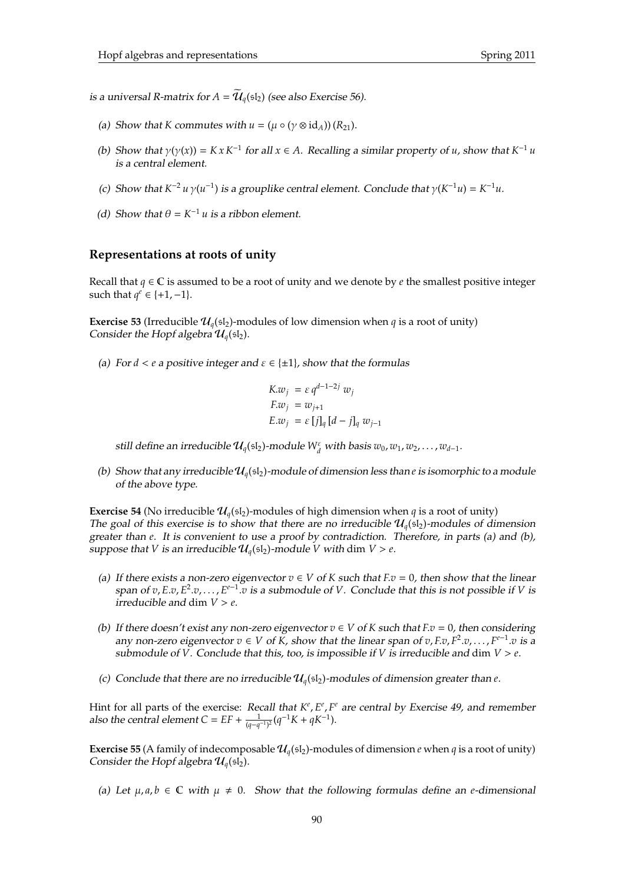*is a universal R-matrix for $A = \widetilde{\mathcal{U}}_q(\mathfrak{sl}_2)$ (see also Exercise 56).*

*(a) Show that $K$ commutes with $u = (\mu \circ (\gamma \otimes \mathrm{id}_A))(R_{21})$.*

*(b) Show that $\gamma(\gamma(x)) = K\,x\,K^{-1}$ for all $x \in A$. Recalling a similar property of $u$, show that $K^{-1}\,u$ is a central element.*

*(c) Show that $K^{-2}\,u\,\gamma(u^{-1})$ is a grouplike central element. Conclude that $\gamma(K^{-1}u) = K^{-1}u$.*

*(d) Show that $\theta = K^{-1}\,u$ is a ribbon element.*

## Representations at roots of unity

Recall that $q \in \mathbb{C}$ is assumed to be a root of unity and we denote by $e$ the smallest positive integer such that $q^e \in \{+1, -1\}$.

**Exercise 53** (Irreducible $\mathcal{U}_q(\mathfrak{sl}_2)$-modules of low dimension when $q$ is a root of unity)
*Consider the Hopf algebra $\mathcal{U}_q(\mathfrak{sl}_2)$.*

*(a) For $d < e$ a positive integer and $\varepsilon \in \{\pm 1\}$, show that the formulas*

$$
\begin{aligned}
K.w_j &= \varepsilon\, q^{d-1-2j}\, w_j \\
F.w_j &= w_{j+1} \\
E.w_j &= \varepsilon\, [j]_q\, [d-j]_q\, w_{j-1}
\end{aligned}
$$

*still define an irreducible $\mathcal{U}_q(\mathfrak{sl}_2)$-module $W_d^\varepsilon$ with basis $w_0, w_1, w_2, \ldots, w_{d-1}$.*

*(b) Show that any irreducible $\mathcal{U}_q(\mathfrak{sl}_2)$-module of dimension less than $e$ is isomorphic to a module of the above type.*

**Exercise 54** (No irreducible $\mathcal{U}_q(\mathfrak{sl}_2)$-modules of high dimension when $q$ is a root of unity)
*The goal of this exercise is to show that there are no irreducible $\mathcal{U}_q(\mathfrak{sl}_2)$-modules of dimension greater than $e$. It is convenient to use a proof by contradiction. Therefore, in parts (a) and (b), suppose that $V$ is an irreducible $\mathcal{U}_q(\mathfrak{sl}_2)$-module $V$ with $\dim V > e$.*

*(a) If there exists a non-zero eigenvector $v \in V$ of $K$ such that $F.v = 0$, then show that the linear span of $v, E.v, E^2.v, \ldots, E^{e-1}.v$ is a submodule of $V$. Conclude that this is not possible if $V$ is irreducible and $\dim V > e$.*

*(b) If there doesn't exist any non-zero eigenvector $v \in V$ of $K$ such that $F.v = 0$, then considering any non-zero eigenvector $v \in V$ of $K$, show that the linear span of $v, F.v, F^2.v, \ldots, F^{e-1}.v$ is a submodule of $V$. Conclude that this, too, is impossible if $V$ is irreducible and $\dim V > e$.*

*(c) Conclude that there are no irreducible $\mathcal{U}_q(\mathfrak{sl}_2)$-modules of dimension greater than $e$.*

Hint for all parts of the exercise: *Recall that $K^e, E^e, F^e$ are central by Exercise 49, and remember also the central element $C = EF + \frac{1}{(q-q^{-1})^2}(q^{-1}K + qK^{-1})$.*

**Exercise 55** (A family of indecomposable $\mathcal{U}_q(\mathfrak{sl}_2)$-modules of dimension $e$ when $q$ is a root of unity)
*Consider the Hopf algebra $\mathcal{U}_q(\mathfrak{sl}_2)$.*

*(a) Let $\mu, a, b \in \mathbb{C}$ with $\mu \neq 0$. Show that the following formulas define an $e$-dimensional*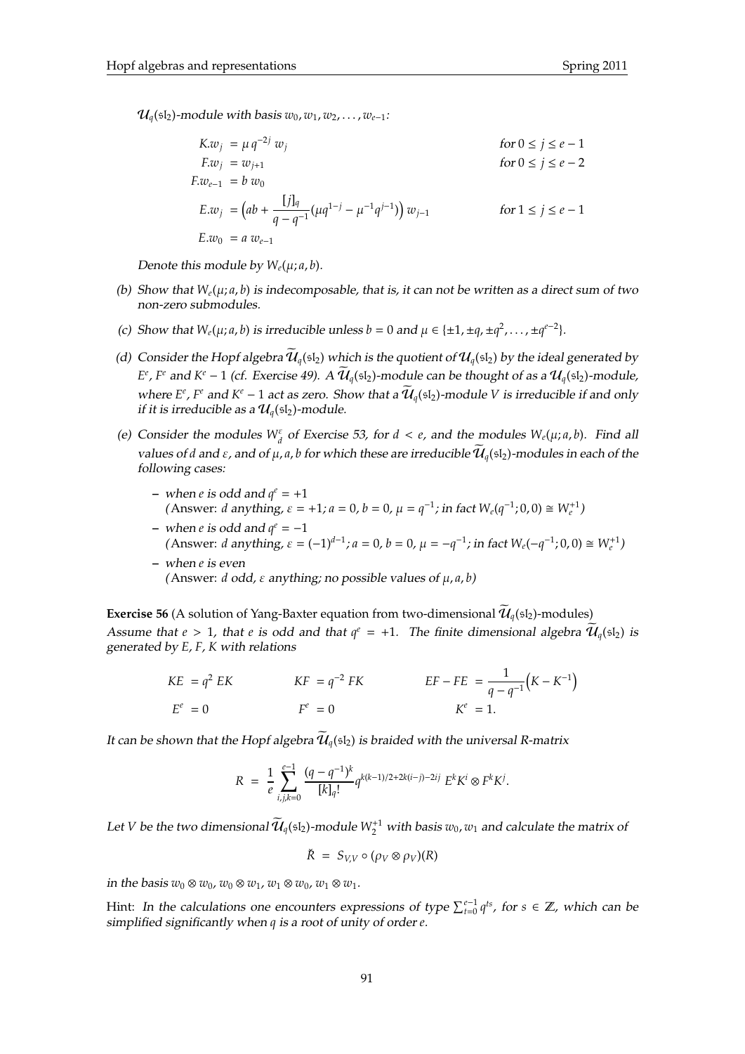*$\mathcal{U}_q(\mathfrak{sl}_2)$-module with basis $w_0, w_1, w_2, \ldots, w_{e-1}$:*

$$
\begin{aligned}
K.w_j &= \mu\, q^{-2j}\, w_j & &\text{for } 0 \le j \le e-1 \\
F.w_j &= w_{j+1} & &\text{for } 0 \le j \le e-2 \\
F.w_{e-1} &= b\, w_0 & & \\
E.w_j &= \Big( ab + \frac{[j]_q}{q-q^{-1}} (\mu q^{1-j} - \mu^{-1} q^{j-1}) \Big)\, w_{j-1} & &\text{for } 1 \le j \le e-1 \\
E.w_0 &= a\, w_{e-1} & &
\end{aligned}
$$

*Denote this module by $W_e(\mu; a, b)$.*

*(b) Show that $W_e(\mu; a, b)$ is indecomposable, that is, it can not be written as a direct sum of two non-zero submodules.*

*(c) Show that $W_e(\mu; a, b)$ is irreducible unless $b = 0$ and $\mu \in \{\pm 1, \pm q, \pm q^2, \ldots, \pm q^{e-2}\}$.*

*(d) Consider the Hopf algebra $\widetilde{\mathcal{U}}_q(\mathfrak{sl}_2)$ which is the quotient of $\mathcal{U}_q(\mathfrak{sl}_2)$ by the ideal generated by $E^e$, $F^e$ and $K^e - 1$ (cf. Exercise 49). A $\widetilde{\mathcal{U}}_q(\mathfrak{sl}_2)$-module can be thought of as a $\mathcal{U}_q(\mathfrak{sl}_2)$-module, where $E^e$, $F^e$ and $K^e - 1$ act as zero. Show that a $\widetilde{\mathcal{U}}_q(\mathfrak{sl}_2)$-module $V$ is irreducible if and only if it is irreducible as a $\mathcal{U}_q(\mathfrak{sl}_2)$-module.*

*(e) Consider the modules $W^\varepsilon_d$ of Exercise 53, for $d < e$, and the modules $W_e(\mu; a, b)$. Find all values of $d$ and $\varepsilon$, and of $\mu, a, b$ for which these are irreducible $\widetilde{\mathcal{U}}_q(\mathfrak{sl}_2)$-modules in each of the following cases:*

- *when $e$ is odd and $q^e = +1$*
  *(*Answer: *$d$ anything, $\varepsilon = +1$; $a = 0$, $b = 0$, $\mu = q^{-1}$; in fact $W_e(q^{-1}; 0, 0) \cong W^{+1}_e$)*
- *when $e$ is odd and $q^e = -1$*
  *(*Answer: *$d$ anything, $\varepsilon = (-1)^{d-1}$; $a = 0$, $b = 0$, $\mu = -q^{-1}$; in fact $W_e(-q^{-1}; 0, 0) \cong W^{+1}_e$)*
- *when $e$ is even*
  *(*Answer: *$d$ odd, $\varepsilon$ anything; no possible values of $\mu, a, b$)*

**Exercise 56** (A solution of Yang-Baxter equation from two-dimensional $\widetilde{\mathcal{U}}_q(\mathfrak{sl}_2)$-modules)
*Assume that $e > 1$, that $e$ is odd and that $q^e = +1$. The finite dimensional algebra $\widetilde{\mathcal{U}}_q(\mathfrak{sl}_2)$ is generated by $E, F, K$ with relations*

$$
\begin{aligned}
KE &= q^2\, EK & \qquad KF &= q^{-2}\, FK & \qquad EF - FE &= \frac{1}{q-q^{-1}}\Big(K - K^{-1}\Big) \\
E^e &= 0 & F^e &= 0 & K^e &= 1.
\end{aligned}
$$

*It can be shown that the Hopf algebra $\widetilde{\mathcal{U}}_q(\mathfrak{sl}_2)$ is braided with the universal R-matrix*

$$
R \;=\; \frac{1}{e} \sum_{i,j,k=0}^{e-1} \frac{(q-q^{-1})^k}{[k]_q!} q^{k(k-1)/2 + 2k(i-j) - 2ij}\, E^k K^i \otimes F^k K^j.
$$

*Let $V$ be the two dimensional $\widetilde{\mathcal{U}}_q(\mathfrak{sl}_2)$-module $W^{+1}_2$ with basis $w_0, w_1$ and calculate the matrix of*

$$
\check{R} \;=\; S_{V,V} \circ (\rho_V \otimes \rho_V)(R)
$$

*in the basis $w_0 \otimes w_0$, $w_0 \otimes w_1$, $w_1 \otimes w_0$, $w_1 \otimes w_1$.*

Hint: *In the calculations one encounters expressions of type $\sum_{t=0}^{e-1} q^{ts}$, for $s \in \mathbb{Z}$, which can be simplified significantly when $q$ is a root of unity of order $e$.*